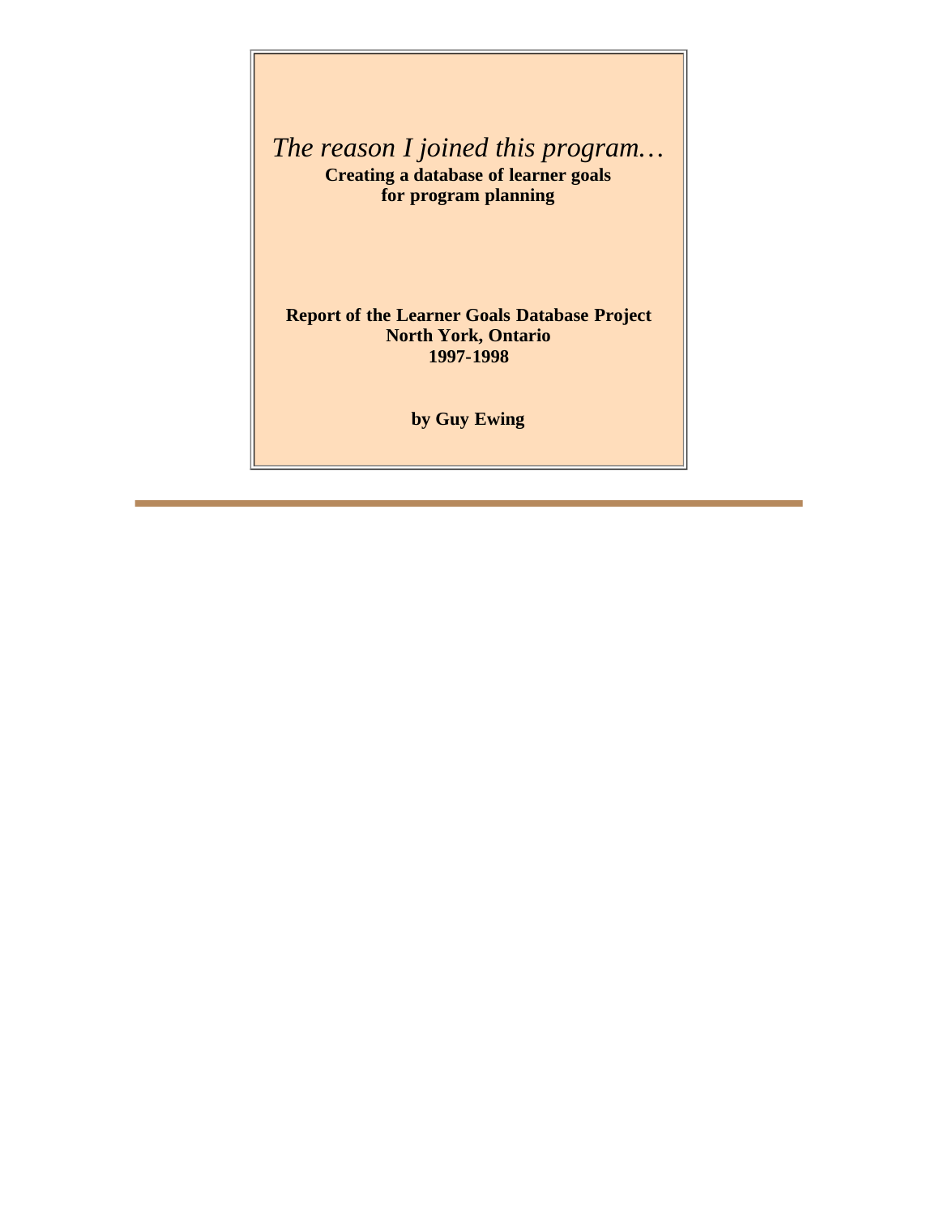# *The reason I joined this program…*

**Creating a database of learner goals for program planning**

**Report of the Learner Goals Database Project**
**North York, Ontario**
**1997-1998**

**by Guy Ewing**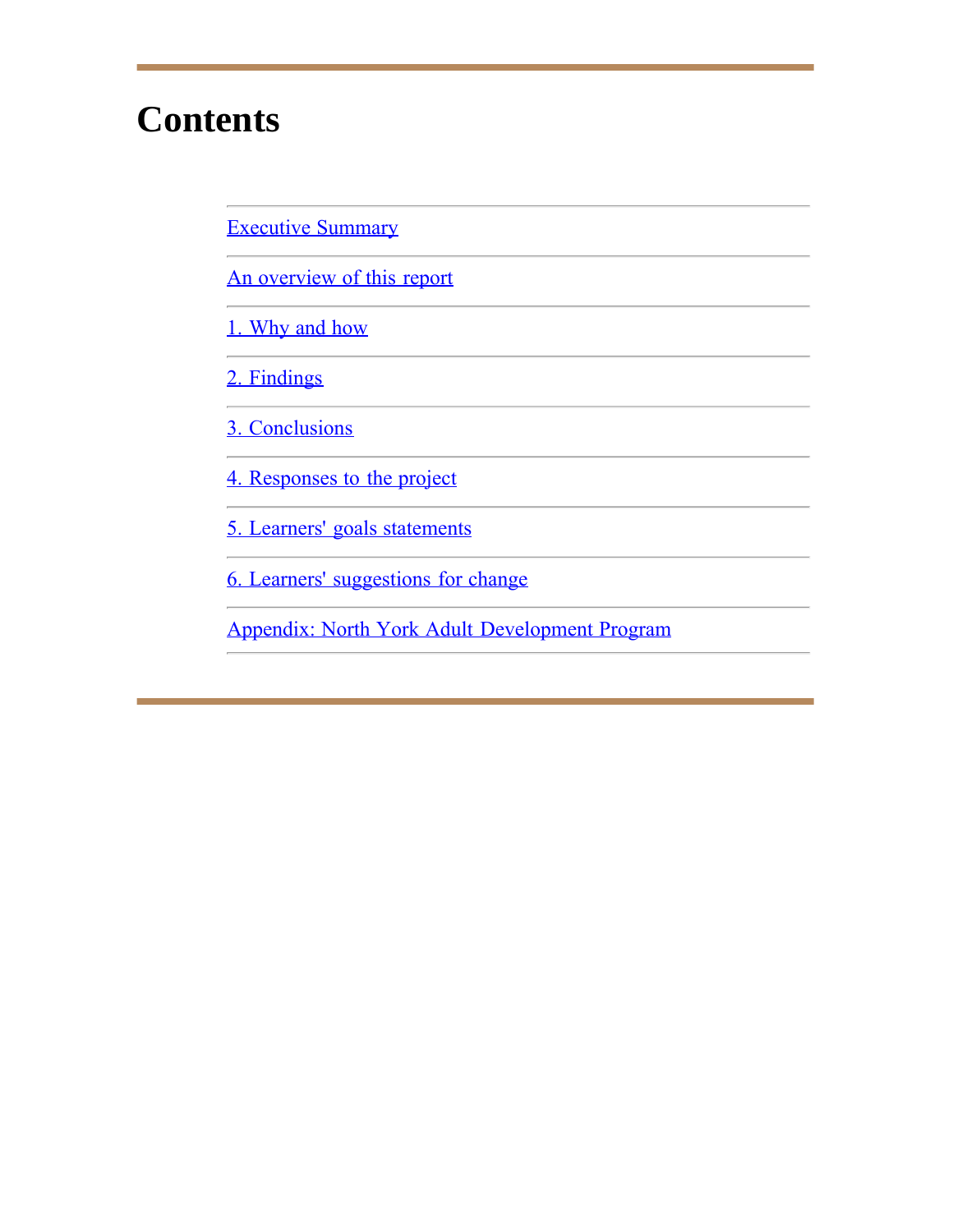# Contents

- Executive Summary
- An overview of this report
- 1. Why and how
- 2. Findings
- 3. Conclusions
- 4. Responses to the project
- 5. Learners' goals statements
- 6. Learners' suggestions for change
- Appendix: North York Adult Development Program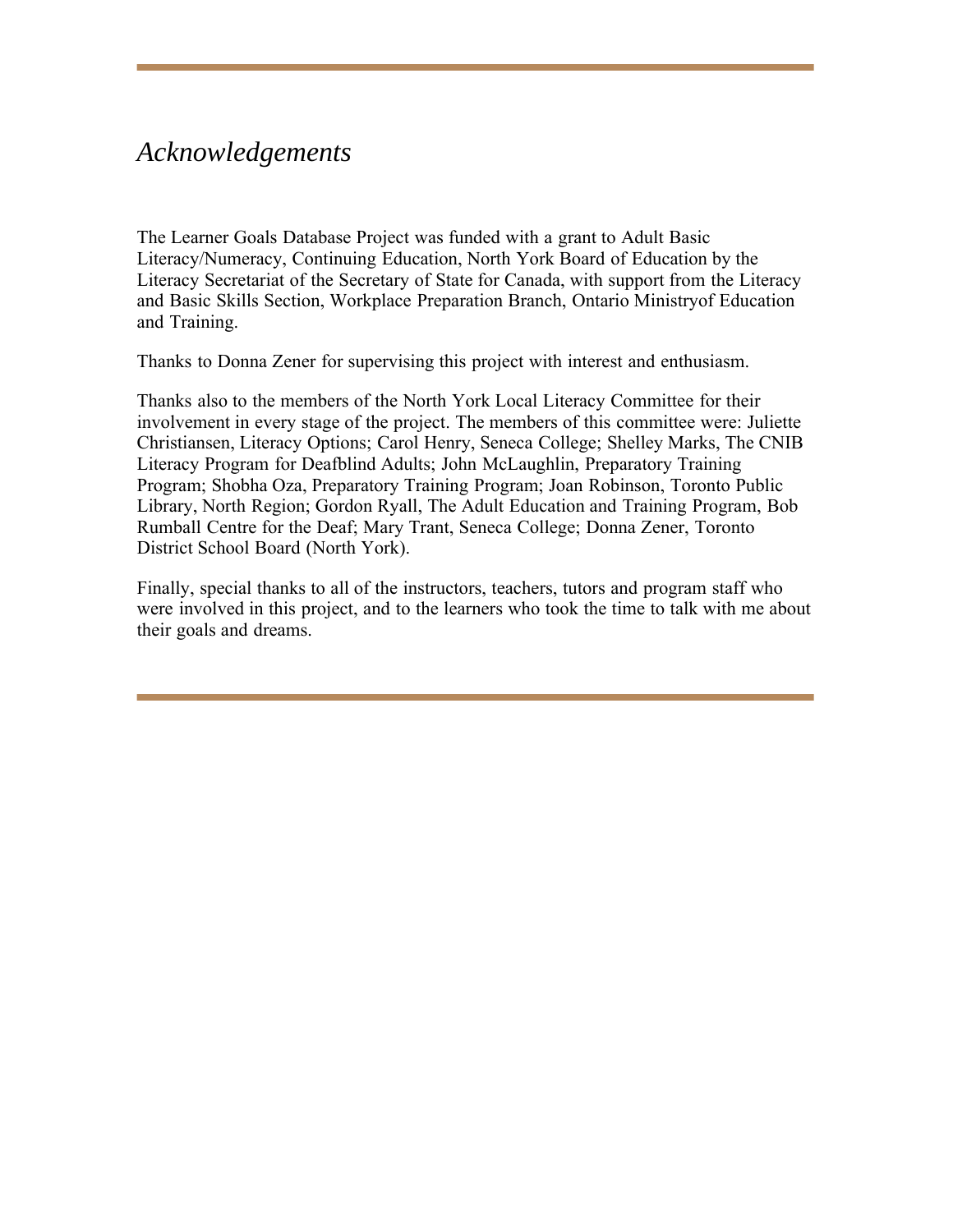# *Acknowledgements*

The Learner Goals Database Project was funded with a grant to Adult Basic Literacy/Numeracy, Continuing Education, North York Board of Education by the Literacy Secretariat of the Secretary of State for Canada, with support from the Literacy and Basic Skills Section, Workplace Preparation Branch, Ontario Ministryof Education and Training.

Thanks to Donna Zener for supervising this project with interest and enthusiasm.

Thanks also to the members of the North York Local Literacy Committee for their involvement in every stage of the project. The members of this committee were: Juliette Christiansen, Literacy Options; Carol Henry, Seneca College; Shelley Marks, The CNIB Literacy Program for Deafblind Adults; John McLaughlin, Preparatory Training Program; Shobha Oza, Preparatory Training Program; Joan Robinson, Toronto Public Library, North Region; Gordon Ryall, The Adult Education and Training Program, Bob Rumball Centre for the Deaf; Mary Trant, Seneca College; Donna Zener, Toronto District School Board (North York).

Finally, special thanks to all of the instructors, teachers, tutors and program staff who were involved in this project, and to the learners who took the time to talk with me about their goals and dreams.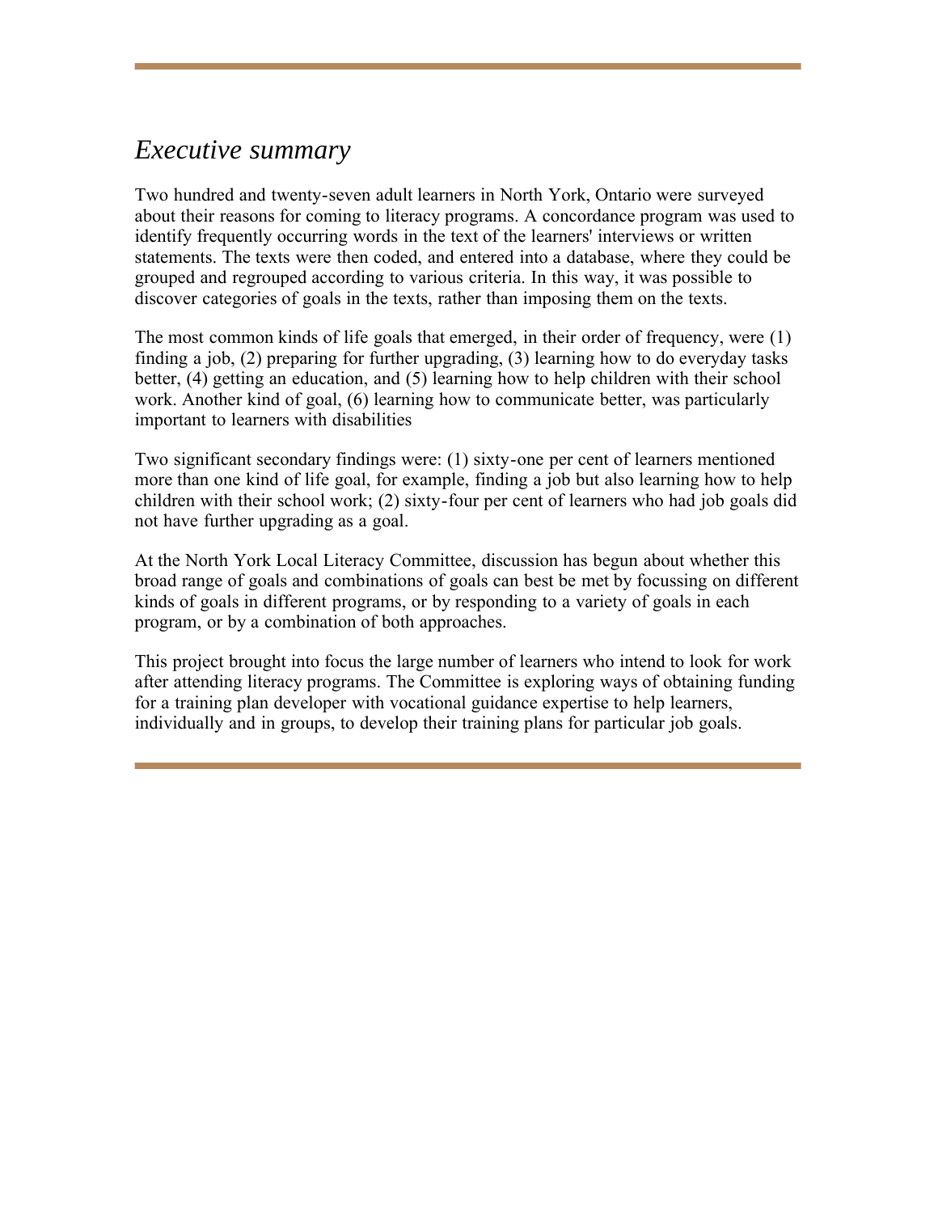# *Executive summary*

Two hundred and twenty-seven adult learners in North York, Ontario were surveyed about their reasons for coming to literacy programs. A concordance program was used to identify frequently occurring words in the text of the learners' interviews or written statements. The texts were then coded, and entered into a database, where they could be grouped and regrouped according to various criteria. In this way, it was possible to discover categories of goals in the texts, rather than imposing them on the texts.

The most common kinds of life goals that emerged, in their order of frequency, were (1) finding a job, (2) preparing for further upgrading, (3) learning how to do everyday tasks better, (4) getting an education, and (5) learning how to help children with their school work. Another kind of goal, (6) learning how to communicate better, was particularly important to learners with disabilities

Two significant secondary findings were: (1) sixty-one per cent of learners mentioned more than one kind of life goal, for example, finding a job but also learning how to help children with their school work; (2) sixty-four per cent of learners who had job goals did not have further upgrading as a goal.

At the North York Local Literacy Committee, discussion has begun about whether this broad range of goals and combinations of goals can best be met by focussing on different kinds of goals in different programs, or by responding to a variety of goals in each program, or by a combination of both approaches.

This project brought into focus the large number of learners who intend to look for work after attending literacy programs. The Committee is exploring ways of obtaining funding for a training plan developer with vocational guidance expertise to help learners, individually and in groups, to develop their training plans for particular job goals.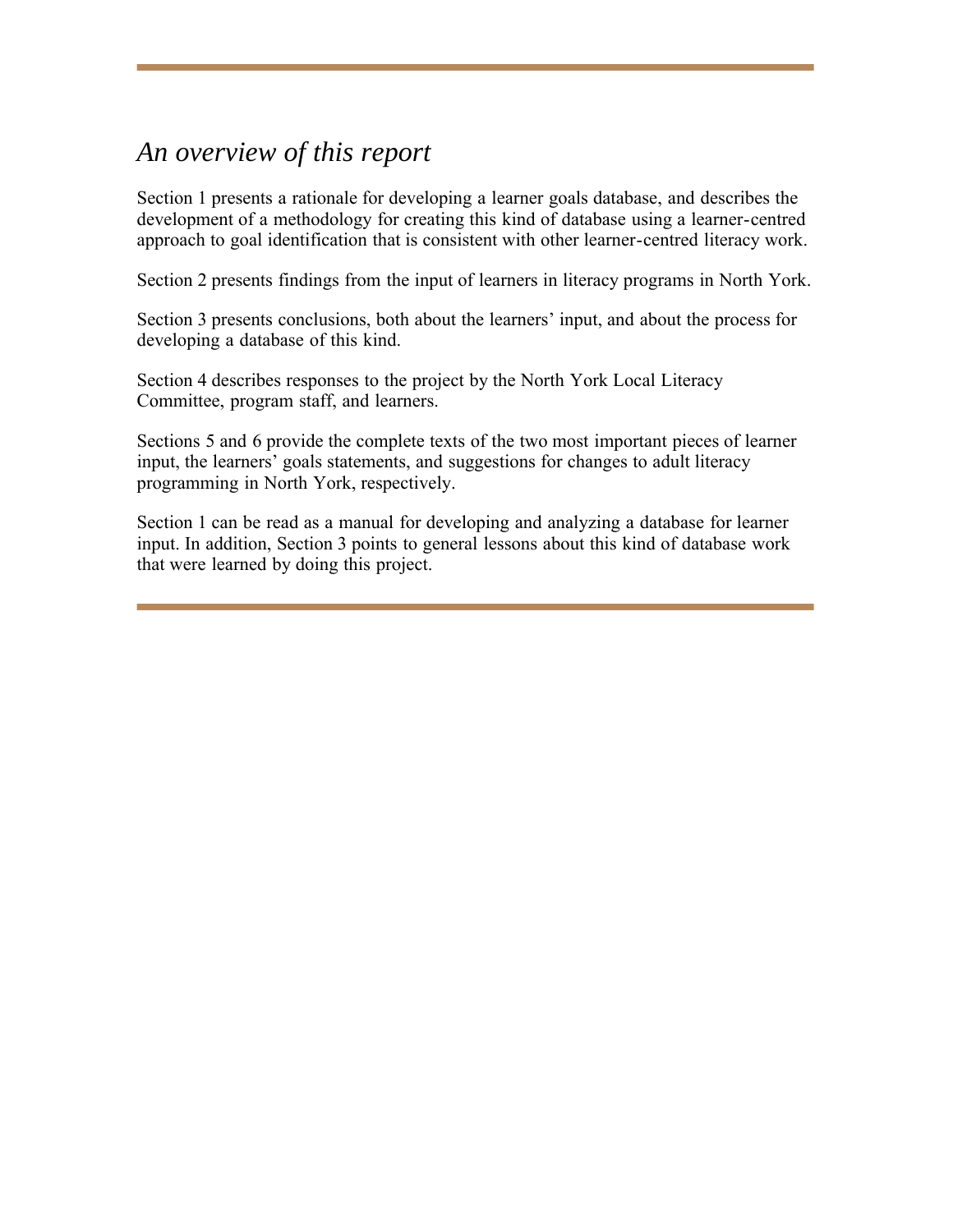## *An overview of this report*

Section 1 presents a rationale for developing a learner goals database, and describes the development of a methodology for creating this kind of database using a learner-centred approach to goal identification that is consistent with other learner-centred literacy work.

Section 2 presents findings from the input of learners in literacy programs in North York.

Section 3 presents conclusions, both about the learners' input, and about the process for developing a database of this kind.

Section 4 describes responses to the project by the North York Local Literacy Committee, program staff, and learners.

Sections 5 and 6 provide the complete texts of the two most important pieces of learner input, the learners' goals statements, and suggestions for changes to adult literacy programming in North York, respectively.

Section 1 can be read as a manual for developing and analyzing a database for learner input. In addition, Section 3 points to general lessons about this kind of database work that were learned by doing this project.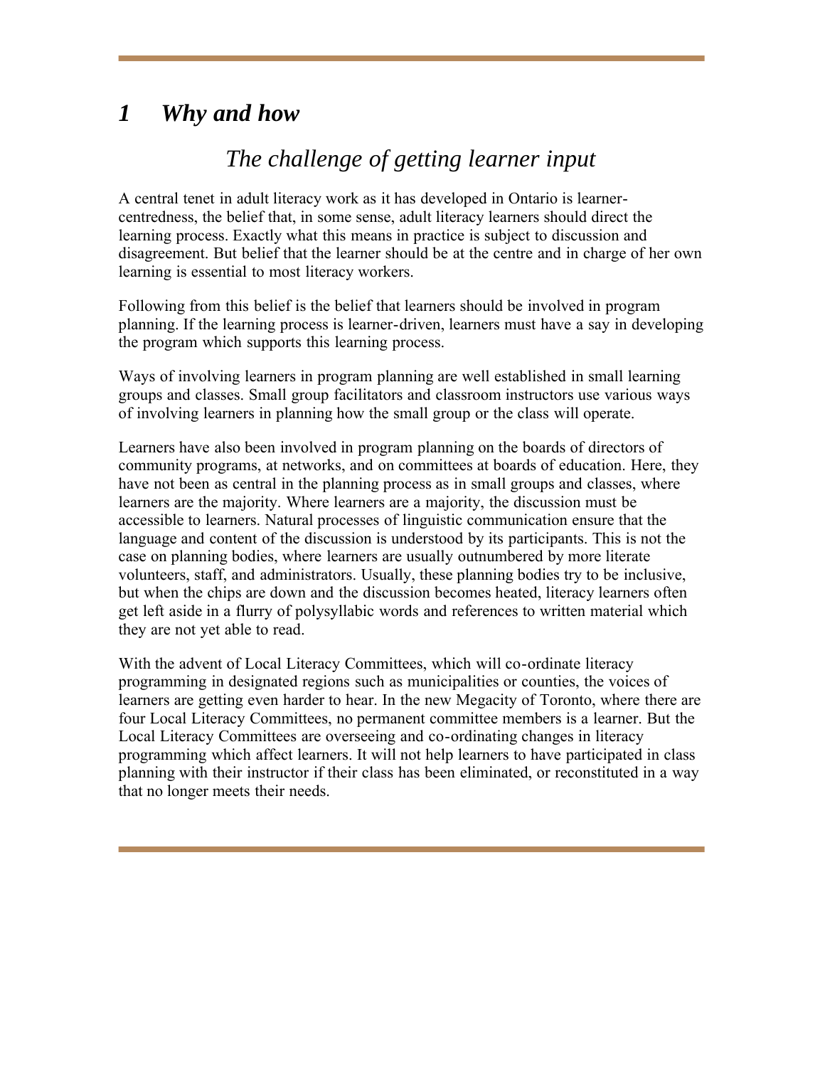# *1 Why and how*

## *The challenge of getting learner input*

A central tenet in adult literacy work as it has developed in Ontario is learner-centredness, the belief that, in some sense, adult literacy learners should direct the learning process. Exactly what this means in practice is subject to discussion and disagreement. But belief that the learner should be at the centre and in charge of her own learning is essential to most literacy workers.

Following from this belief is the belief that learners should be involved in program planning. If the learning process is learner-driven, learners must have a say in developing the program which supports this learning process.

Ways of involving learners in program planning are well established in small learning groups and classes. Small group facilitators and classroom instructors use various ways of involving learners in planning how the small group or the class will operate.

Learners have also been involved in program planning on the boards of directors of community programs, at networks, and on committees at boards of education. Here, they have not been as central in the planning process as in small groups and classes, where learners are the majority. Where learners are a majority, the discussion must be accessible to learners. Natural processes of linguistic communication ensure that the language and content of the discussion is understood by its participants. This is not the case on planning bodies, where learners are usually outnumbered by more literate volunteers, staff, and administrators. Usually, these planning bodies try to be inclusive, but when the chips are down and the discussion becomes heated, literacy learners often get left aside in a flurry of polysyllabic words and references to written material which they are not yet able to read.

With the advent of Local Literacy Committees, which will co-ordinate literacy programming in designated regions such as municipalities or counties, the voices of learners are getting even harder to hear. In the new Megacity of Toronto, where there are four Local Literacy Committees, no permanent committee members is a learner. But the Local Literacy Committees are overseeing and co-ordinating changes in literacy programming which affect learners. It will not help learners to have participated in class planning with their instructor if their class has been eliminated, or reconstituted in a way that no longer meets their needs.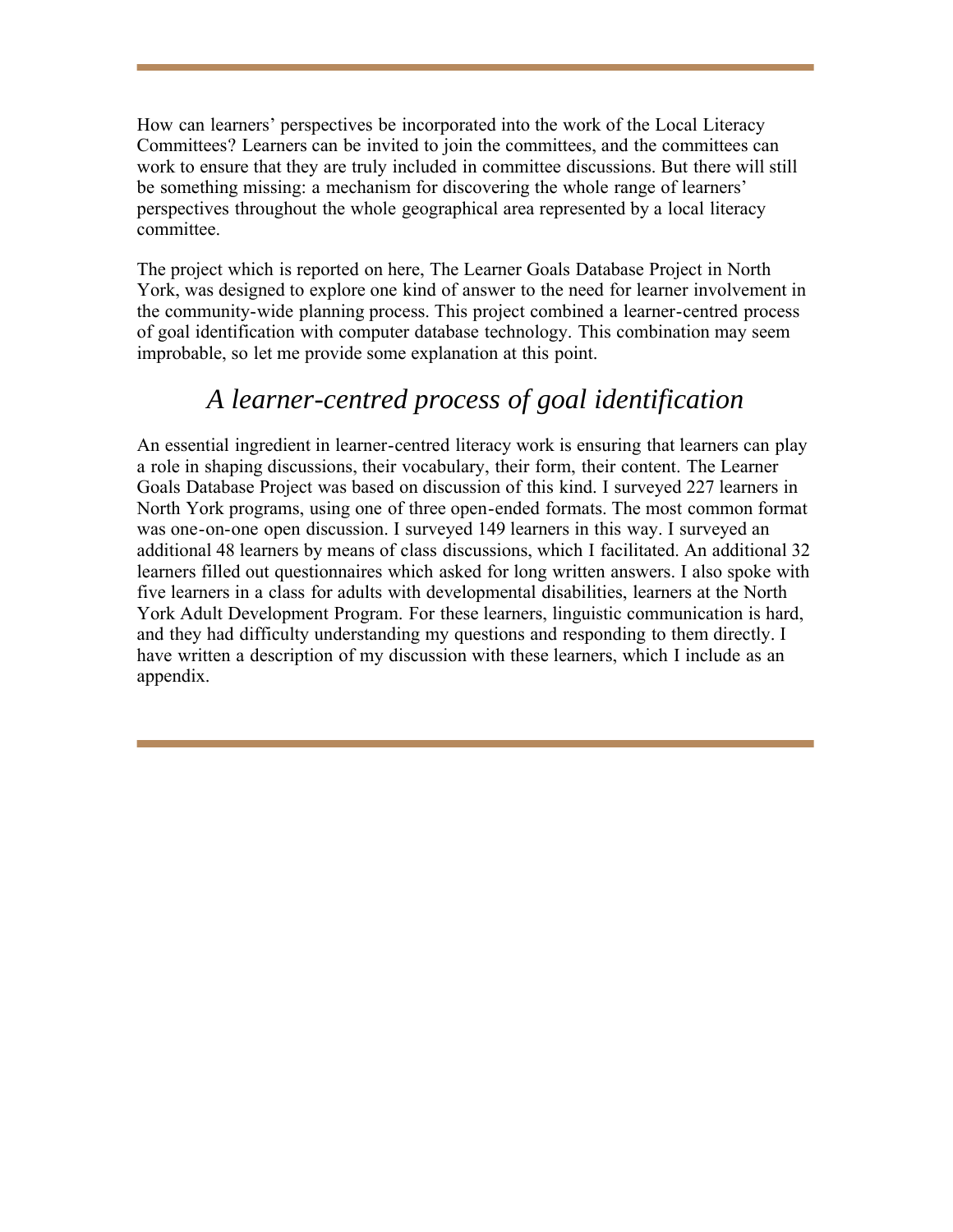How can learners' perspectives be incorporated into the work of the Local Literacy Committees? Learners can be invited to join the committees, and the committees can work to ensure that they are truly included in committee discussions. But there will still be something missing: a mechanism for discovering the whole range of learners' perspectives throughout the whole geographical area represented by a local literacy committee.

The project which is reported on here, The Learner Goals Database Project in North York, was designed to explore one kind of answer to the need for learner involvement in the community-wide planning process. This project combined a learner-centred process of goal identification with computer database technology. This combination may seem improbable, so let me provide some explanation at this point.

## *A learner-centred process of goal identification*

An essential ingredient in learner-centred literacy work is ensuring that learners can play a role in shaping discussions, their vocabulary, their form, their content. The Learner Goals Database Project was based on discussion of this kind. I surveyed 227 learners in North York programs, using one of three open-ended formats. The most common format was one-on-one open discussion. I surveyed 149 learners in this way. I surveyed an additional 48 learners by means of class discussions, which I facilitated. An additional 32 learners filled out questionnaires which asked for long written answers. I also spoke with five learners in a class for adults with developmental disabilities, learners at the North York Adult Development Program. For these learners, linguistic communication is hard, and they had difficulty understanding my questions and responding to them directly. I have written a description of my discussion with these learners, which I include as an appendix.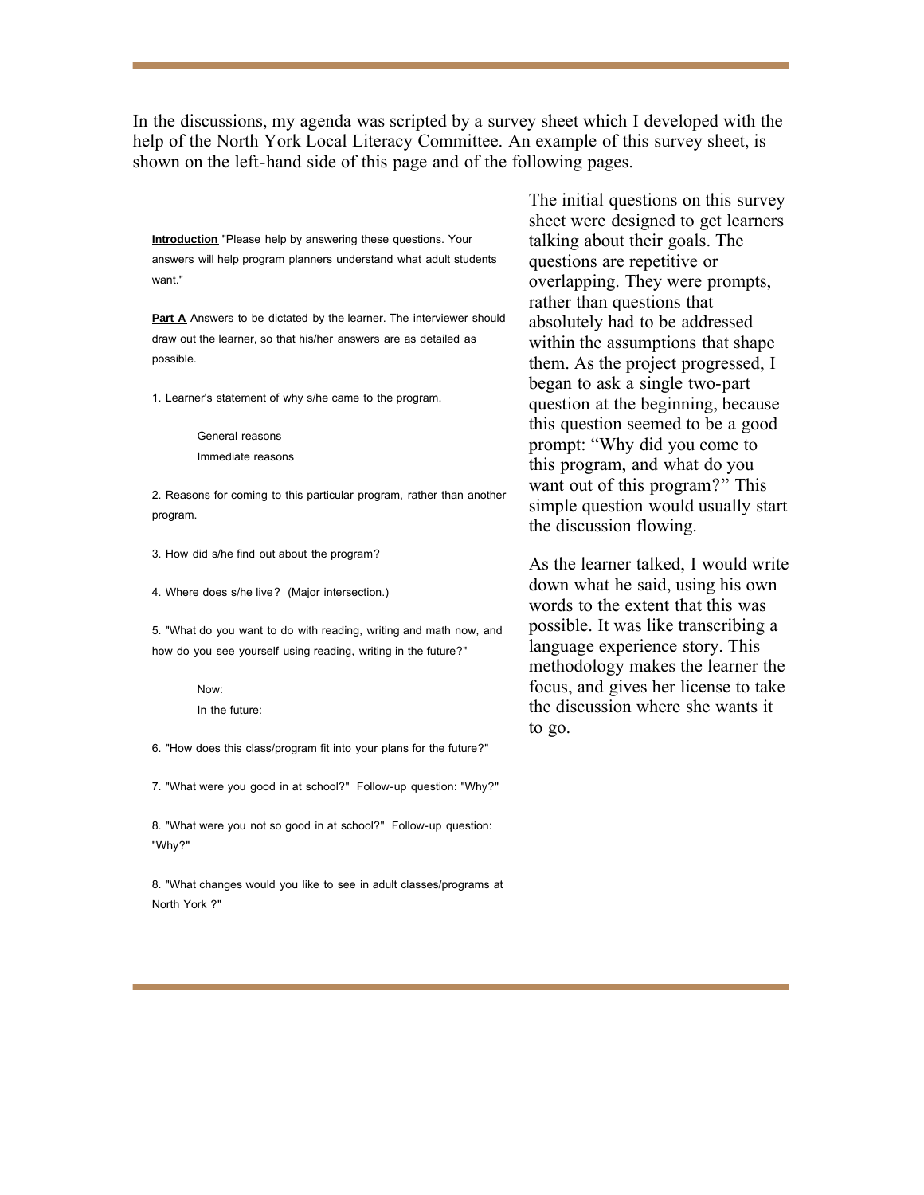In the discussions, my agenda was scripted by a survey sheet which I developed with the help of the North York Local Literacy Committee. An example of this survey sheet, is shown on the left-hand side of this page and of the following pages.

**<u>Introduction</u>** "Please help by answering these questions. Your answers will help program planners understand what adult students want."

**<u>Part A</u>** Answers to be dictated by the learner. The interviewer should draw out the learner, so that his/her answers are as detailed as possible.

1. Learner's statement of why s/he came to the program.

   General reasons
   
   Immediate reasons

2. Reasons for coming to this particular program, rather than another program.

3. How did s/he find out about the program?

4. Where does s/he live? (Major intersection.)

5. "What do you want to do with reading, writing and math now, and how do you see yourself using reading, writing in the future?"

   Now:
   
   In the future:

6. "How does this class/program fit into your plans for the future?"

7. "What were you good in at school?" Follow-up question: "Why?"

8. "What were you not so good in at school?" Follow-up question: "Why?"

8. "What changes would you like to see in adult classes/programs at North York ?"

The initial questions on this survey sheet were designed to get learners talking about their goals. The questions are repetitive or overlapping. They were prompts, rather than questions that absolutely had to be addressed within the assumptions that shape them. As the project progressed, I began to ask a single two-part question at the beginning, because this question seemed to be a good prompt: "Why did you come to this program, and what do you want out of this program?" This simple question would usually start the discussion flowing.

As the learner talked, I would write down what he said, using his own words to the extent that this was possible. It was like transcribing a language experience story. This methodology makes the learner the focus, and gives her license to take the discussion where she wants it to go.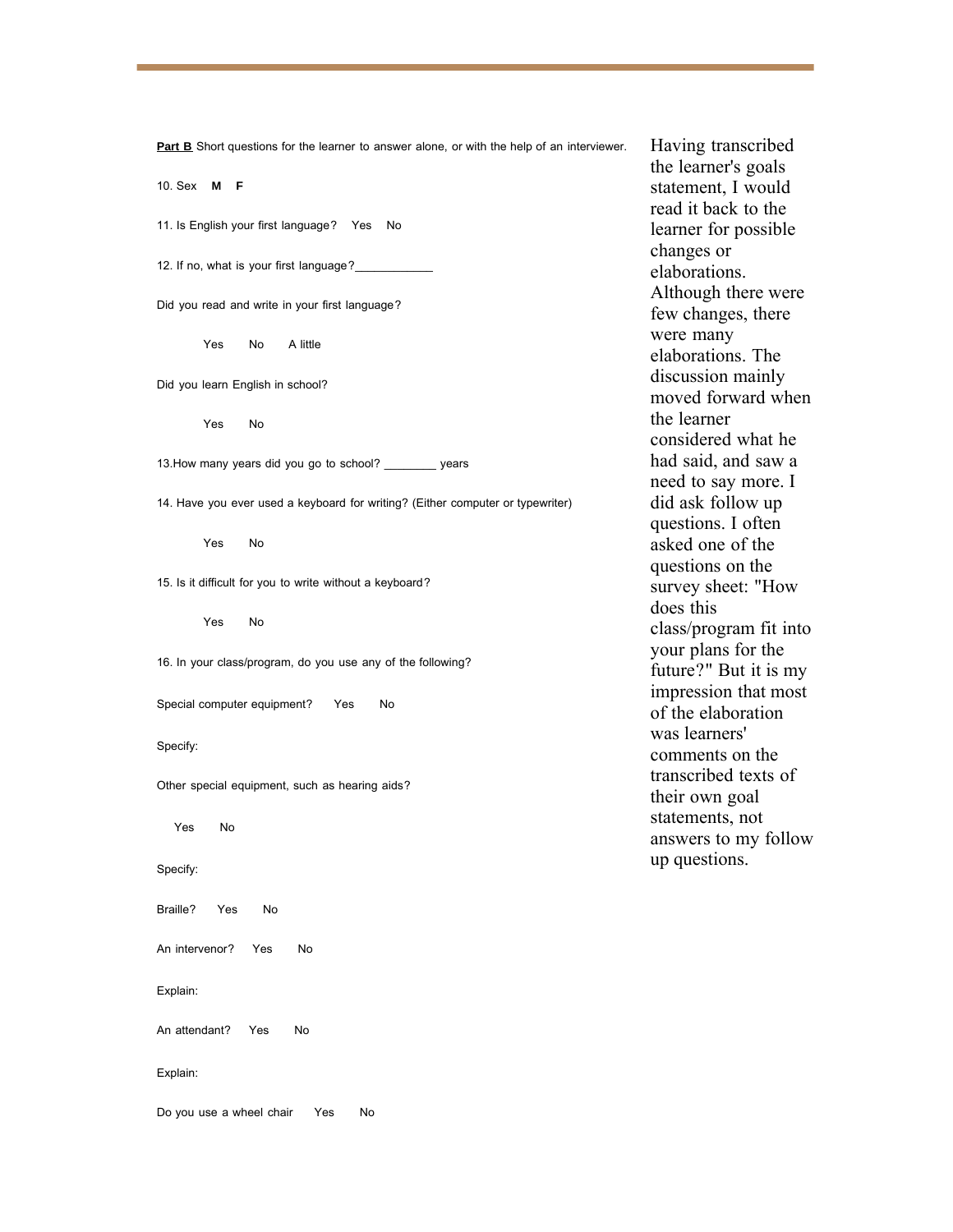**Part B** Short questions for the learner to answer alone, or with the help of an interviewer.

10. Sex **M F**

11. Is English your first language? Yes No

12. If no, what is your first language?____________

Did you read and write in your first language?

Yes No A little

Did you learn English in school?

Yes No

13.How many years did you go to school? ________ years

14. Have you ever used a keyboard for writing? (Either computer or typewriter)

Yes No

15. Is it difficult for you to write without a keyboard?

Yes No

16. In your class/program, do you use any of the following?

Special computer equipment? Yes No

Specify:

Other special equipment, such as hearing aids?

Yes No

Specify:

Braille? Yes No

An intervenor? Yes No

Explain:

An attendant? Yes No

Explain:

Do you use a wheel chair Yes No

Having transcribed the learner's goals statement, I would read it back to the learner for possible changes or elaborations. Although there were few changes, there were many elaborations. The discussion mainly moved forward when the learner considered what he had said, and saw a need to say more. I did ask follow up questions. I often asked one of the questions on the survey sheet: "How does this class/program fit into your plans for the future?" But it is my impression that most of the elaboration was learners' comments on the transcribed texts of their own goal statements, not answers to my follow up questions.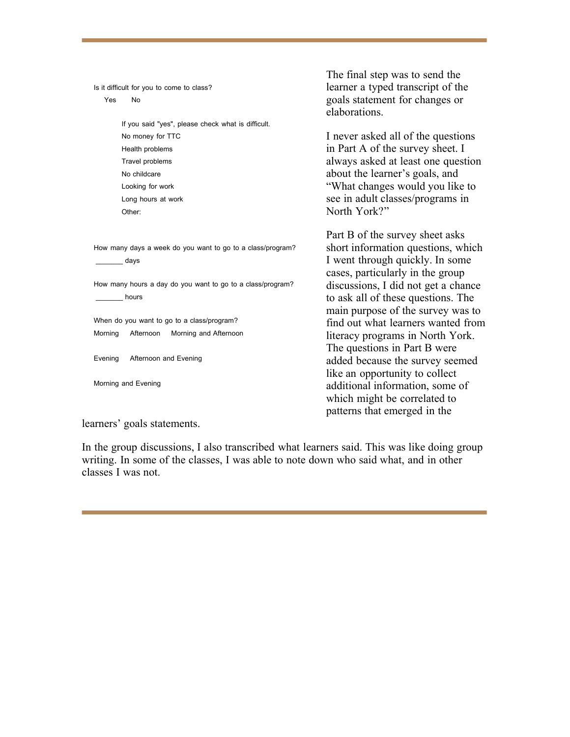Is it difficult for you to come to class?

Yes    No

If you said "yes", please check what is difficult.

- No money for TTC
- Health problems
- Travel problems
- No childcare
- Looking for work
- Long hours at work
- Other:

How many days a week do you want to go to a class/program?

_______ days

How many hours a day do you want to go to a class/program?

_______ hours

When do you want to go to a class/program?

Morning    Afternoon    Morning and Afternoon

Evening    Afternoon and Evening

Morning and Evening

The final step was to send the learner a typed transcript of the goals statement for changes or elaborations.

I never asked all of the questions in Part A of the survey sheet. I always asked at least one question about the learner's goals, and "What changes would you like to see in adult classes/programs in North York?"

Part B of the survey sheet asks short information questions, which I went through quickly. In some cases, particularly in the group discussions, I did not get a chance to ask all of these questions. The main purpose of the survey was to find out what learners wanted from literacy programs in North York. The questions in Part B were added because the survey seemed like an opportunity to collect additional information, some of which might be correlated to patterns that emerged in the learners' goals statements.

In the group discussions, I also transcribed what learners said. This was like doing group writing. In some of the classes, I was able to note down who said what, and in other classes I was not.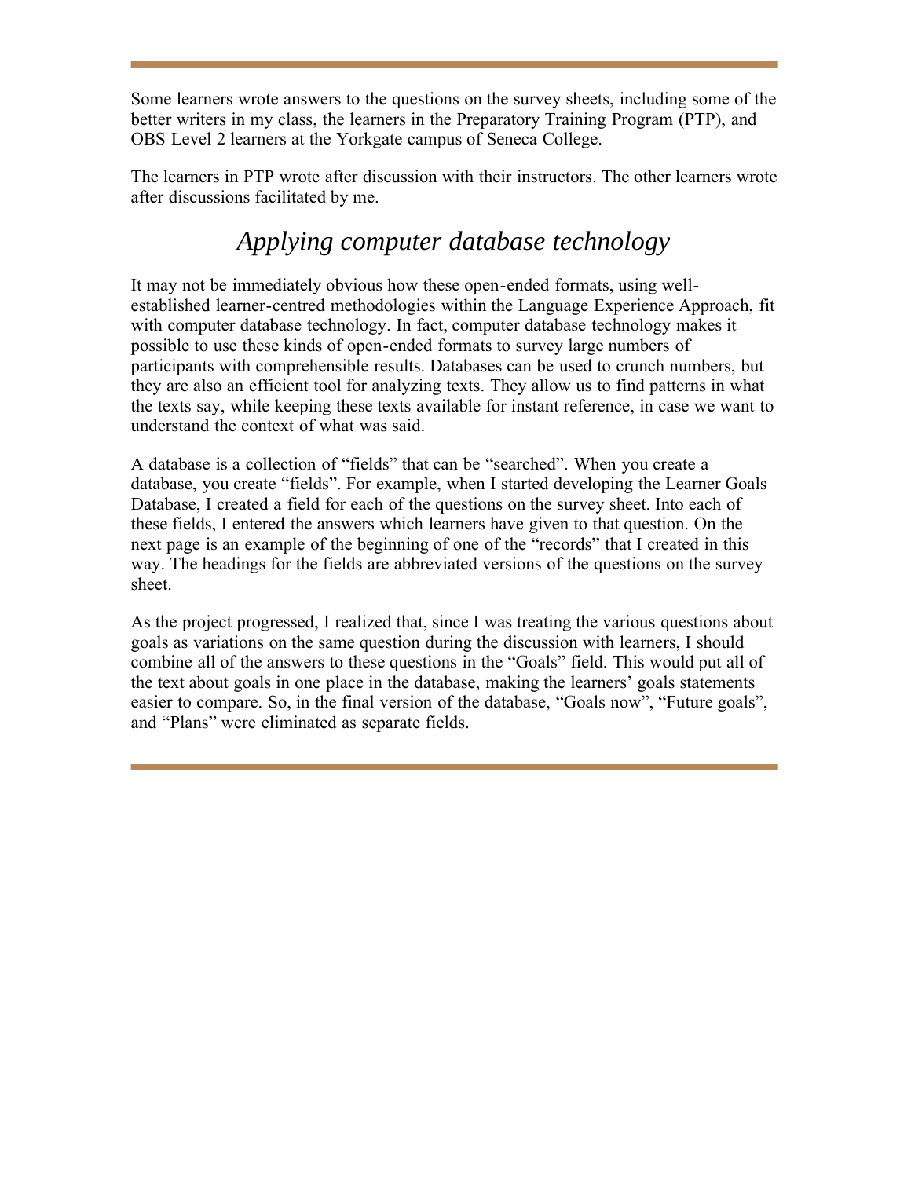Some learners wrote answers to the questions on the survey sheets, including some of the better writers in my class, the learners in the Preparatory Training Program (PTP), and OBS Level 2 learners at the Yorkgate campus of Seneca College.

The learners in PTP wrote after discussion with their instructors. The other learners wrote after discussions facilitated by me.

## *Applying computer database technology*

It may not be immediately obvious how these open-ended formats, using well-established learner-centred methodologies within the Language Experience Approach, fit with computer database technology. In fact, computer database technology makes it possible to use these kinds of open-ended formats to survey large numbers of participants with comprehensible results. Databases can be used to crunch numbers, but they are also an efficient tool for analyzing texts. They allow us to find patterns in what the texts say, while keeping these texts available for instant reference, in case we want to understand the context of what was said.

A database is a collection of "fields" that can be "searched". When you create a database, you create "fields". For example, when I started developing the Learner Goals Database, I created a field for each of the questions on the survey sheet. Into each of these fields, I entered the answers which learners have given to that question. On the next page is an example of the beginning of one of the "records" that I created in this way. The headings for the fields are abbreviated versions of the questions on the survey sheet.

As the project progressed, I realized that, since I was treating the various questions about goals as variations on the same question during the discussion with learners, I should combine all of the answers to these questions in the "Goals" field. This would put all of the text about goals in one place in the database, making the learners' goals statements easier to compare. So, in the final version of the database, "Goals now", "Future goals", and "Plans" were eliminated as separate fields.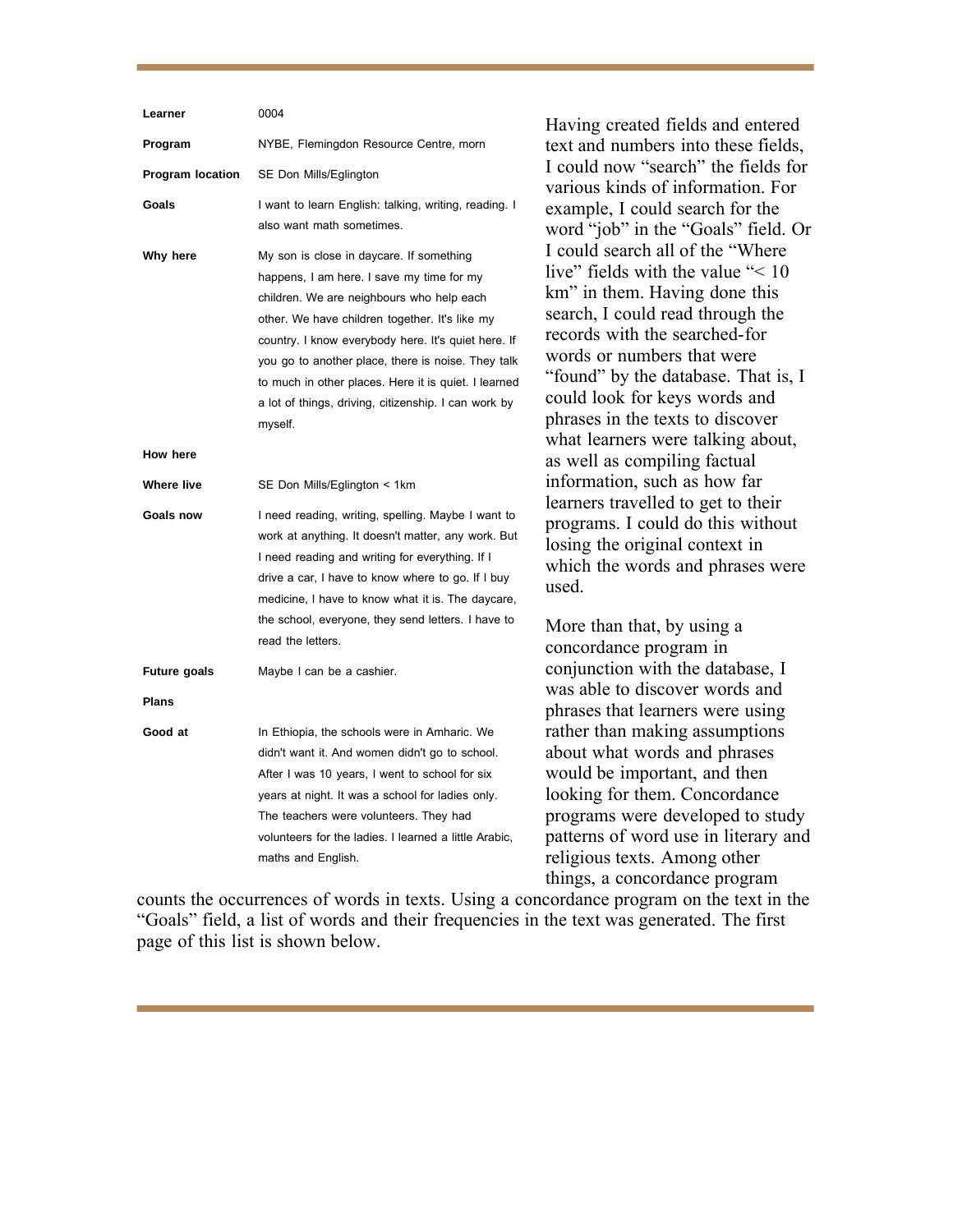| | |
|---|---|
| **Learner** | 0004 |
| **Program** | NYBE, Flemingdon Resource Centre, morn |
| **Program location** | SE Don Mills/Eglington |
| **Goals** | I want to learn English: talking, writing, reading. I also want math sometimes. |
| **Why here** | My son is close in daycare. If something happens, I am here. I save my time for my children. We are neighbours who help each other. We have children together. It's like my country. I know everybody here. It's quiet here. If you go to another place, there is noise. They talk to much in other places. Here it is quiet. I learned a lot of things, driving, citizenship. I can work by myself. |
| **How here** | |
| **Where live** | SE Don Mills/Eglington < 1km |
| **Goals now** | I need reading, writing, spelling. Maybe I want to work at anything. It doesn't matter, any work. But I need reading and writing for everything. If I drive a car, I have to know where to go. If I buy medicine, I have to know what it is. The daycare, the school, everyone, they send letters. I have to read the letters. |
| **Future goals** | Maybe I can be a cashier. |
| **Plans** | |
| **Good at** | In Ethiopia, the schools were in Amharic. We didn't want it. And women didn't go to school. After I was 10 years, I went to school for six years at night. It was a school for ladies only. The teachers were volunteers. They had volunteers for the ladies. I learned a little Arabic, maths and English. |

Having created fields and entered text and numbers into these fields, I could now "search" the fields for various kinds of information. For example, I could search for the word "job" in the "Goals" field. Or I could search all of the "Where live" fields with the value "< 10 km" in them. Having done this search, I could read through the records with the searched-for words or numbers that were "found" by the database. That is, I could look for keys words and phrases in the texts to discover what learners were talking about, as well as compiling factual information, such as how far learners travelled to get to their programs. I could do this without losing the original context in which the words and phrases were used.

More than that, by using a concordance program in conjunction with the database, I was able to discover words and phrases that learners were using rather than making assumptions about what words and phrases would be important, and then looking for them. Concordance programs were developed to study patterns of word use in literary and religious texts. Among other things, a concordance program counts the occurrences of words in texts. Using a concordance program on the text in the "Goals" field, a list of words and their frequencies in the text was generated. The first page of this list is shown below.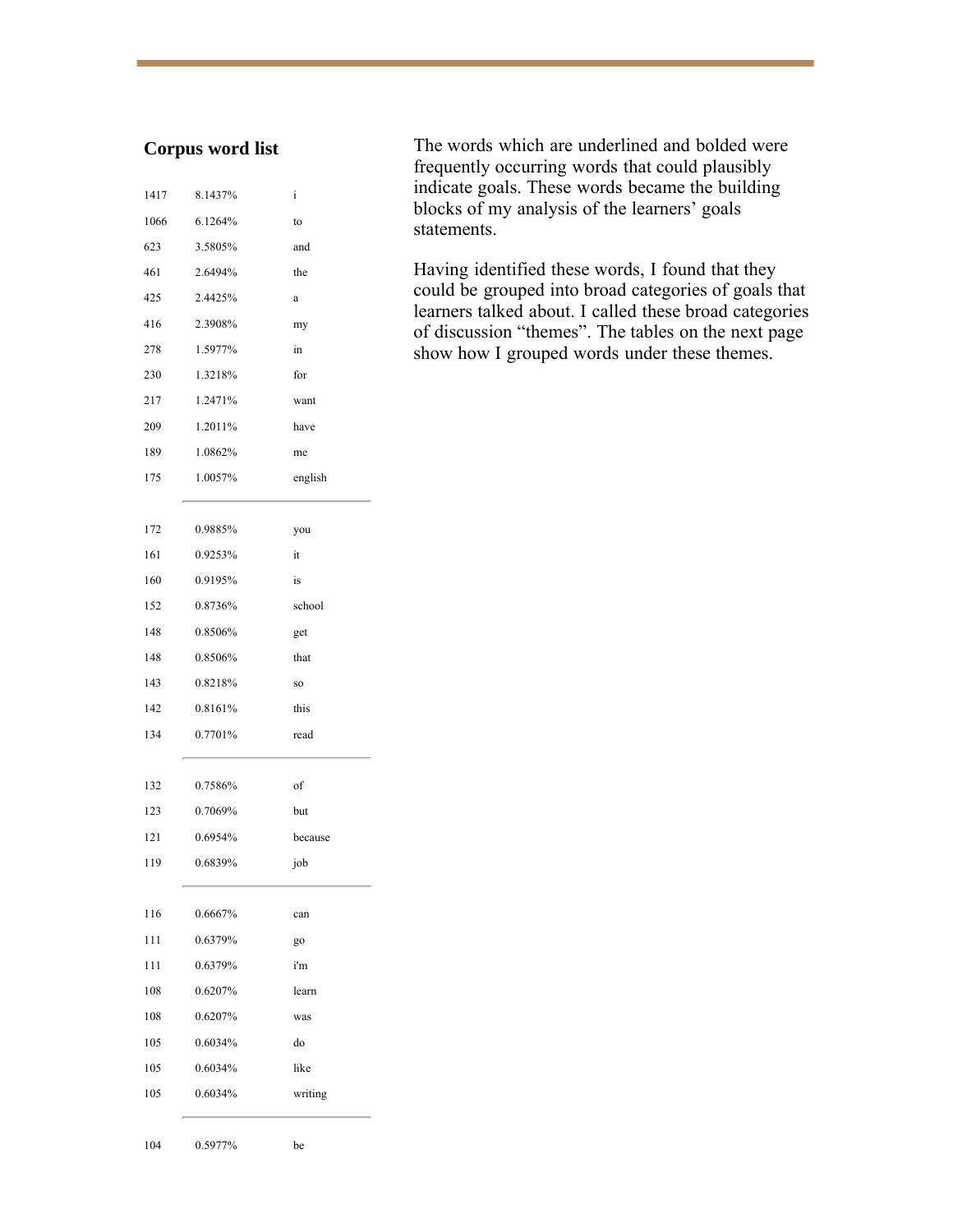## Corpus word list

| | | |
|---|---|---|
| 1417 | 8.1437% | i |
| 1066 | 6.1264% | to |
| 623 | 3.5805% | and |
| 461 | 2.6494% | the |
| 425 | 2.4425% | a |
| 416 | 2.3908% | my |
| 278 | 1.5977% | in |
| 230 | 1.3218% | for |
| 217 | 1.2471% | want |
| 209 | 1.2011% | have |
| 189 | 1.0862% | me |
| 175 | 1.0057% | english |
| 172 | 0.9885% | you |
| 161 | 0.9253% | it |
| 160 | 0.9195% | is |
| 152 | 0.8736% | school |
| 148 | 0.8506% | get |
| 148 | 0.8506% | that |
| 143 | 0.8218% | so |
| 142 | 0.8161% | this |
| 134 | 0.7701% | read |
| 132 | 0.7586% | of |
| 123 | 0.7069% | but |
| 121 | 0.6954% | because |
| 119 | 0.6839% | job |
| 116 | 0.6667% | can |
| 111 | 0.6379% | go |
| 111 | 0.6379% | i'm |
| 108 | 0.6207% | learn |
| 108 | 0.6207% | was |
| 105 | 0.6034% | do |
| 105 | 0.6034% | like |
| 105 | 0.6034% | writing |
| 104 | 0.5977% | be |

The words which are underlined and bolded were frequently occurring words that could plausibly indicate goals. These words became the building blocks of my analysis of the learners' goals statements.

Having identified these words, I found that they could be grouped into broad categories of goals that learners talked about. I called these broad categories of discussion "themes". The tables on the next page show how I grouped words under these themes.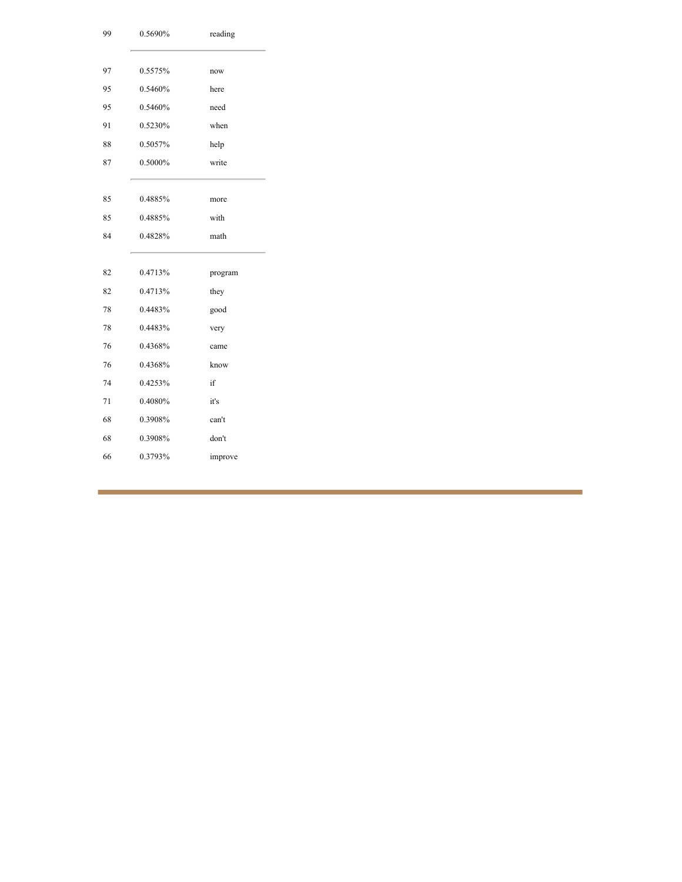| | | |
|---|---|---|
| 99 | 0.5690% | reading |
| 97 | 0.5575% | now |
| 95 | 0.5460% | here |
| 95 | 0.5460% | need |
| 91 | 0.5230% | when |
| 88 | 0.5057% | help |
| 87 | 0.5000% | write |
| 85 | 0.4885% | more |
| 85 | 0.4885% | with |
| 84 | 0.4828% | math |
| 82 | 0.4713% | program |
| 82 | 0.4713% | they |
| 78 | 0.4483% | good |
| 78 | 0.4483% | very |
| 76 | 0.4368% | came |
| 76 | 0.4368% | know |
| 74 | 0.4253% | if |
| 71 | 0.4080% | it's |
| 68 | 0.3908% | can't |
| 68 | 0.3908% | don't |
| 66 | 0.3793% | improve |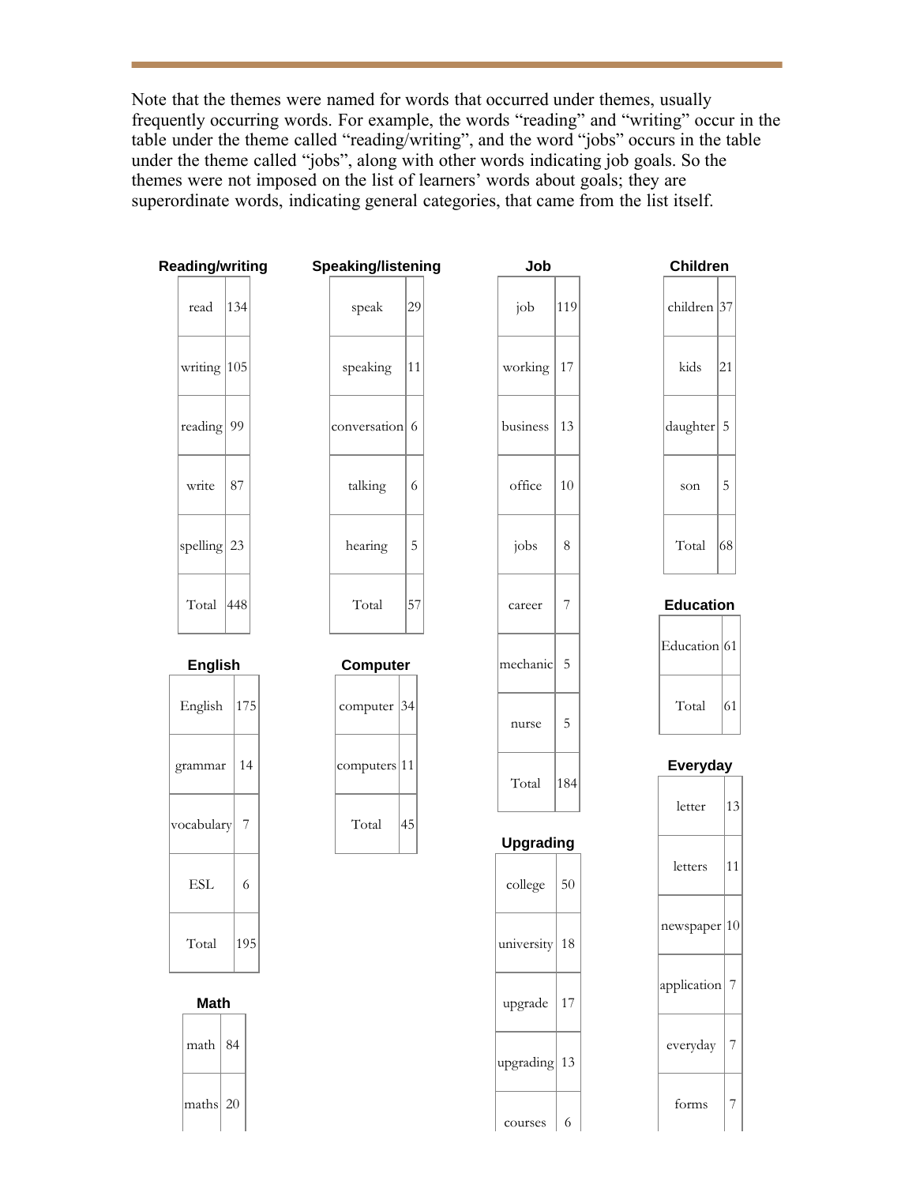Note that the themes were named for words that occurred under themes, usually frequently occurring words. For example, the words “reading” and “writing” occur in the table under the theme called “reading/writing”, and the word “jobs” occurs in the table under the theme called “jobs”, along with other words indicating job goals. So the themes were not imposed on the list of learners’ words about goals; they are superordinate words, indicating general categories, that came from the list itself.

**Reading/writing**

| | |
|---|---|
| read | 134 |
| writing | 105 |
| reading | 99 |
| write | 87 |
| spelling | 23 |
| Total | 448 |

**English**

| | |
|---|---|
| English | 175 |
| grammar | 14 |
| vocabulary | 7 |
| ESL | 6 |
| Total | 195 |

**Math**

| | |
|---|---|
| math | 84 |
| maths | 20 |

**Speaking/listening**

| | |
|---|---|
| speak | 29 |
| speaking | 11 |
| conversation | 6 |
| talking | 6 |
| hearing | 5 |
| Total | 57 |

**Computer**

| | |
|---|---|
| computer | 34 |
| computers | 11 |
| Total | 45 |

**Job**

| | |
|---|---|
| job | 119 |
| working | 17 |
| business | 13 |
| office | 10 |
| jobs | 8 |
| career | 7 |
| mechanic | 5 |
| nurse | 5 |
| Total | 184 |

**Upgrading**

| | |
|---|---|
| college | 50 |
| university | 18 |
| upgrade | 17 |
| upgrading | 13 |
| courses | 6 |

**Children**

| | |
|---|---|
| children | 37 |
| kids | 21 |
| daughter | 5 |
| son | 5 |
| Total | 68 |

**Education**

| | |
|---|---|
| Education | 61 |
| Total | 61 |

**Everyday**

| | |
|---|---|
| letter | 13 |
| letters | 11 |
| newspaper | 10 |
| application | 7 |
| everyday | 7 |
| forms | 7 |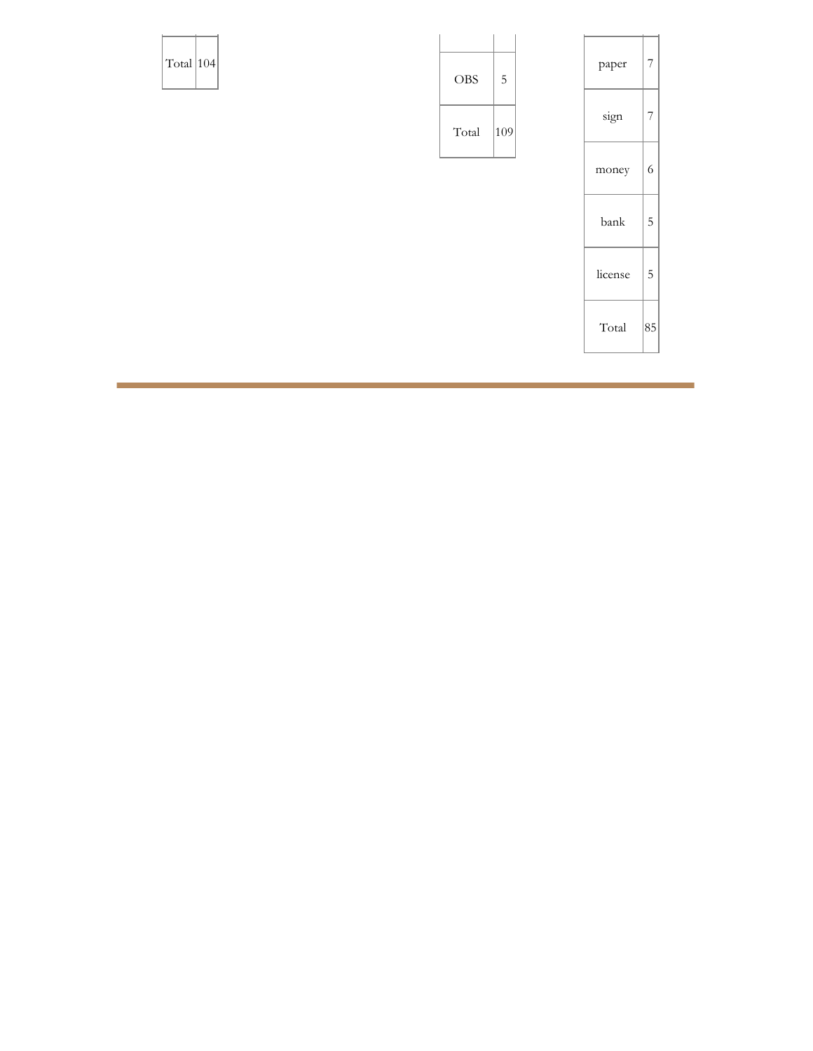| | |
|---|---|
| Total | 104 |

| | |
|---|---|
| OBS | 5 |
| Total | 109 |

| | |
|---|---|
| paper | 7 |
| sign | 7 |
| money | 6 |
| bank | 5 |
| license | 5 |
| Total | 85 |

---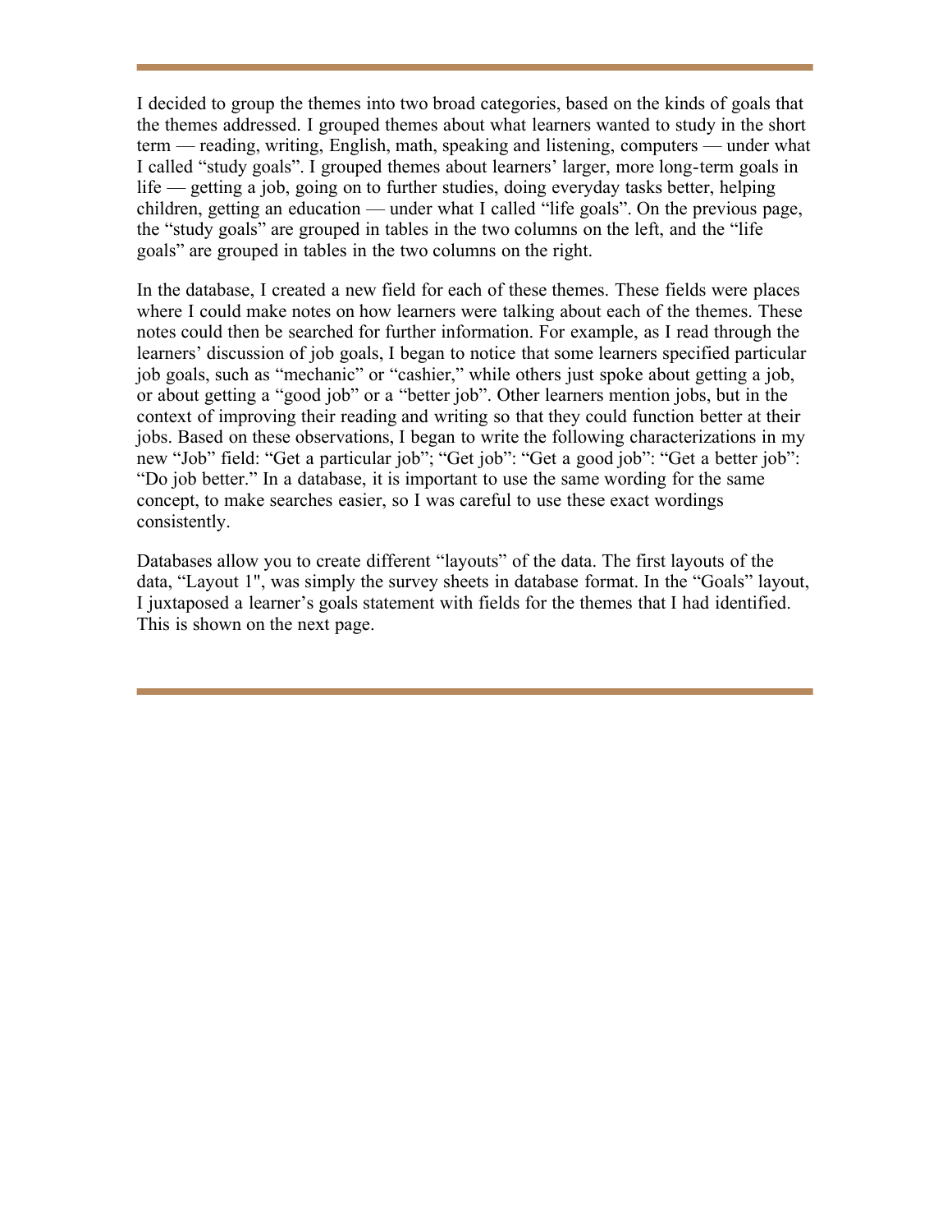I decided to group the themes into two broad categories, based on the kinds of goals that the themes addressed. I grouped themes about what learners wanted to study in the short term — reading, writing, English, math, speaking and listening, computers — under what I called "study goals". I grouped themes about learners' larger, more long-term goals in life — getting a job, going on to further studies, doing everyday tasks better, helping children, getting an education — under what I called "life goals". On the previous page, the "study goals" are grouped in tables in the two columns on the left, and the "life goals" are grouped in tables in the two columns on the right.

In the database, I created a new field for each of these themes. These fields were places where I could make notes on how learners were talking about each of the themes. These notes could then be searched for further information. For example, as I read through the learners' discussion of job goals, I began to notice that some learners specified particular job goals, such as "mechanic" or "cashier," while others just spoke about getting a job, or about getting a "good job" or a "better job". Other learners mention jobs, but in the context of improving their reading and writing so that they could function better at their jobs. Based on these observations, I began to write the following characterizations in my new "Job" field: "Get a particular job"; "Get job": "Get a good job": "Get a better job": "Do job better." In a database, it is important to use the same wording for the same concept, to make searches easier, so I was careful to use these exact wordings consistently.

Databases allow you to create different "layouts" of the data. The first layouts of the data, "Layout 1", was simply the survey sheets in database format. In the "Goals" layout, I juxtaposed a learner's goals statement with fields for the themes that I had identified. This is shown on the next page.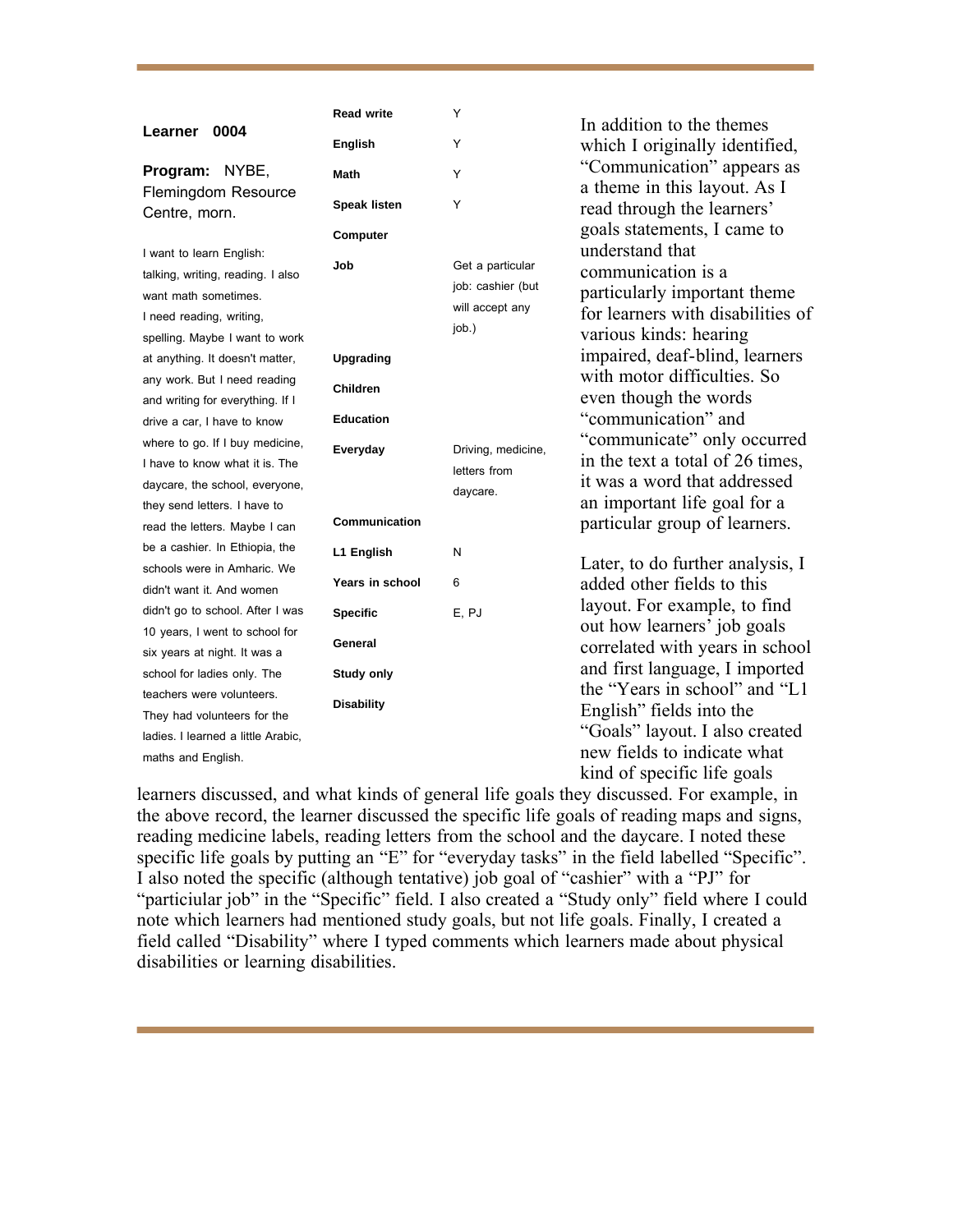**Learner 0004**

**Program:** NYBE, Flemingdom Resource Centre, morn.

I want to learn English: talking, writing, reading. I also want math sometimes. I need reading, writing, spelling. Maybe I want to work at anything. It doesn't matter, any work. But I need reading and writing for everything. If I drive a car, I have to know where to go. If I buy medicine, I have to know what it is. The daycare, the school, everyone, they send letters. I have to read the letters. Maybe I can be a cashier. In Ethiopia, the schools were in Amharic. We didn't want it. And women didn't go to school. After I was 10 years, I went to school for six years at night. It was a school for ladies only. The teachers were volunteers. They had volunteers for the ladies. I learned a little Arabic, maths and English.

| | |
|---|---|
| **Read write** | Y |
| **English** | Y |
| **Math** | Y |
| **Speak listen** | Y |
| **Computer** | |
| **Job** | Get a particular job: cashier (but will accept any job.) |
| **Upgrading** | |
| **Children** | |
| **Education** | |
| **Everyday** | Driving, medicine, letters from daycare. |
| **Communication** | |
| **L1 English** | N |
| **Years in school** | 6 |
| **Specific** | E, PJ |
| **General** | |
| **Study only** | |
| **Disability** | |

In addition to the themes which I originally identified, "Communication" appears as a theme in this layout. As I read through the learners' goals statements, I came to understand that communication is a particularly important theme for learners with disabilities of various kinds: hearing impaired, deaf-blind, learners with motor difficulties. So even though the words "communication" and "communicate" only occurred in the text a total of 26 times, it was a word that addressed an important life goal for a particular group of learners.

Later, to do further analysis, I added other fields to this layout. For example, to find out how learners' job goals correlated with years in school and first language, I imported the "Years in school" and "L1 English" fields into the "Goals" layout. I also created new fields to indicate what kind of specific life goals learners discussed, and what kinds of general life goals they discussed. For example, in the above record, the learner discussed the specific life goals of reading maps and signs, reading medicine labels, reading letters from the school and the daycare. I noted these specific life goals by putting an "E" for "everyday tasks" in the field labelled "Specific". I also noted the specific (although tentative) job goal of "cashier" with a "PJ" for "particiular job" in the "Specific" field. I also created a "Study only" field where I could note which learners had mentioned study goals, but not life goals. Finally, I created a field called "Disability" where I typed comments which learners made about physical disabilities or learning disabilities.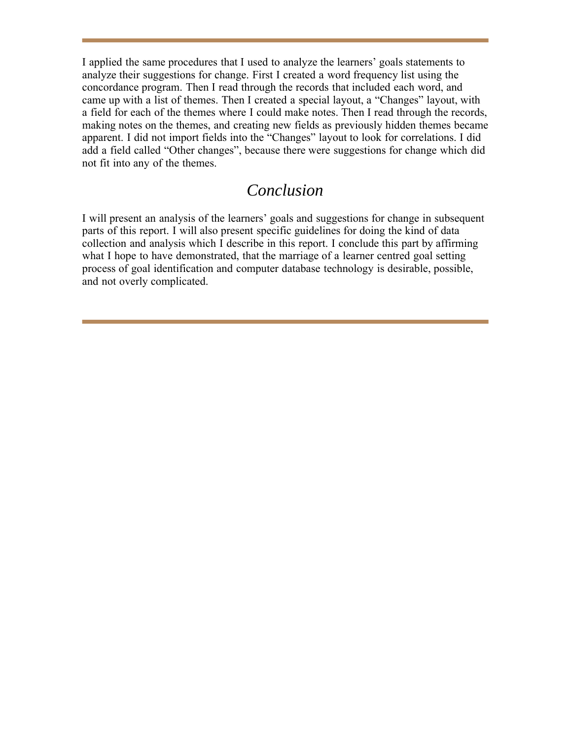I applied the same procedures that I used to analyze the learners' goals statements to analyze their suggestions for change. First I created a word frequency list using the concordance program. Then I read through the records that included each word, and came up with a list of themes. Then I created a special layout, a "Changes" layout, with a field for each of the themes where I could make notes. Then I read through the records, making notes on the themes, and creating new fields as previously hidden themes became apparent. I did not import fields into the "Changes" layout to look for correlations. I did add a field called "Other changes", because there were suggestions for change which did not fit into any of the themes.

## *Conclusion*

I will present an analysis of the learners' goals and suggestions for change in subsequent parts of this report. I will also present specific guidelines for doing the kind of data collection and analysis which I describe in this report. I conclude this part by affirming what I hope to have demonstrated, that the marriage of a learner centred goal setting process of goal identification and computer database technology is desirable, possible, and not overly complicated.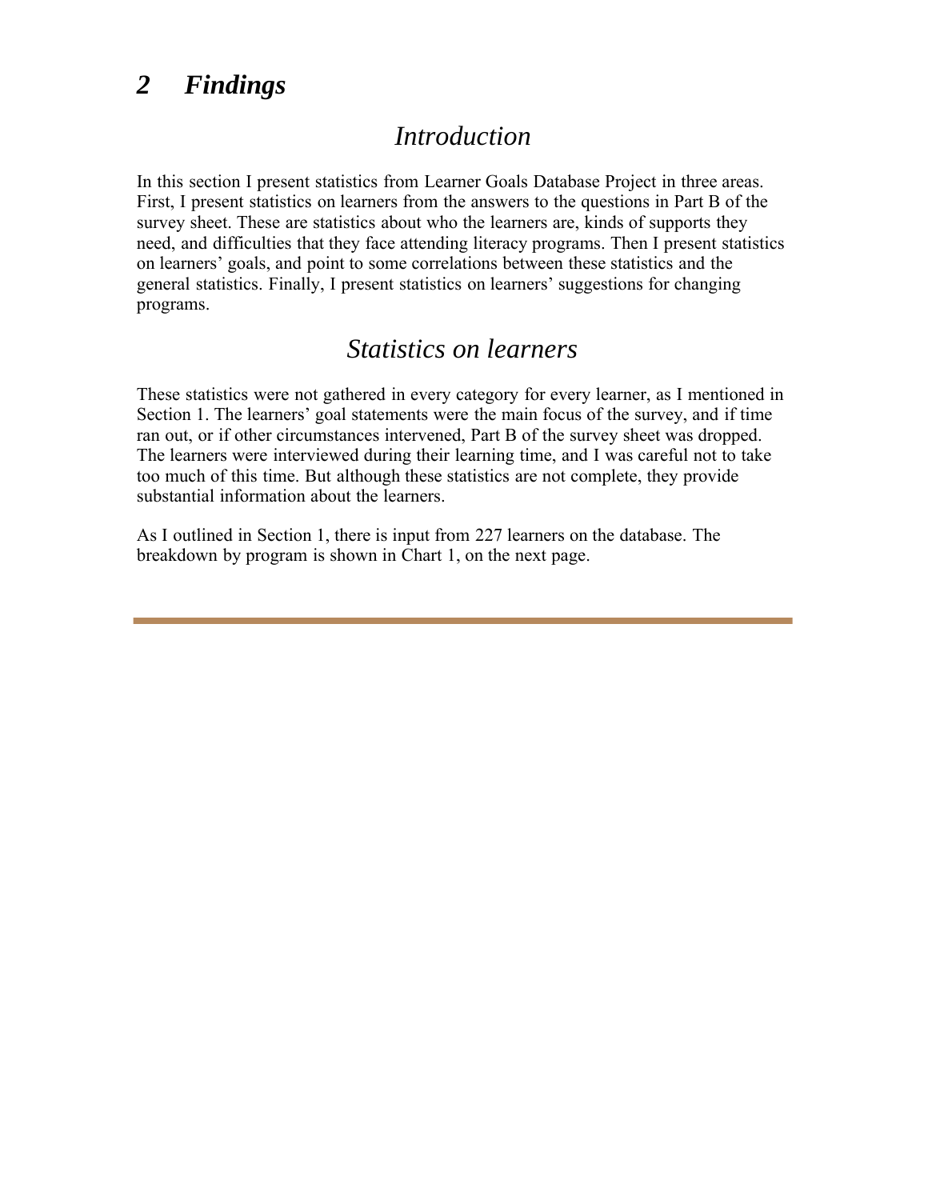# *2 Findings*

## *Introduction*

In this section I present statistics from Learner Goals Database Project in three areas. First, I present statistics on learners from the answers to the questions in Part B of the survey sheet. These are statistics about who the learners are, kinds of supports they need, and difficulties that they face attending literacy programs. Then I present statistics on learners' goals, and point to some correlations between these statistics and the general statistics. Finally, I present statistics on learners' suggestions for changing programs.

## *Statistics on learners*

These statistics were not gathered in every category for every learner, as I mentioned in Section 1. The learners' goal statements were the main focus of the survey, and if time ran out, or if other circumstances intervened, Part B of the survey sheet was dropped. The learners were interviewed during their learning time, and I was careful not to take too much of this time. But although these statistics are not complete, they provide substantial information about the learners.

As I outlined in Section 1, there is input from 227 learners on the database. The breakdown by program is shown in Chart 1, on the next page.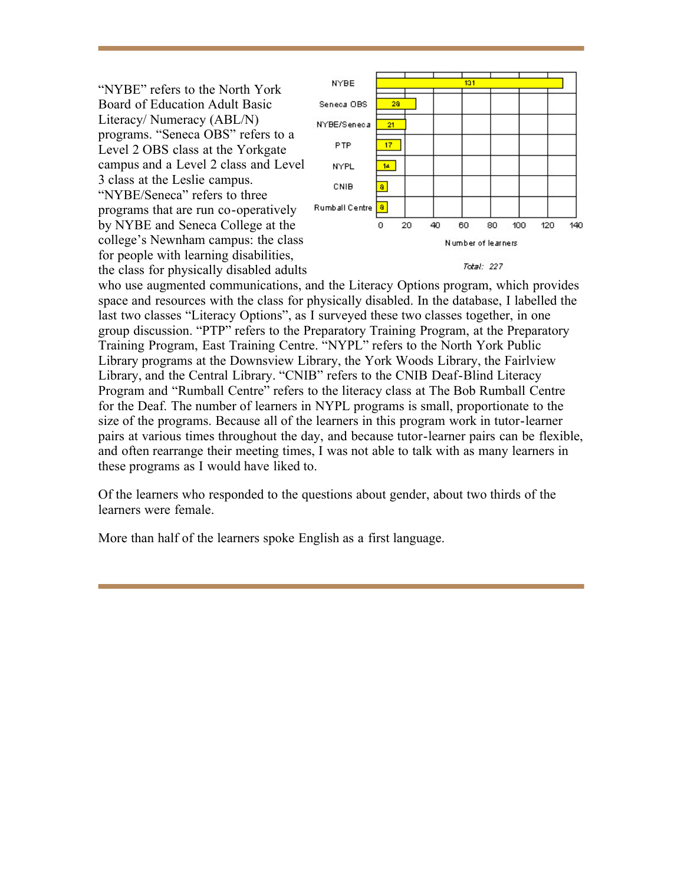"NYBE" refers to the North York Board of Education Adult Basic Literacy/ Numeracy (ABL/N) programs. "Seneca OBS" refers to a Level 2 OBS class at the Yorkgate campus and a Level 2 class and Level 3 class at the Leslie campus. "NYBE/Seneca" refers to three programs that are run co-operatively by NYBE and Seneca College at the college's Newnham campus: the class for people with learning disabilities, the class for physically disabled adults who use augmented communications, and the Literacy Options program, which provides space and resources with the class for physically disabled. In the database, I labelled the last two classes "Literacy Options", as I surveyed these two classes together, in one group discussion. "PTP" refers to the Preparatory Training Program, at the Preparatory Training Program, East Training Centre. "NYPL" refers to the North York Public Library programs at the Downsview Library, the York Woods Library, the Fairlview Library, and the Central Library. "CNIB" refers to the CNIB Deaf-Blind Literacy Program and "Rumball Centre" refers to the literacy class at The Bob Rumball Centre for the Deaf. The number of learners in NYPL programs is small, proportionate to the size of the programs. Because all of the learners in this program work in tutor-learner pairs at various times throughout the day, and because tutor-learner pairs can be flexible, and often rearrange their meeting times, I was not able to talk with as many learners in these programs as I would have liked to.

NYBE 131
Seneca OBS 28
NYBE/Seneca 21
PTP 17
NYPL 14
CNIB 8
Rumball Centre 8

0 20 40 60 80 100 120 140

Number of learners

Total: 227

Of the learners who responded to the questions about gender, about two thirds of the learners were female.

More than half of the learners spoke English as a first language.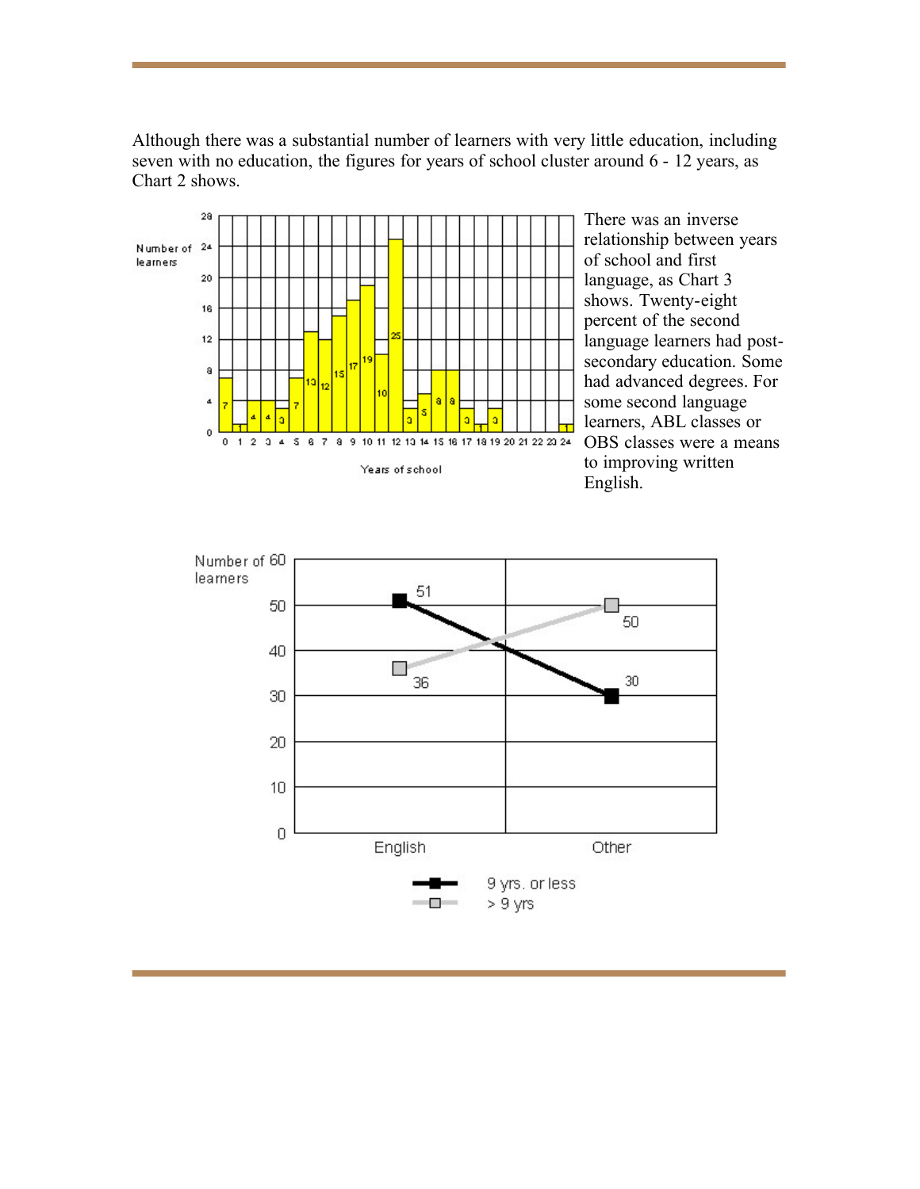Although there was a substantial number of learners with very little education, including seven with no education, the figures for years of school cluster around 6 - 12 years, as Chart 2 shows.

Number of learners

28
24
20
16
12
8
4
0

7 1 4 4 3 7 13 12 15 17 19 10 25 3 5 8 8 3 1 3 1

0 1 2 3 4 5 6 7 8 9 10 11 12 13 14 15 16 17 18 19 20 21 22 23 24

Years of school

There was an inverse relationship between years of school and first language, as Chart 3 shows. Twenty-eight percent of the second language learners had post-secondary education. Some had advanced degrees. For some second language learners, ABL classes or OBS classes were a means to improving written English.

Number of learners

60
50
40
30
20
10
0

51
36
50
30

English
Other

9 yrs. or less
> 9 yrs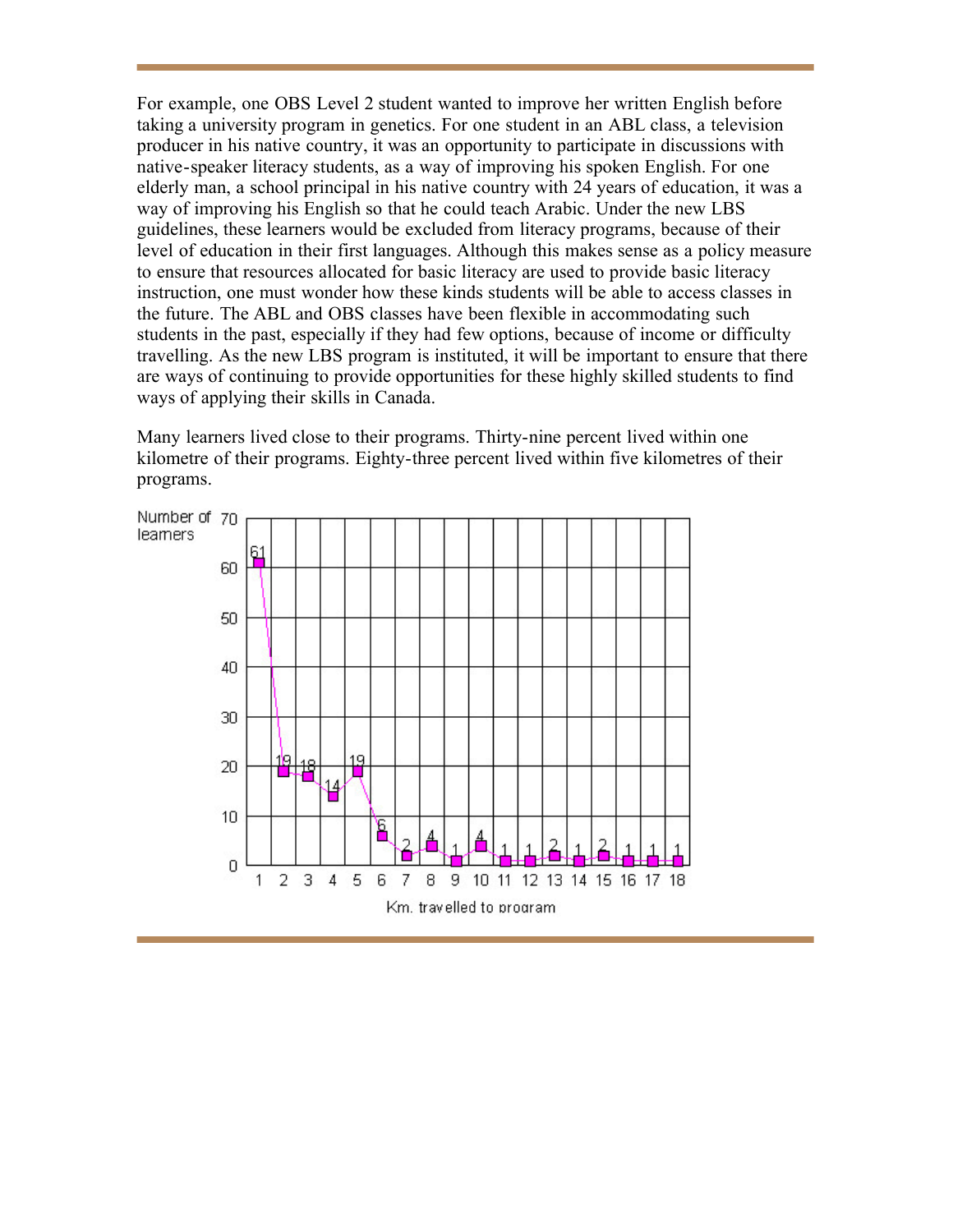For example, one OBS Level 2 student wanted to improve her written English before taking a university program in genetics. For one student in an ABL class, a television producer in his native country, it was an opportunity to participate in discussions with native-speaker literacy students, as a way of improving his spoken English. For one elderly man, a school principal in his native country with 24 years of education, it was a way of improving his English so that he could teach Arabic. Under the new LBS guidelines, these learners would be excluded from literacy programs, because of their level of education in their first languages. Although this makes sense as a policy measure to ensure that resources allocated for basic literacy are used to provide basic literacy instruction, one must wonder how these kinds students will be able to access classes in the future. The ABL and OBS classes have been flexible in accommodating such students in the past, especially if they had few options, because of income or difficulty travelling. As the new LBS program is instituted, it will be important to ensure that there are ways of continuing to provide opportunities for these highly skilled students to find ways of applying their skills in Canada.

Many learners lived close to their programs. Thirty-nine percent lived within one kilometre of their programs. Eighty-three percent lived within five kilometres of their programs.

Number of learners

70
60
50
40
30
20
10
0

61
19 18 14 19
6
2 4 1 4 1 1 2 1 2 1 1 1

1 2 3 4 5 6 7 8 9 10 11 12 13 14 15 16 17 18

Km. travelled to program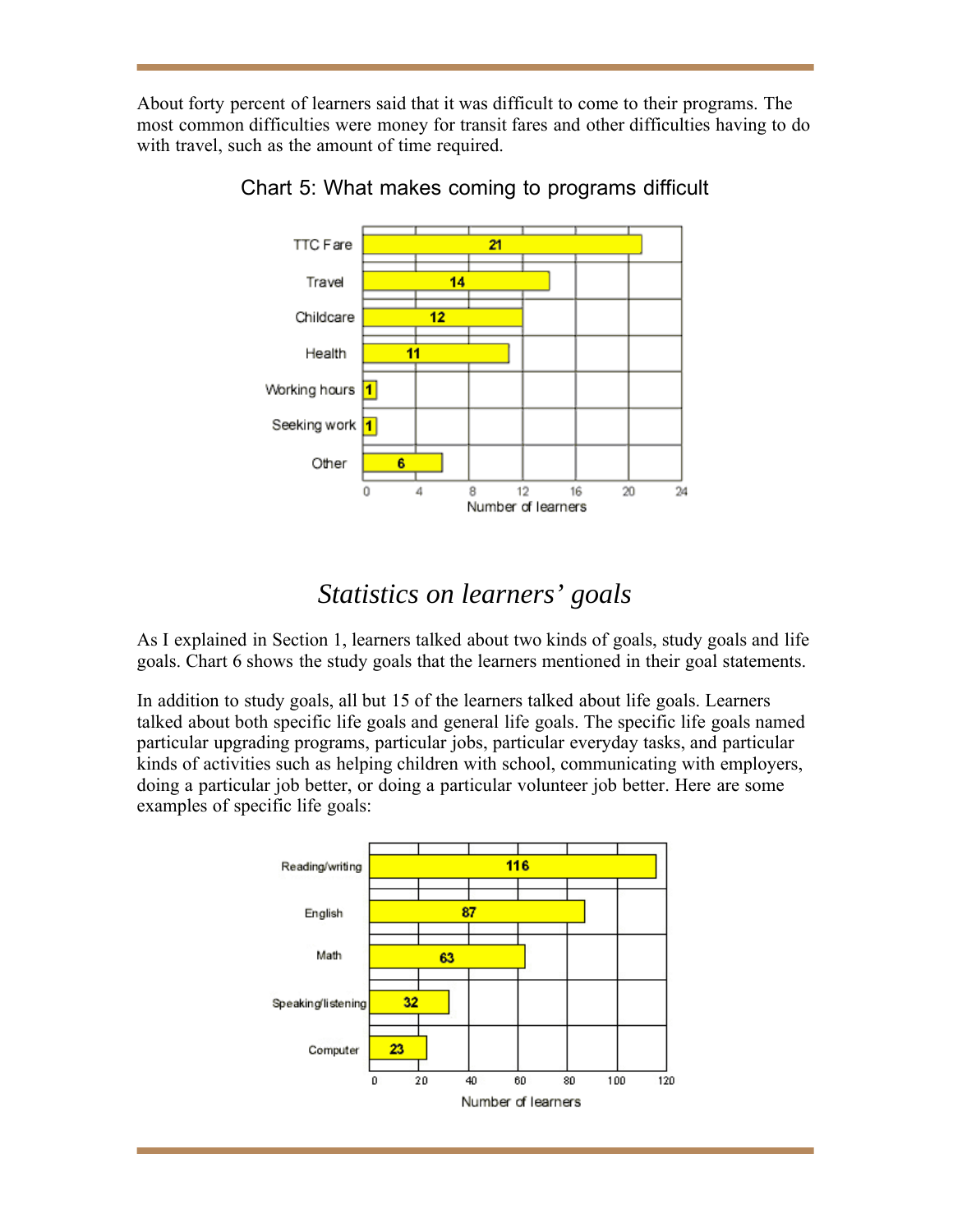About forty percent of learners said that it was difficult to come to their programs. The most common difficulties were money for transit fares and other difficulties having to do with travel, such as the amount of time required.

Chart 5: What makes coming to programs difficult

TTC Fare 21
Travel 14
Childcare 12
Health 11
Working hours 1
Seeking work 1
Other 6

0 4 8 12 16 20 24
Number of learners

## *Statistics on learners' goals*

As I explained in Section 1, learners talked about two kinds of goals, study goals and life goals. Chart 6 shows the study goals that the learners mentioned in their goal statements.

In addition to study goals, all but 15 of the learners talked about life goals. Learners talked about both specific life goals and general life goals. The specific life goals named particular upgrading programs, particular jobs, particular everyday tasks, and particular kinds of activities such as helping children with school, communicating with employers, doing a particular job better, or doing a particular volunteer job better. Here are some examples of specific life goals:

Reading/writing 116
English 87
Math 63
Speaking/listening 32
Computer 23

0 20 40 60 80 100 120
Number of learners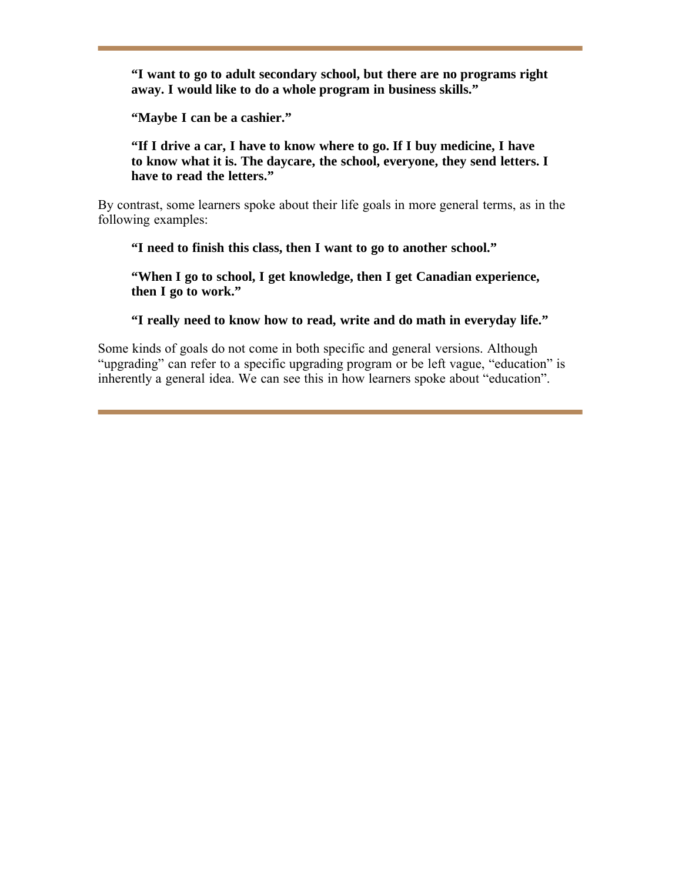> **"I want to go to adult secondary school, but there are no programs right away. I would like to do a whole program in business skills."**

> **"Maybe I can be a cashier."**

> **"If I drive a car, I have to know where to go. If I buy medicine, I have to know what it is. The daycare, the school, everyone, they send letters. I have to read the letters."**

By contrast, some learners spoke about their life goals in more general terms, as in the following examples:

> **"I need to finish this class, then I want to go to another school."**

> **"When I go to school, I get knowledge, then I get Canadian experience, then I go to work."**

> **"I really need to know how to read, write and do math in everyday life."**

Some kinds of goals do not come in both specific and general versions. Although "upgrading" can refer to a specific upgrading program or be left vague, "education" is inherently a general idea. We can see this in how learners spoke about "education".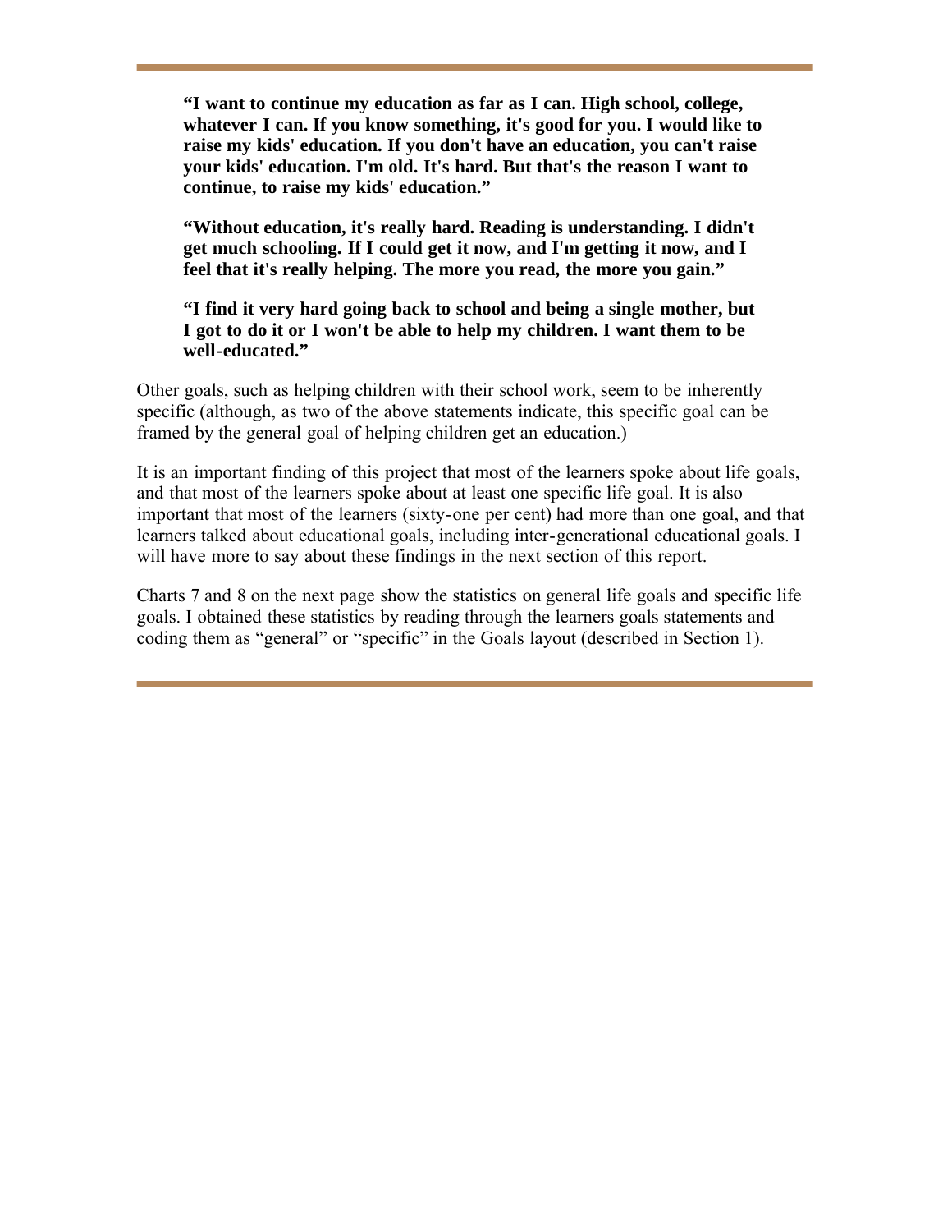**“I want to continue my education as far as I can. High school, college, whatever I can. If you know something, it's good for you. I would like to raise my kids' education. If you don't have an education, you can't raise your kids' education. I'm old. It's hard. But that's the reason I want to continue, to raise my kids' education.”**

**“Without education, it's really hard. Reading is understanding. I didn't get much schooling. If I could get it now, and I'm getting it now, and I feel that it's really helping. The more you read, the more you gain.”**

**“I find it very hard going back to school and being a single mother, but I got to do it or I won't be able to help my children. I want them to be well-educated.”**

Other goals, such as helping children with their school work, seem to be inherently specific (although, as two of the above statements indicate, this specific goal can be framed by the general goal of helping children get an education.)

It is an important finding of this project that most of the learners spoke about life goals, and that most of the learners spoke about at least one specific life goal. It is also important that most of the learners (sixty-one per cent) had more than one goal, and that learners talked about educational goals, including inter-generational educational goals. I will have more to say about these findings in the next section of this report.

Charts 7 and 8 on the next page show the statistics on general life goals and specific life goals. I obtained these statistics by reading through the learners goals statements and coding them as “general” or “specific” in the Goals layout (described in Section 1).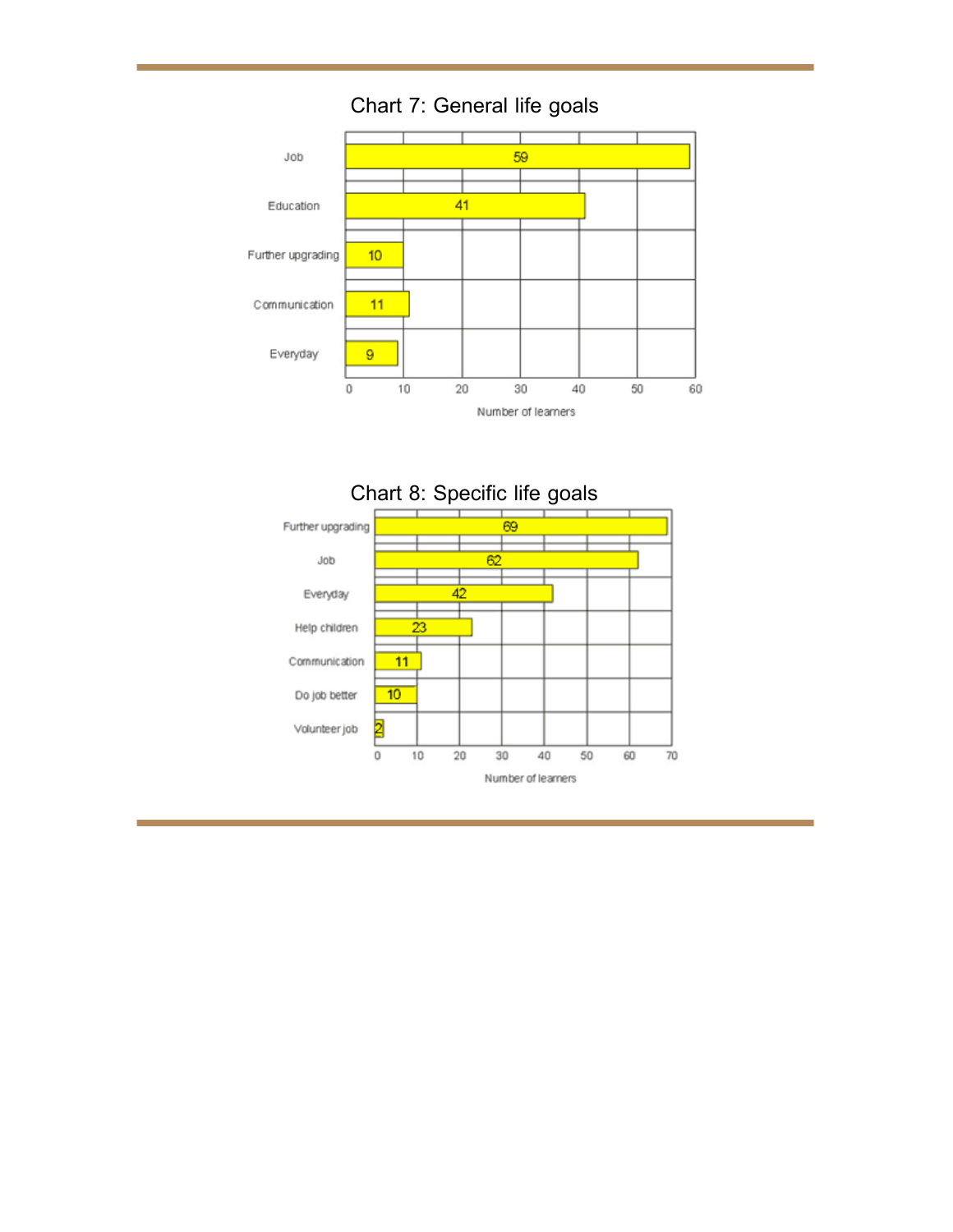Chart 7: General life goals

Job
59

Education
41

Further upgrading
10

Communication
11

Everyday
9

0 10 20 30 40 50 60

Number of learners

Chart 8: Specific life goals

Further upgrading
69

Job
62

Everyday
42

Help children
23

Communication
11

Do job better
10

Volunteer job
2

0 10 20 30 40 50 60 70

Number of learners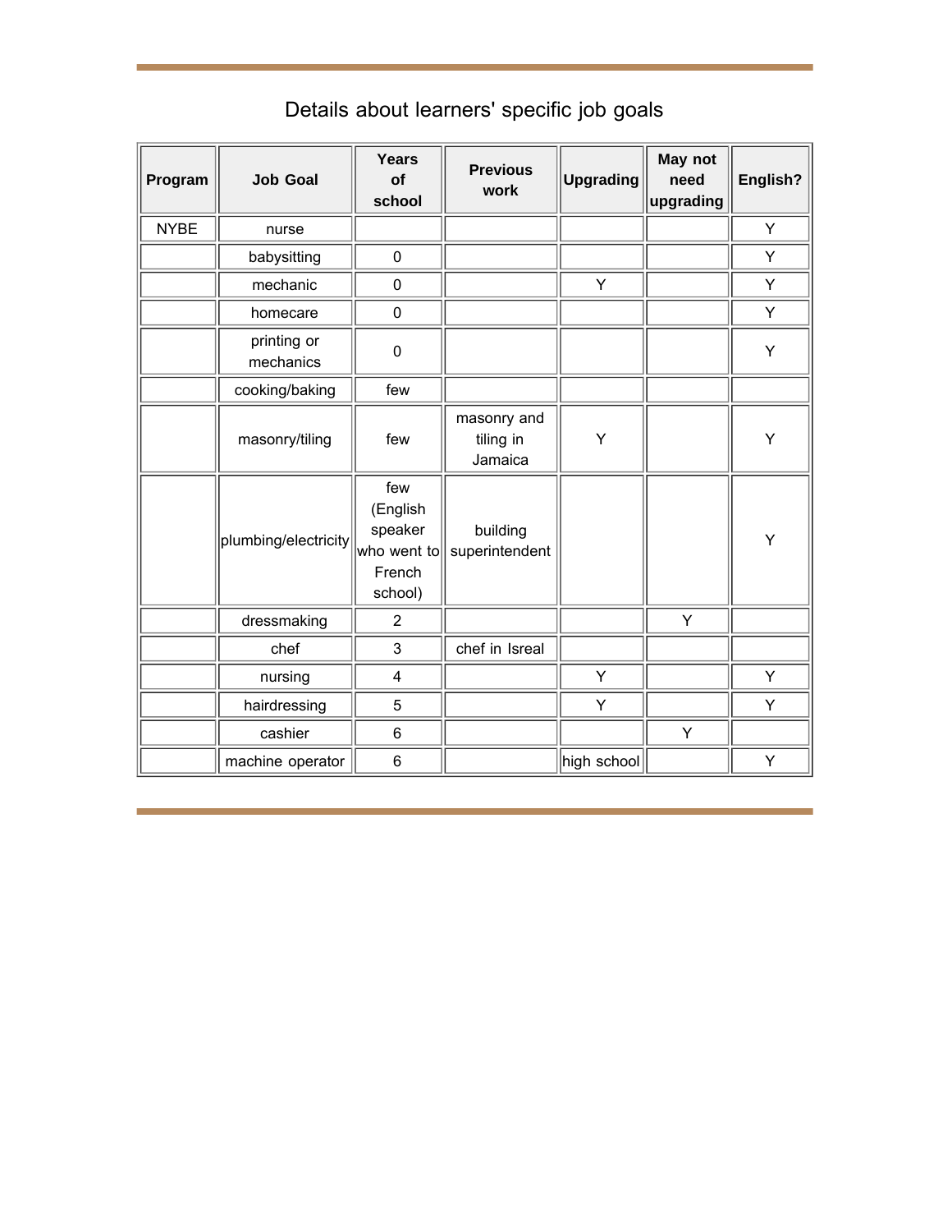## Details about learners' specific job goals

| Program | Job Goal | Years of school | Previous work | Upgrading | May not need upgrading | English? |
|---|---|---|---|---|---|---|
| NYBE | nurse | | | | | Y |
| | babysitting | 0 | | | | Y |
| | mechanic | 0 | | Y | | Y |
| | homecare | 0 | | | | Y |
| | printing or mechanics | 0 | | | | Y |
| | cooking/baking | few | | | | |
| | masonry/tiling | few | masonry and tiling in Jamaica | Y | | Y |
| | plumbing/electricity | few (English speaker who went to French school) | building superintendent | | | Y |
| | dressmaking | 2 | | | Y | |
| | chef | 3 | chef in Isreal | | | |
| | nursing | 4 | | Y | | Y |
| | hairdressing | 5 | | Y | | Y |
| | cashier | 6 | | | Y | |
| | machine operator | 6 | | high school | | Y |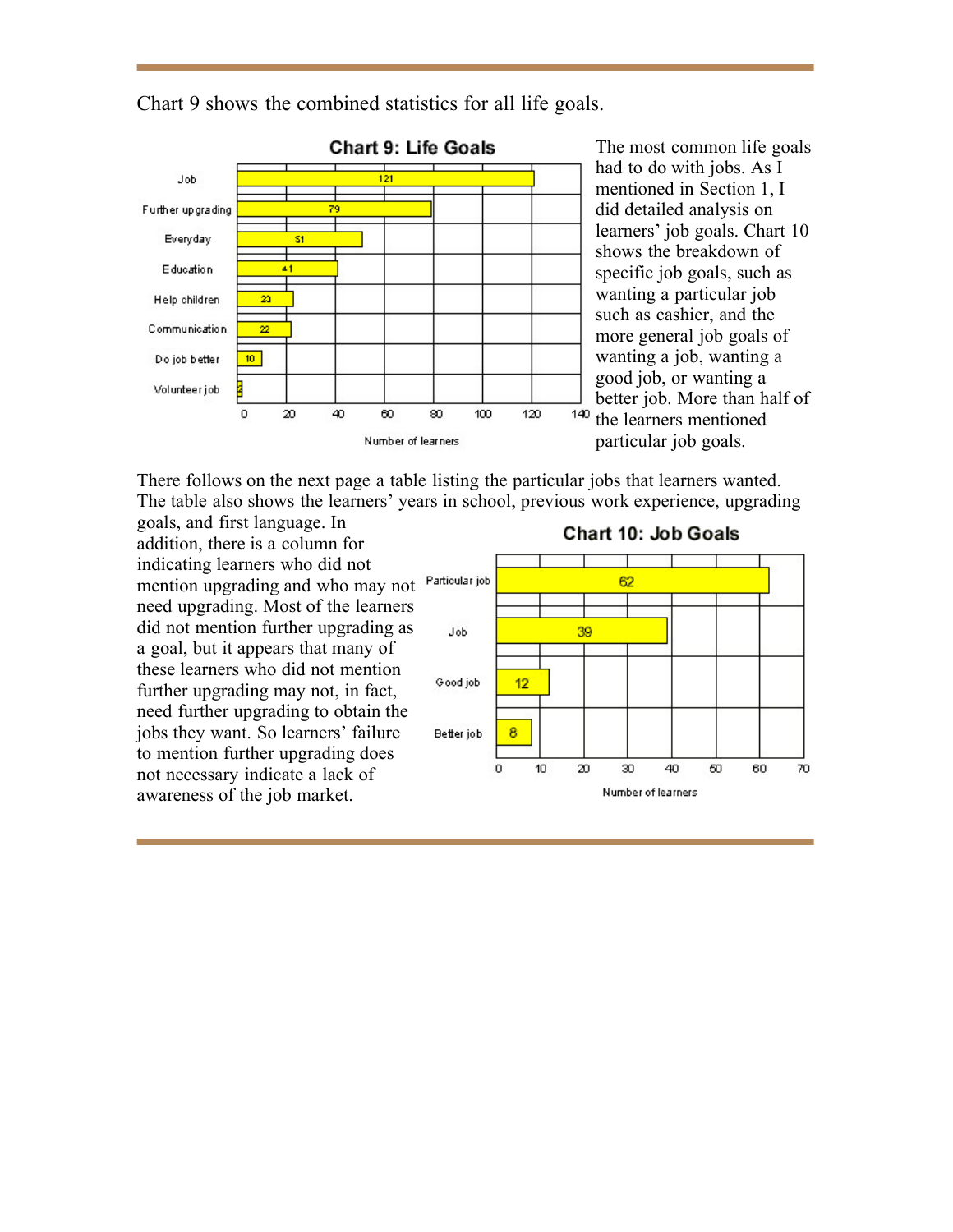Chart 9 shows the combined statistics for all life goals.

**Chart 9: Life Goals**

Job 121
Further upgrading 79
Everyday 51
Education 41
Help children 23
Communication 22
Do job better 10
Volunteer job 2

0 20 40 60 80 100 120 140

Number of learners

The most common life goals had to do with jobs. As I mentioned in Section 1, I did detailed analysis on learners' job goals. Chart 10 shows the breakdown of specific job goals, such as wanting a particular job such as cashier, and the more general job goals of wanting a job, wanting a good job, or wanting a better job. More than half of the learners mentioned particular job goals.

There follows on the next page a table listing the particular jobs that learners wanted. The table also shows the learners' years in school, previous work experience, upgrading goals, and first language. In addition, there is a column for indicating learners who did not mention upgrading and who may not need upgrading. Most of the learners did not mention further upgrading as a goal, but it appears that many of these learners who did not mention further upgrading may not, in fact, need further upgrading to obtain the jobs they want. So learners' failure to mention further upgrading does not necessary indicate a lack of awareness of the job market.

**Chart 10: Job Goals**

Particular job 62
Job 39
Good job 12
Better job 8

0 10 20 30 40 50 60 70

Number of learners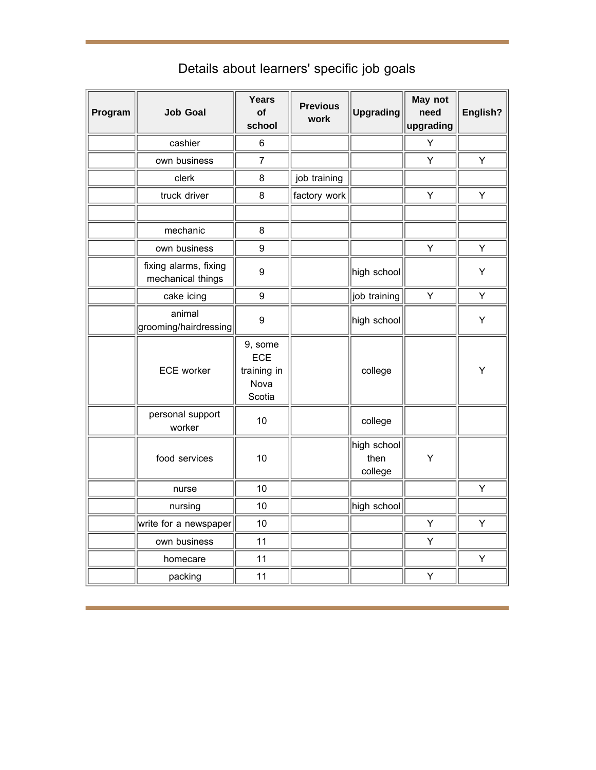## Details about learners' specific job goals

| Program | Job Goal | Years of school | Previous work | Upgrading | May not need upgrading | English? |
|---|---|---|---|---|---|---|
| | cashier | 6 | | | Y | |
| | own business | 7 | | | Y | Y |
| | clerk | 8 | job training | | | |
| | truck driver | 8 | factory work | | Y | Y |
| | | | | | | |
| | mechanic | 8 | | | | |
| | own business | 9 | | | Y | Y |
| | fixing alarms, fixing mechanical things | 9 | | high school | | Y |
| | cake icing | 9 | | job training | Y | Y |
| | animal grooming/hairdressing | 9 | | high school | | Y |
| | ECE worker | 9, some ECE training in Nova Scotia | | college | | Y |
| | personal support worker | 10 | | college | | |
| | food services | 10 | | high school then college | Y | |
| | nurse | 10 | | | | Y |
| | nursing | 10 | | high school | | |
| | write for a newspaper | 10 | | | Y | Y |
| | own business | 11 | | | Y | |
| | homecare | 11 | | | | Y |
| | packing | 11 | | | Y | |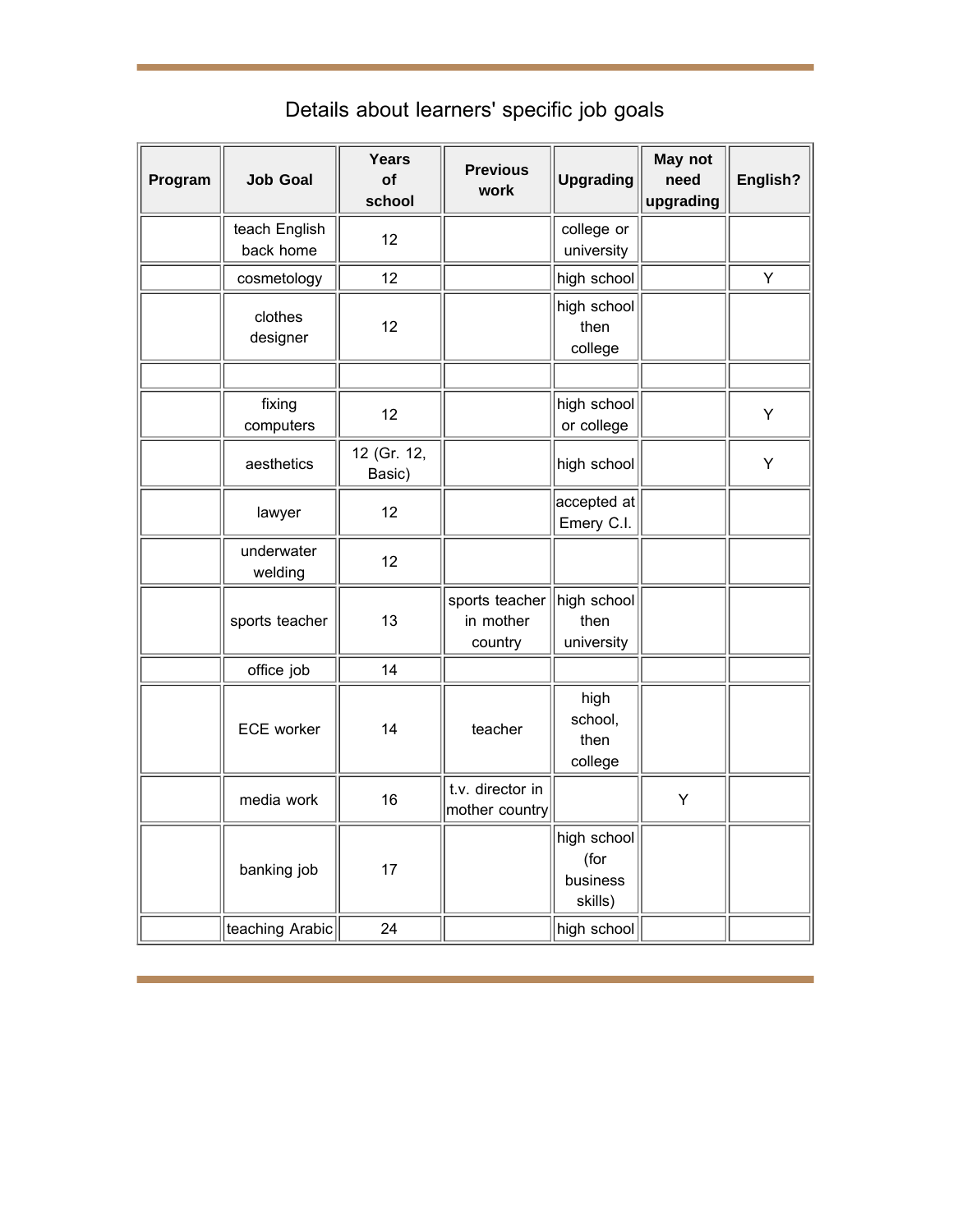# Details about learners' specific job goals

| Program | Job Goal | Years of school | Previous work | Upgrading | May not need upgrading | English? |
|---|---|---|---|---|---|---|
| | teach English back home | 12 | | college or university | | |
| | cosmetology | 12 | | high school | | Y |
| | clothes designer | 12 | | high school then college | | |
| | | | | | | |
| | fixing computers | 12 | | high school or college | | Y |
| | aesthetics | 12 (Gr. 12, Basic) | | high school | | Y |
| | lawyer | 12 | | accepted at Emery C.I. | | |
| | underwater welding | 12 | | | | |
| | sports teacher | 13 | sports teacher in mother country | high school then university | | |
| | office job | 14 | | | | |
| | ECE worker | 14 | teacher | high school, then college | | |
| | media work | 16 | t.v. director in mother country | | Y | |
| | banking job | 17 | | high school (for business skills) | | |
| | teaching Arabic | 24 | | high school | | |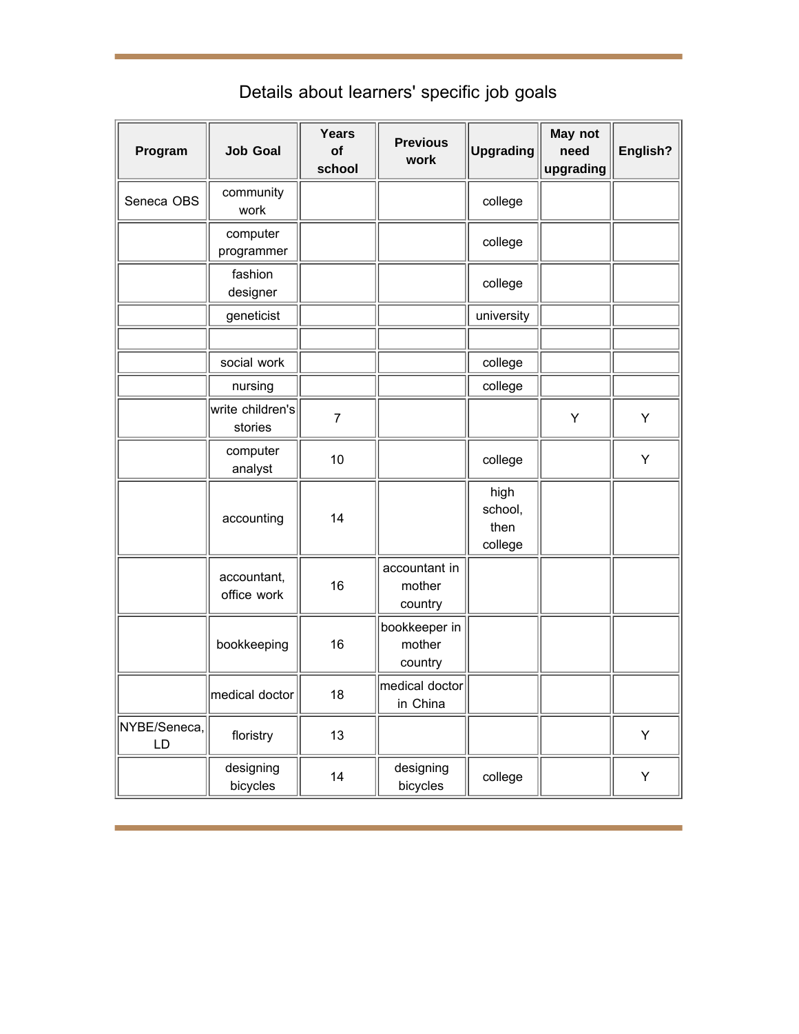Details about learners' specific job goals

| Program | Job Goal | Years of school | Previous work | Upgrading | May not need upgrading | English? |
|---|---|---|---|---|---|---|
| Seneca OBS | community work | | | college | | |
| | computer programmer | | | college | | |
| | fashion designer | | | college | | |
| | geneticist | | | university | | |
| | | | | | | |
| | social work | | | college | | |
| | nursing | | | college | | |
| | write children's stories | 7 | | | Y | Y |
| | computer analyst | 10 | | college | | Y |
| | accounting | 14 | | high school, then college | | |
| | accountant, office work | 16 | accountant in mother country | | | |
| | bookkeeping | 16 | bookkeeper in mother country | | | |
| | medical doctor | 18 | medical doctor in China | | | |
| NYBE/Seneca, LD | floristry | 13 | | | | Y |
| | designing bicycles | 14 | designing bicycles | college | | Y |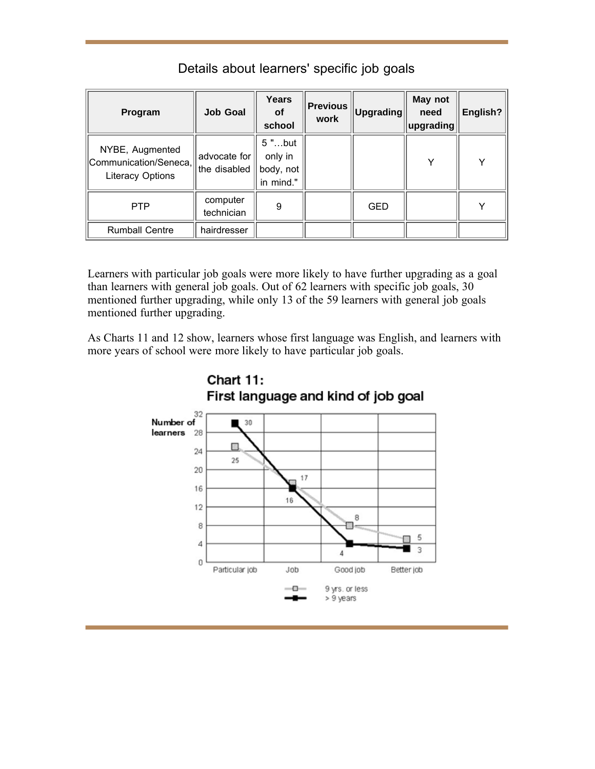## Details about learners' specific job goals

| Program | Job Goal | Years of school | Previous work | Upgrading | May not need upgrading | English? |
|---|---|---|---|---|---|---|
| NYBE, Augmented Communication/Seneca, Literacy Options | advocate for the disabled | 5 "…but only in body, not in mind." | | | Y | Y |
| PTP | computer technician | 9 | | GED | | Y |
| Rumball Centre | hairdresser | | | | | |

Learners with particular job goals were more likely to have further upgrading as a goal than learners with general job goals. Out of 62 learners with specific job goals, 30 mentioned further upgrading, while only 13 of the 59 learners with general job goals mentioned further upgrading.

As Charts 11 and 12 show, learners whose first language was English, and learners with more years of school were more likely to have particular job goals.

**Chart 11:**
**First language and kind of job goal**

Number of learners

32
28
24
20
16
12
8
4
0

30
25
17
16
8
4
5
3

Particular job
Job
Good job
Better job

9 yrs. or less
> 9 years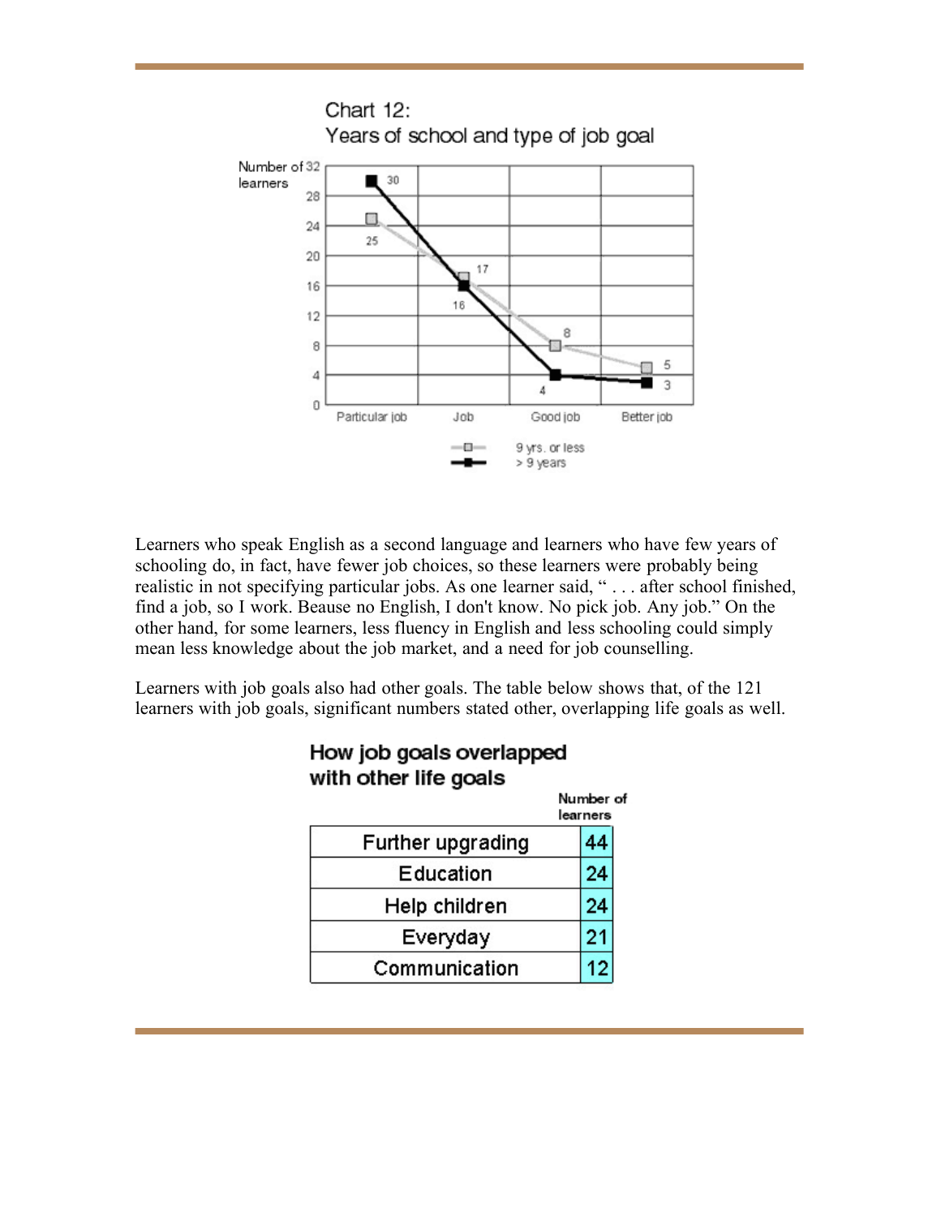Chart 12:
Years of school and type of job goal

| Number of learners | Particular job | Job | Good job | Better job |
|---|---|---|---|---|
| 9 yrs. or less | 25 | 17 | 8 | 5 |
| > 9 years | 30 | 16 | 4 | 3 |

Learners who speak English as a second language and learners who have few years of schooling do, in fact, have fewer job choices, so these learners were probably being realistic in not specifying particular jobs. As one learner said, " . . . after school finished, find a job, so I work. Beause no English, I don't know. No pick job. Any job." On the other hand, for some learners, less fluency in English and less schooling could simply mean less knowledge about the job market, and a need for job counselling.

Learners with job goals also had other goals. The table below shows that, of the 121 learners with job goals, significant numbers stated other, overlapping life goals as well.

**How job goals overlapped with other life goals**

| | Number of learners |
|---|---|
| Further upgrading | 44 |
| Education | 24 |
| Help children | 24 |
| Everyday | 21 |
| Communication | 12 |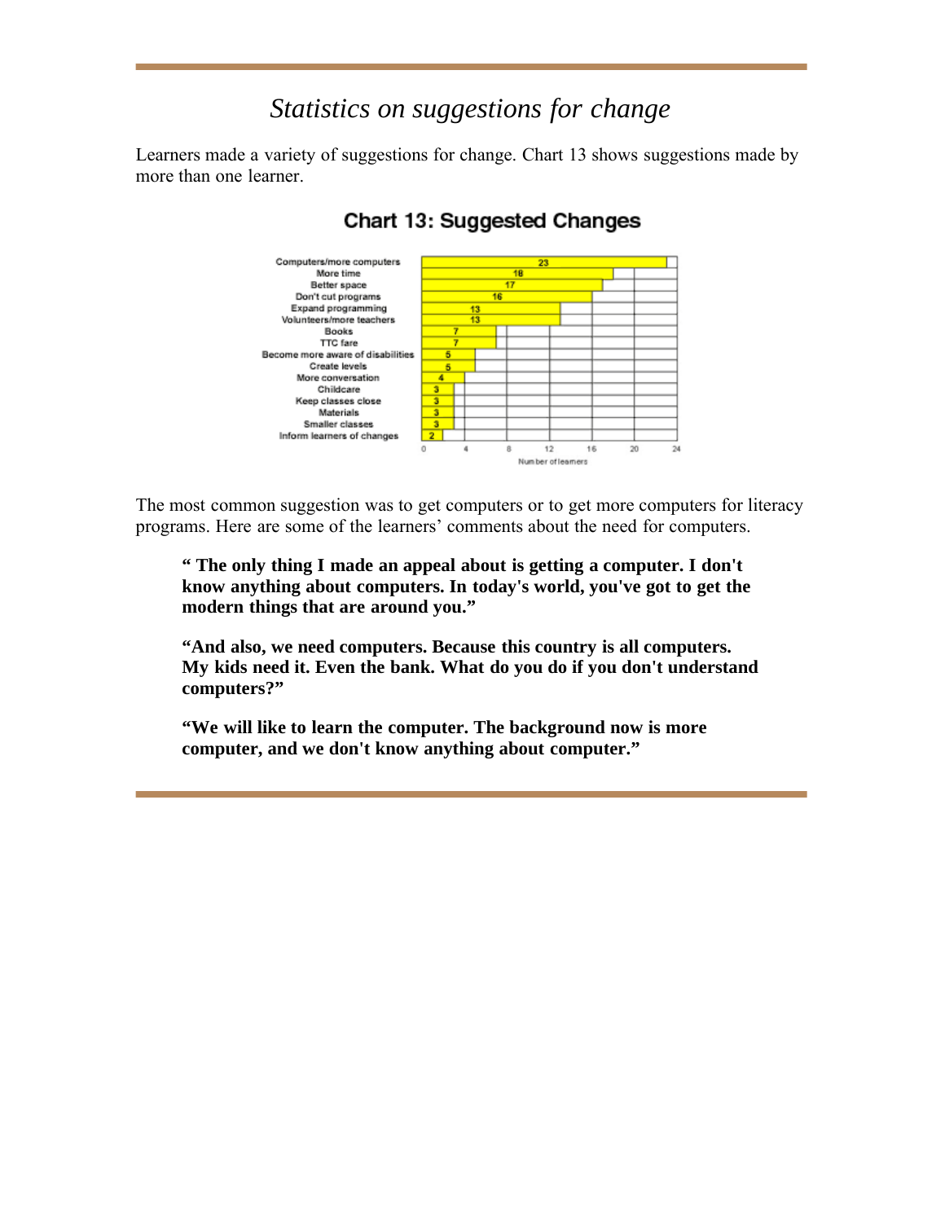# *Statistics on suggestions for change*

Learners made a variety of suggestions for change. Chart 13 shows suggestions made by more than one learner.

**Chart 13: Suggested Changes**

Computers/more computers 23
More time 18
Better space 17
Don't cut programs 16
Expand programming 13
Volunteers/more teachers 13
Books 7
TTC fare 7
Become more aware of disabilities 5
Create levels 5
More conversation 4
Childcare 3
Keep classes close 3
Materials 3
Smaller classes 3
Inform learners of changes 2

0 4 8 12 16 20 24

Number of learners

The most common suggestion was to get computers or to get more computers for literacy programs. Here are some of the learners' comments about the need for computers.

> **" The only thing I made an appeal about is getting a computer. I don't know anything about computers. In today's world, you've got to get the modern things that are around you."**
>
> **"And also, we need computers. Because this country is all computers. My kids need it. Even the bank. What do you do if you don't understand computers?"**
>
> **"We will like to learn the computer. The background now is more computer, and we don't know anything about computer."**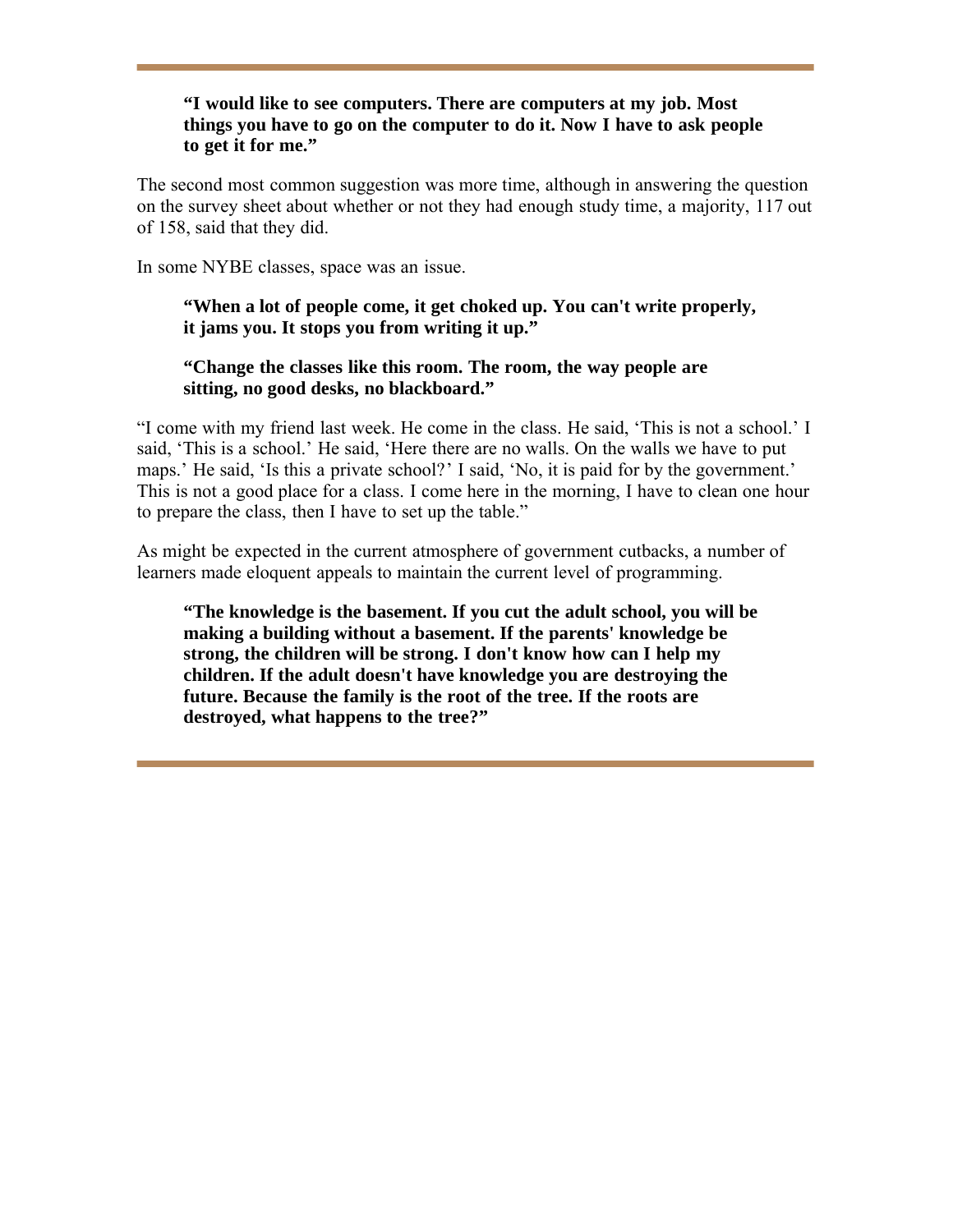**"I would like to see computers. There are computers at my job. Most things you have to go on the computer to do it. Now I have to ask people to get it for me."**

The second most common suggestion was more time, although in answering the question on the survey sheet about whether or not they had enough study time, a majority, 117 out of 158, said that they did.

In some NYBE classes, space was an issue.

**"When a lot of people come, it get choked up. You can't write properly, it jams you. It stops you from writing it up."**

**"Change the classes like this room. The room, the way people are sitting, no good desks, no blackboard."**

"I come with my friend last week. He come in the class. He said, 'This is not a school.' I said, 'This is a school.' He said, 'Here there are no walls. On the walls we have to put maps.' He said, 'Is this a private school?' I said, 'No, it is paid for by the government.' This is not a good place for a class. I come here in the morning, I have to clean one hour to prepare the class, then I have to set up the table."

As might be expected in the current atmosphere of government cutbacks, a number of learners made eloquent appeals to maintain the current level of programming.

**"The knowledge is the basement. If you cut the adult school, you will be making a building without a basement. If the parents' knowledge be strong, the children will be strong. I don't know how can I help my children. If the adult doesn't have knowledge you are destroying the future. Because the family is the root of the tree. If the roots are destroyed, what happens to the tree?"**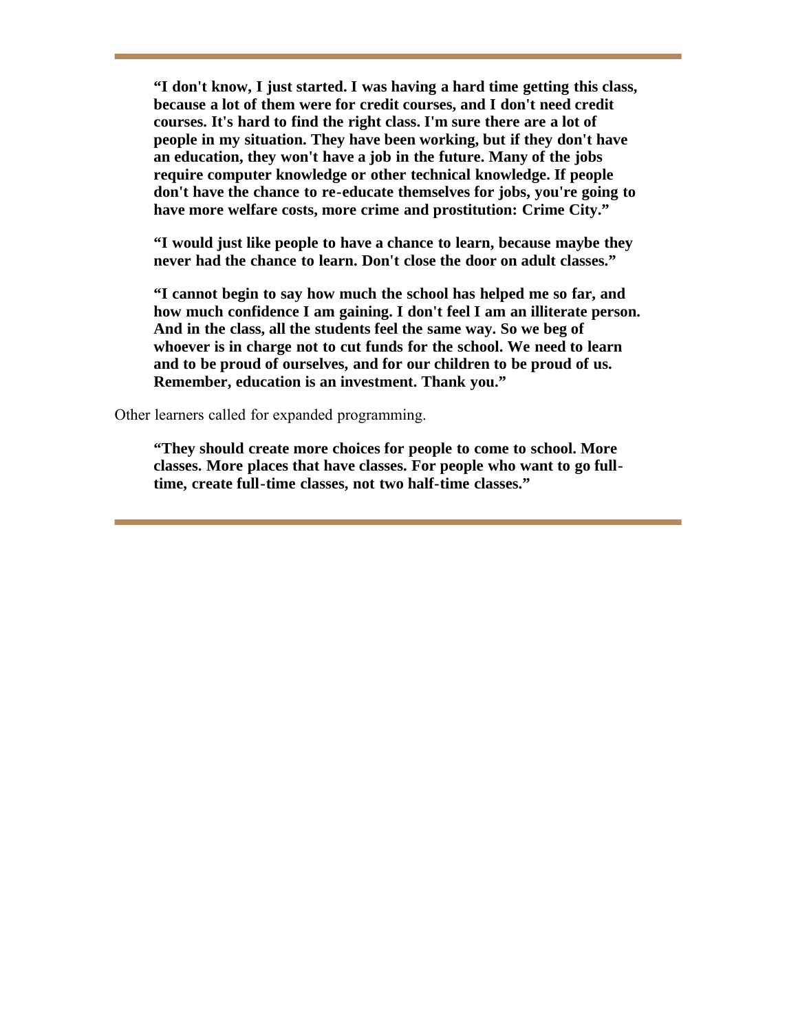> **"I don't know, I just started. I was having a hard time getting this class, because a lot of them were for credit courses, and I don't need credit courses. It's hard to find the right class. I'm sure there are a lot of people in my situation. They have been working, but if they don't have an education, they won't have a job in the future. Many of the jobs require computer knowledge or other technical knowledge. If people don't have the chance to re-educate themselves for jobs, you're going to have more welfare costs, more crime and prostitution: Crime City."**

> **"I would just like people to have a chance to learn, because maybe they never had the chance to learn. Don't close the door on adult classes."**

> **"I cannot begin to say how much the school has helped me so far, and how much confidence I am gaining. I don't feel I am an illiterate person. And in the class, all the students feel the same way. So we beg of whoever is in charge not to cut funds for the school. We need to learn and to be proud of ourselves, and for our children to be proud of us. Remember, education is an investment. Thank you."**

Other learners called for expanded programming.

> **"They should create more choices for people to come to school. More classes. More places that have classes. For people who want to go full-time, create full-time classes, not two half-time classes."**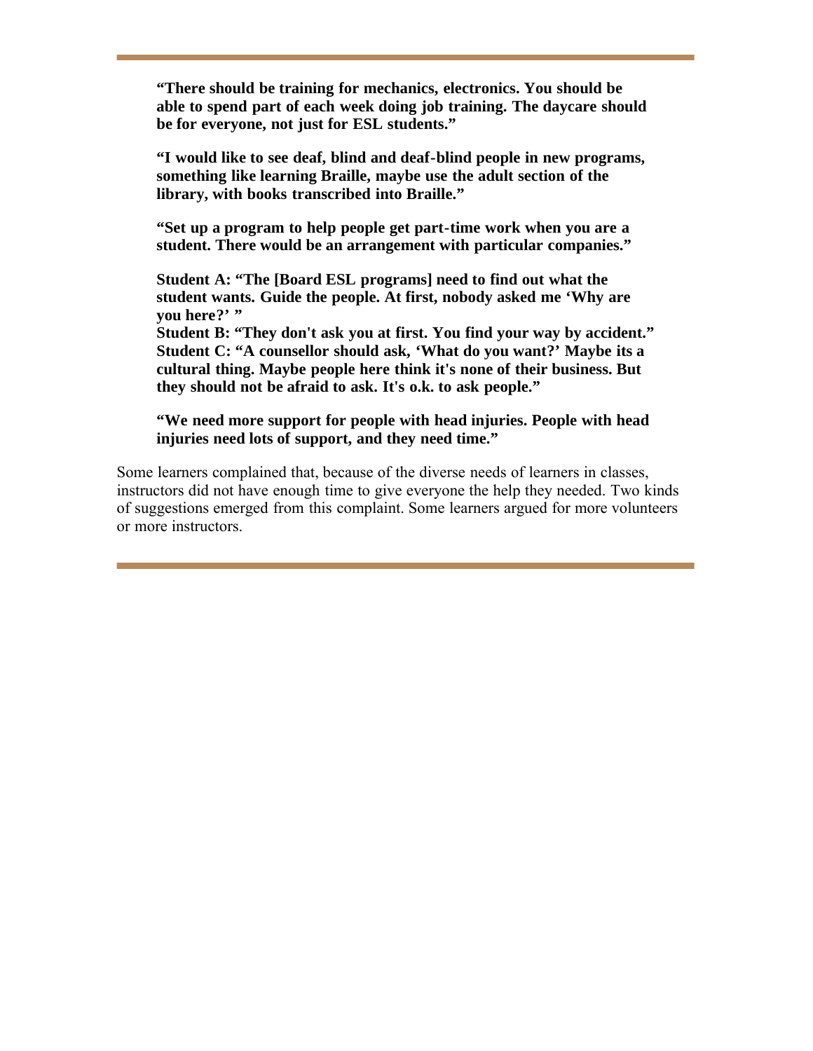**"There should be training for mechanics, electronics. You should be able to spend part of each week doing job training. The daycare should be for everyone, not just for ESL students."**

**"I would like to see deaf, blind and deaf-blind people in new programs, something like learning Braille, maybe use the adult section of the library, with books transcribed into Braille."**

**"Set up a program to help people get part-time work when you are a student. There would be an arrangement with particular companies."**

**Student A: "The [Board ESL programs] need to find out what the student wants. Guide the people. At first, nobody asked me 'Why are you here?' "**
**Student B: "They don't ask you at first. You find your way by accident."**
**Student C: "A counsellor should ask, 'What do you want?' Maybe its a cultural thing. Maybe people here think it's none of their business. But they should not be afraid to ask. It's o.k. to ask people."**

**"We need more support for people with head injuries. People with head injuries need lots of support, and they need time."**

Some learners complained that, because of the diverse needs of learners in classes, instructors did not have enough time to give everyone the help they needed. Two kinds of suggestions emerged from this complaint. Some learners argued for more volunteers or more instructors.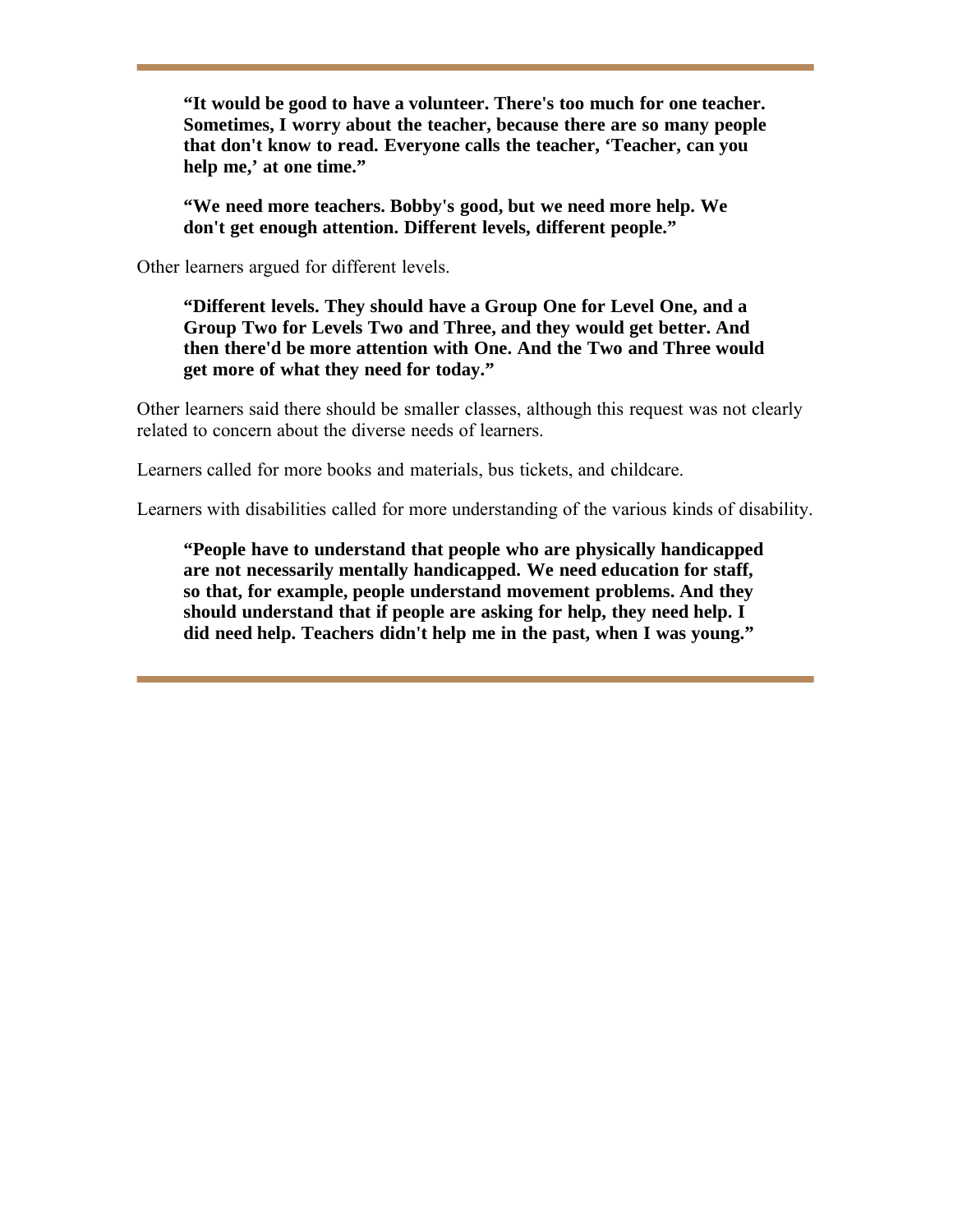> **"It would be good to have a volunteer. There's too much for one teacher. Sometimes, I worry about the teacher, because there are so many people that don't know to read. Everyone calls the teacher, 'Teacher, can you help me,' at one time."**

> **"We need more teachers. Bobby's good, but we need more help. We don't get enough attention. Different levels, different people."**

Other learners argued for different levels.

> **"Different levels. They should have a Group One for Level One, and a Group Two for Levels Two and Three, and they would get better. And then there'd be more attention with One. And the Two and Three would get more of what they need for today."**

Other learners said there should be smaller classes, although this request was not clearly related to concern about the diverse needs of learners.

Learners called for more books and materials, bus tickets, and childcare.

Learners with disabilities called for more understanding of the various kinds of disability.

> **"People have to understand that people who are physically handicapped are not necessarily mentally handicapped. We need education for staff, so that, for example, people understand movement problems. And they should understand that if people are asking for help, they need help. I did need help. Teachers didn't help me in the past, when I was young."**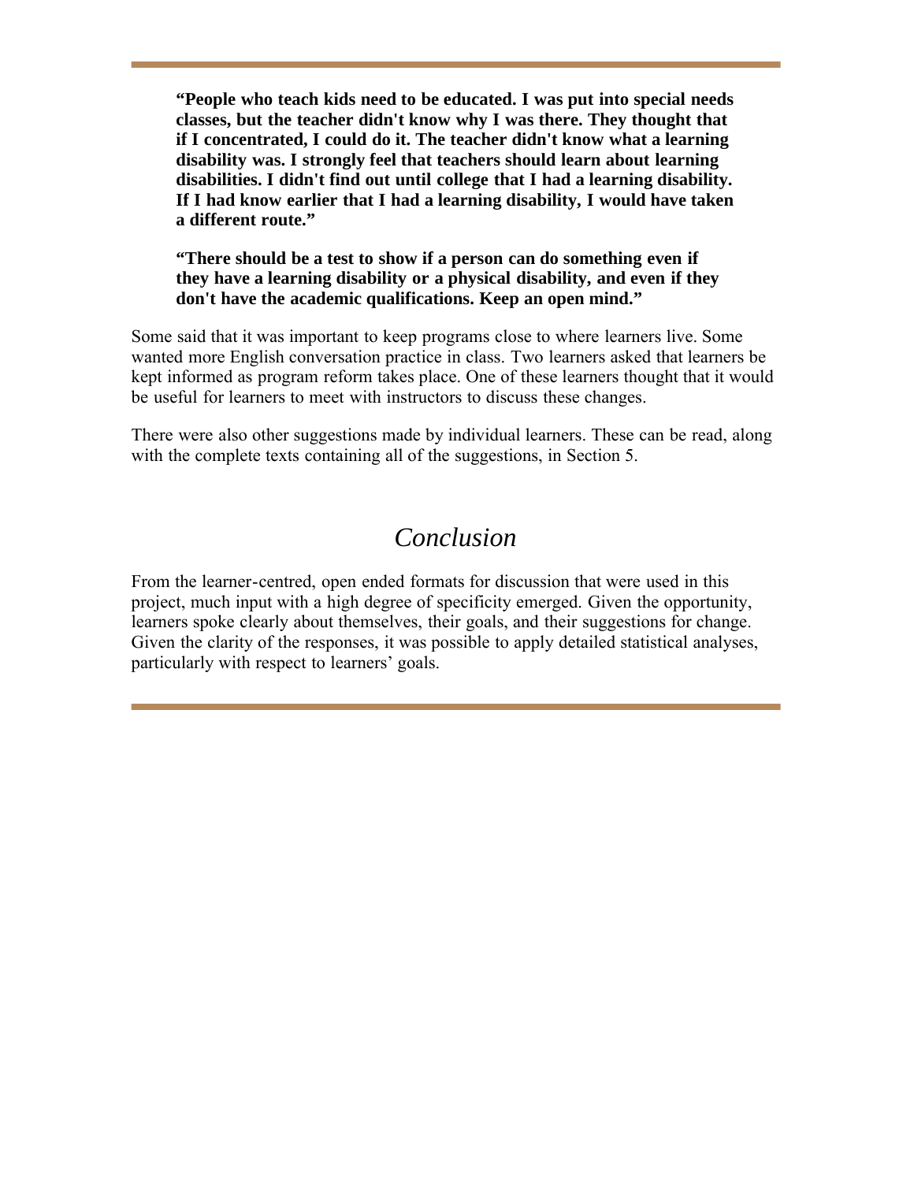> **"People who teach kids need to be educated. I was put into special needs classes, but the teacher didn't know why I was there. They thought that if I concentrated, I could do it. The teacher didn't know what a learning disability was. I strongly feel that teachers should learn about learning disabilities. I didn't find out until college that I had a learning disability. If I had know earlier that I had a learning disability, I would have taken a different route."**

> **"There should be a test to show if a person can do something even if they have a learning disability or a physical disability, and even if they don't have the academic qualifications. Keep an open mind."**

Some said that it was important to keep programs close to where learners live. Some wanted more English conversation practice in class. Two learners asked that learners be kept informed as program reform takes place. One of these learners thought that it would be useful for learners to meet with instructors to discuss these changes.

There were also other suggestions made by individual learners. These can be read, along with the complete texts containing all of the suggestions, in Section 5.

## *Conclusion*

From the learner-centred, open ended formats for discussion that were used in this project, much input with a high degree of specificity emerged. Given the opportunity, learners spoke clearly about themselves, their goals, and their suggestions for change. Given the clarity of the responses, it was possible to apply detailed statistical analyses, particularly with respect to learners' goals.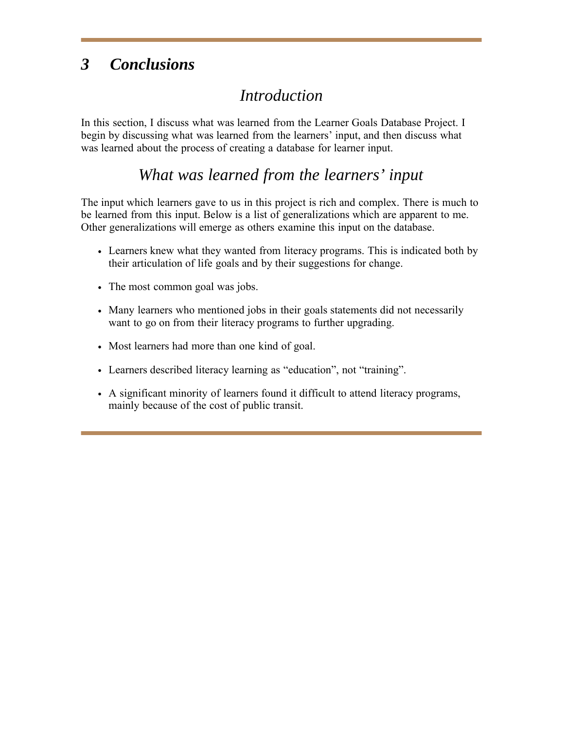# *3 Conclusions*

## *Introduction*

In this section, I discuss what was learned from the Learner Goals Database Project. I begin by discussing what was learned from the learners' input, and then discuss what was learned about the process of creating a database for learner input.

## *What was learned from the learners' input*

The input which learners gave to us in this project is rich and complex. There is much to be learned from this input. Below is a list of generalizations which are apparent to me. Other generalizations will emerge as others examine this input on the database.

- Learners knew what they wanted from literacy programs. This is indicated both by their articulation of life goals and by their suggestions for change.
- The most common goal was jobs.
- Many learners who mentioned jobs in their goals statements did not necessarily want to go on from their literacy programs to further upgrading.
- Most learners had more than one kind of goal.
- Learners described literacy learning as "education", not "training".
- A significant minority of learners found it difficult to attend literacy programs, mainly because of the cost of public transit.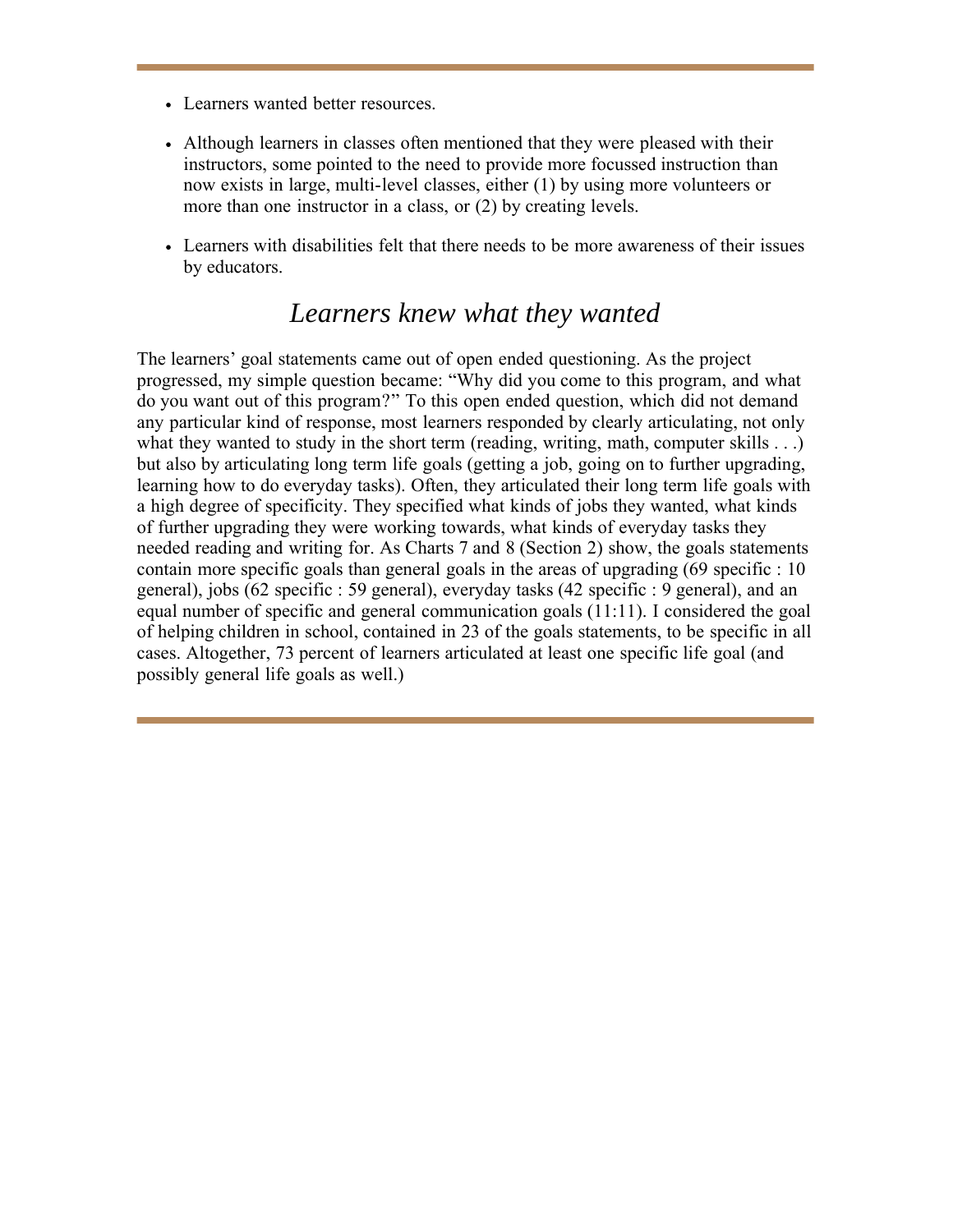- Learners wanted better resources.
- Although learners in classes often mentioned that they were pleased with their instructors, some pointed to the need to provide more focussed instruction than now exists in large, multi-level classes, either (1) by using more volunteers or more than one instructor in a class, or (2) by creating levels.
- Learners with disabilities felt that there needs to be more awareness of their issues by educators.

## *Learners knew what they wanted*

The learners' goal statements came out of open ended questioning. As the project progressed, my simple question became: "Why did you come to this program, and what do you want out of this program?" To this open ended question, which did not demand any particular kind of response, most learners responded by clearly articulating, not only what they wanted to study in the short term (reading, writing, math, computer skills . . .) but also by articulating long term life goals (getting a job, going on to further upgrading, learning how to do everyday tasks). Often, they articulated their long term life goals with a high degree of specificity. They specified what kinds of jobs they wanted, what kinds of further upgrading they were working towards, what kinds of everyday tasks they needed reading and writing for. As Charts 7 and 8 (Section 2) show, the goals statements contain more specific goals than general goals in the areas of upgrading (69 specific : 10 general), jobs (62 specific : 59 general), everyday tasks (42 specific : 9 general), and an equal number of specific and general communication goals (11:11). I considered the goal of helping children in school, contained in 23 of the goals statements, to be specific in all cases. Altogether, 73 percent of learners articulated at least one specific life goal (and possibly general life goals as well.)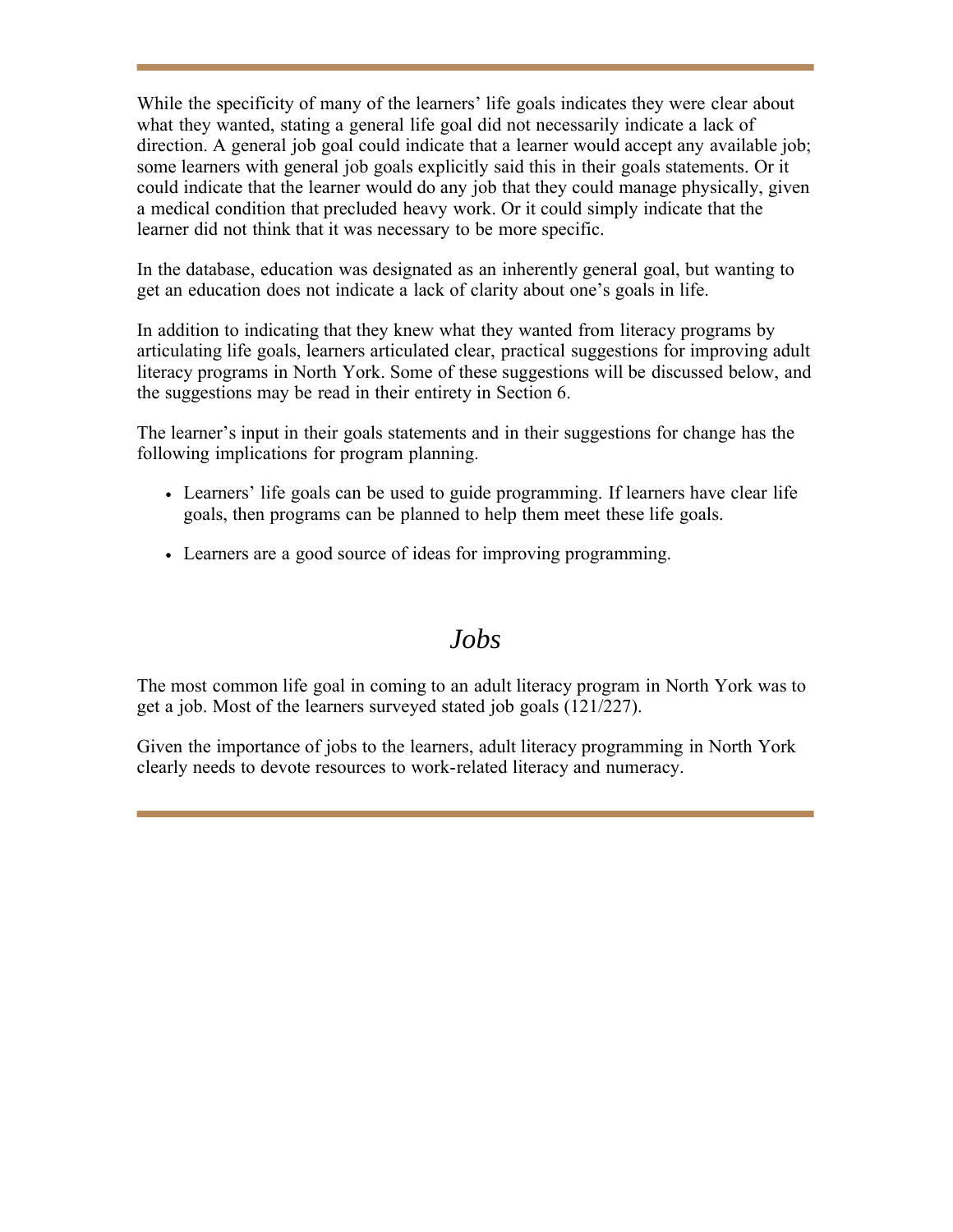While the specificity of many of the learners' life goals indicates they were clear about what they wanted, stating a general life goal did not necessarily indicate a lack of direction. A general job goal could indicate that a learner would accept any available job; some learners with general job goals explicitly said this in their goals statements. Or it could indicate that the learner would do any job that they could manage physically, given a medical condition that precluded heavy work. Or it could simply indicate that the learner did not think that it was necessary to be more specific.

In the database, education was designated as an inherently general goal, but wanting to get an education does not indicate a lack of clarity about one's goals in life.

In addition to indicating that they knew what they wanted from literacy programs by articulating life goals, learners articulated clear, practical suggestions for improving adult literacy programs in North York. Some of these suggestions will be discussed below, and the suggestions may be read in their entirety in Section 6.

The learner's input in their goals statements and in their suggestions for change has the following implications for program planning.

- Learners' life goals can be used to guide programming. If learners have clear life goals, then programs can be planned to help them meet these life goals.
- Learners are a good source of ideas for improving programming.

## *Jobs*

The most common life goal in coming to an adult literacy program in North York was to get a job. Most of the learners surveyed stated job goals (121/227).

Given the importance of jobs to the learners, adult literacy programming in North York clearly needs to devote resources to work-related literacy and numeracy.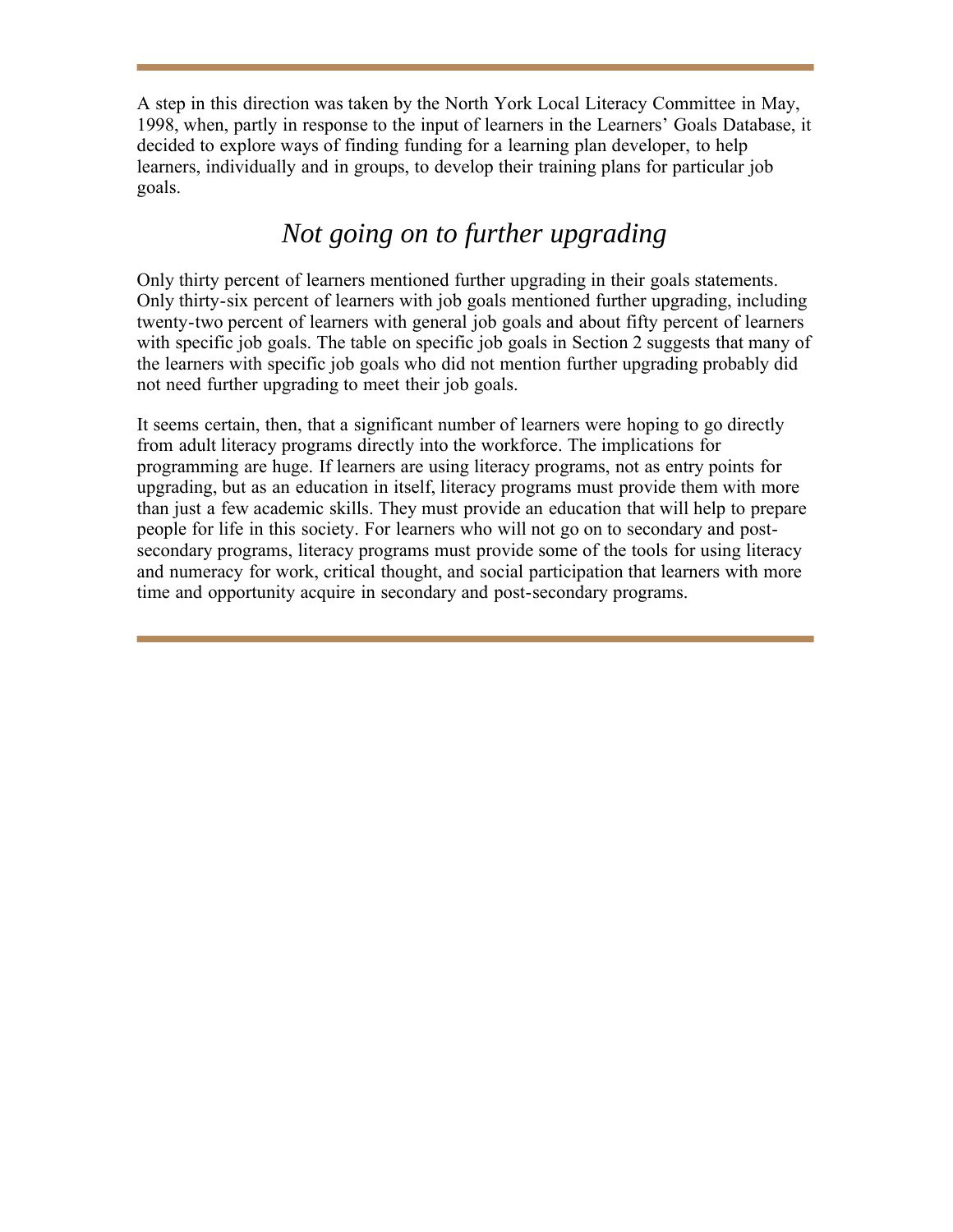A step in this direction was taken by the North York Local Literacy Committee in May, 1998, when, partly in response to the input of learners in the Learners' Goals Database, it decided to explore ways of finding funding for a learning plan developer, to help learners, individually and in groups, to develop their training plans for particular job goals.

## *Not going on to further upgrading*

Only thirty percent of learners mentioned further upgrading in their goals statements. Only thirty-six percent of learners with job goals mentioned further upgrading, including twenty-two percent of learners with general job goals and about fifty percent of learners with specific job goals. The table on specific job goals in Section 2 suggests that many of the learners with specific job goals who did not mention further upgrading probably did not need further upgrading to meet their job goals.

It seems certain, then, that a significant number of learners were hoping to go directly from adult literacy programs directly into the workforce. The implications for programming are huge. If learners are using literacy programs, not as entry points for upgrading, but as an education in itself, literacy programs must provide them with more than just a few academic skills. They must provide an education that will help to prepare people for life in this society. For learners who will not go on to secondary and post-secondary programs, literacy programs must provide some of the tools for using literacy and numeracy for work, critical thought, and social participation that learners with more time and opportunity acquire in secondary and post-secondary programs.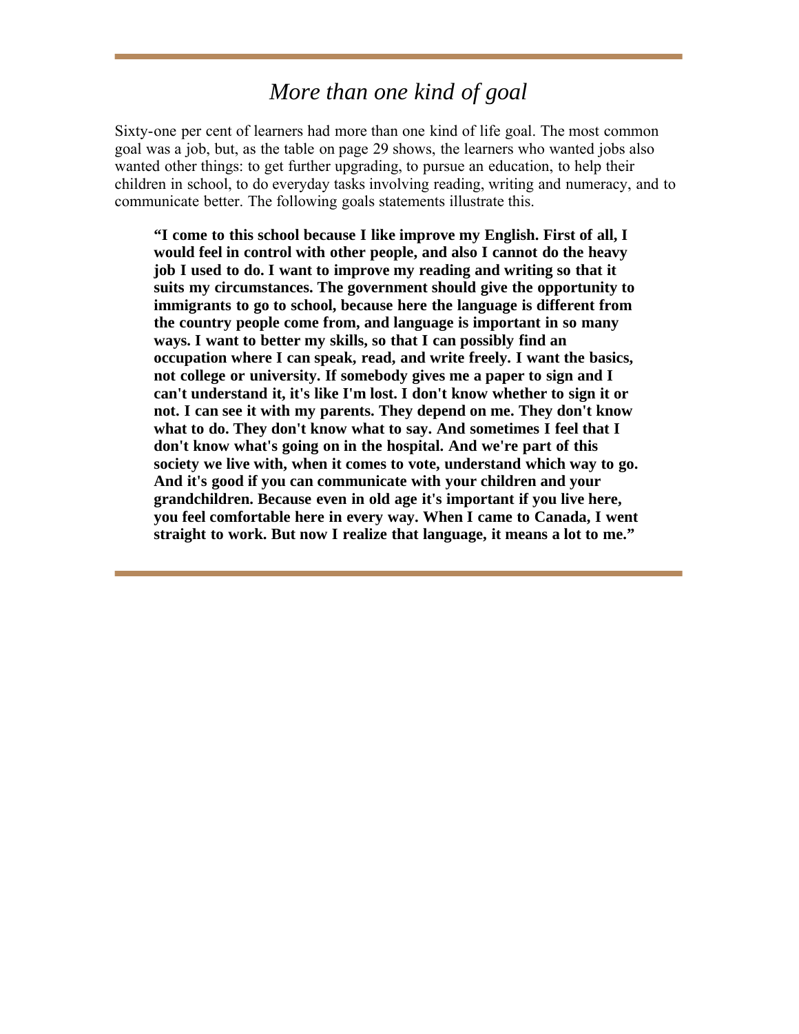## *More than one kind of goal*

Sixty-one per cent of learners had more than one kind of life goal. The most common goal was a job, but, as the table on page 29 shows, the learners who wanted jobs also wanted other things: to get further upgrading, to pursue an education, to help their children in school, to do everyday tasks involving reading, writing and numeracy, and to communicate better. The following goals statements illustrate this.

> **"I come to this school because I like improve my English. First of all, I would feel in control with other people, and also I cannot do the heavy job I used to do. I want to improve my reading and writing so that it suits my circumstances. The government should give the opportunity to immigrants to go to school, because here the language is different from the country people come from, and language is important in so many ways. I want to better my skills, so that I can possibly find an occupation where I can speak, read, and write freely. I want the basics, not college or university. If somebody gives me a paper to sign and I can't understand it, it's like I'm lost. I don't know whether to sign it or not. I can see it with my parents. They depend on me. They don't know what to do. They don't know what to say. And sometimes I feel that I don't know what's going on in the hospital. And we're part of this society we live with, when it comes to vote, understand which way to go. And it's good if you can communicate with your children and your grandchildren. Because even in old age it's important if you live here, you feel comfortable here in every way. When I came to Canada, I went straight to work. But now I realize that language, it means a lot to me."**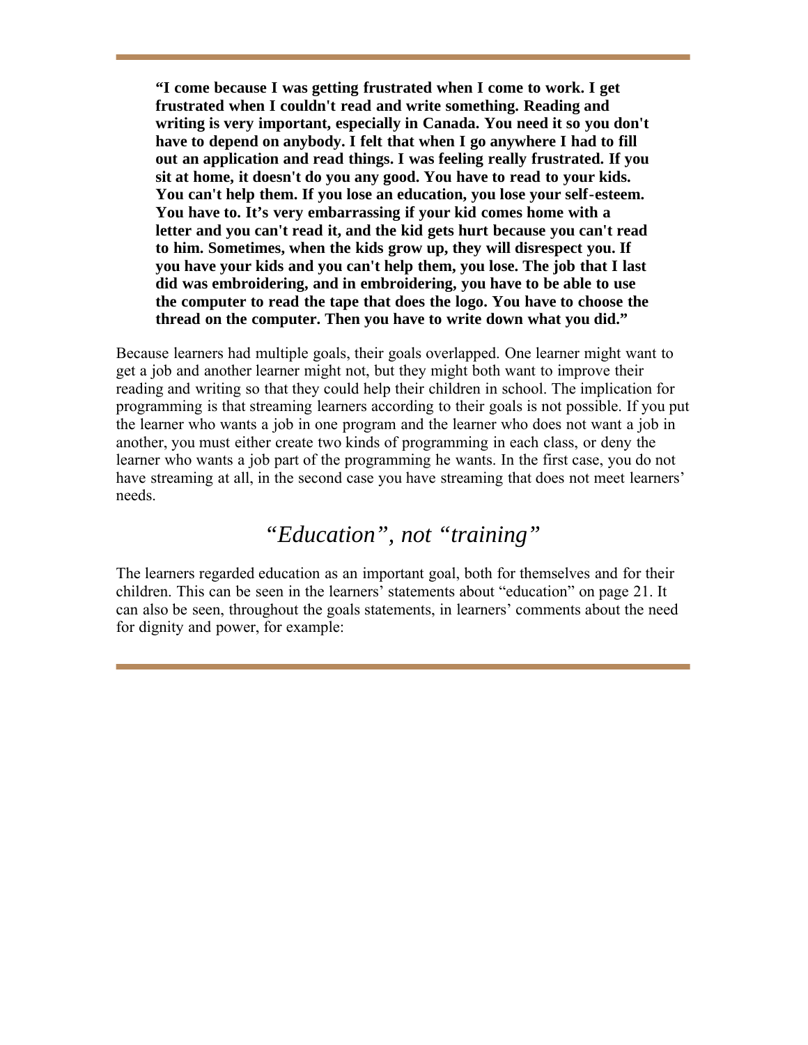> **"I come because I was getting frustrated when I come to work. I get frustrated when I couldn't read and write something. Reading and writing is very important, especially in Canada. You need it so you don't have to depend on anybody. I felt that when I go anywhere I had to fill out an application and read things. I was feeling really frustrated. If you sit at home, it doesn't do you any good. You have to read to your kids. You can't help them. If you lose an education, you lose your self-esteem. You have to. It's very embarrassing if your kid comes home with a letter and you can't read it, and the kid gets hurt because you can't read to him. Sometimes, when the kids grow up, they will disrespect you. If you have your kids and you can't help them, you lose. The job that I last did was embroidering, and in embroidering, you have to be able to use the computer to read the tape that does the logo. You have to choose the thread on the computer. Then you have to write down what you did."**

Because learners had multiple goals, their goals overlapped. One learner might want to get a job and another learner might not, but they might both want to improve their reading and writing so that they could help their children in school. The implication for programming is that streaming learners according to their goals is not possible. If you put the learner who wants a job in one program and the learner who does not want a job in another, you must either create two kinds of programming in each class, or deny the learner who wants a job part of the programming he wants. In the first case, you do not have streaming at all, in the second case you have streaming that does not meet learners' needs.

## *"Education", not "training"*

The learners regarded education as an important goal, both for themselves and for their children. This can be seen in the learners' statements about "education" on page 21. It can also be seen, throughout the goals statements, in learners' comments about the need for dignity and power, for example: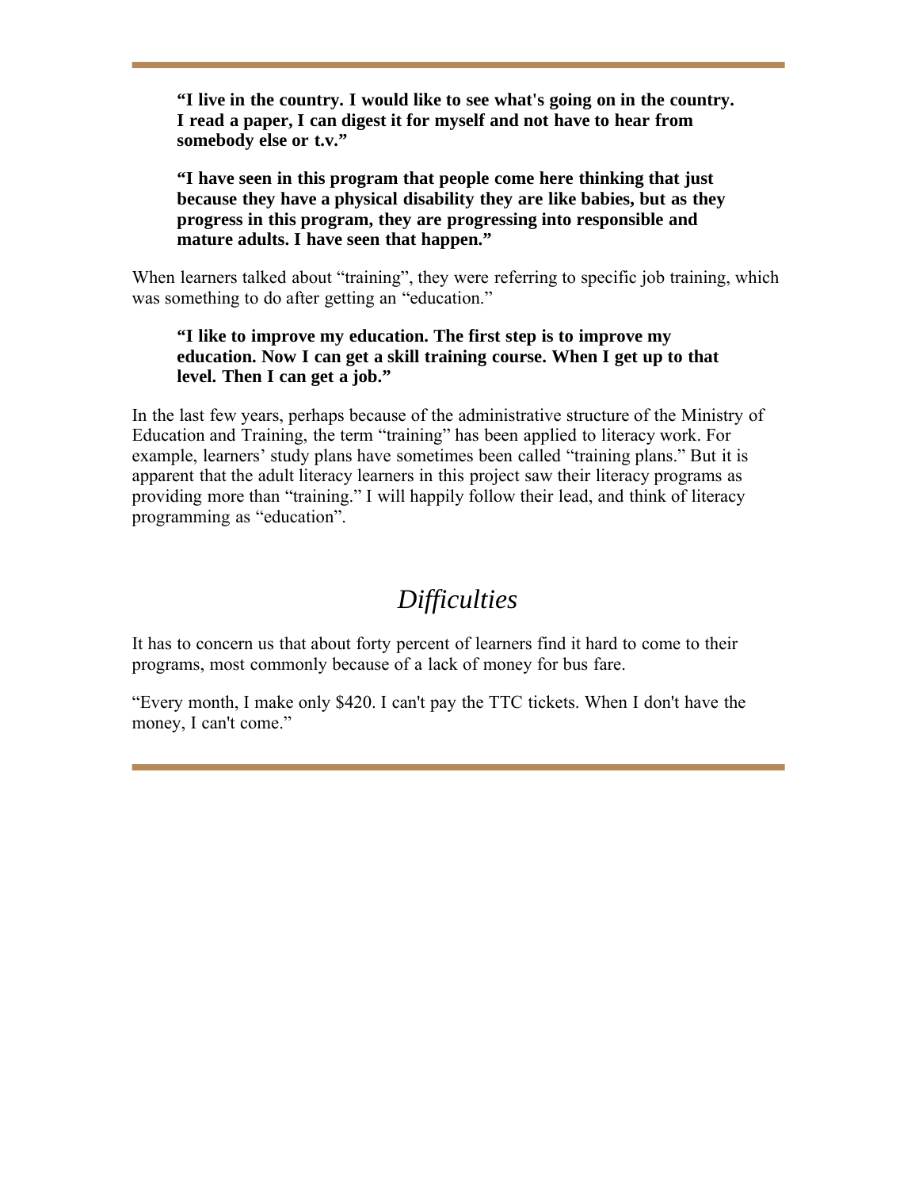**"I live in the country. I would like to see what's going on in the country. I read a paper, I can digest it for myself and not have to hear from somebody else or t.v."**

**"I have seen in this program that people come here thinking that just because they have a physical disability they are like babies, but as they progress in this program, they are progressing into responsible and mature adults. I have seen that happen."**

When learners talked about "training", they were referring to specific job training, which was something to do after getting an "education."

**"I like to improve my education. The first step is to improve my education. Now I can get a skill training course. When I get up to that level. Then I can get a job."**

In the last few years, perhaps because of the administrative structure of the Ministry of Education and Training, the term "training" has been applied to literacy work. For example, learners' study plans have sometimes been called "training plans." But it is apparent that the adult literacy learners in this project saw their literacy programs as providing more than "training." I will happily follow their lead, and think of literacy programming as "education".

## *Difficulties*

It has to concern us that about forty percent of learners find it hard to come to their programs, most commonly because of a lack of money for bus fare.

"Every month, I make only $420. I can't pay the TTC tickets. When I don't have the money, I can't come."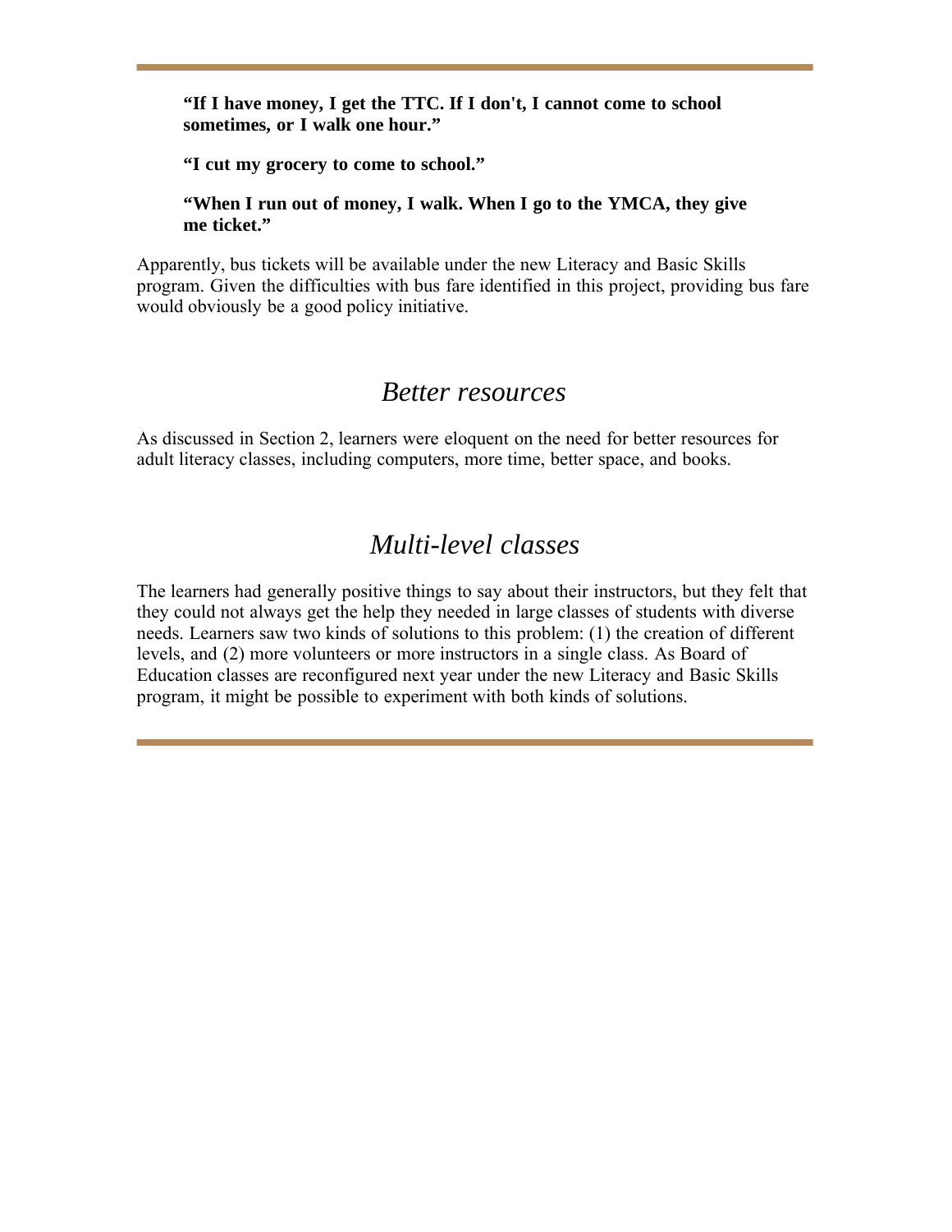> **"If I have money, I get the TTC. If I don't, I cannot come to school sometimes, or I walk one hour."**
>
> **"I cut my grocery to come to school."**
>
> **"When I run out of money, I walk. When I go to the YMCA, they give me ticket."**

Apparently, bus tickets will be available under the new Literacy and Basic Skills program. Given the difficulties with bus fare identified in this project, providing bus fare would obviously be a good policy initiative.

## *Better resources*

As discussed in Section 2, learners were eloquent on the need for better resources for adult literacy classes, including computers, more time, better space, and books.

## *Multi-level classes*

The learners had generally positive things to say about their instructors, but they felt that they could not always get the help they needed in large classes of students with diverse needs. Learners saw two kinds of solutions to this problem: (1) the creation of different levels, and (2) more volunteers or more instructors in a single class. As Board of Education classes are reconfigured next year under the new Literacy and Basic Skills program, it might be possible to experiment with both kinds of solutions.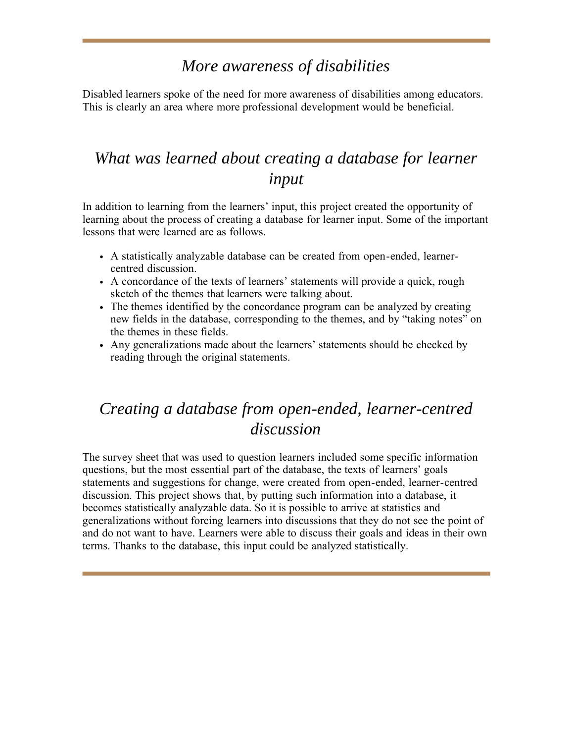## *More awareness of disabilities*

Disabled learners spoke of the need for more awareness of disabilities among educators. This is clearly an area where more professional development would be beneficial.

## *What was learned about creating a database for learner input*

In addition to learning from the learners' input, this project created the opportunity of learning about the process of creating a database for learner input. Some of the important lessons that were learned are as follows.

- A statistically analyzable database can be created from open-ended, learner-centred discussion.
- A concordance of the texts of learners' statements will provide a quick, rough sketch of the themes that learners were talking about.
- The themes identified by the concordance program can be analyzed by creating new fields in the database, corresponding to the themes, and by "taking notes" on the themes in these fields.
- Any generalizations made about the learners' statements should be checked by reading through the original statements.

## *Creating a database from open-ended, learner-centred discussion*

The survey sheet that was used to question learners included some specific information questions, but the most essential part of the database, the texts of learners' goals statements and suggestions for change, were created from open-ended, learner-centred discussion. This project shows that, by putting such information into a database, it becomes statistically analyzable data. So it is possible to arrive at statistics and generalizations without forcing learners into discussions that they do not see the point of and do not want to have. Learners were able to discuss their goals and ideas in their own terms. Thanks to the database, this input could be analyzed statistically.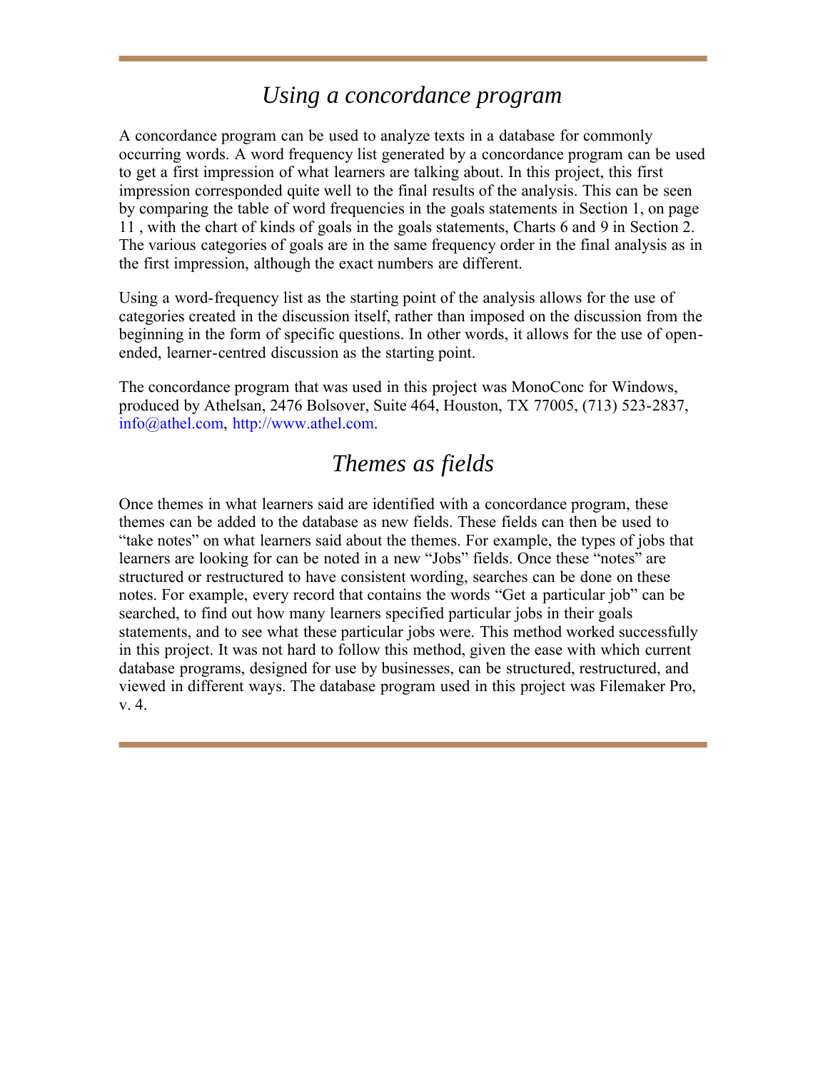## *Using a concordance program*

A concordance program can be used to analyze texts in a database for commonly occurring words. A word frequency list generated by a concordance program can be used to get a first impression of what learners are talking about. In this project, this first impression corresponded quite well to the final results of the analysis. This can be seen by comparing the table of word frequencies in the goals statements in Section 1, on page 11 , with the chart of kinds of goals in the goals statements, Charts 6 and 9 in Section 2. The various categories of goals are in the same frequency order in the final analysis as in the first impression, although the exact numbers are different.

Using a word-frequency list as the starting point of the analysis allows for the use of categories created in the discussion itself, rather than imposed on the discussion from the beginning in the form of specific questions. In other words, it allows for the use of open-ended, learner-centred discussion as the starting point.

The concordance program that was used in this project was MonoConc for Windows, produced by Athelsan, 2476 Bolsover, Suite 464, Houston, TX 77005, (713) 523-2837, info@athel.com, http://www.athel.com.

## *Themes as fields*

Once themes in what learners said are identified with a concordance program, these themes can be added to the database as new fields. These fields can then be used to "take notes" on what learners said about the themes. For example, the types of jobs that learners are looking for can be noted in a new "Jobs" fields. Once these "notes" are structured or restructured to have consistent wording, searches can be done on these notes. For example, every record that contains the words "Get a particular job" can be searched, to find out how many learners specified particular jobs in their goals statements, and to see what these particular jobs were. This method worked successfully in this project. It was not hard to follow this method, given the ease with which current database programs, designed for use by businesses, can be structured, restructured, and viewed in different ways. The database program used in this project was Filemaker Pro, v. 4.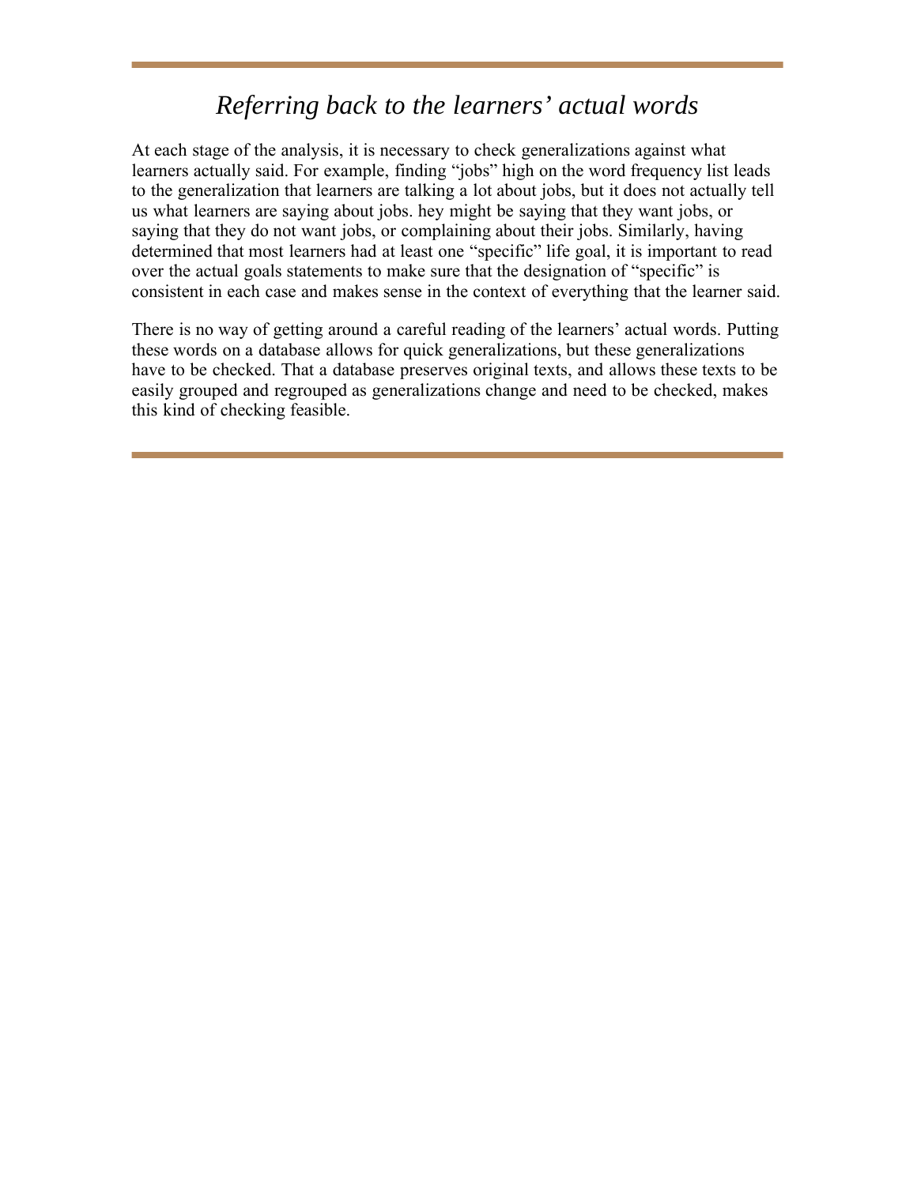## *Referring back to the learners' actual words*

At each stage of the analysis, it is necessary to check generalizations against what learners actually said. For example, finding "jobs" high on the word frequency list leads to the generalization that learners are talking a lot about jobs, but it does not actually tell us what learners are saying about jobs. hey might be saying that they want jobs, or saying that they do not want jobs, or complaining about their jobs. Similarly, having determined that most learners had at least one "specific" life goal, it is important to read over the actual goals statements to make sure that the designation of "specific" is consistent in each case and makes sense in the context of everything that the learner said.

There is no way of getting around a careful reading of the learners' actual words. Putting these words on a database allows for quick generalizations, but these generalizations have to be checked. That a database preserves original texts, and allows these texts to be easily grouped and regrouped as generalizations change and need to be checked, makes this kind of checking feasible.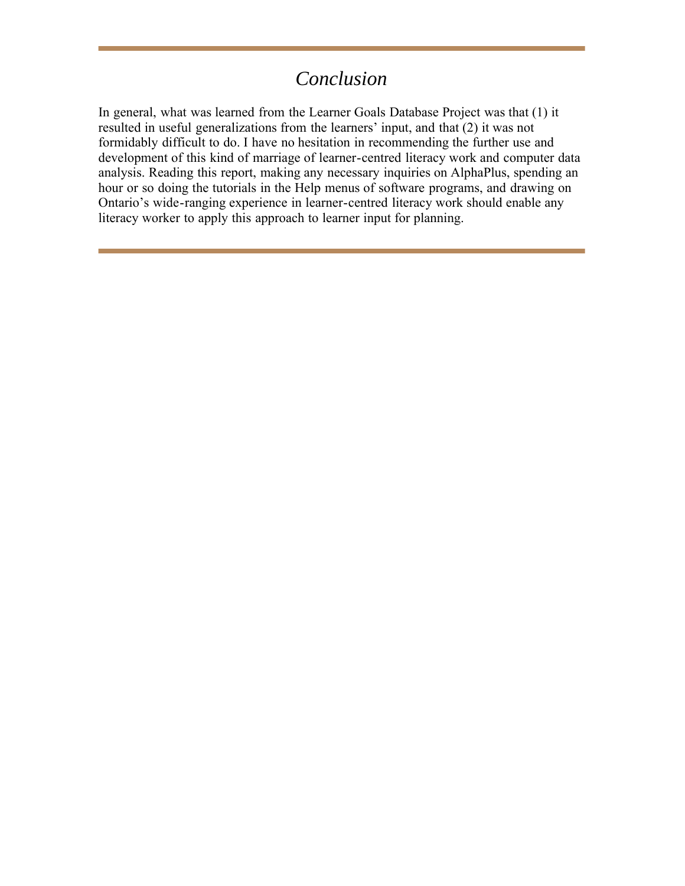# *Conclusion*

In general, what was learned from the Learner Goals Database Project was that (1) it resulted in useful generalizations from the learners' input, and that (2) it was not formidably difficult to do. I have no hesitation in recommending the further use and development of this kind of marriage of learner-centred literacy work and computer data analysis. Reading this report, making any necessary inquiries on AlphaPlus, spending an hour or so doing the tutorials in the Help menus of software programs, and drawing on Ontario's wide-ranging experience in learner-centred literacy work should enable any literacy worker to apply this approach to learner input for planning.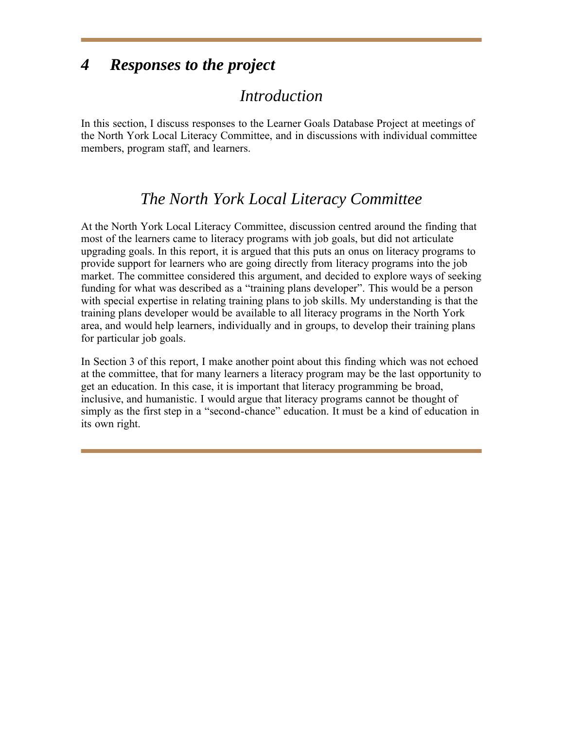# *4 Responses to the project*

## *Introduction*

In this section, I discuss responses to the Learner Goals Database Project at meetings of the North York Local Literacy Committee, and in discussions with individual committee members, program staff, and learners.

## *The North York Local Literacy Committee*

At the North York Local Literacy Committee, discussion centred around the finding that most of the learners came to literacy programs with job goals, but did not articulate upgrading goals. In this report, it is argued that this puts an onus on literacy programs to provide support for learners who are going directly from literacy programs into the job market. The committee considered this argument, and decided to explore ways of seeking funding for what was described as a "training plans developer". This would be a person with special expertise in relating training plans to job skills. My understanding is that the training plans developer would be available to all literacy programs in the North York area, and would help learners, individually and in groups, to develop their training plans for particular job goals.

In Section 3 of this report, I make another point about this finding which was not echoed at the committee, that for many learners a literacy program may be the last opportunity to get an education. In this case, it is important that literacy programming be broad, inclusive, and humanistic. I would argue that literacy programs cannot be thought of simply as the first step in a "second-chance" education. It must be a kind of education in its own right.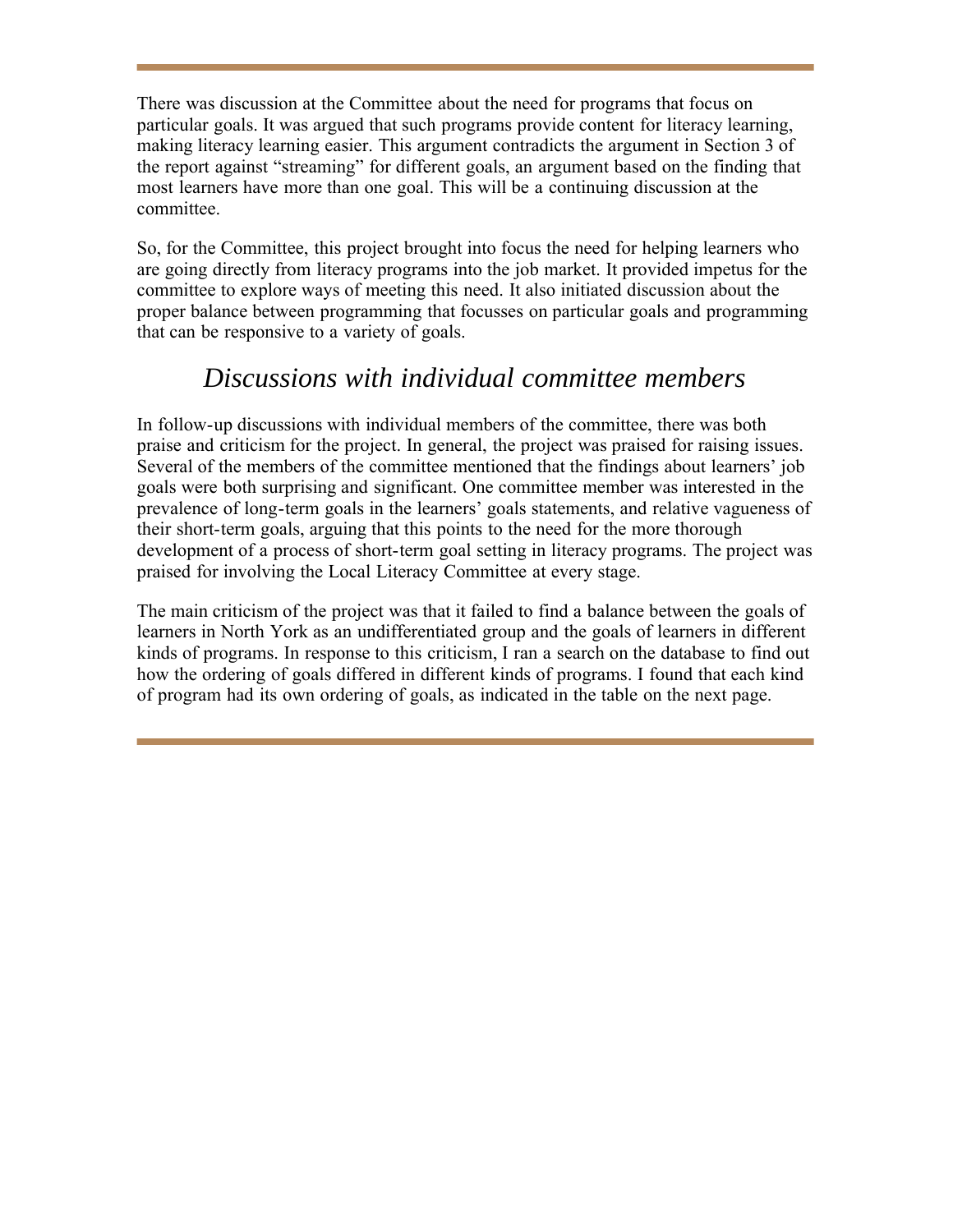There was discussion at the Committee about the need for programs that focus on particular goals. It was argued that such programs provide content for literacy learning, making literacy learning easier. This argument contradicts the argument in Section 3 of the report against “streaming” for different goals, an argument based on the finding that most learners have more than one goal. This will be a continuing discussion at the committee.

So, for the Committee, this project brought into focus the need for helping learners who are going directly from literacy programs into the job market. It provided impetus for the committee to explore ways of meeting this need. It also initiated discussion about the proper balance between programming that focusses on particular goals and programming that can be responsive to a variety of goals.

## *Discussions with individual committee members*

In follow-up discussions with individual members of the committee, there was both praise and criticism for the project. In general, the project was praised for raising issues. Several of the members of the committee mentioned that the findings about learners’ job goals were both surprising and significant. One committee member was interested in the prevalence of long-term goals in the learners’ goals statements, and relative vagueness of their short-term goals, arguing that this points to the need for the more thorough development of a process of short-term goal setting in literacy programs. The project was praised for involving the Local Literacy Committee at every stage.

The main criticism of the project was that it failed to find a balance between the goals of learners in North York as an undifferentiated group and the goals of learners in different kinds of programs. In response to this criticism, I ran a search on the database to find out how the ordering of goals differed in different kinds of programs. I found that each kind of program had its own ordering of goals, as indicated in the table on the next page.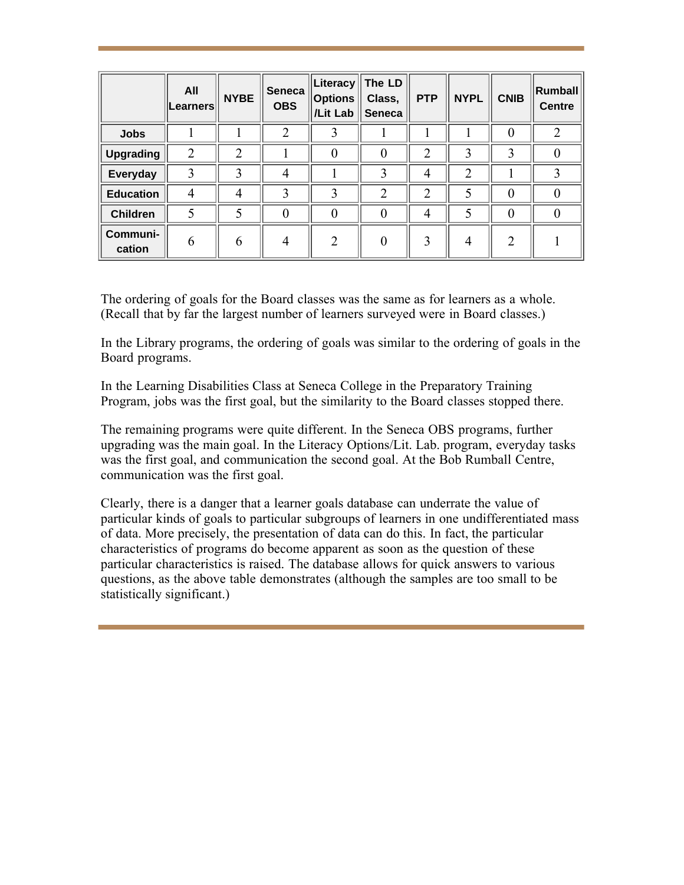| | All Learners | NYBE | Seneca OBS | Literacy Options /Lit Lab | The LD Class, Seneca | PTP | NYPL | CNIB | Rumball Centre |
|---|---|---|---|---|---|---|---|---|---|
| **Jobs** | 1 | 1 | 2 | 3 | 1 | 1 | 1 | 0 | 2 |
| **Upgrading** | 2 | 2 | 1 | 0 | 0 | 2 | 3 | 3 | 0 |
| **Everyday** | 3 | 3 | 4 | 1 | 3 | 4 | 2 | 1 | 3 |
| **Education** | 4 | 4 | 3 | 3 | 2 | 2 | 5 | 0 | 0 |
| **Children** | 5 | 5 | 0 | 0 | 0 | 4 | 5 | 0 | 0 |
| **Communi-cation** | 6 | 6 | 4 | 2 | 0 | 3 | 4 | 2 | 1 |

The ordering of goals for the Board classes was the same as for learners as a whole. (Recall that by far the largest number of learners surveyed were in Board classes.)

In the Library programs, the ordering of goals was similar to the ordering of goals in the Board programs.

In the Learning Disabilities Class at Seneca College in the Preparatory Training Program, jobs was the first goal, but the similarity to the Board classes stopped there.

The remaining programs were quite different. In the Seneca OBS programs, further upgrading was the main goal. In the Literacy Options/Lit. Lab. program, everyday tasks was the first goal, and communication the second goal. At the Bob Rumball Centre, communication was the first goal.

Clearly, there is a danger that a learner goals database can underrate the value of particular kinds of goals to particular subgroups of learners in one undifferentiated mass of data. More precisely, the presentation of data can do this. In fact, the particular characteristics of programs do become apparent as soon as the question of these particular characteristics is raised. The database allows for quick answers to various questions, as the above table demonstrates (although the samples are too small to be statistically significant.)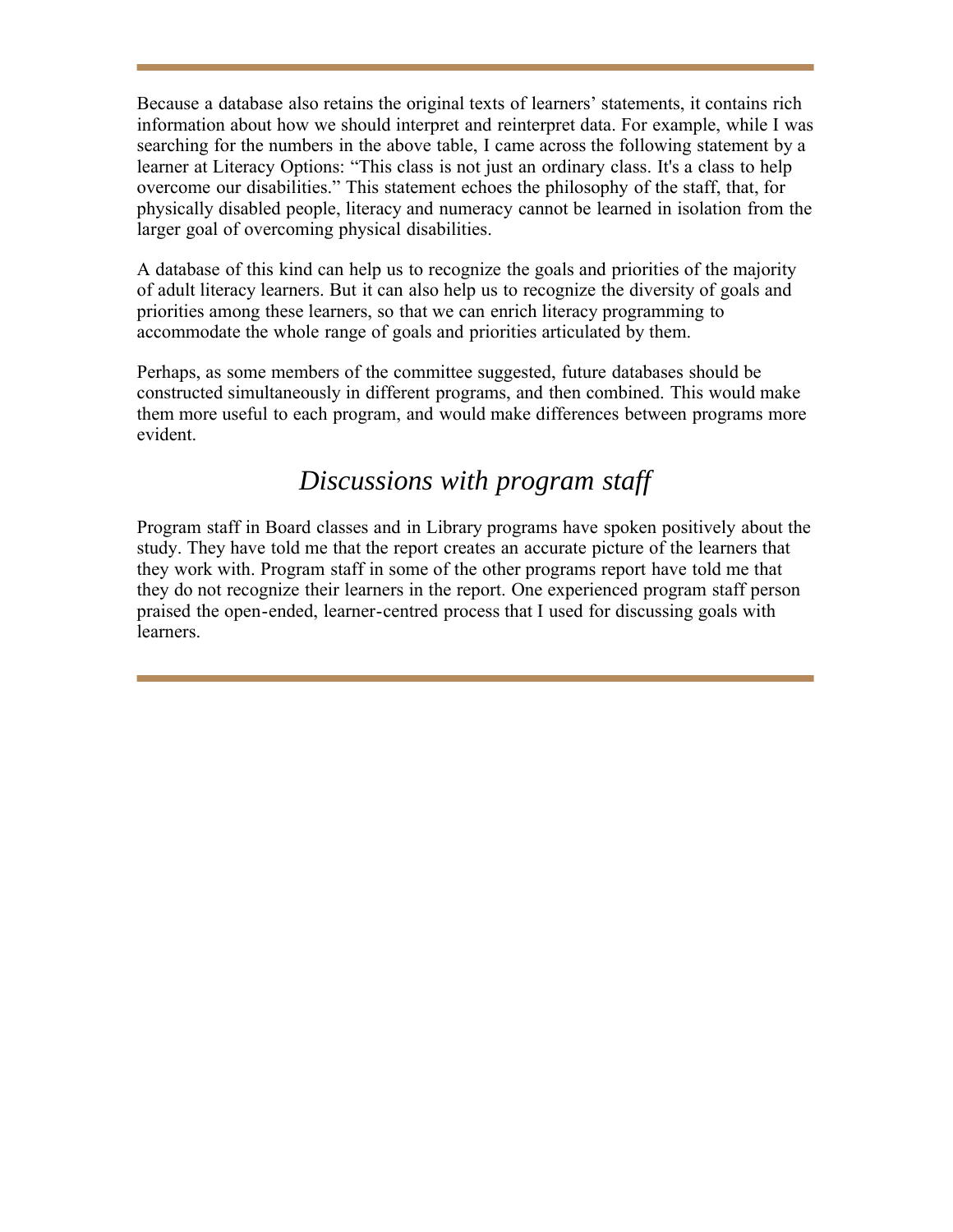Because a database also retains the original texts of learners' statements, it contains rich information about how we should interpret and reinterpret data. For example, while I was searching for the numbers in the above table, I came across the following statement by a learner at Literacy Options: "This class is not just an ordinary class. It's a class to help overcome our disabilities." This statement echoes the philosophy of the staff, that, for physically disabled people, literacy and numeracy cannot be learned in isolation from the larger goal of overcoming physical disabilities.

A database of this kind can help us to recognize the goals and priorities of the majority of adult literacy learners. But it can also help us to recognize the diversity of goals and priorities among these learners, so that we can enrich literacy programming to accommodate the whole range of goals and priorities articulated by them.

Perhaps, as some members of the committee suggested, future databases should be constructed simultaneously in different programs, and then combined. This would make them more useful to each program, and would make differences between programs more evident.

## *Discussions with program staff*

Program staff in Board classes and in Library programs have spoken positively about the study. They have told me that the report creates an accurate picture of the learners that they work with. Program staff in some of the other programs report have told me that they do not recognize their learners in the report. One experienced program staff person praised the open-ended, learner-centred process that I used for discussing goals with learners.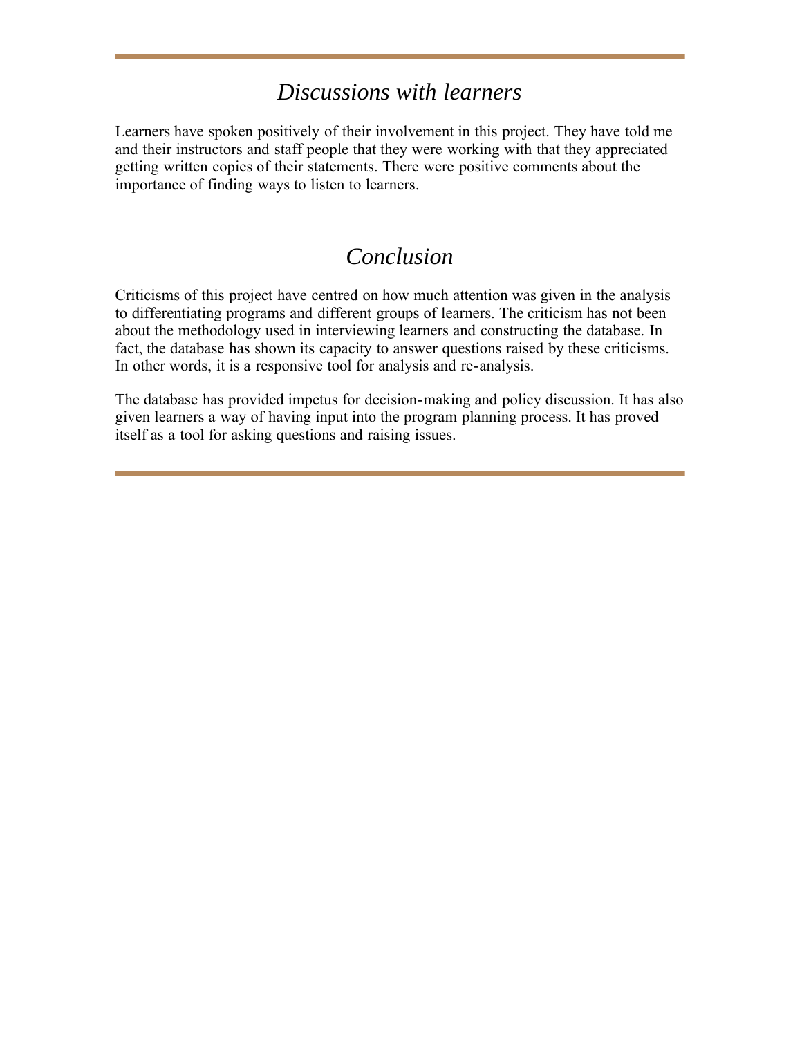## *Discussions with learners*

Learners have spoken positively of their involvement in this project. They have told me and their instructors and staff people that they were working with that they appreciated getting written copies of their statements. There were positive comments about the importance of finding ways to listen to learners.

## *Conclusion*

Criticisms of this project have centred on how much attention was given in the analysis to differentiating programs and different groups of learners. The criticism has not been about the methodology used in interviewing learners and constructing the database. In fact, the database has shown its capacity to answer questions raised by these criticisms. In other words, it is a responsive tool for analysis and re-analysis.

The database has provided impetus for decision-making and policy discussion. It has also given learners a way of having input into the program planning process. It has proved itself as a tool for asking questions and raising issues.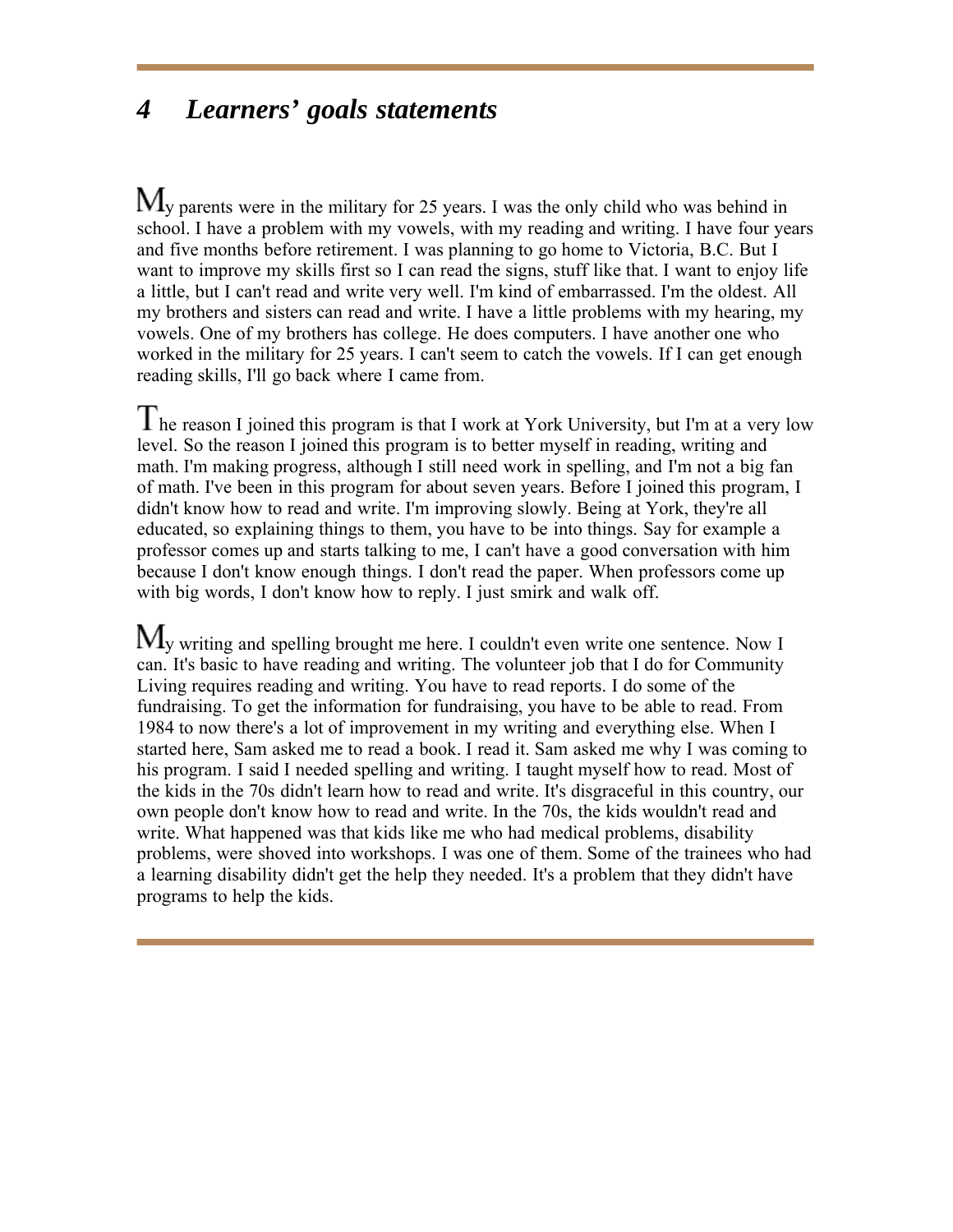# 4 *Learners' goals statements*

My parents were in the military for 25 years. I was the only child who was behind in school. I have a problem with my vowels, with my reading and writing. I have four years and five months before retirement. I was planning to go home to Victoria, B.C. But I want to improve my skills first so I can read the signs, stuff like that. I want to enjoy life a little, but I can't read and write very well. I'm kind of embarrassed. I'm the oldest. All my brothers and sisters can read and write. I have a little problems with my hearing, my vowels. One of my brothers has college. He does computers. I have another one who worked in the military for 25 years. I can't seem to catch the vowels. If I can get enough reading skills, I'll go back where I came from.

The reason I joined this program is that I work at York University, but I'm at a very low level. So the reason I joined this program is to better myself in reading, writing and math. I'm making progress, although I still need work in spelling, and I'm not a big fan of math. I've been in this program for about seven years. Before I joined this program, I didn't know how to read and write. I'm improving slowly. Being at York, they're all educated, so explaining things to them, you have to be into things. Say for example a professor comes up and starts talking to me, I can't have a good conversation with him because I don't know enough things. I don't read the paper. When professors come up with big words, I don't know how to reply. I just smirk and walk off.

My writing and spelling brought me here. I couldn't even write one sentence. Now I can. It's basic to have reading and writing. The volunteer job that I do for Community Living requires reading and writing. You have to read reports. I do some of the fundraising. To get the information for fundraising, you have to be able to read. From 1984 to now there's a lot of improvement in my writing and everything else. When I started here, Sam asked me to read a book. I read it. Sam asked me why I was coming to his program. I said I needed spelling and writing. I taught myself how to read. Most of the kids in the 70s didn't learn how to read and write. It's disgraceful in this country, our own people don't know how to read and write. In the 70s, the kids wouldn't read and write. What happened was that kids like me who had medical problems, disability problems, were shoved into workshops. I was one of them. Some of the trainees who had a learning disability didn't get the help they needed. It's a problem that they didn't have programs to help the kids.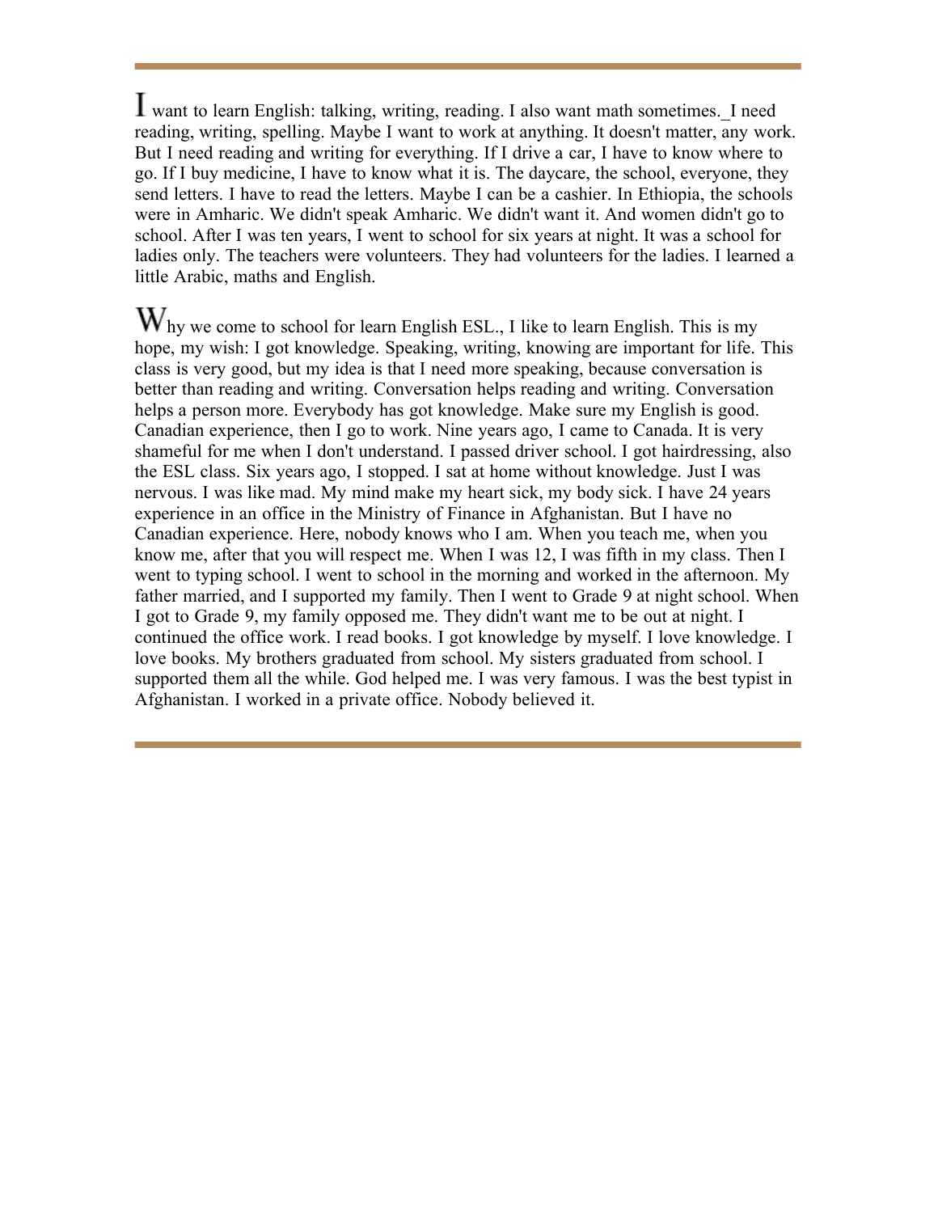I want to learn English: talking, writing, reading. I also want math sometimes._I need reading, writing, spelling. Maybe I want to work at anything. It doesn't matter, any work. But I need reading and writing for everything. If I drive a car, I have to know where to go. If I buy medicine, I have to know what it is. The daycare, the school, everyone, they send letters. I have to read the letters. Maybe I can be a cashier. In Ethiopia, the schools were in Amharic. We didn't speak Amharic. We didn't want it. And women didn't go to school. After I was ten years, I went to school for six years at night. It was a school for ladies only. The teachers were volunteers. They had volunteers for the ladies. I learned a little Arabic, maths and English.

Why we come to school for learn English ESL., I like to learn English. This is my hope, my wish: I got knowledge. Speaking, writing, knowing are important for life. This class is very good, but my idea is that I need more speaking, because conversation is better than reading and writing. Conversation helps reading and writing. Conversation helps a person more. Everybody has got knowledge. Make sure my English is good. Canadian experience, then I go to work. Nine years ago, I came to Canada. It is very shameful for me when I don't understand. I passed driver school. I got hairdressing, also the ESL class. Six years ago, I stopped. I sat at home without knowledge. Just I was nervous. I was like mad. My mind make my heart sick, my body sick. I have 24 years experience in an office in the Ministry of Finance in Afghanistan. But I have no Canadian experience. Here, nobody knows who I am. When you teach me, when you know me, after that you will respect me. When I was 12, I was fifth in my class. Then I went to typing school. I went to school in the morning and worked in the afternoon. My father married, and I supported my family. Then I went to Grade 9 at night school. When I got to Grade 9, my family opposed me. They didn't want me to be out at night. I continued the office work. I read books. I got knowledge by myself. I love knowledge. I love books. My brothers graduated from school. My sisters graduated from school. I supported them all the while. God helped me. I was very famous. I was the best typist in Afghanistan. I worked in a private office. Nobody believed it.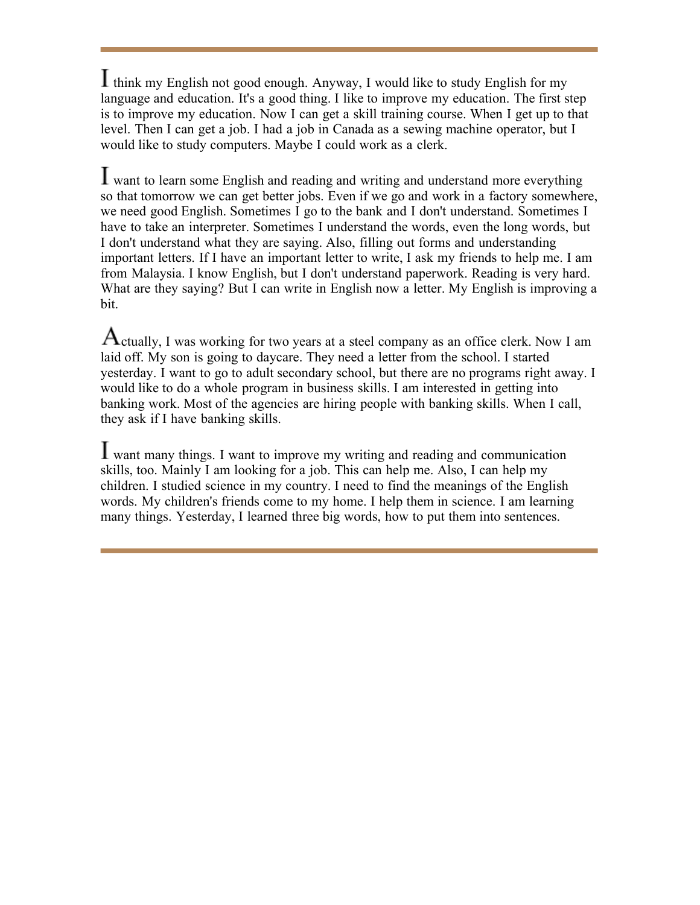I think my English not good enough. Anyway, I would like to study English for my language and education. It's a good thing. I like to improve my education. The first step is to improve my education. Now I can get a skill training course. When I get up to that level. Then I can get a job. I had a job in Canada as a sewing machine operator, but I would like to study computers. Maybe I could work as a clerk.

I want to learn some English and reading and writing and understand more everything so that tomorrow we can get better jobs. Even if we go and work in a factory somewhere, we need good English. Sometimes I go to the bank and I don't understand. Sometimes I have to take an interpreter. Sometimes I understand the words, even the long words, but I don't understand what they are saying. Also, filling out forms and understanding important letters. If I have an important letter to write, I ask my friends to help me. I am from Malaysia. I know English, but I don't understand paperwork. Reading is very hard. What are they saying? But I can write in English now a letter. My English is improving a bit.

Actually, I was working for two years at a steel company as an office clerk. Now I am laid off. My son is going to daycare. They need a letter from the school. I started yesterday. I want to go to adult secondary school, but there are no programs right away. I would like to do a whole program in business skills. I am interested in getting into banking work. Most of the agencies are hiring people with banking skills. When I call, they ask if I have banking skills.

I want many things. I want to improve my writing and reading and communication skills, too. Mainly I am looking for a job. This can help me. Also, I can help my children. I studied science in my country. I need to find the meanings of the English words. My children's friends come to my home. I help them in science. I am learning many things. Yesterday, I learned three big words, how to put them into sentences.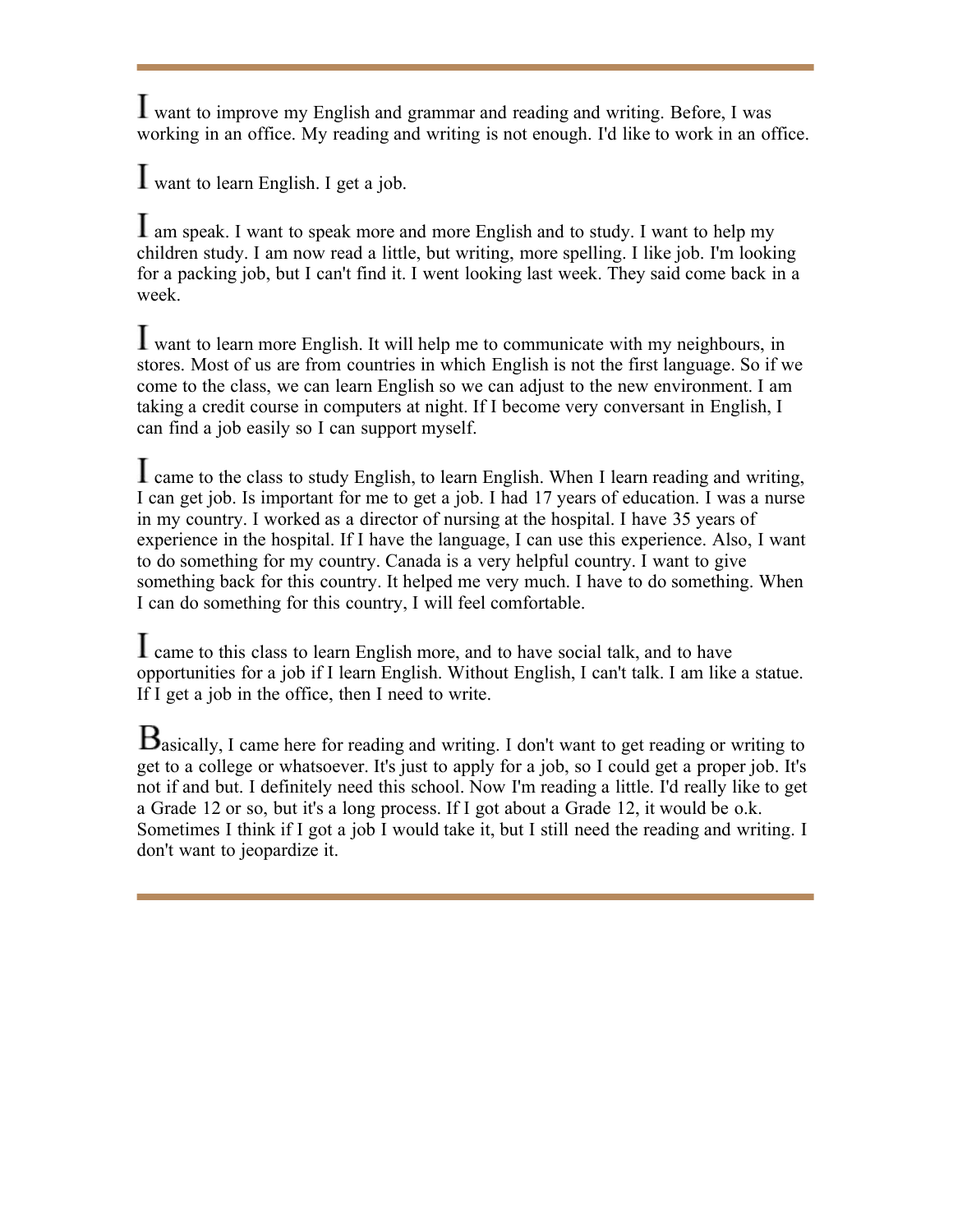I want to improve my English and grammar and reading and writing. Before, I was working in an office. My reading and writing is not enough. I'd like to work in an office.

I want to learn English. I get a job.

I am speak. I want to speak more and more English and to study. I want to help my children study. I am now read a little, but writing, more spelling. I like job. I'm looking for a packing job, but I can't find it. I went looking last week. They said come back in a week.

I want to learn more English. It will help me to communicate with my neighbours, in stores. Most of us are from countries in which English is not the first language. So if we come to the class, we can learn English so we can adjust to the new environment. I am taking a credit course in computers at night. If I become very conversant in English, I can find a job easily so I can support myself.

I came to the class to study English, to learn English. When I learn reading and writing, I can get job. Is important for me to get a job. I had 17 years of education. I was a nurse in my country. I worked as a director of nursing at the hospital. I have 35 years of experience in the hospital. If I have the language, I can use this experience. Also, I want to do something for my country. Canada is a very helpful country. I want to give something back for this country. It helped me very much. I have to do something. When I can do something for this country, I will feel comfortable.

I came to this class to learn English more, and to have social talk, and to have opportunities for a job if I learn English. Without English, I can't talk. I am like a statue. If I get a job in the office, then I need to write.

Basically, I came here for reading and writing. I don't want to get reading or writing to get to a college or whatsoever. It's just to apply for a job, so I could get a proper job. It's not if and but. I definitely need this school. Now I'm reading a little. I'd really like to get a Grade 12 or so, but it's a long process. If I got about a Grade 12, it would be o.k. Sometimes I think if I got a job I would take it, but I still need the reading and writing. I don't want to jeopardize it.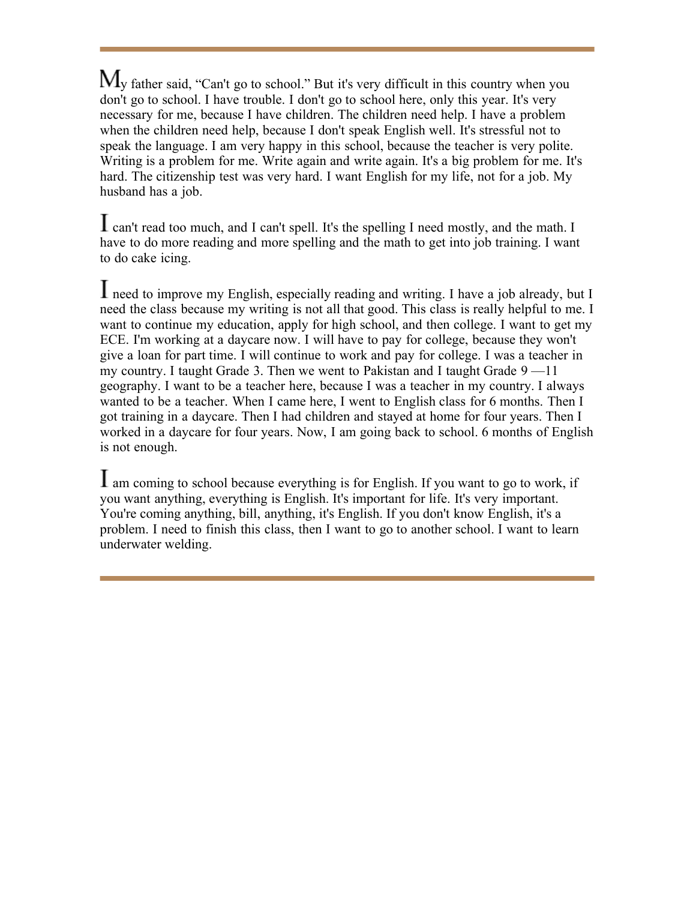My father said, “Can't go to school.” But it's very difficult in this country when you don't go to school. I have trouble. I don't go to school here, only this year. It's very necessary for me, because I have children. The children need help. I have a problem when the children need help, because I don't speak English well. It's stressful not to speak the language. I am very happy in this school, because the teacher is very polite. Writing is a problem for me. Write again and write again. It's a big problem for me. It's hard. The citizenship test was very hard. I want English for my life, not for a job. My husband has a job.

I can't read too much, and I can't spell. It's the spelling I need mostly, and the math. I have to do more reading and more spelling and the math to get into job training. I want to do cake icing.

I need to improve my English, especially reading and writing. I have a job already, but I need the class because my writing is not all that good. This class is really helpful to me. I want to continue my education, apply for high school, and then college. I want to get my ECE. I'm working at a daycare now. I will have to pay for college, because they won't give a loan for part time. I will continue to work and pay for college. I was a teacher in my country. I taught Grade 3. Then we went to Pakistan and I taught Grade 9 —11 geography. I want to be a teacher here, because I was a teacher in my country. I always wanted to be a teacher. When I came here, I went to English class for 6 months. Then I got training in a daycare. Then I had children and stayed at home for four years. Then I worked in a daycare for four years. Now, I am going back to school. 6 months of English is not enough.

I am coming to school because everything is for English. If you want to go to work, if you want anything, everything is English. It's important for life. It's very important. You're coming anything, bill, anything, it's English. If you don't know English, it's a problem. I need to finish this class, then I want to go to another school. I want to learn underwater welding.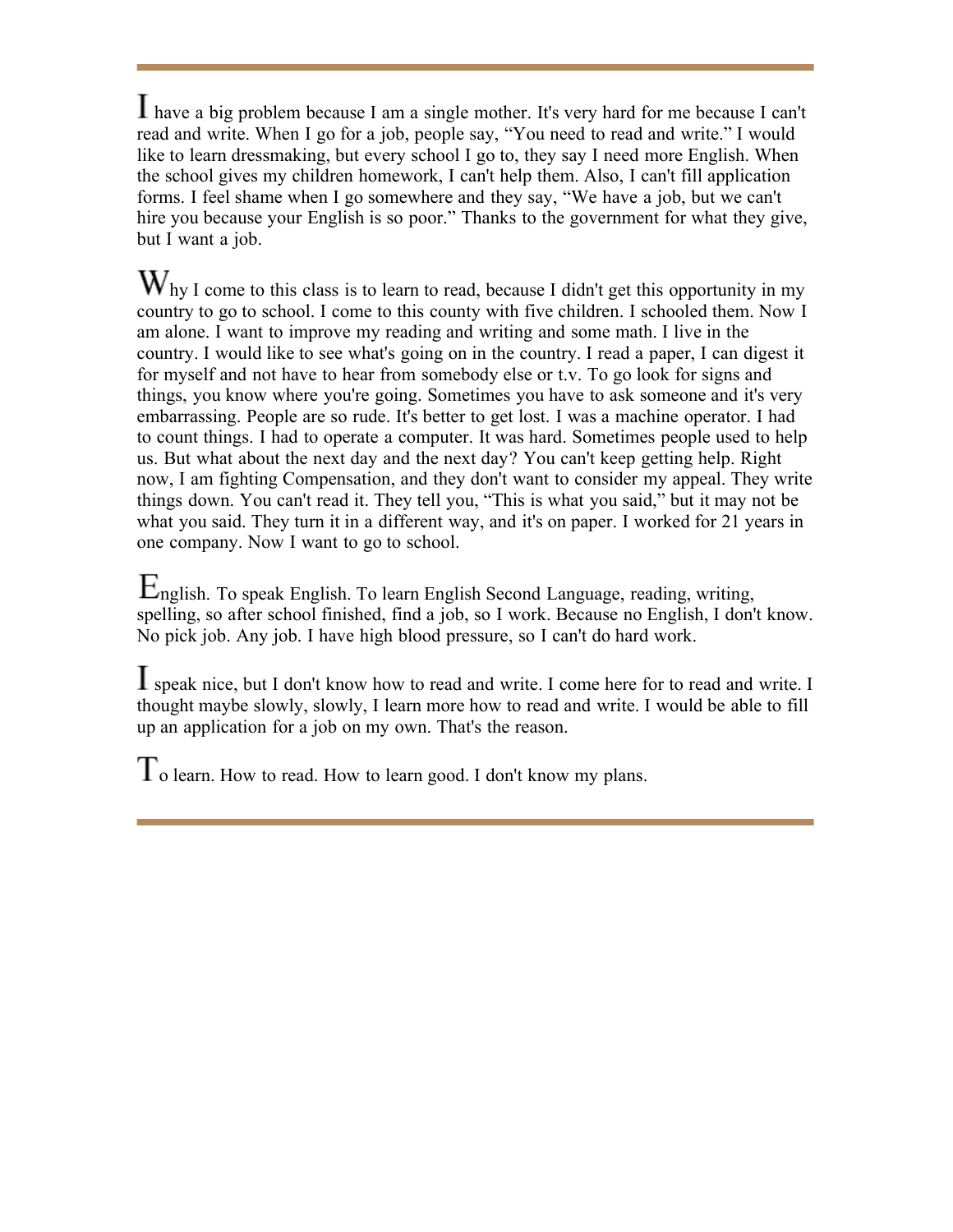---

I have a big problem because I am a single mother. It's very hard for me because I can't read and write. When I go for a job, people say, "You need to read and write." I would like to learn dressmaking, but every school I go to, they say I need more English. When the school gives my children homework, I can't help them. Also, I can't fill application forms. I feel shame when I go somewhere and they say, "We have a job, but we can't hire you because your English is so poor." Thanks to the government for what they give, but I want a job.

Why I come to this class is to learn to read, because I didn't get this opportunity in my country to go to school. I come to this county with five children. I schooled them. Now I am alone. I want to improve my reading and writing and some math. I live in the country. I would like to see what's going on in the country. I read a paper, I can digest it for myself and not have to hear from somebody else or t.v. To go look for signs and things, you know where you're going. Sometimes you have to ask someone and it's very embarrassing. People are so rude. It's better to get lost. I was a machine operator. I had to count things. I had to operate a computer. It was hard. Sometimes people used to help us. But what about the next day and the next day? You can't keep getting help. Right now, I am fighting Compensation, and they don't want to consider my appeal. They write things down. You can't read it. They tell you, "This is what you said," but it may not be what you said. They turn it in a different way, and it's on paper. I worked for 21 years in one company. Now I want to go to school.

English. To speak English. To learn English Second Language, reading, writing, spelling, so after school finished, find a job, so I work. Because no English, I don't know. No pick job. Any job. I have high blood pressure, so I can't do hard work.

I speak nice, but I don't know how to read and write. I come here for to read and write. I thought maybe slowly, slowly, I learn more how to read and write. I would be able to fill up an application for a job on my own. That's the reason.

To learn. How to read. How to learn good. I don't know my plans.

---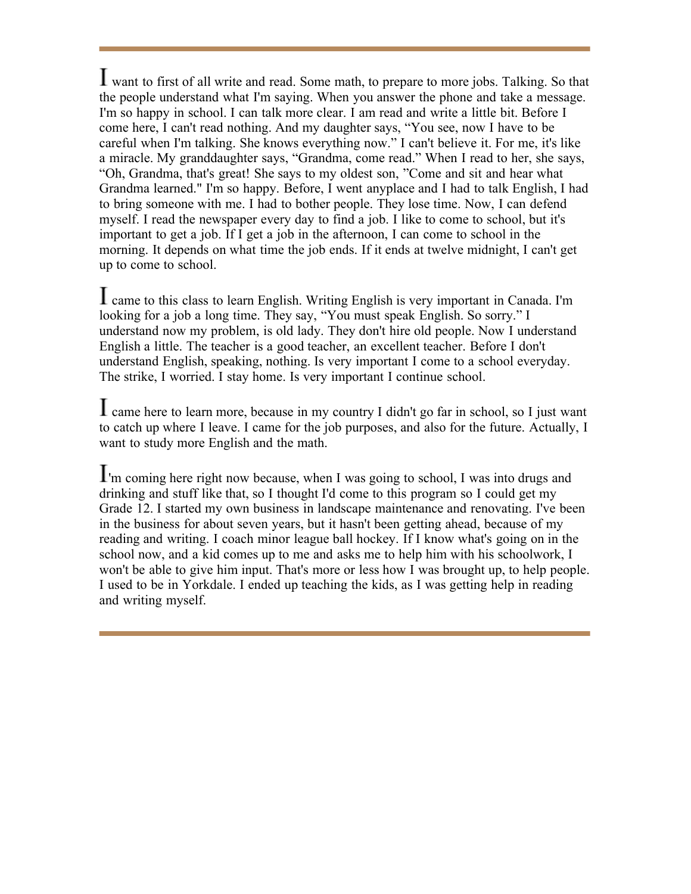I want to first of all write and read. Some math, to prepare to more jobs. Talking. So that the people understand what I'm saying. When you answer the phone and take a message. I'm so happy in school. I can talk more clear. I am read and write a little bit. Before I come here, I can't read nothing. And my daughter says, “You see, now I have to be careful when I'm talking. She knows everything now.” I can't believe it. For me, it's like a miracle. My granddaughter says, “Grandma, come read.” When I read to her, she says, “Oh, Grandma, that's great! She says to my oldest son, ”Come and sit and hear what Grandma learned." I'm so happy. Before, I went anyplace and I had to talk English, I had to bring someone with me. I had to bother people. They lose time. Now, I can defend myself. I read the newspaper every day to find a job. I like to come to school, but it's important to get a job. If I get a job in the afternoon, I can come to school in the morning. It depends on what time the job ends. If it ends at twelve midnight, I can't get up to come to school.

I came to this class to learn English. Writing English is very important in Canada. I'm looking for a job a long time. They say, “You must speak English. So sorry.” I understand now my problem, is old lady. They don't hire old people. Now I understand English a little. The teacher is a good teacher, an excellent teacher. Before I don't understand English, speaking, nothing. Is very important I come to a school everyday. The strike, I worried. I stay home. Is very important I continue school.

I came here to learn more, because in my country I didn't go far in school, so I just want to catch up where I leave. I came for the job purposes, and also for the future. Actually, I want to study more English and the math.

I'm coming here right now because, when I was going to school, I was into drugs and drinking and stuff like that, so I thought I'd come to this program so I could get my Grade 12. I started my own business in landscape maintenance and renovating. I've been in the business for about seven years, but it hasn't been getting ahead, because of my reading and writing. I coach minor league ball hockey. If I know what's going on in the school now, and a kid comes up to me and asks me to help him with his schoolwork, I won't be able to give him input. That's more or less how I was brought up, to help people. I used to be in Yorkdale. I ended up teaching the kids, as I was getting help in reading and writing myself.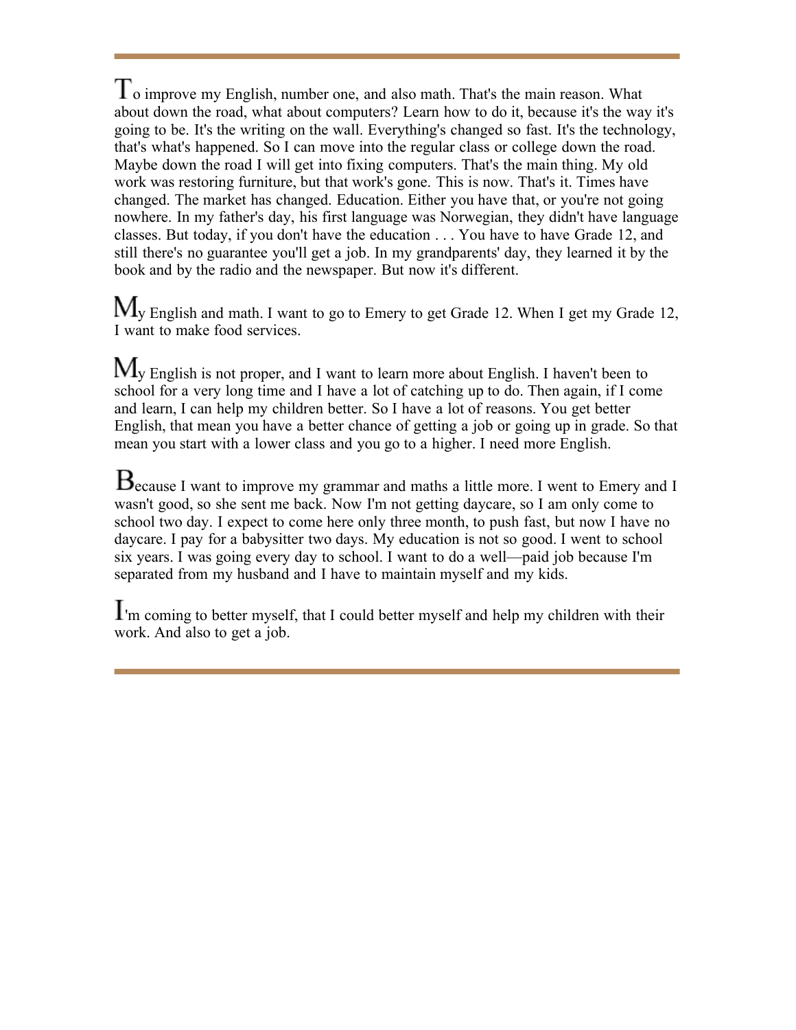To improve my English, number one, and also math. That's the main reason. What about down the road, what about computers? Learn how to do it, because it's the way it's going to be. It's the writing on the wall. Everything's changed so fast. It's the technology, that's what's happened. So I can move into the regular class or college down the road. Maybe down the road I will get into fixing computers. That's the main thing. My old work was restoring furniture, but that work's gone. This is now. That's it. Times have changed. The market has changed. Education. Either you have that, or you're not going nowhere. In my father's day, his first language was Norwegian, they didn't have language classes. But today, if you don't have the education . . . You have to have Grade 12, and still there's no guarantee you'll get a job. In my grandparents' day, they learned it by the book and by the radio and the newspaper. But now it's different.

My English and math. I want to go to Emery to get Grade 12. When I get my Grade 12, I want to make food services.

My English is not proper, and I want to learn more about English. I haven't been to school for a very long time and I have a lot of catching up to do. Then again, if I come and learn, I can help my children better. So I have a lot of reasons. You get better English, that mean you have a better chance of getting a job or going up in grade. So that mean you start with a lower class and you go to a higher. I need more English.

Because I want to improve my grammar and maths a little more. I went to Emery and I wasn't good, so she sent me back. Now I'm not getting daycare, so I am only come to school two day. I expect to come here only three month, to push fast, but now I have no daycare. I pay for a babysitter two days. My education is not so good. I went to school six years. I was going every day to school. I want to do a well—paid job because I'm separated from my husband and I have to maintain myself and my kids.

I'm coming to better myself, that I could better myself and help my children with their work. And also to get a job.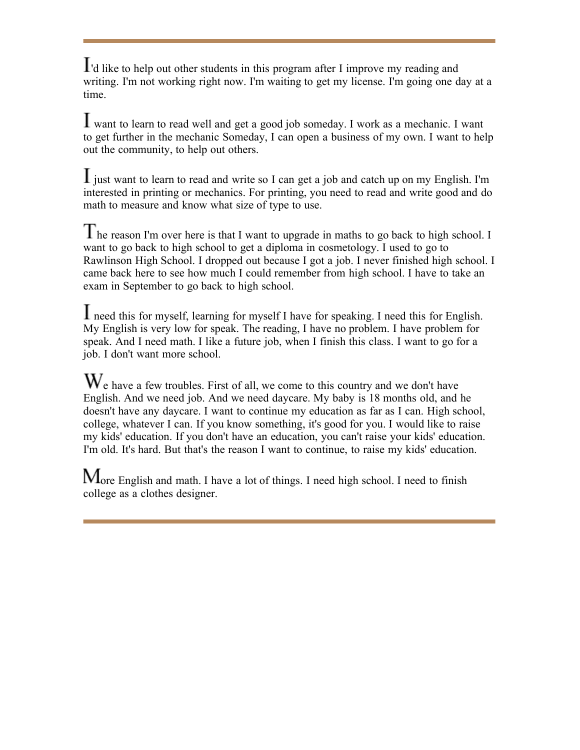I'd like to help out other students in this program after I improve my reading and writing. I'm not working right now. I'm waiting to get my license. I'm going one day at a time.

I want to learn to read well and get a good job someday. I work as a mechanic. I want to get further in the mechanic Someday, I can open a business of my own. I want to help out the community, to help out others.

I just want to learn to read and write so I can get a job and catch up on my English. I'm interested in printing or mechanics. For printing, you need to read and write good and do math to measure and know what size of type to use.

The reason I'm over here is that I want to upgrade in maths to go back to high school. I want to go back to high school to get a diploma in cosmetology. I used to go to Rawlinson High School. I dropped out because I got a job. I never finished high school. I came back here to see how much I could remember from high school. I have to take an exam in September to go back to high school.

I need this for myself, learning for myself I have for speaking. I need this for English. My English is very low for speak. The reading, I have no problem. I have problem for speak. And I need math. I like a future job, when I finish this class. I want to go for a job. I don't want more school.

We have a few troubles. First of all, we come to this country and we don't have English. And we need job. And we need daycare. My baby is 18 months old, and he doesn't have any daycare. I want to continue my education as far as I can. High school, college, whatever I can. If you know something, it's good for you. I would like to raise my kids' education. If you don't have an education, you can't raise your kids' education. I'm old. It's hard. But that's the reason I want to continue, to raise my kids' education.

More English and math. I have a lot of things. I need high school. I need to finish college as a clothes designer.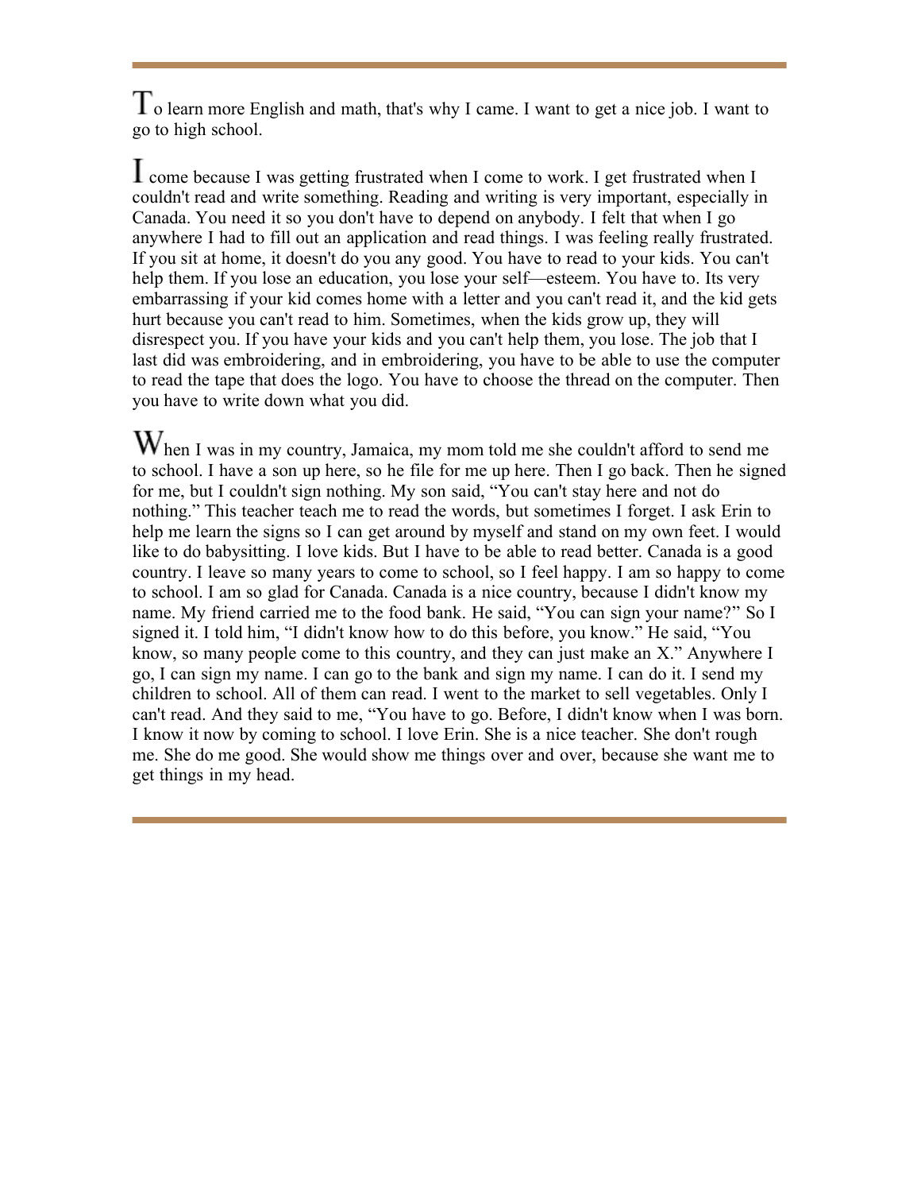To learn more English and math, that's why I came. I want to get a nice job. I want to go to high school.

I come because I was getting frustrated when I come to work. I get frustrated when I couldn't read and write something. Reading and writing is very important, especially in Canada. You need it so you don't have to depend on anybody. I felt that when I go anywhere I had to fill out an application and read things. I was feeling really frustrated. If you sit at home, it doesn't do you any good. You have to read to your kids. You can't help them. If you lose an education, you lose your self—esteem. You have to. Its very embarrassing if your kid comes home with a letter and you can't read it, and the kid gets hurt because you can't read to him. Sometimes, when the kids grow up, they will disrespect you. If you have your kids and you can't help them, you lose. The job that I last did was embroidering, and in embroidering, you have to be able to use the computer to read the tape that does the logo. You have to choose the thread on the computer. Then you have to write down what you did.

When I was in my country, Jamaica, my mom told me she couldn't afford to send me to school. I have a son up here, so he file for me up here. Then I go back. Then he signed for me, but I couldn't sign nothing. My son said, "You can't stay here and not do nothing." This teacher teach me to read the words, but sometimes I forget. I ask Erin to help me learn the signs so I can get around by myself and stand on my own feet. I would like to do babysitting. I love kids. But I have to be able to read better. Canada is a good country. I leave so many years to come to school, so I feel happy. I am so happy to come to school. I am so glad for Canada. Canada is a nice country, because I didn't know my name. My friend carried me to the food bank. He said, "You can sign your name?" So I signed it. I told him, "I didn't know how to do this before, you know." He said, "You know, so many people come to this country, and they can just make an X." Anywhere I go, I can sign my name. I can go to the bank and sign my name. I can do it. I send my children to school. All of them can read. I went to the market to sell vegetables. Only I can't read. And they said to me, "You have to go. Before, I didn't know when I was born. I know it now by coming to school. I love Erin. She is a nice teacher. She don't rough me. She do me good. She would show me things over and over, because she want me to get things in my head.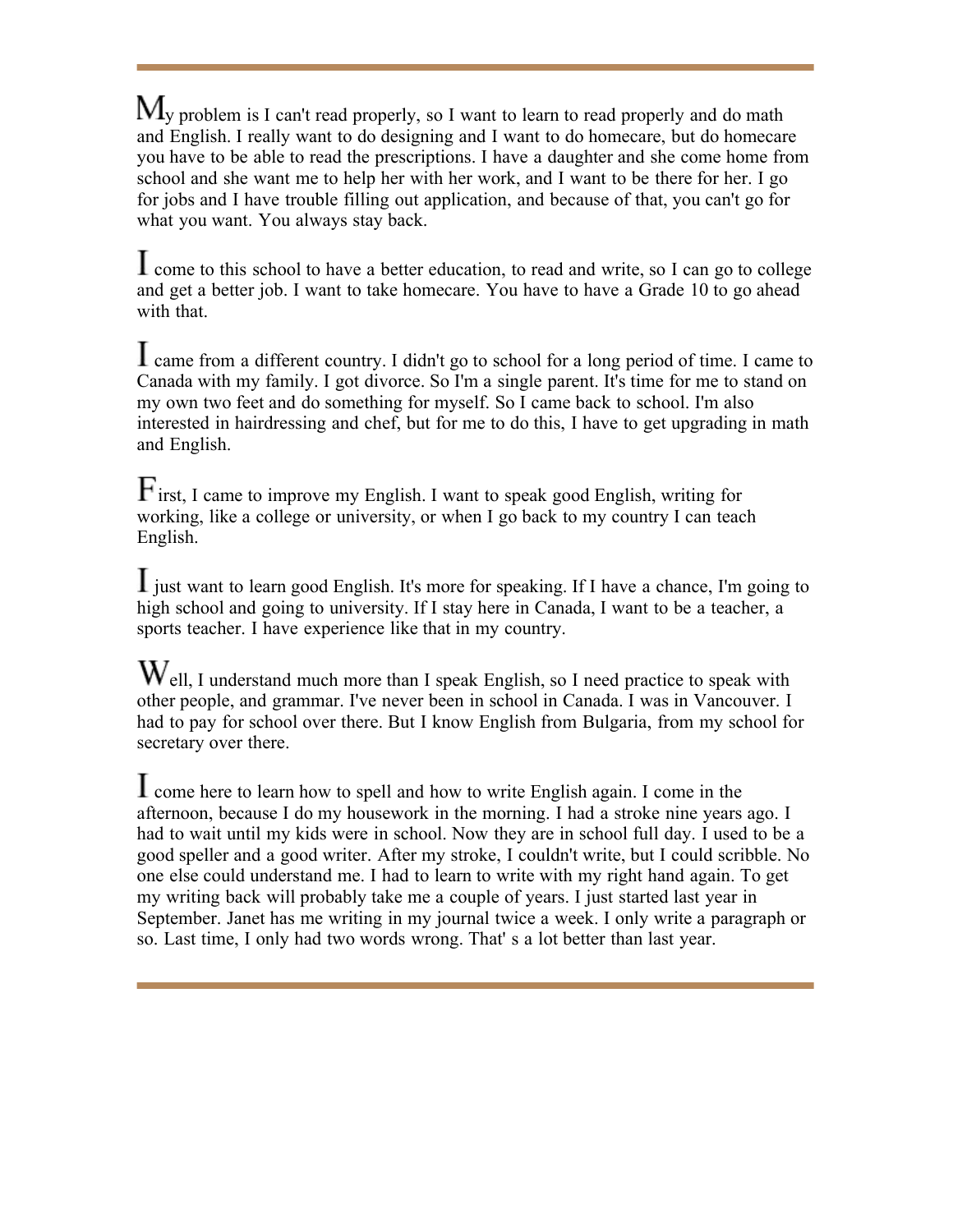My problem is I can't read properly, so I want to learn to read properly and do math and English. I really want to do designing and I want to do homecare, but do homecare you have to be able to read the prescriptions. I have a daughter and she come home from school and she want me to help her with her work, and I want to be there for her. I go for jobs and I have trouble filling out application, and because of that, you can't go for what you want. You always stay back.

I come to this school to have a better education, to read and write, so I can go to college and get a better job. I want to take homecare. You have to have a Grade 10 to go ahead with that.

I came from a different country. I didn't go to school for a long period of time. I came to Canada with my family. I got divorce. So I'm a single parent. It's time for me to stand on my own two feet and do something for myself. So I came back to school. I'm also interested in hairdressing and chef, but for me to do this, I have to get upgrading in math and English.

First, I came to improve my English. I want to speak good English, writing for working, like a college or university, or when I go back to my country I can teach English.

I just want to learn good English. It's more for speaking. If I have a chance, I'm going to high school and going to university. If I stay here in Canada, I want to be a teacher, a sports teacher. I have experience like that in my country.

Well, I understand much more than I speak English, so I need practice to speak with other people, and grammar. I've never been in school in Canada. I was in Vancouver. I had to pay for school over there. But I know English from Bulgaria, from my school for secretary over there.

I come here to learn how to spell and how to write English again. I come in the afternoon, because I do my housework in the morning. I had a stroke nine years ago. I had to wait until my kids were in school. Now they are in school full day. I used to be a good speller and a good writer. After my stroke, I couldn't write, but I could scribble. No one else could understand me. I had to learn to write with my right hand again. To get my writing back will probably take me a couple of years. I just started last year in September. Janet has me writing in my journal twice a week. I only write a paragraph or so. Last time, I only had two words wrong. That' s a lot better than last year.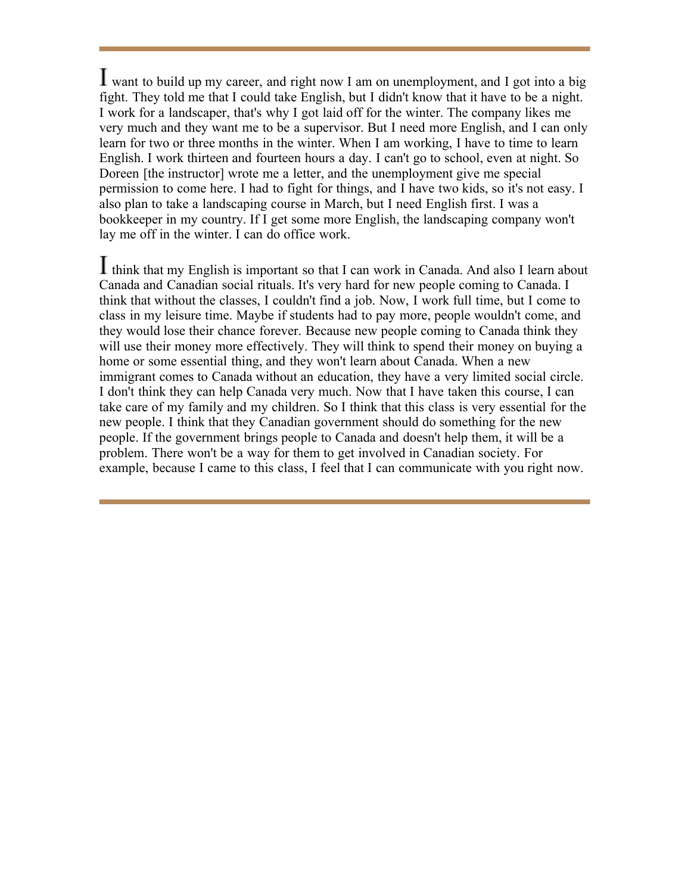---

I want to build up my career, and right now I am on unemployment, and I got into a big fight. They told me that I could take English, but I didn't know that it have to be a night. I work for a landscaper, that's why I got laid off for the winter. The company likes me very much and they want me to be a supervisor. But I need more English, and I can only learn for two or three months in the winter. When I am working, I have to time to learn English. I work thirteen and fourteen hours a day. I can't go to school, even at night. So Doreen [the instructor] wrote me a letter, and the unemployment give me special permission to come here. I had to fight for things, and I have two kids, so it's not easy. I also plan to take a landscaping course in March, but I need English first. I was a bookkeeper in my country. If I get some more English, the landscaping company won't lay me off in the winter. I can do office work.

I think that my English is important so that I can work in Canada. And also I learn about Canada and Canadian social rituals. It's very hard for new people coming to Canada. I think that without the classes, I couldn't find a job. Now, I work full time, but I come to class in my leisure time. Maybe if students had to pay more, people wouldn't come, and they would lose their chance forever. Because new people coming to Canada think they will use their money more effectively. They will think to spend their money on buying a home or some essential thing, and they won't learn about Canada. When a new immigrant comes to Canada without an education, they have a very limited social circle. I don't think they can help Canada very much. Now that I have taken this course, I can take care of my family and my children. So I think that this class is very essential for the new people. I think that they Canadian government should do something for the new people. If the government brings people to Canada and doesn't help them, it will be a problem. There won't be a way for them to get involved in Canadian society. For example, because I came to this class, I feel that I can communicate with you right now.

---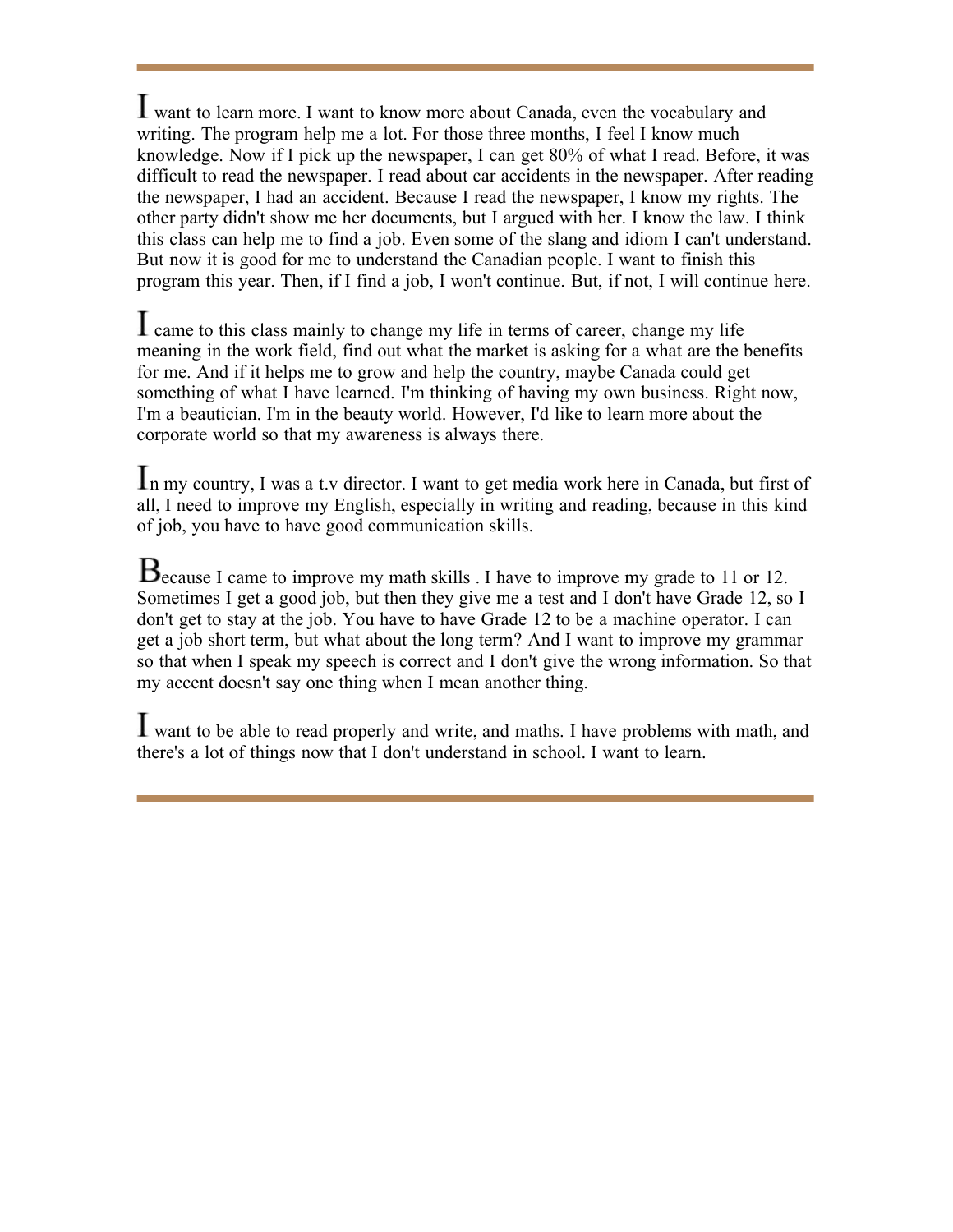I want to learn more. I want to know more about Canada, even the vocabulary and writing. The program help me a lot. For those three months, I feel I know much knowledge. Now if I pick up the newspaper, I can get 80% of what I read. Before, it was difficult to read the newspaper. I read about car accidents in the newspaper. After reading the newspaper, I had an accident. Because I read the newspaper, I know my rights. The other party didn't show me her documents, but I argued with her. I know the law. I think this class can help me to find a job. Even some of the slang and idiom I can't understand. But now it is good for me to understand the Canadian people. I want to finish this program this year. Then, if I find a job, I won't continue. But, if not, I will continue here.

I came to this class mainly to change my life in terms of career, change my life meaning in the work field, find out what the market is asking for a what are the benefits for me. And if it helps me to grow and help the country, maybe Canada could get something of what I have learned. I'm thinking of having my own business. Right now, I'm a beautician. I'm in the beauty world. However, I'd like to learn more about the corporate world so that my awareness is always there.

In my country, I was a t.v director. I want to get media work here in Canada, but first of all, I need to improve my English, especially in writing and reading, because in this kind of job, you have to have good communication skills.

Because I came to improve my math skills . I have to improve my grade to 11 or 12. Sometimes I get a good job, but then they give me a test and I don't have Grade 12, so I don't get to stay at the job. You have to have Grade 12 to be a machine operator. I can get a job short term, but what about the long term? And I want to improve my grammar so that when I speak my speech is correct and I don't give the wrong information. So that my accent doesn't say one thing when I mean another thing.

I want to be able to read properly and write, and maths. I have problems with math, and there's a lot of things now that I don't understand in school. I want to learn.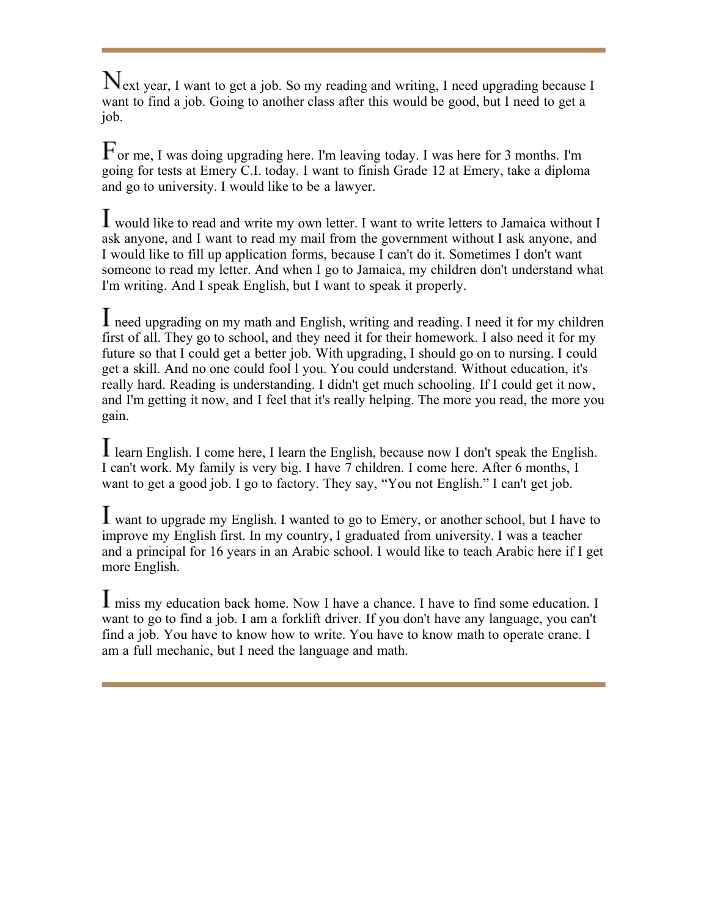Next year, I want to get a job. So my reading and writing, I need upgrading because I want to find a job. Going to another class after this would be good, but I need to get a job.

For me, I was doing upgrading here. I'm leaving today. I was here for 3 months. I'm going for tests at Emery C.I. today. I want to finish Grade 12 at Emery, take a diploma and go to university. I would like to be a lawyer.

I would like to read and write my own letter. I want to write letters to Jamaica without I ask anyone, and I want to read my mail from the government without I ask anyone, and I would like to fill up application forms, because I can't do it. Sometimes I don't want someone to read my letter. And when I go to Jamaica, my children don't understand what I'm writing. And I speak English, but I want to speak it properly.

I need upgrading on my math and English, writing and reading. I need it for my children first of all. They go to school, and they need it for their homework. I also need it for my future so that I could get a better job. With upgrading, I should go on to nursing. I could get a skill. And no one could fool l you. You could understand. Without education, it's really hard. Reading is understanding. I didn't get much schooling. If I could get it now, and I'm getting it now, and I feel that it's really helping. The more you read, the more you gain.

I learn English. I come here, I learn the English, because now I don't speak the English. I can't work. My family is very big. I have 7 children. I come here. After 6 months, I want to get a good job. I go to factory. They say, "You not English." I can't get job.

I want to upgrade my English. I wanted to go to Emery, or another school, but I have to improve my English first. In my country, I graduated from university. I was a teacher and a principal for 16 years in an Arabic school. I would like to teach Arabic here if I get more English.

I miss my education back home. Now I have a chance. I have to find some education. I want to go to find a job. I am a forklift driver. If you don't have any language, you can't find a job. You have to know how to write. You have to know math to operate crane. I am a full mechanic, but I need the language and math.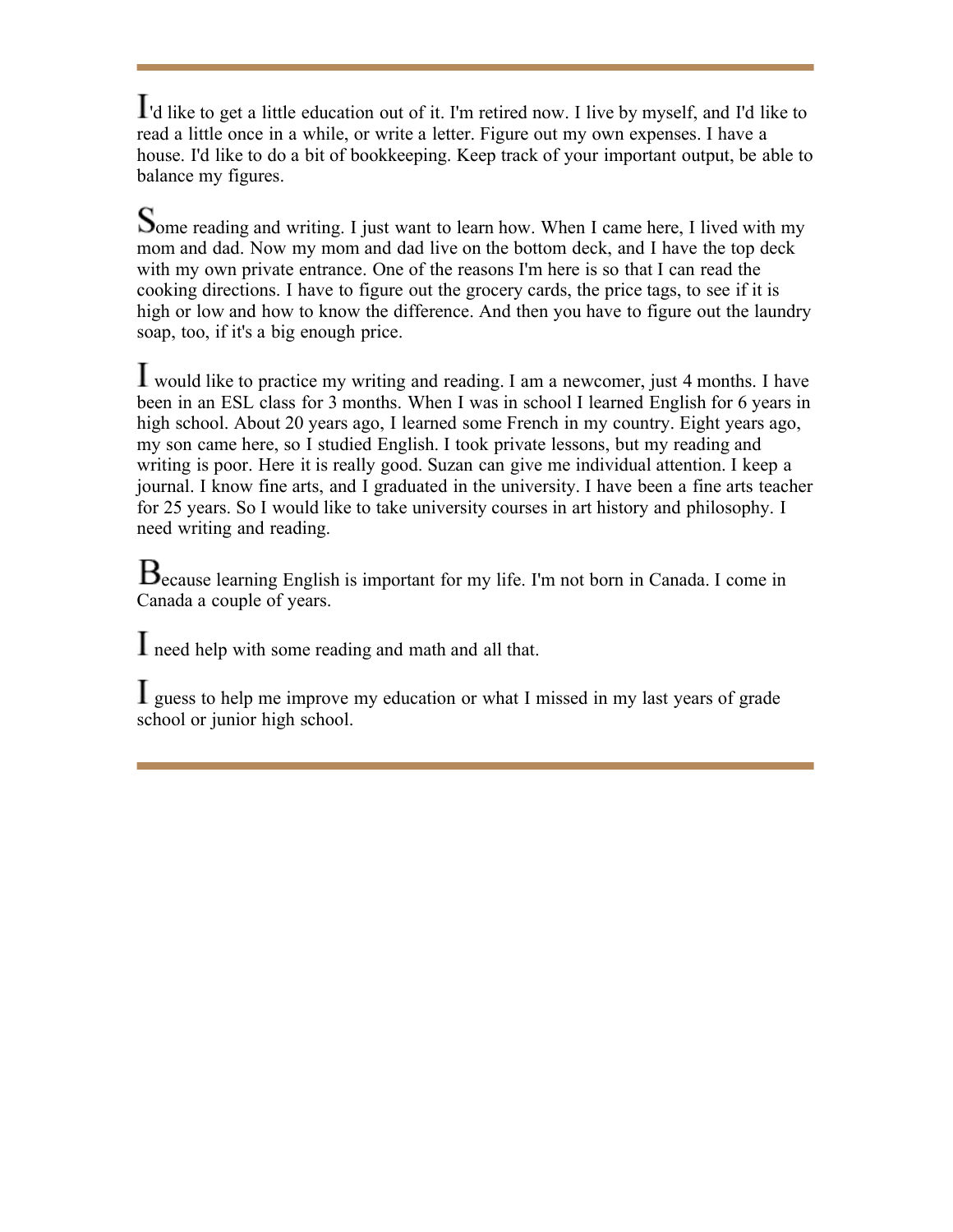---

I'd like to get a little education out of it. I'm retired now. I live by myself, and I'd like to read a little once in a while, or write a letter. Figure out my own expenses. I have a house. I'd like to do a bit of bookkeeping. Keep track of your important output, be able to balance my figures.

Some reading and writing. I just want to learn how. When I came here, I lived with my mom and dad. Now my mom and dad live on the bottom deck, and I have the top deck with my own private entrance. One of the reasons I'm here is so that I can read the cooking directions. I have to figure out the grocery cards, the price tags, to see if it is high or low and how to know the difference. And then you have to figure out the laundry soap, too, if it's a big enough price.

I would like to practice my writing and reading. I am a newcomer, just 4 months. I have been in an ESL class for 3 months. When I was in school I learned English for 6 years in high school. About 20 years ago, I learned some French in my country. Eight years ago, my son came here, so I studied English. I took private lessons, but my reading and writing is poor. Here it is really good. Suzan can give me individual attention. I keep a journal. I know fine arts, and I graduated in the university. I have been a fine arts teacher for 25 years. So I would like to take university courses in art history and philosophy. I need writing and reading.

Because learning English is important for my life. I'm not born in Canada. I come in Canada a couple of years.

I need help with some reading and math and all that.

I guess to help me improve my education or what I missed in my last years of grade school or junior high school.

---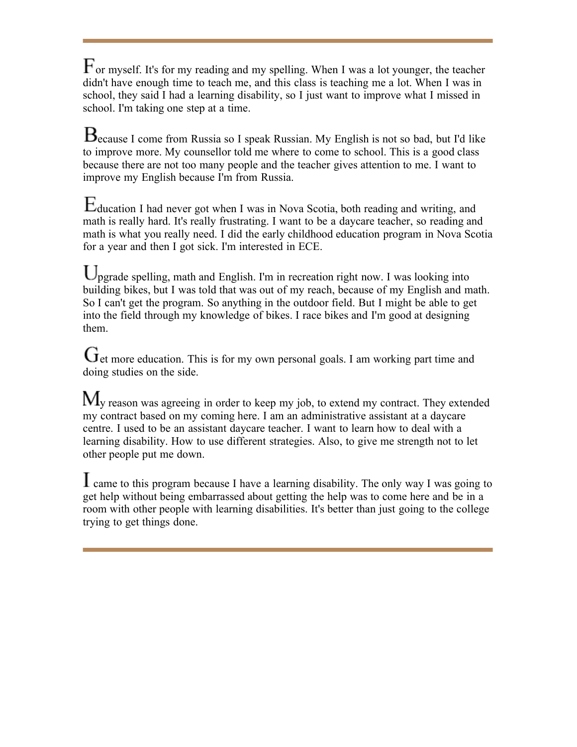For myself. It's for my reading and my spelling. When I was a lot younger, the teacher didn't have enough time to teach me, and this class is teaching me a lot. When I was in school, they said I had a learning disability, so I just want to improve what I missed in school. I'm taking one step at a time.

Because I come from Russia so I speak Russian. My English is not so bad, but I'd like to improve more. My counsellor told me where to come to school. This is a good class because there are not too many people and the teacher gives attention to me. I want to improve my English because I'm from Russia.

Education I had never got when I was in Nova Scotia, both reading and writing, and math is really hard. It's really frustrating. I want to be a daycare teacher, so reading and math is what you really need. I did the early childhood education program in Nova Scotia for a year and then I got sick. I'm interested in ECE.

Upgrade spelling, math and English. I'm in recreation right now. I was looking into building bikes, but I was told that was out of my reach, because of my English and math. So I can't get the program. So anything in the outdoor field. But I might be able to get into the field through my knowledge of bikes. I race bikes and I'm good at designing them.

Get more education. This is for my own personal goals. I am working part time and doing studies on the side.

My reason was agreeing in order to keep my job, to extend my contract. They extended my contract based on my coming here. I am an administrative assistant at a daycare centre. I used to be an assistant daycare teacher. I want to learn how to deal with a learning disability. How to use different strategies. Also, to give me strength not to let other people put me down.

I came to this program because I have a learning disability. The only way I was going to get help without being embarrassed about getting the help was to come here and be in a room with other people with learning disabilities. It's better than just going to the college trying to get things done.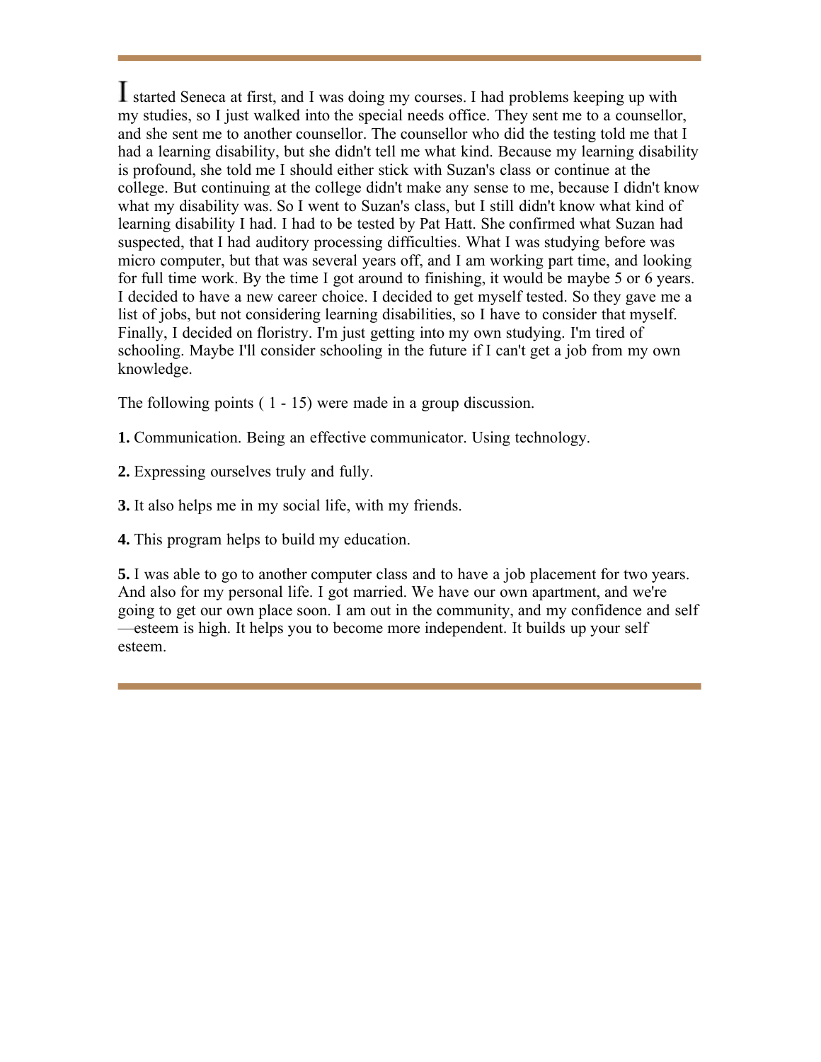I started Seneca at first, and I was doing my courses. I had problems keeping up with my studies, so I just walked into the special needs office. They sent me to a counsellor, and she sent me to another counsellor. The counsellor who did the testing told me that I had a learning disability, but she didn't tell me what kind. Because my learning disability is profound, she told me I should either stick with Suzan's class or continue at the college. But continuing at the college didn't make any sense to me, because I didn't know what my disability was. So I went to Suzan's class, but I still didn't know what kind of learning disability I had. I had to be tested by Pat Hatt. She confirmed what Suzan had suspected, that I had auditory processing difficulties. What I was studying before was micro computer, but that was several years off, and I am working part time, and looking for full time work. By the time I got around to finishing, it would be maybe 5 or 6 years. I decided to have a new career choice. I decided to get myself tested. So they gave me a list of jobs, but not considering learning disabilities, so I have to consider that myself. Finally, I decided on floristry. I'm just getting into my own studying. I'm tired of schooling. Maybe I'll consider schooling in the future if I can't get a job from my own knowledge.

The following points ( 1 - 15) were made in a group discussion.

**1.** Communication. Being an effective communicator. Using technology.

**2.** Expressing ourselves truly and fully.

**3.** It also helps me in my social life, with my friends.

**4.** This program helps to build my education.

**5.** I was able to go to another computer class and to have a job placement for two years. And also for my personal life. I got married. We have our own apartment, and we're going to get our own place soon. I am out in the community, and my confidence and self—esteem is high. It helps you to become more independent. It builds up your self esteem.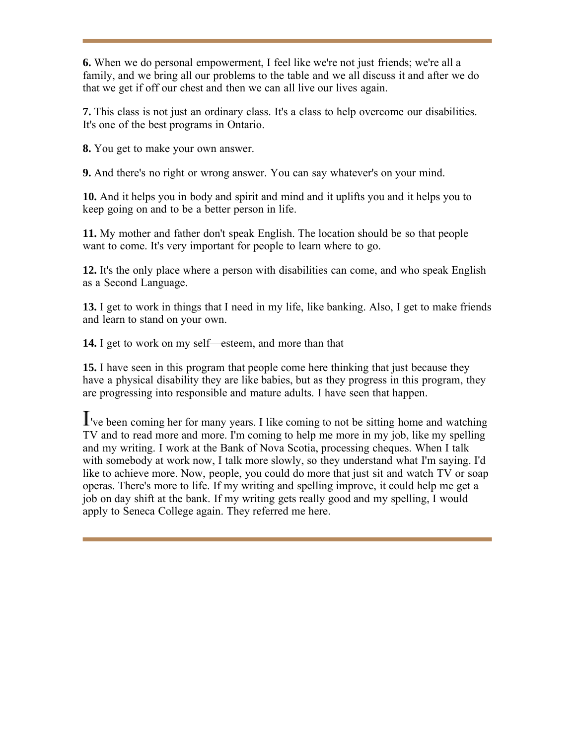**6.** When we do personal empowerment, I feel like we're not just friends; we're all a family, and we bring all our problems to the table and we all discuss it and after we do that we get if off our chest and then we can all live our lives again.

**7.** This class is not just an ordinary class. It's a class to help overcome our disabilities. It's one of the best programs in Ontario.

**8.** You get to make your own answer.

**9.** And there's no right or wrong answer. You can say whatever's on your mind.

**10.** And it helps you in body and spirit and mind and it uplifts you and it helps you to keep going on and to be a better person in life.

**11.** My mother and father don't speak English. The location should be so that people want to come. It's very important for people to learn where to go.

**12.** It's the only place where a person with disabilities can come, and who speak English as a Second Language.

**13.** I get to work in things that I need in my life, like banking. Also, I get to make friends and learn to stand on your own.

**14.** I get to work on my self—esteem, and more than that

**15.** I have seen in this program that people come here thinking that just because they have a physical disability they are like babies, but as they progress in this program, they are progressing into responsible and mature adults. I have seen that happen.

I've been coming her for many years. I like coming to not be sitting home and watching TV and to read more and more. I'm coming to help me more in my job, like my spelling and my writing. I work at the Bank of Nova Scotia, processing cheques. When I talk with somebody at work now, I talk more slowly, so they understand what I'm saying. I'd like to achieve more. Now, people, you could do more that just sit and watch TV or soap operas. There's more to life. If my writing and spelling improve, it could help me get a job on day shift at the bank. If my writing gets really good and my spelling, I would apply to Seneca College again. They referred me here.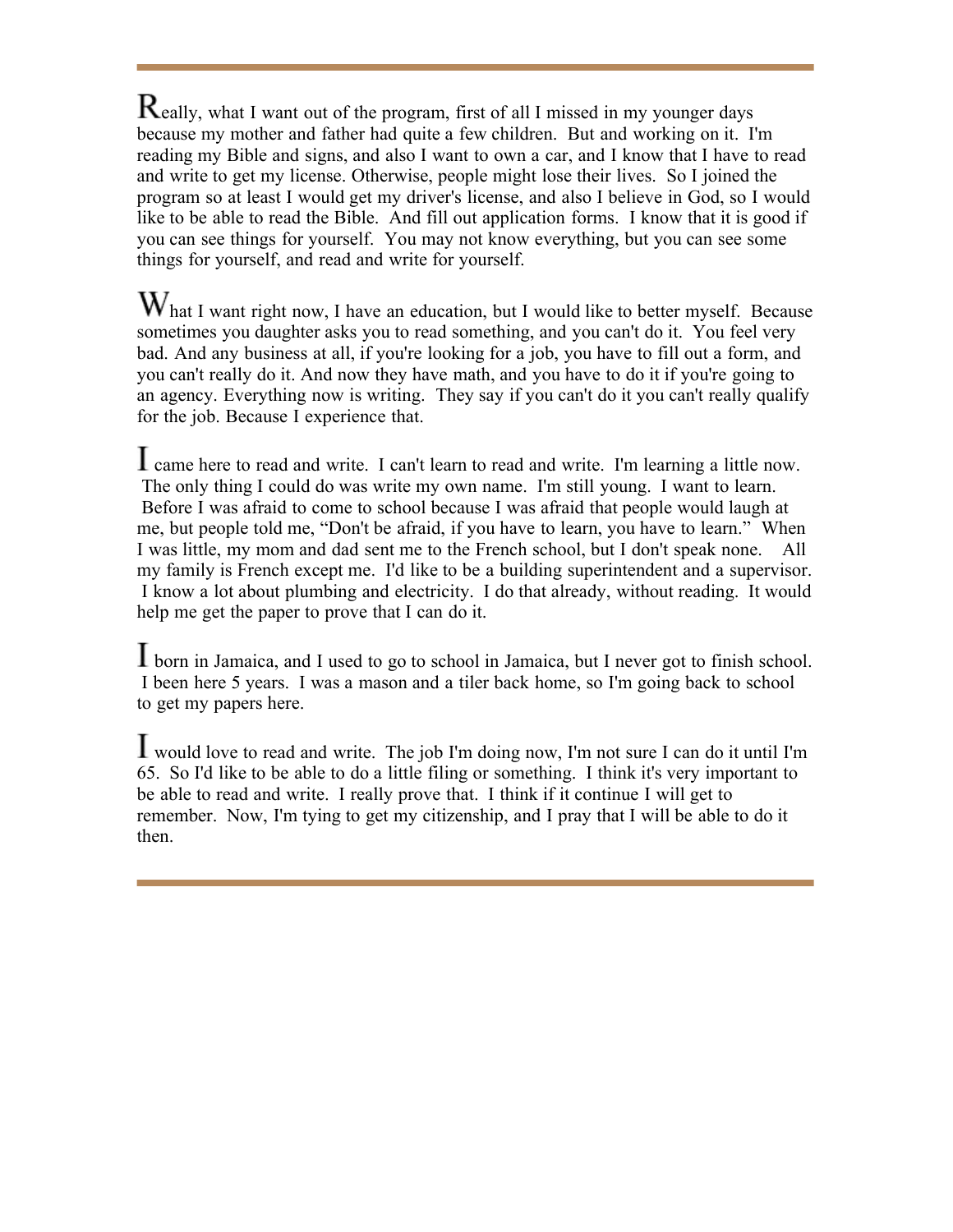Really, what I want out of the program, first of all I missed in my younger days because my mother and father had quite a few children. But and working on it. I'm reading my Bible and signs, and also I want to own a car, and I know that I have to read and write to get my license. Otherwise, people might lose their lives. So I joined the program so at least I would get my driver's license, and also I believe in God, so I would like to be able to read the Bible. And fill out application forms. I know that it is good if you can see things for yourself. You may not know everything, but you can see some things for yourself, and read and write for yourself.

What I want right now, I have an education, but I would like to better myself. Because sometimes you daughter asks you to read something, and you can't do it. You feel very bad. And any business at all, if you're looking for a job, you have to fill out a form, and you can't really do it. And now they have math, and you have to do it if you're going to an agency. Everything now is writing. They say if you can't do it you can't really qualify for the job. Because I experience that.

I came here to read and write. I can't learn to read and write. I'm learning a little now. The only thing I could do was write my own name. I'm still young. I want to learn. Before I was afraid to come to school because I was afraid that people would laugh at me, but people told me, "Don't be afraid, if you have to learn, you have to learn." When I was little, my mom and dad sent me to the French school, but I don't speak none. All my family is French except me. I'd like to be a building superintendent and a supervisor. I know a lot about plumbing and electricity. I do that already, without reading. It would help me get the paper to prove that I can do it.

I born in Jamaica, and I used to go to school in Jamaica, but I never got to finish school. I been here 5 years. I was a mason and a tiler back home, so I'm going back to school to get my papers here.

I would love to read and write. The job I'm doing now, I'm not sure I can do it until I'm 65. So I'd like to be able to do a little filing or something. I think it's very important to be able to read and write. I really prove that. I think if it continue I will get to remember. Now, I'm tying to get my citizenship, and I pray that I will be able to do it then.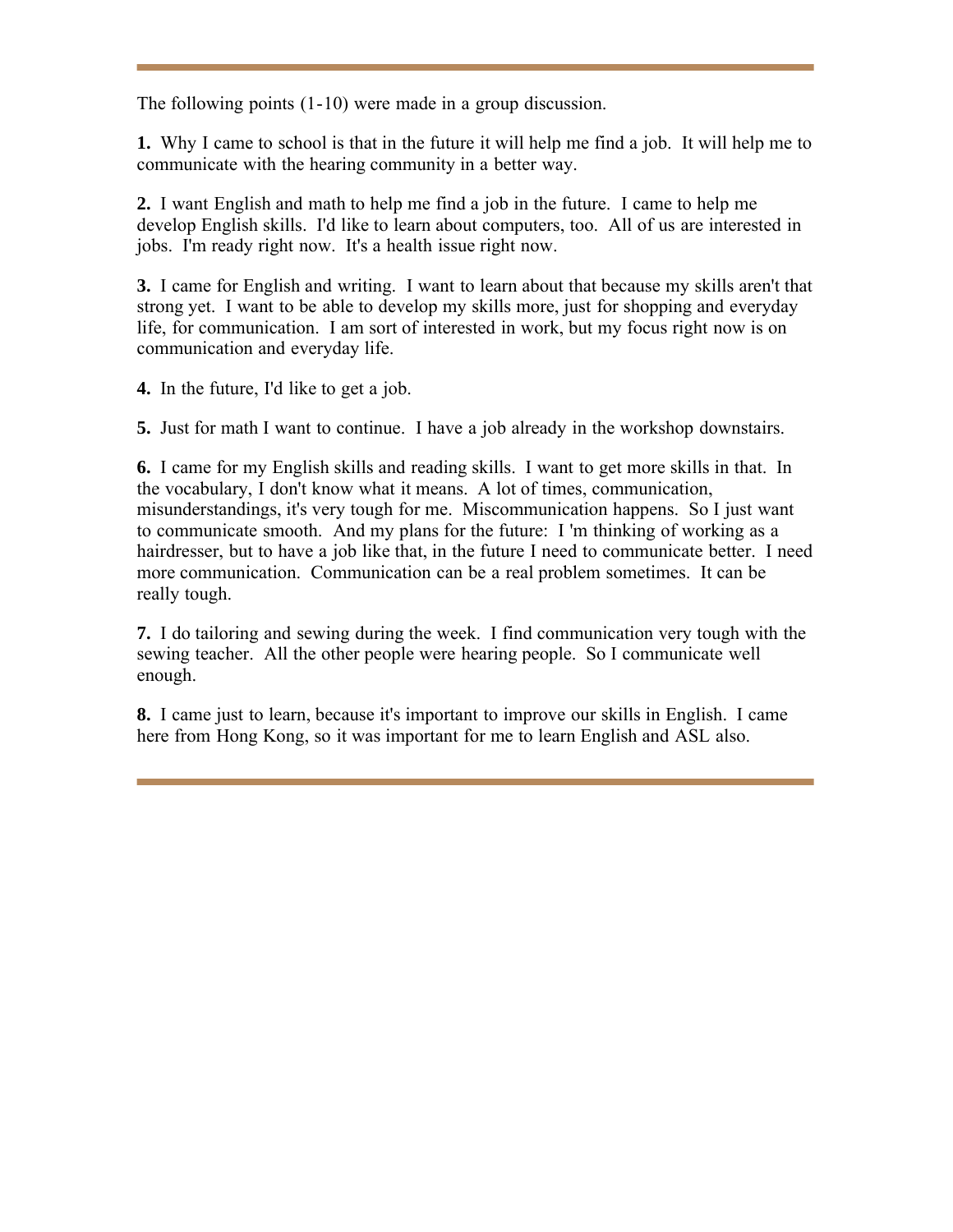The following points (1-10) were made in a group discussion.

**1.** Why I came to school is that in the future it will help me find a job. It will help me to communicate with the hearing community in a better way.

**2.** I want English and math to help me find a job in the future. I came to help me develop English skills. I'd like to learn about computers, too. All of us are interested in jobs. I'm ready right now. It's a health issue right now.

**3.** I came for English and writing. I want to learn about that because my skills aren't that strong yet. I want to be able to develop my skills more, just for shopping and everyday life, for communication. I am sort of interested in work, but my focus right now is on communication and everyday life.

**4.** In the future, I'd like to get a job.

**5.** Just for math I want to continue. I have a job already in the workshop downstairs.

**6.** I came for my English skills and reading skills. I want to get more skills in that. In the vocabulary, I don't know what it means. A lot of times, communication, misunderstandings, it's very tough for me. Miscommunication happens. So I just want to communicate smooth. And my plans for the future: I 'm thinking of working as a hairdresser, but to have a job like that, in the future I need to communicate better. I need more communication. Communication can be a real problem sometimes. It can be really tough.

**7.** I do tailoring and sewing during the week. I find communication very tough with the sewing teacher. All the other people were hearing people. So I communicate well enough.

**8.** I came just to learn, because it's important to improve our skills in English. I came here from Hong Kong, so it was important for me to learn English and ASL also.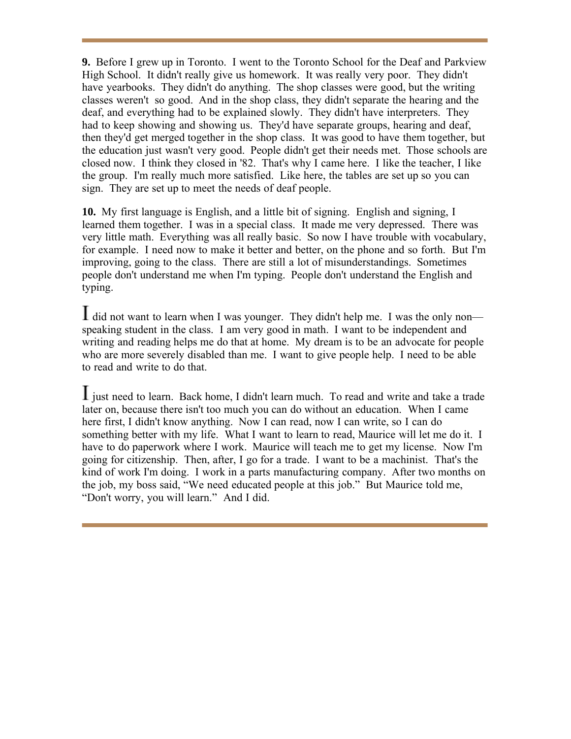**9.** Before I grew up in Toronto. I went to the Toronto School for the Deaf and Parkview High School. It didn't really give us homework. It was really very poor. They didn't have yearbooks. They didn't do anything. The shop classes were good, but the writing classes weren't so good. And in the shop class, they didn't separate the hearing and the deaf, and everything had to be explained slowly. They didn't have interpreters. They had to keep showing and showing us. They'd have separate groups, hearing and deaf, then they'd get merged together in the shop class. It was good to have them together, but the education just wasn't very good. People didn't get their needs met. Those schools are closed now. I think they closed in '82. That's why I came here. I like the teacher, I like the group. I'm really much more satisfied. Like here, the tables are set up so you can sign. They are set up to meet the needs of deaf people.

**10.** My first language is English, and a little bit of signing. English and signing, I learned them together. I was in a special class. It made me very depressed. There was very little math. Everything was all really basic. So now I have trouble with vocabulary, for example. I need now to make it better and better, on the phone and so forth. But I'm improving, going to the class. There are still a lot of misunderstandings. Sometimes people don't understand me when I'm typing. People don't understand the English and typing.

I did not want to learn when I was younger. They didn't help me. I was the only non—speaking student in the class. I am very good in math. I want to be independent and writing and reading helps me do that at home. My dream is to be an advocate for people who are more severely disabled than me. I want to give people help. I need to be able to read and write to do that.

I just need to learn. Back home, I didn't learn much. To read and write and take a trade later on, because there isn't too much you can do without an education. When I came here first, I didn't know anything. Now I can read, now I can write, so I can do something better with my life. What I want to learn to read, Maurice will let me do it. I have to do paperwork where I work. Maurice will teach me to get my license. Now I'm going for citizenship. Then, after, I go for a trade. I want to be a machinist. That's the kind of work I'm doing. I work in a parts manufacturing company. After two months on the job, my boss said, "We need educated people at this job." But Maurice told me, "Don't worry, you will learn." And I did.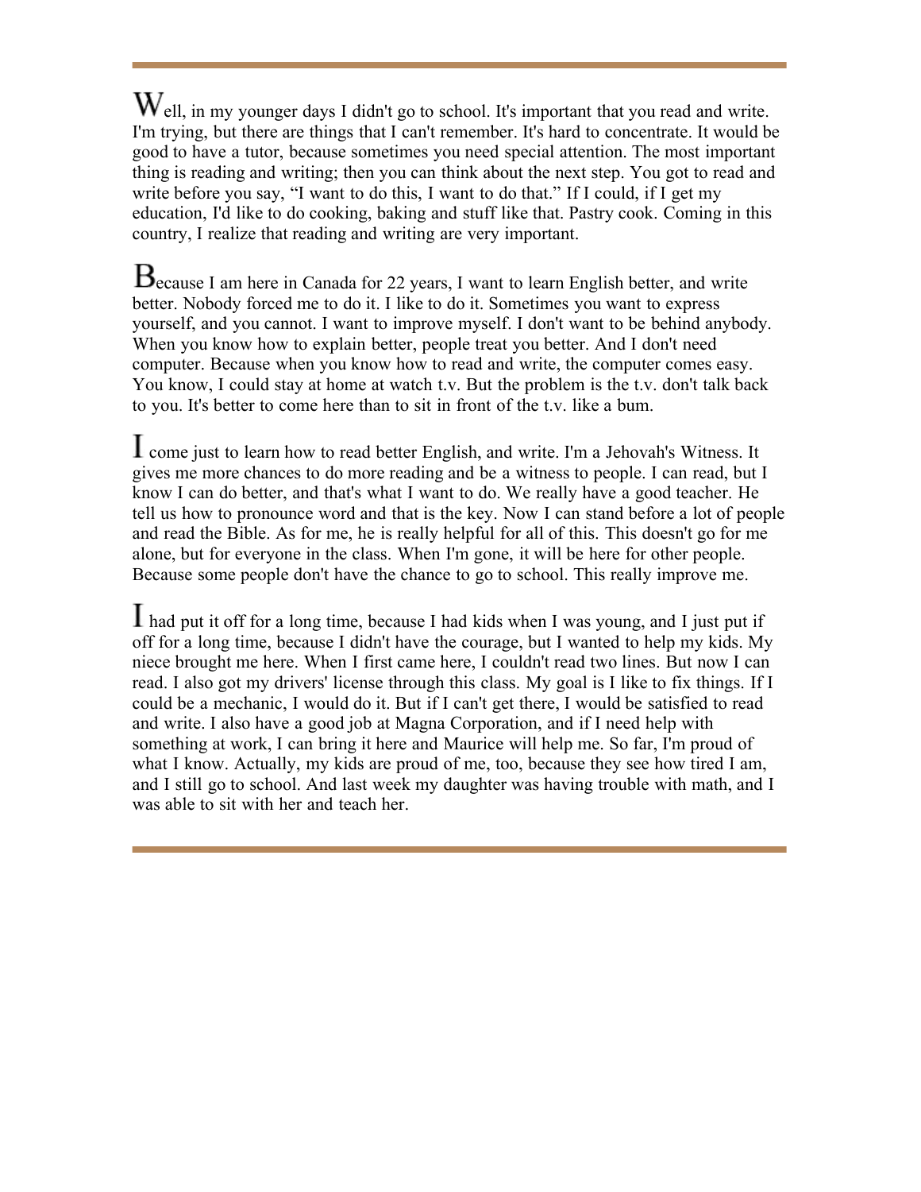Well, in my younger days I didn't go to school. It's important that you read and write. I'm trying, but there are things that I can't remember. It's hard to concentrate. It would be good to have a tutor, because sometimes you need special attention. The most important thing is reading and writing; then you can think about the next step. You got to read and write before you say, “I want to do this, I want to do that.” If I could, if I get my education, I'd like to do cooking, baking and stuff like that. Pastry cook. Coming in this country, I realize that reading and writing are very important.

Because I am here in Canada for 22 years, I want to learn English better, and write better. Nobody forced me to do it. I like to do it. Sometimes you want to express yourself, and you cannot. I want to improve myself. I don't want to be behind anybody. When you know how to explain better, people treat you better. And I don't need computer. Because when you know how to read and write, the computer comes easy. You know, I could stay at home at watch t.v. But the problem is the t.v. don't talk back to you. It's better to come here than to sit in front of the t.v. like a bum.

I come just to learn how to read better English, and write. I'm a Jehovah's Witness. It gives me more chances to do more reading and be a witness to people. I can read, but I know I can do better, and that's what I want to do. We really have a good teacher. He tell us how to pronounce word and that is the key. Now I can stand before a lot of people and read the Bible. As for me, he is really helpful for all of this. This doesn't go for me alone, but for everyone in the class. When I'm gone, it will be here for other people. Because some people don't have the chance to go to school. This really improve me.

I had put it off for a long time, because I had kids when I was young, and I just put if off for a long time, because I didn't have the courage, but I wanted to help my kids. My niece brought me here. When I first came here, I couldn't read two lines. But now I can read. I also got my drivers' license through this class. My goal is I like to fix things. If I could be a mechanic, I would do it. But if I can't get there, I would be satisfied to read and write. I also have a good job at Magna Corporation, and if I need help with something at work, I can bring it here and Maurice will help me. So far, I'm proud of what I know. Actually, my kids are proud of me, too, because they see how tired I am, and I still go to school. And last week my daughter was having trouble with math, and I was able to sit with her and teach her.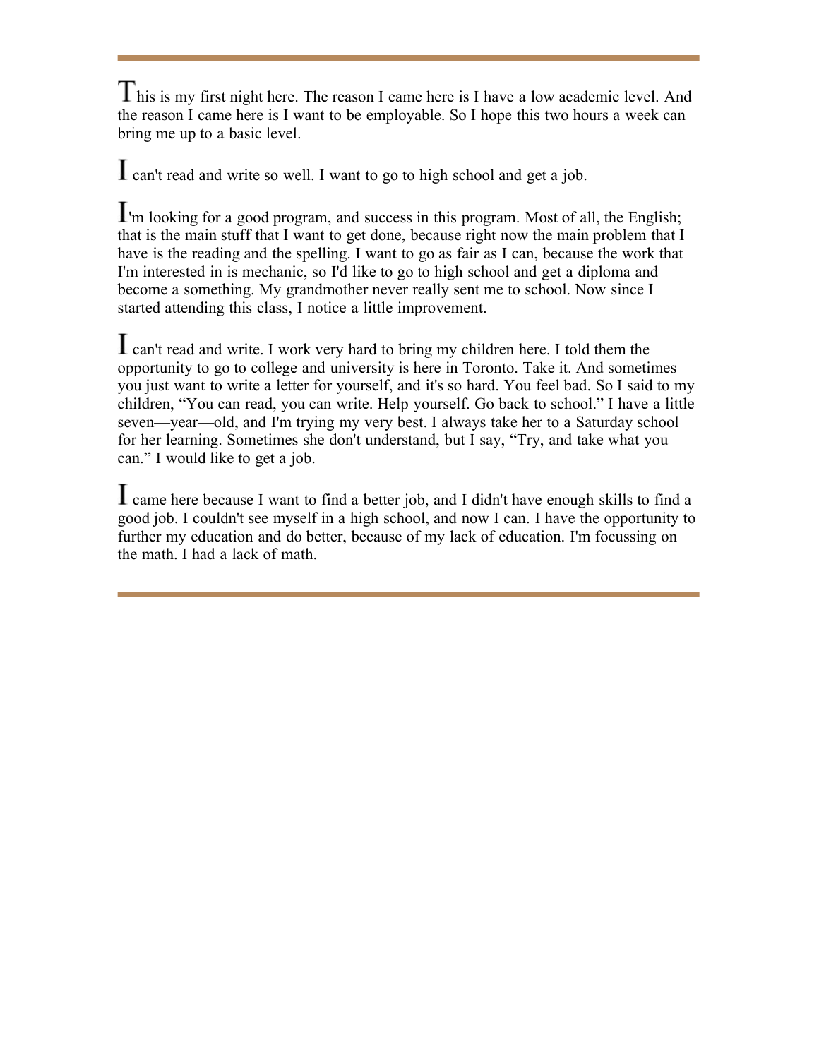This is my first night here. The reason I came here is I have a low academic level. And the reason I came here is I want to be employable. So I hope this two hours a week can bring me up to a basic level.

I can't read and write so well. I want to go to high school and get a job.

I'm looking for a good program, and success in this program. Most of all, the English; that is the main stuff that I want to get done, because right now the main problem that I have is the reading and the spelling. I want to go as fair as I can, because the work that I'm interested in is mechanic, so I'd like to go to high school and get a diploma and become a something. My grandmother never really sent me to school. Now since I started attending this class, I notice a little improvement.

I can't read and write. I work very hard to bring my children here. I told them the opportunity to go to college and university is here in Toronto. Take it. And sometimes you just want to write a letter for yourself, and it's so hard. You feel bad. So I said to my children, "You can read, you can write. Help yourself. Go back to school." I have a little seven—year—old, and I'm trying my very best. I always take her to a Saturday school for her learning. Sometimes she don't understand, but I say, "Try, and take what you can." I would like to get a job.

I came here because I want to find a better job, and I didn't have enough skills to find a good job. I couldn't see myself in a high school, and now I can. I have the opportunity to further my education and do better, because of my lack of education. I'm focussing on the math. I had a lack of math.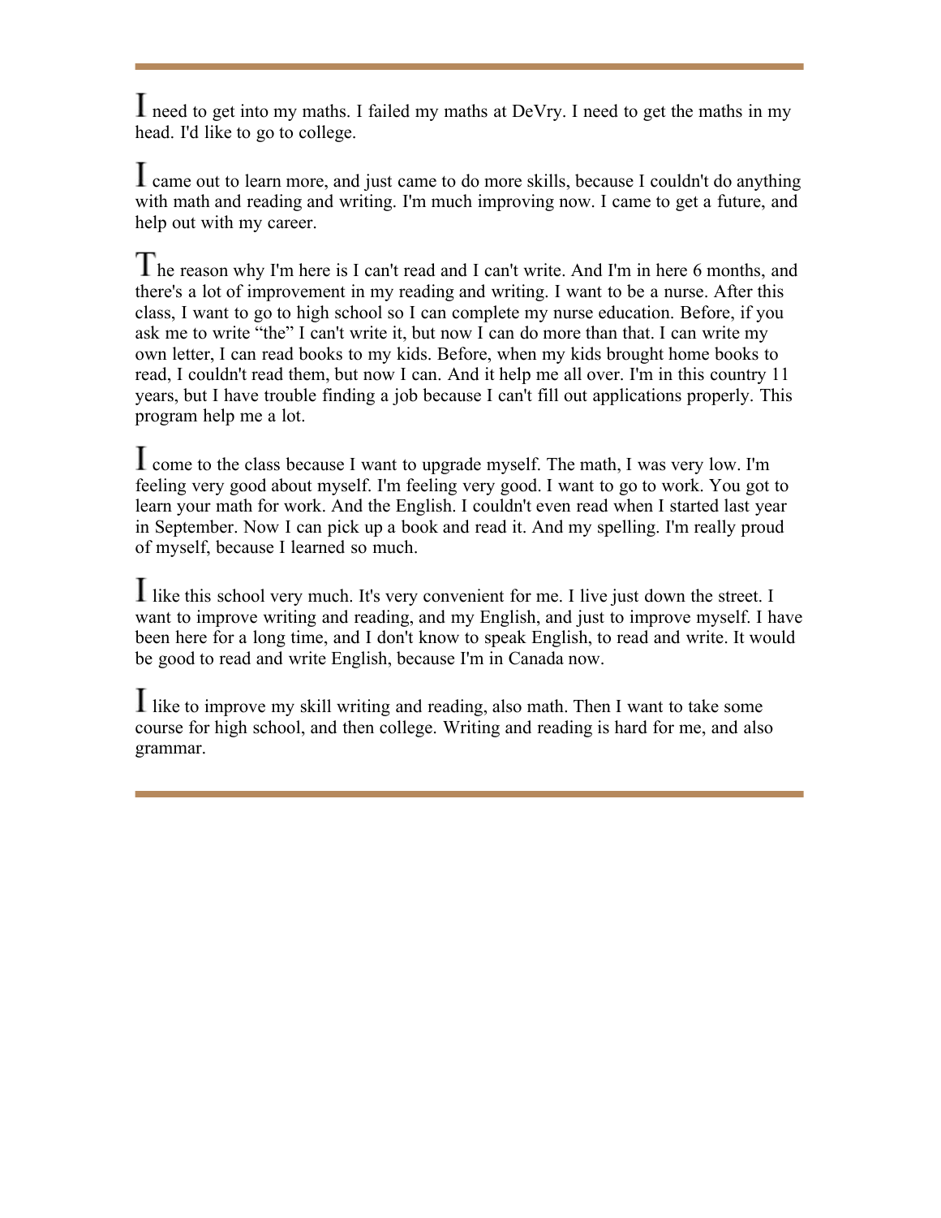I need to get into my maths. I failed my maths at DeVry. I need to get the maths in my head. I'd like to go to college.

I came out to learn more, and just came to do more skills, because I couldn't do anything with math and reading and writing. I'm much improving now. I came to get a future, and help out with my career.

The reason why I'm here is I can't read and I can't write. And I'm in here 6 months, and there's a lot of improvement in my reading and writing. I want to be a nurse. After this class, I want to go to high school so I can complete my nurse education. Before, if you ask me to write “the” I can't write it, but now I can do more than that. I can write my own letter, I can read books to my kids. Before, when my kids brought home books to read, I couldn't read them, but now I can. And it help me all over. I'm in this country 11 years, but I have trouble finding a job because I can't fill out applications properly. This program help me a lot.

I come to the class because I want to upgrade myself. The math, I was very low. I'm feeling very good about myself. I'm feeling very good. I want to go to work. You got to learn your math for work. And the English. I couldn't even read when I started last year in September. Now I can pick up a book and read it. And my spelling. I'm really proud of myself, because I learned so much.

I like this school very much. It's very convenient for me. I live just down the street. I want to improve writing and reading, and my English, and just to improve myself. I have been here for a long time, and I don't know to speak English, to read and write. It would be good to read and write English, because I'm in Canada now.

I like to improve my skill writing and reading, also math. Then I want to take some course for high school, and then college. Writing and reading is hard for me, and also grammar.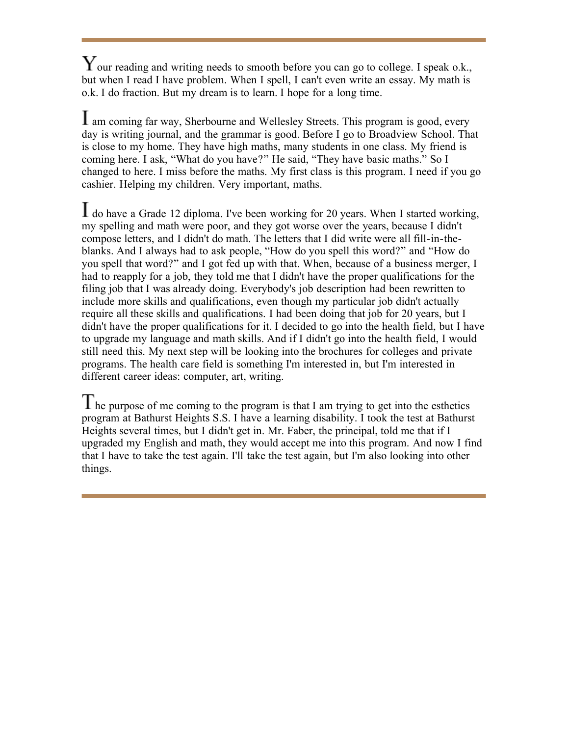Your reading and writing needs to smooth before you can go to college. I speak o.k., but when I read I have problem. When I spell, I can't even write an essay. My math is o.k. I do fraction. But my dream is to learn. I hope for a long time.

I am coming far way, Sherbourne and Wellesley Streets. This program is good, every day is writing journal, and the grammar is good. Before I go to Broadview School. That is close to my home. They have high maths, many students in one class. My friend is coming here. I ask, "What do you have?" He said, "They have basic maths." So I changed to here. I miss before the maths. My first class is this program. I need if you go cashier. Helping my children. Very important, maths.

I do have a Grade 12 diploma. I've been working for 20 years. When I started working, my spelling and math were poor, and they got worse over the years, because I didn't compose letters, and I didn't do math. The letters that I did write were all fill-in-the-blanks. And I always had to ask people, "How do you spell this word?" and "How do you spell that word?" and I got fed up with that. When, because of a business merger, I had to reapply for a job, they told me that I didn't have the proper qualifications for the filing job that I was already doing. Everybody's job description had been rewritten to include more skills and qualifications, even though my particular job didn't actually require all these skills and qualifications. I had been doing that job for 20 years, but I didn't have the proper qualifications for it. I decided to go into the health field, but I have to upgrade my language and math skills. And if I didn't go into the health field, I would still need this. My next step will be looking into the brochures for colleges and private programs. The health care field is something I'm interested in, but I'm interested in different career ideas: computer, art, writing.

The purpose of me coming to the program is that I am trying to get into the esthetics program at Bathurst Heights S.S. I have a learning disability. I took the test at Bathurst Heights several times, but I didn't get in. Mr. Faber, the principal, told me that if I upgraded my English and math, they would accept me into this program. And now I find that I have to take the test again. I'll take the test again, but I'm also looking into other things.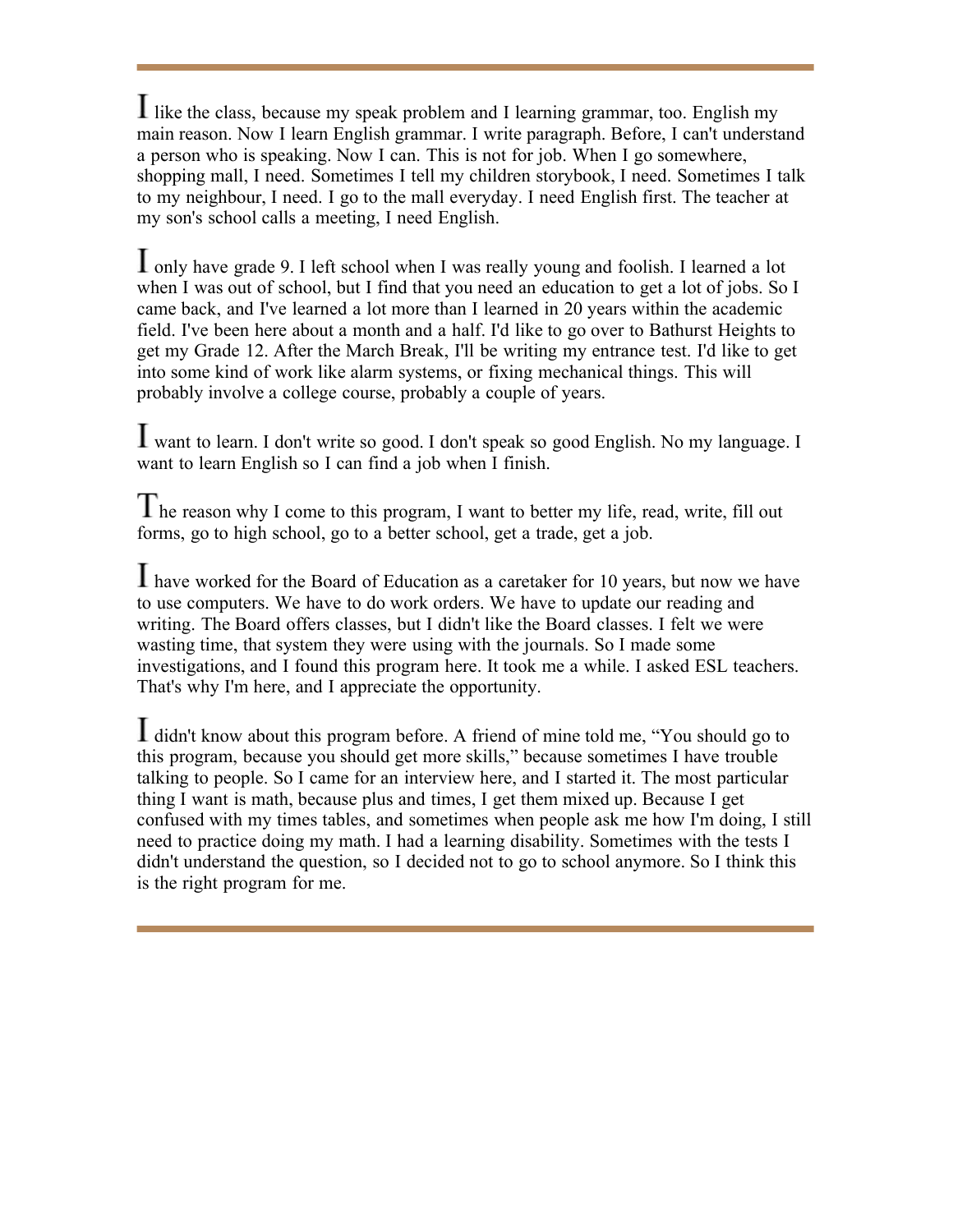I like the class, because my speak problem and I learning grammar, too. English my main reason. Now I learn English grammar. I write paragraph. Before, I can't understand a person who is speaking. Now I can. This is not for job. When I go somewhere, shopping mall, I need. Sometimes I tell my children storybook, I need. Sometimes I talk to my neighbour, I need. I go to the mall everyday. I need English first. The teacher at my son's school calls a meeting, I need English.

I only have grade 9. I left school when I was really young and foolish. I learned a lot when I was out of school, but I find that you need an education to get a lot of jobs. So I came back, and I've learned a lot more than I learned in 20 years within the academic field. I've been here about a month and a half. I'd like to go over to Bathurst Heights to get my Grade 12. After the March Break, I'll be writing my entrance test. I'd like to get into some kind of work like alarm systems, or fixing mechanical things. This will probably involve a college course, probably a couple of years.

I want to learn. I don't write so good. I don't speak so good English. No my language. I want to learn English so I can find a job when I finish.

The reason why I come to this program, I want to better my life, read, write, fill out forms, go to high school, go to a better school, get a trade, get a job.

I have worked for the Board of Education as a caretaker for 10 years, but now we have to use computers. We have to do work orders. We have to update our reading and writing. The Board offers classes, but I didn't like the Board classes. I felt we were wasting time, that system they were using with the journals. So I made some investigations, and I found this program here. It took me a while. I asked ESL teachers. That's why I'm here, and I appreciate the opportunity.

I didn't know about this program before. A friend of mine told me, "You should go to this program, because you should get more skills," because sometimes I have trouble talking to people. So I came for an interview here, and I started it. The most particular thing I want is math, because plus and times, I get them mixed up. Because I get confused with my times tables, and sometimes when people ask me how I'm doing, I still need to practice doing my math. I had a learning disability. Sometimes with the tests I didn't understand the question, so I decided not to go to school anymore. So I think this is the right program for me.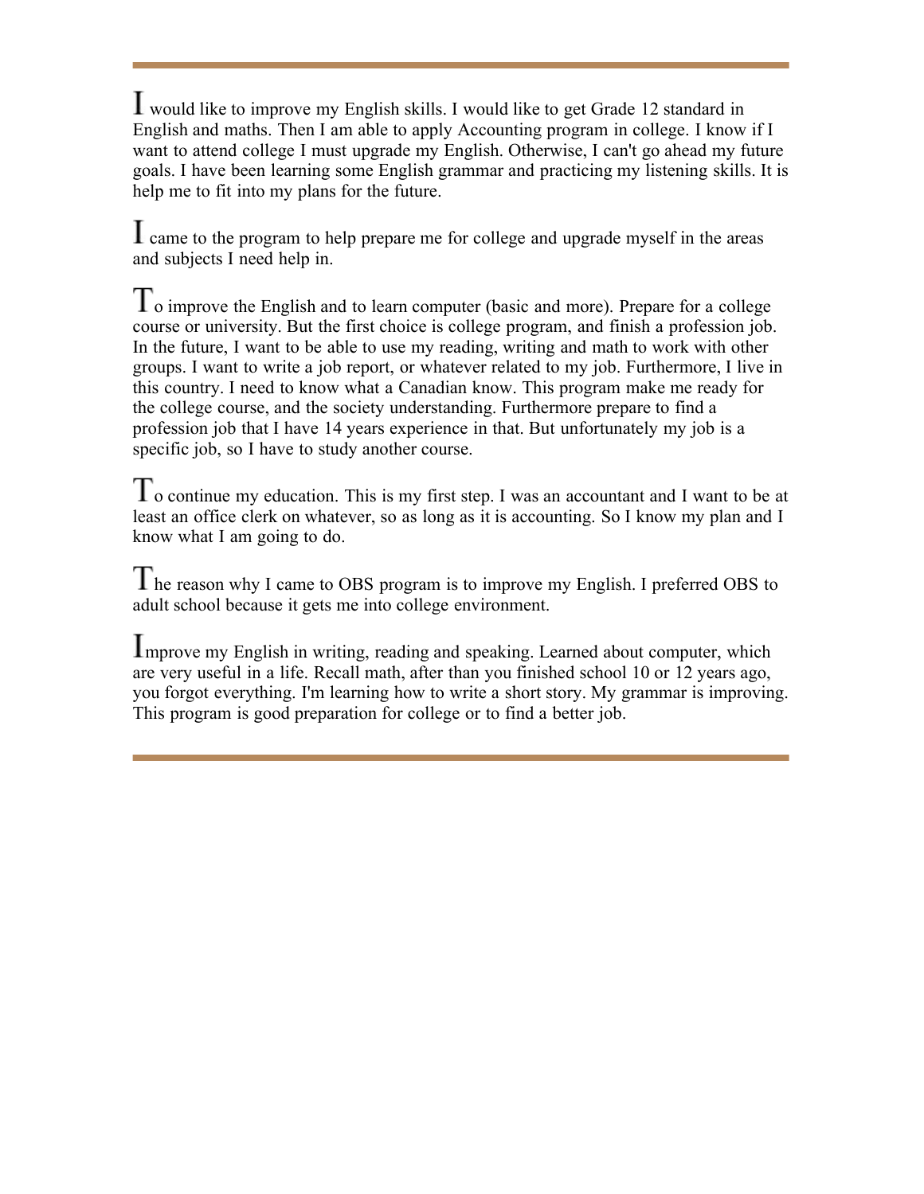I would like to improve my English skills. I would like to get Grade 12 standard in English and maths. Then I am able to apply Accounting program in college. I know if I want to attend college I must upgrade my English. Otherwise, I can't go ahead my future goals. I have been learning some English grammar and practicing my listening skills. It is help me to fit into my plans for the future.

I came to the program to help prepare me for college and upgrade myself in the areas and subjects I need help in.

To improve the English and to learn computer (basic and more). Prepare for a college course or university. But the first choice is college program, and finish a profession job. In the future, I want to be able to use my reading, writing and math to work with other groups. I want to write a job report, or whatever related to my job. Furthermore, I live in this country. I need to know what a Canadian know. This program make me ready for the college course, and the society understanding. Furthermore prepare to find a profession job that I have 14 years experience in that. But unfortunately my job is a specific job, so I have to study another course.

To continue my education. This is my first step. I was an accountant and I want to be at least an office clerk on whatever, so as long as it is accounting. So I know my plan and I know what I am going to do.

The reason why I came to OBS program is to improve my English. I preferred OBS to adult school because it gets me into college environment.

Improve my English in writing, reading and speaking. Learned about computer, which are very useful in a life. Recall math, after than you finished school 10 or 12 years ago, you forgot everything. I'm learning how to write a short story. My grammar is improving. This program is good preparation for college or to find a better job.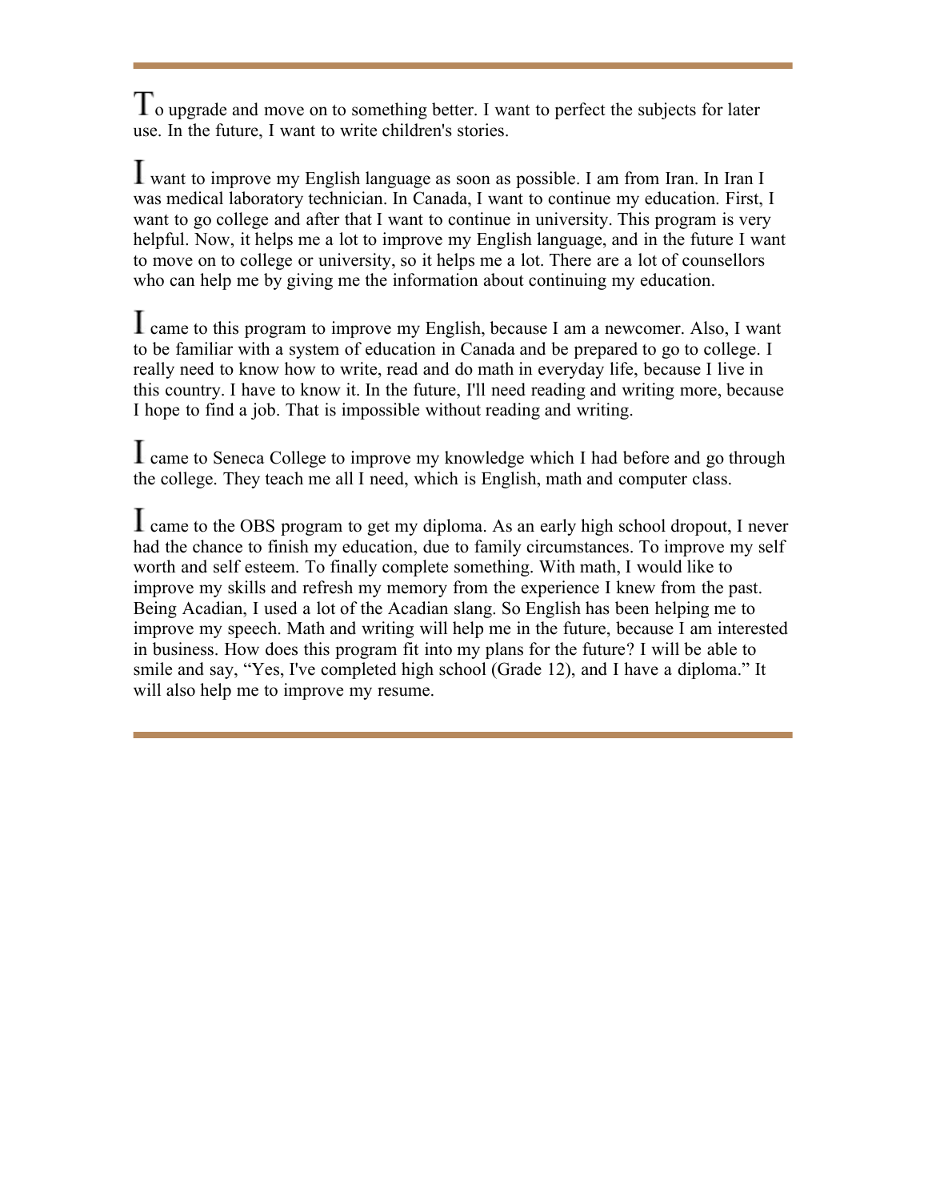To upgrade and move on to something better. I want to perfect the subjects for later use. In the future, I want to write children's stories.

I want to improve my English language as soon as possible. I am from Iran. In Iran I was medical laboratory technician. In Canada, I want to continue my education. First, I want to go college and after that I want to continue in university. This program is very helpful. Now, it helps me a lot to improve my English language, and in the future I want to move on to college or university, so it helps me a lot. There are a lot of counsellors who can help me by giving me the information about continuing my education.

I came to this program to improve my English, because I am a newcomer. Also, I want to be familiar with a system of education in Canada and be prepared to go to college. I really need to know how to write, read and do math in everyday life, because I live in this country. I have to know it. In the future, I'll need reading and writing more, because I hope to find a job. That is impossible without reading and writing.

I came to Seneca College to improve my knowledge which I had before and go through the college. They teach me all I need, which is English, math and computer class.

I came to the OBS program to get my diploma. As an early high school dropout, I never had the chance to finish my education, due to family circumstances. To improve my self worth and self esteem. To finally complete something. With math, I would like to improve my skills and refresh my memory from the experience I knew from the past. Being Acadian, I used a lot of the Acadian slang. So English has been helping me to improve my speech. Math and writing will help me in the future, because I am interested in business. How does this program fit into my plans for the future? I will be able to smile and say, "Yes, I've completed high school (Grade 12), and I have a diploma." It will also help me to improve my resume.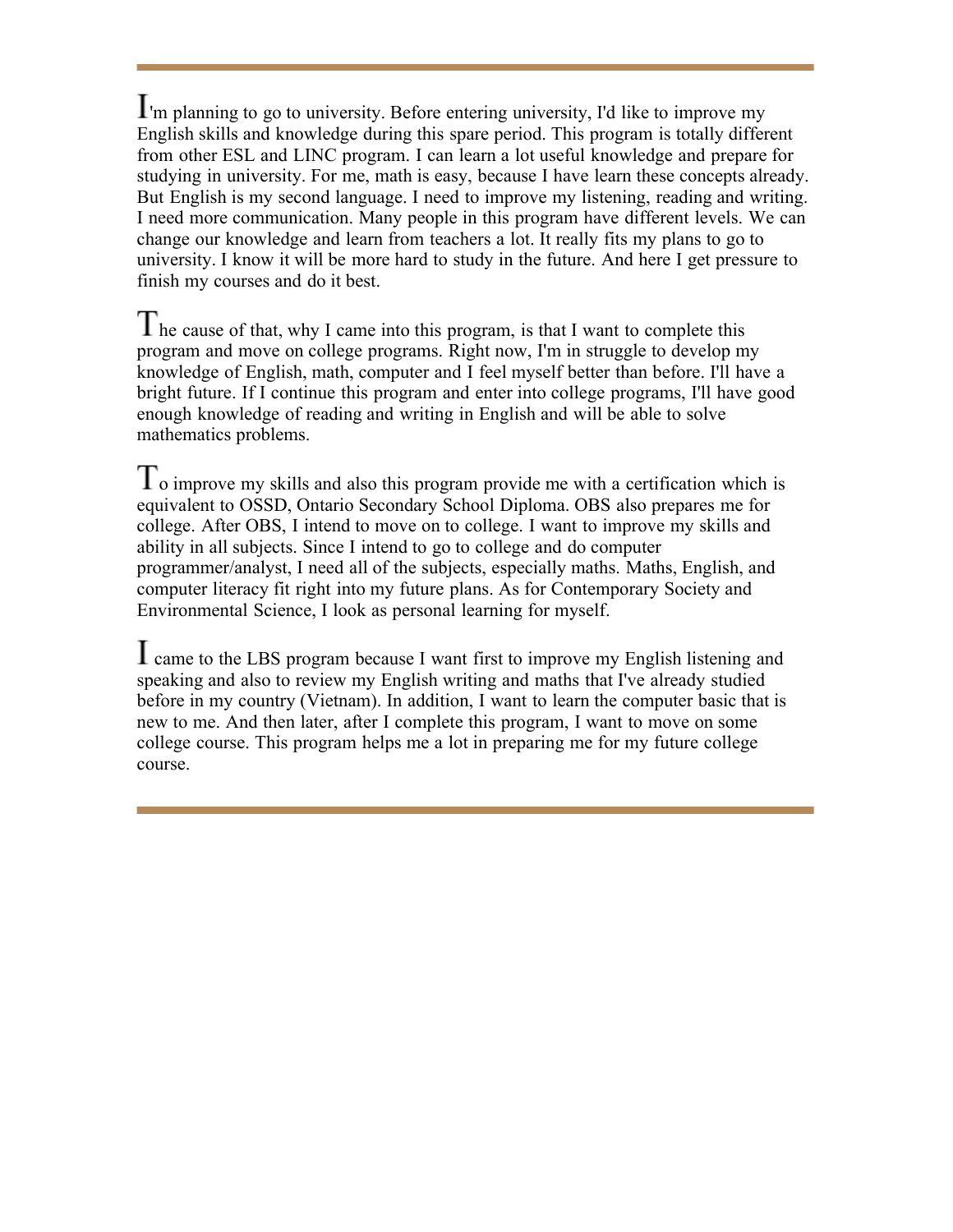I'm planning to go to university. Before entering university, I'd like to improve my English skills and knowledge during this spare period. This program is totally different from other ESL and LINC program. I can learn a lot useful knowledge and prepare for studying in university. For me, math is easy, because I have learn these concepts already. But English is my second language. I need to improve my listening, reading and writing. I need more communication. Many people in this program have different levels. We can change our knowledge and learn from teachers a lot. It really fits my plans to go to university. I know it will be more hard to study in the future. And here I get pressure to finish my courses and do it best.

The cause of that, why I came into this program, is that I want to complete this program and move on college programs. Right now, I'm in struggle to develop my knowledge of English, math, computer and I feel myself better than before. I'll have a bright future. If I continue this program and enter into college programs, I'll have good enough knowledge of reading and writing in English and will be able to solve mathematics problems.

To improve my skills and also this program provide me with a certification which is equivalent to OSSD, Ontario Secondary School Diploma. OBS also prepares me for college. After OBS, I intend to move on to college. I want to improve my skills and ability in all subjects. Since I intend to go to college and do computer programmer/analyst, I need all of the subjects, especially maths. Maths, English, and computer literacy fit right into my future plans. As for Contemporary Society and Environmental Science, I look as personal learning for myself.

I came to the LBS program because I want first to improve my English listening and speaking and also to review my English writing and maths that I've already studied before in my country (Vietnam). In addition, I want to learn the computer basic that is new to me. And then later, after I complete this program, I want to move on some college course. This program helps me a lot in preparing me for my future college course.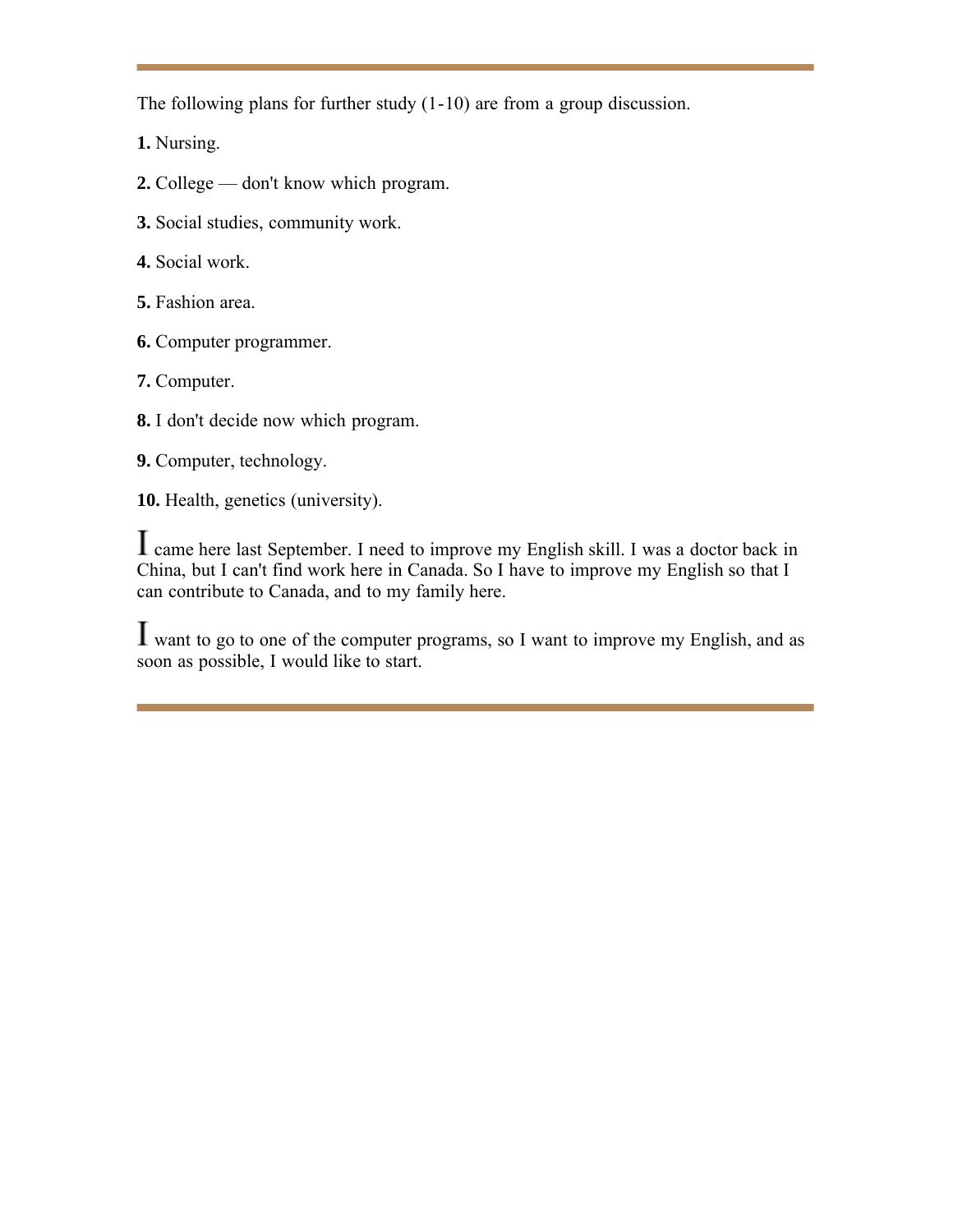The following plans for further study (1-10) are from a group discussion.

**1.** Nursing.

**2.** College — don't know which program.

**3.** Social studies, community work.

**4.** Social work.

**5.** Fashion area.

**6.** Computer programmer.

**7.** Computer.

**8.** I don't decide now which program.

**9.** Computer, technology.

**10.** Health, genetics (university).

I came here last September. I need to improve my English skill. I was a doctor back in China, but I can't find work here in Canada. So I have to improve my English so that I can contribute to Canada, and to my family here.

I want to go to one of the computer programs, so I want to improve my English, and as soon as possible, I would like to start.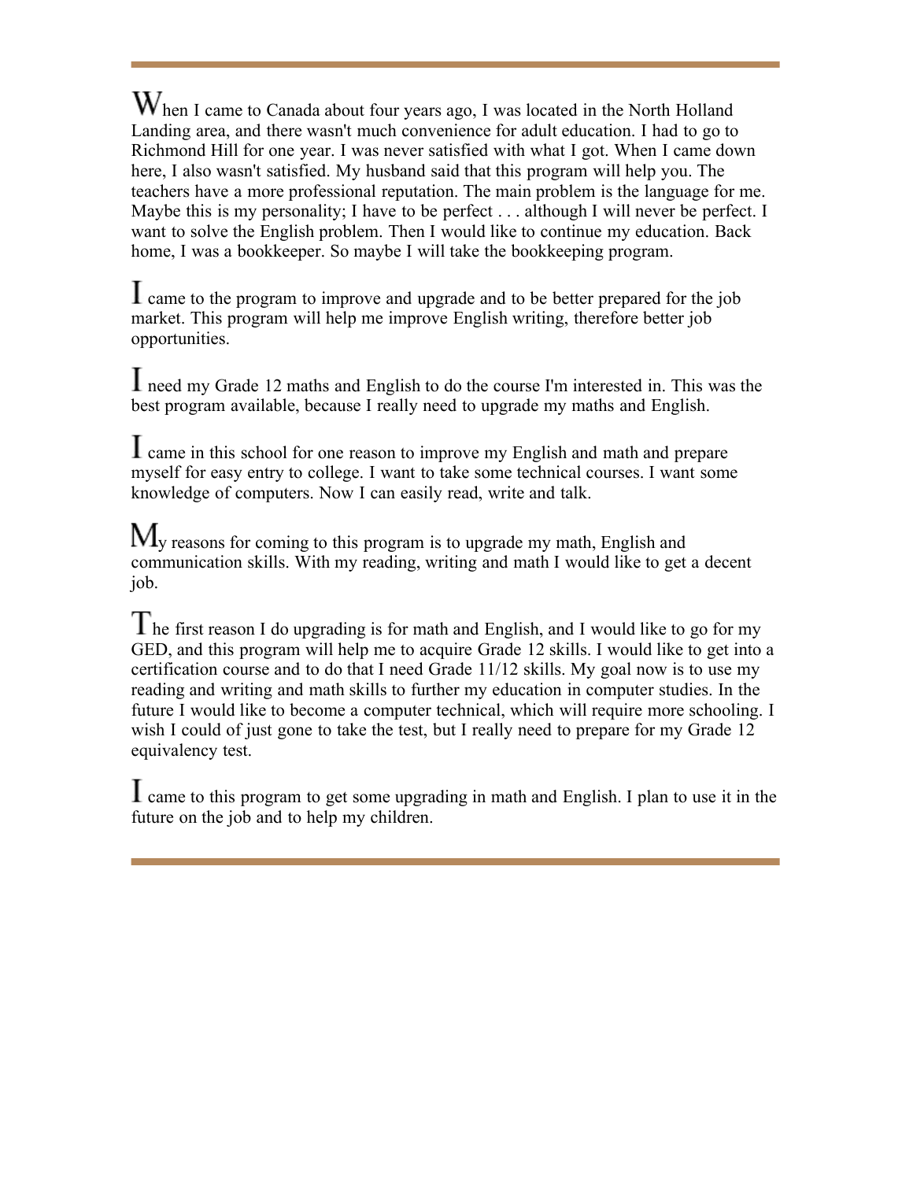When I came to Canada about four years ago, I was located in the North Holland Landing area, and there wasn't much convenience for adult education. I had to go to Richmond Hill for one year. I was never satisfied with what I got. When I came down here, I also wasn't satisfied. My husband said that this program will help you. The teachers have a more professional reputation. The main problem is the language for me. Maybe this is my personality; I have to be perfect . . . although I will never be perfect. I want to solve the English problem. Then I would like to continue my education. Back home, I was a bookkeeper. So maybe I will take the bookkeeping program.

I came to the program to improve and upgrade and to be better prepared for the job market. This program will help me improve English writing, therefore better job opportunities.

I need my Grade 12 maths and English to do the course I'm interested in. This was the best program available, because I really need to upgrade my maths and English.

I came in this school for one reason to improve my English and math and prepare myself for easy entry to college. I want to take some technical courses. I want some knowledge of computers. Now I can easily read, write and talk.

My reasons for coming to this program is to upgrade my math, English and communication skills. With my reading, writing and math I would like to get a decent job.

The first reason I do upgrading is for math and English, and I would like to go for my GED, and this program will help me to acquire Grade 12 skills. I would like to get into a certification course and to do that I need Grade 11/12 skills. My goal now is to use my reading and writing and math skills to further my education in computer studies. In the future I would like to become a computer technical, which will require more schooling. I wish I could of just gone to take the test, but I really need to prepare for my Grade 12 equivalency test.

I came to this program to get some upgrading in math and English. I plan to use it in the future on the job and to help my children.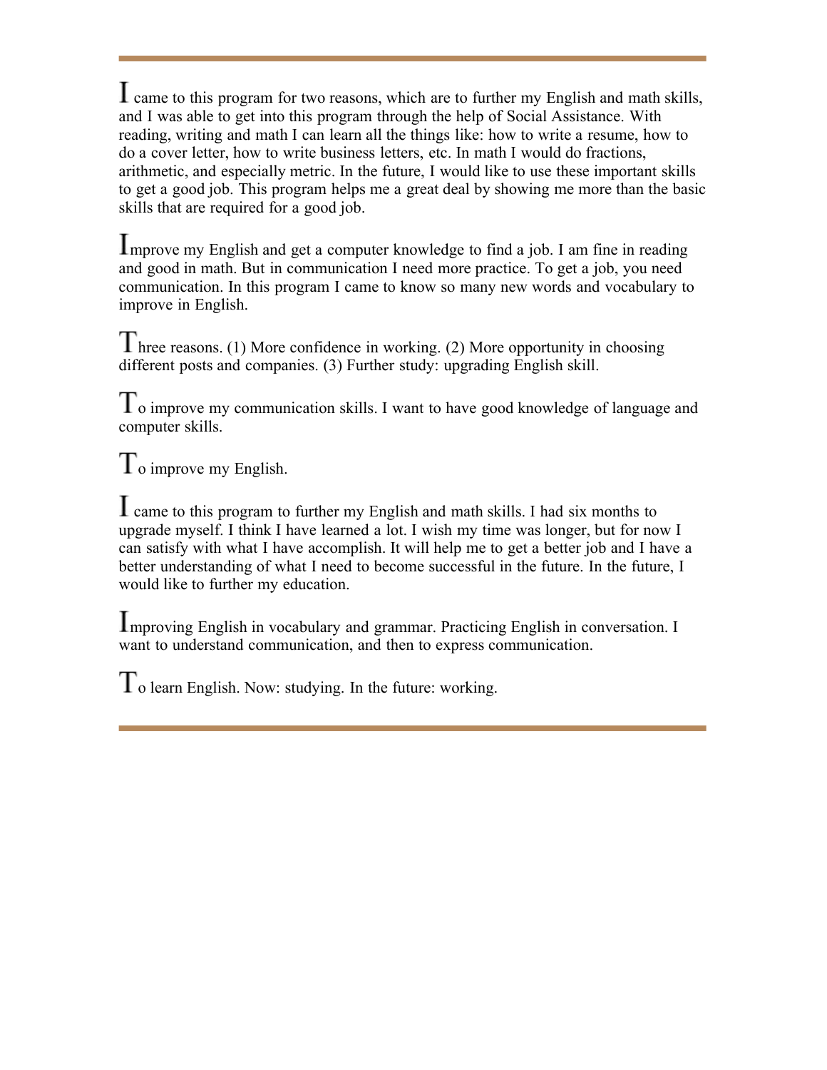I came to this program for two reasons, which are to further my English and math skills, and I was able to get into this program through the help of Social Assistance. With reading, writing and math I can learn all the things like: how to write a resume, how to do a cover letter, how to write business letters, etc. In math I would do fractions, arithmetic, and especially metric. In the future, I would like to use these important skills to get a good job. This program helps me a great deal by showing me more than the basic skills that are required for a good job.

Improve my English and get a computer knowledge to find a job. I am fine in reading and good in math. But in communication I need more practice. To get a job, you need communication. In this program I came to know so many new words and vocabulary to improve in English.

Three reasons. (1) More confidence in working. (2) More opportunity in choosing different posts and companies. (3) Further study: upgrading English skill.

To improve my communication skills. I want to have good knowledge of language and computer skills.

To improve my English.

I came to this program to further my English and math skills. I had six months to upgrade myself. I think I have learned a lot. I wish my time was longer, but for now I can satisfy with what I have accomplish. It will help me to get a better job and I have a better understanding of what I need to become successful in the future. In the future, I would like to further my education.

Improving English in vocabulary and grammar. Practicing English in conversation. I want to understand communication, and then to express communication.

To learn English. Now: studying. In the future: working.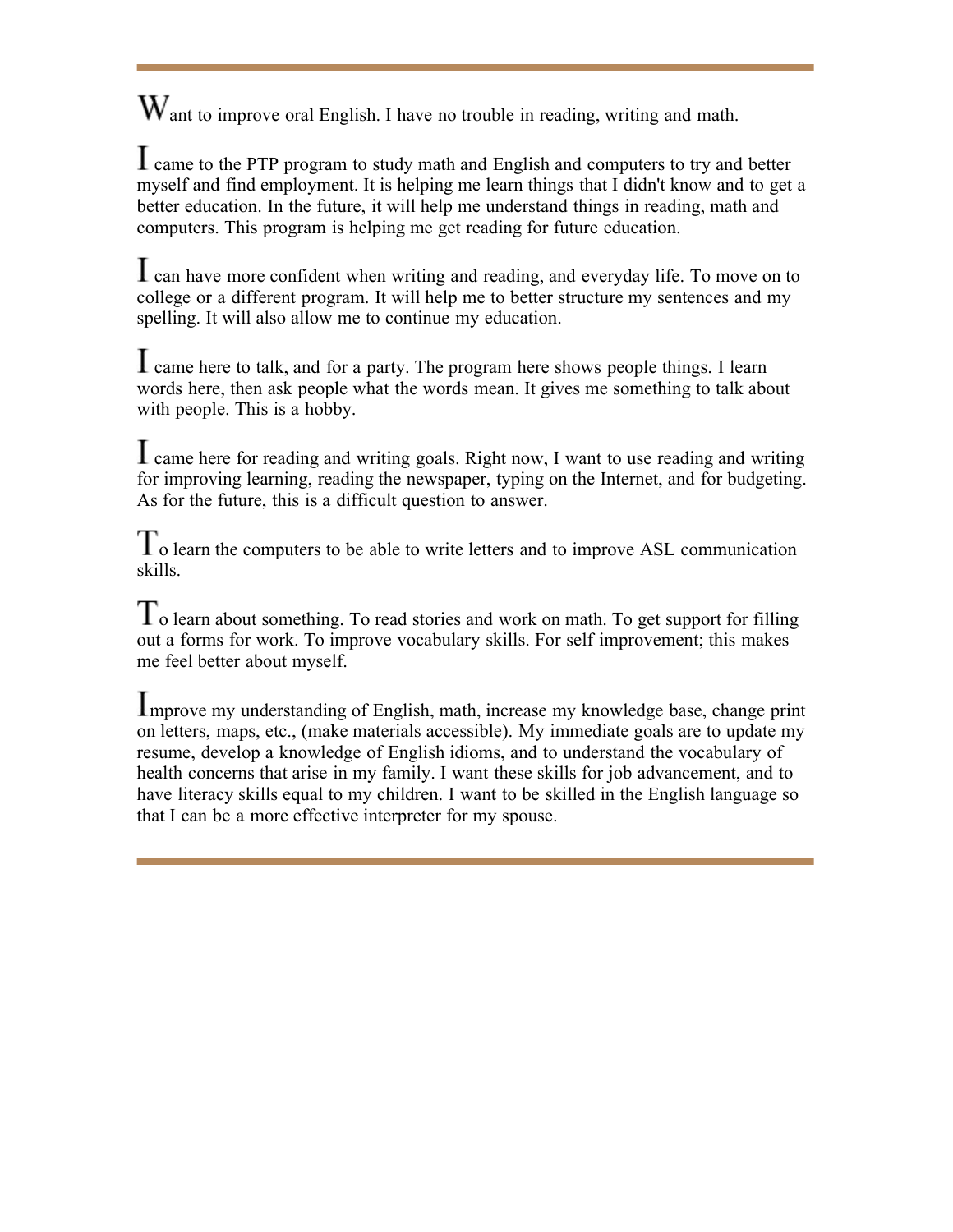---

Want to improve oral English. I have no trouble in reading, writing and math.

I came to the PTP program to study math and English and computers to try and better myself and find employment. It is helping me learn things that I didn't know and to get a better education. In the future, it will help me understand things in reading, math and computers. This program is helping me get reading for future education.

I can have more confident when writing and reading, and everyday life. To move on to college or a different program. It will help me to better structure my sentences and my spelling. It will also allow me to continue my education.

I came here to talk, and for a party. The program here shows people things. I learn words here, then ask people what the words mean. It gives me something to talk about with people. This is a hobby.

I came here for reading and writing goals. Right now, I want to use reading and writing for improving learning, reading the newspaper, typing on the Internet, and for budgeting. As for the future, this is a difficult question to answer.

To learn the computers to be able to write letters and to improve ASL communication skills.

To learn about something. To read stories and work on math. To get support for filling out a forms for work. To improve vocabulary skills. For self improvement; this makes me feel better about myself.

Improve my understanding of English, math, increase my knowledge base, change print on letters, maps, etc., (make materials accessible). My immediate goals are to update my resume, develop a knowledge of English idioms, and to understand the vocabulary of health concerns that arise in my family. I want these skills for job advancement, and to have literacy skills equal to my children. I want to be skilled in the English language so that I can be a more effective interpreter for my spouse.

---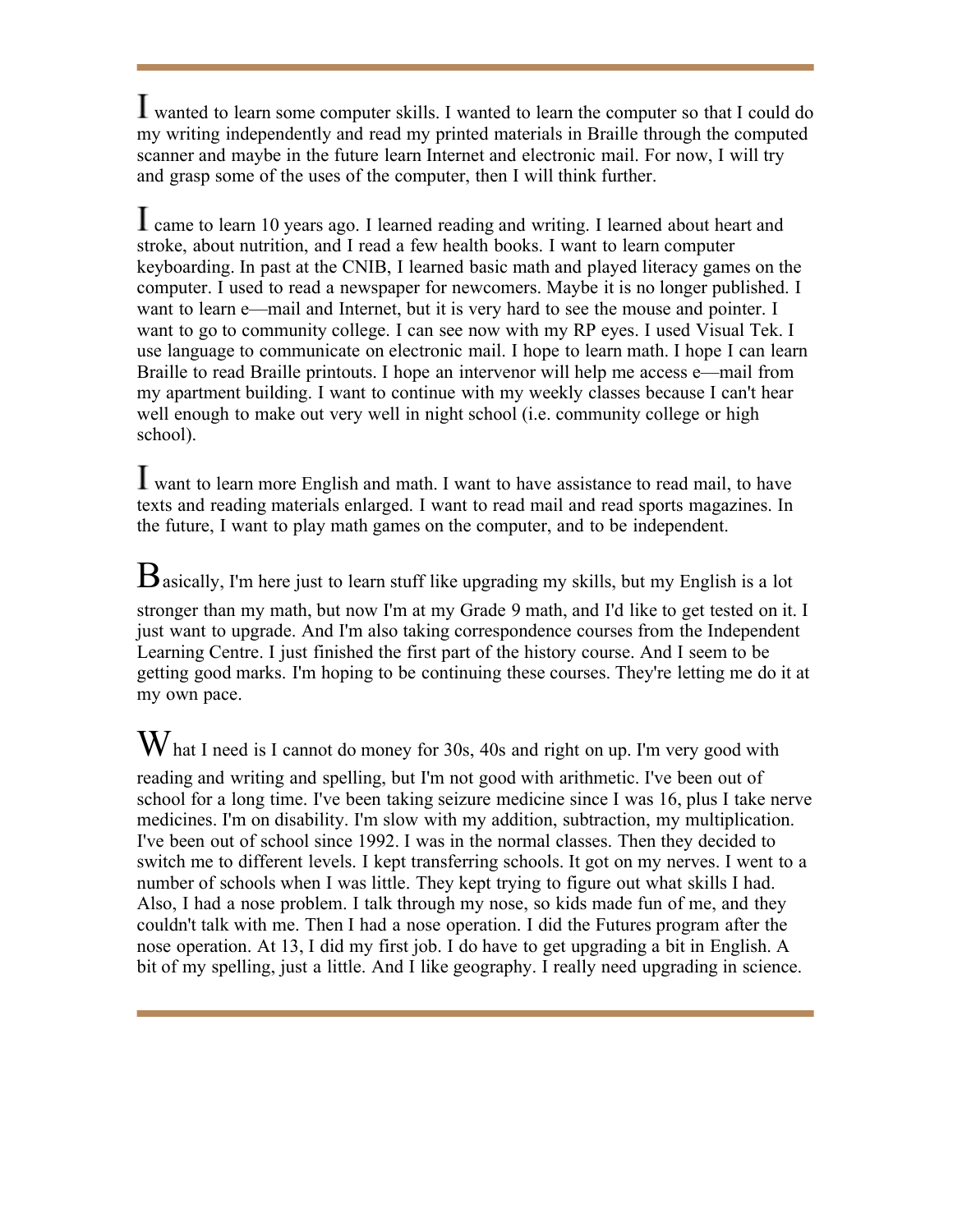I wanted to learn some computer skills. I wanted to learn the computer so that I could do my writing independently and read my printed materials in Braille through the computed scanner and maybe in the future learn Internet and electronic mail. For now, I will try and grasp some of the uses of the computer, then I will think further.

I came to learn 10 years ago. I learned reading and writing. I learned about heart and stroke, about nutrition, and I read a few health books. I want to learn computer keyboarding. In past at the CNIB, I learned basic math and played literacy games on the computer. I used to read a newspaper for newcomers. Maybe it is no longer published. I want to learn e—mail and Internet, but it is very hard to see the mouse and pointer. I want to go to community college. I can see now with my RP eyes. I used Visual Tek. I use language to communicate on electronic mail. I hope to learn math. I hope I can learn Braille to read Braille printouts. I hope an intervenor will help me access e—mail from my apartment building. I want to continue with my weekly classes because I can't hear well enough to make out very well in night school (i.e. community college or high school).

I want to learn more English and math. I want to have assistance to read mail, to have texts and reading materials enlarged. I want to read mail and read sports magazines. In the future, I want to play math games on the computer, and to be independent.

Basically, I'm here just to learn stuff like upgrading my skills, but my English is a lot stronger than my math, but now I'm at my Grade 9 math, and I'd like to get tested on it. I just want to upgrade. And I'm also taking correspondence courses from the Independent Learning Centre. I just finished the first part of the history course. And I seem to be getting good marks. I'm hoping to be continuing these courses. They're letting me do it at my own pace.

What I need is I cannot do money for 30s, 40s and right on up. I'm very good with reading and writing and spelling, but I'm not good with arithmetic. I've been out of school for a long time. I've been taking seizure medicine since I was 16, plus I take nerve medicines. I'm on disability. I'm slow with my addition, subtraction, my multiplication. I've been out of school since 1992. I was in the normal classes. Then they decided to switch me to different levels. I kept transferring schools. It got on my nerves. I went to a number of schools when I was little. They kept trying to figure out what skills I had. Also, I had a nose problem. I talk through my nose, so kids made fun of me, and they couldn't talk with me. Then I had a nose operation. I did the Futures program after the nose operation. At 13, I did my first job. I do have to get upgrading a bit in English. A bit of my spelling, just a little. And I like geography. I really need upgrading in science.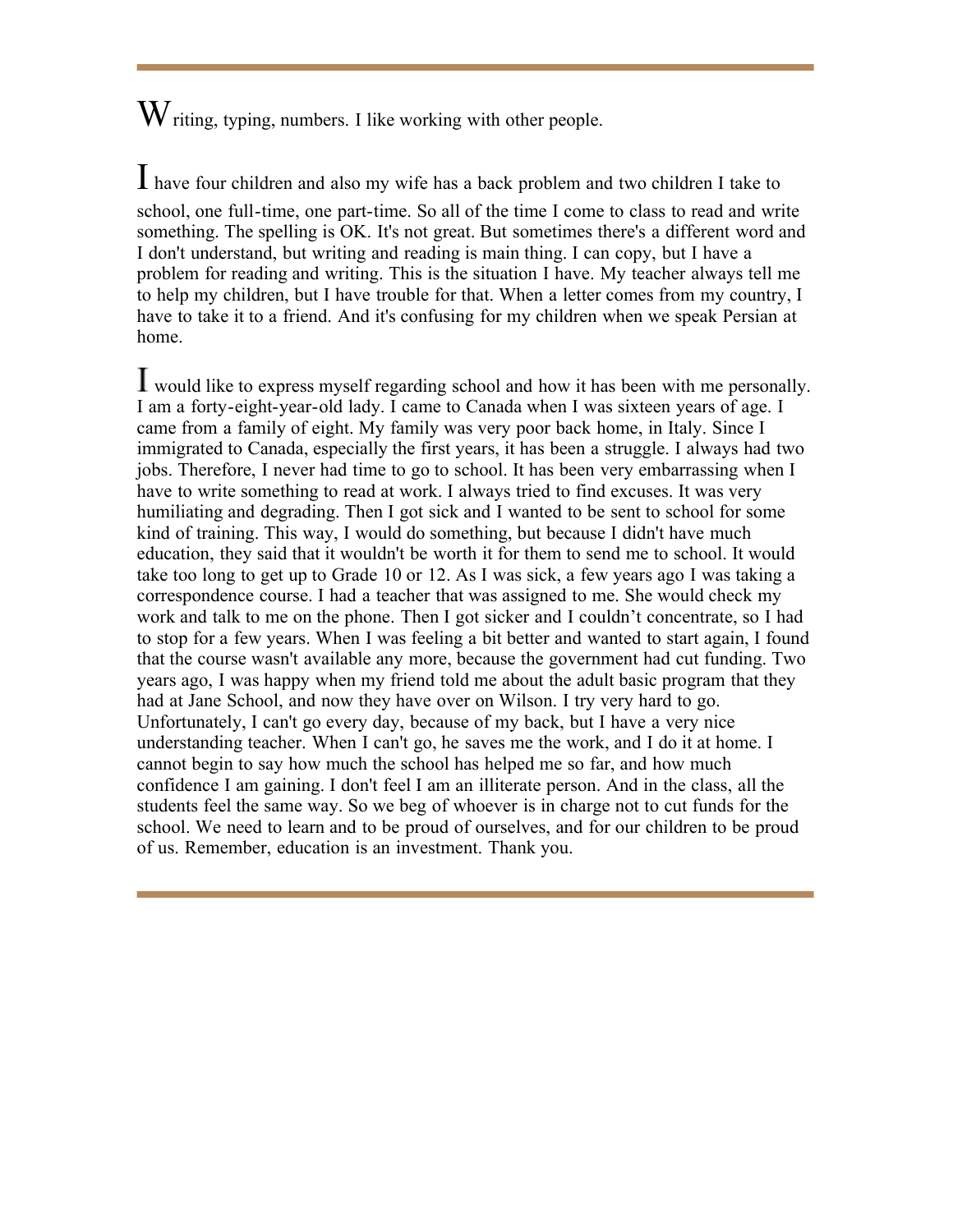Writing, typing, numbers. I like working with other people.

I have four children and also my wife has a back problem and two children I take to school, one full-time, one part-time. So all of the time I come to class to read and write something. The spelling is OK. It's not great. But sometimes there's a different word and I don't understand, but writing and reading is main thing. I can copy, but I have a problem for reading and writing. This is the situation I have. My teacher always tell me to help my children, but I have trouble for that. When a letter comes from my country, I have to take it to a friend. And it's confusing for my children when we speak Persian at home.

I would like to express myself regarding school and how it has been with me personally. I am a forty-eight-year-old lady. I came to Canada when I was sixteen years of age. I came from a family of eight. My family was very poor back home, in Italy. Since I immigrated to Canada, especially the first years, it has been a struggle. I always had two jobs. Therefore, I never had time to go to school. It has been very embarrassing when I have to write something to read at work. I always tried to find excuses. It was very humiliating and degrading. Then I got sick and I wanted to be sent to school for some kind of training. This way, I would do something, but because I didn't have much education, they said that it wouldn't be worth it for them to send me to school. It would take too long to get up to Grade 10 or 12. As I was sick, a few years ago I was taking a correspondence course. I had a teacher that was assigned to me. She would check my work and talk to me on the phone. Then I got sicker and I couldn't concentrate, so I had to stop for a few years. When I was feeling a bit better and wanted to start again, I found that the course wasn't available any more, because the government had cut funding. Two years ago, I was happy when my friend told me about the adult basic program that they had at Jane School, and now they have over on Wilson. I try very hard to go. Unfortunately, I can't go every day, because of my back, but I have a very nice understanding teacher. When I can't go, he saves me the work, and I do it at home. I cannot begin to say how much the school has helped me so far, and how much confidence I am gaining. I don't feel I am an illiterate person. And in the class, all the students feel the same way. So we beg of whoever is in charge not to cut funds for the school. We need to learn and to be proud of ourselves, and for our children to be proud of us. Remember, education is an investment. Thank you.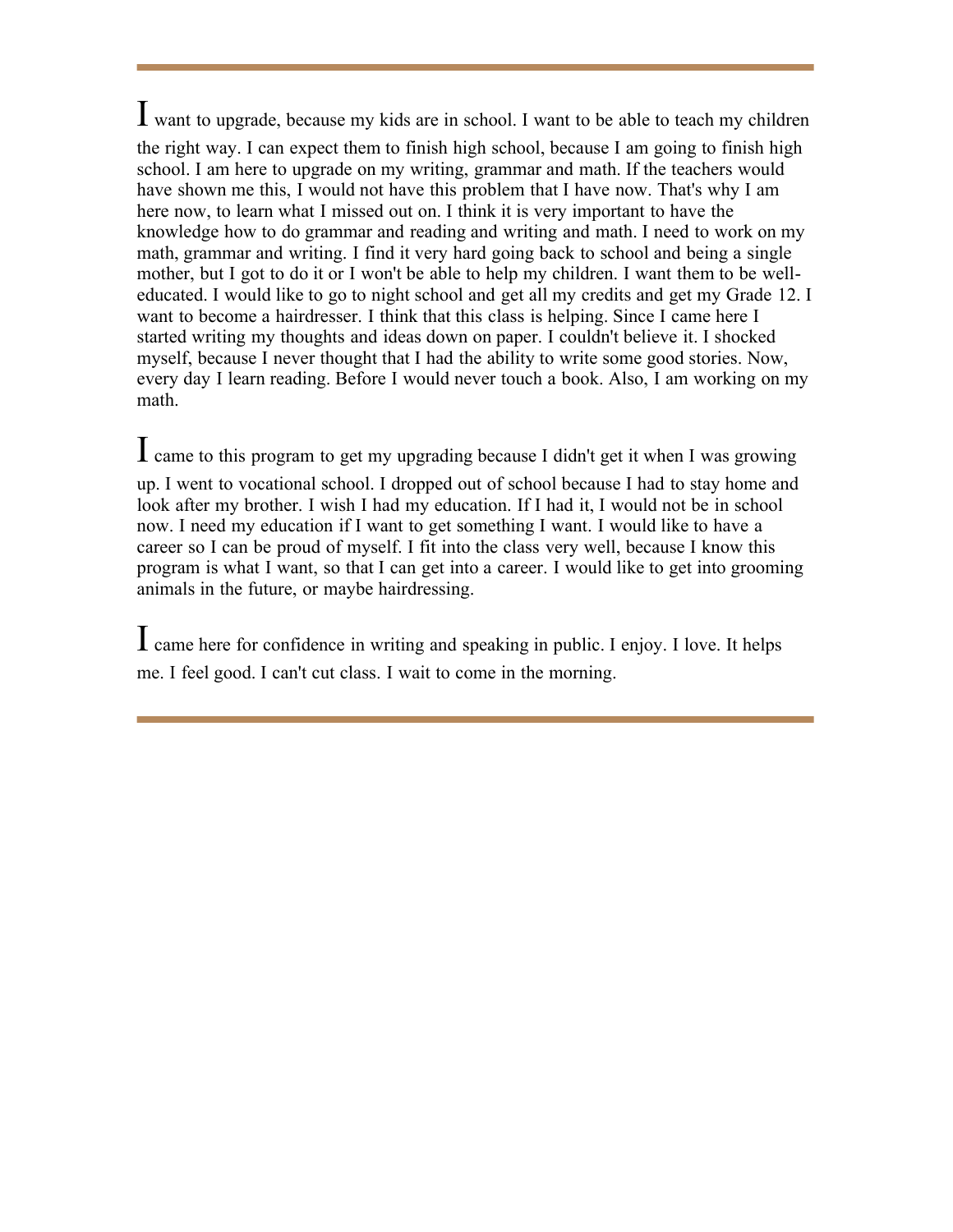---

I want to upgrade, because my kids are in school. I want to be able to teach my children the right way. I can expect them to finish high school, because I am going to finish high school. I am here to upgrade on my writing, grammar and math. If the teachers would have shown me this, I would not have this problem that I have now. That's why I am here now, to learn what I missed out on. I think it is very important to have the knowledge how to do grammar and reading and writing and math. I need to work on my math, grammar and writing. I find it very hard going back to school and being a single mother, but I got to do it or I won't be able to help my children. I want them to be well-educated. I would like to go to night school and get all my credits and get my Grade 12. I want to become a hairdresser. I think that this class is helping. Since I came here I started writing my thoughts and ideas down on paper. I couldn't believe it. I shocked myself, because I never thought that I had the ability to write some good stories. Now, every day I learn reading. Before I would never touch a book. Also, I am working on my math.

I came to this program to get my upgrading because I didn't get it when I was growing up. I went to vocational school. I dropped out of school because I had to stay home and look after my brother. I wish I had my education. If I had it, I would not be in school now. I need my education if I want to get something I want. I would like to have a career so I can be proud of myself. I fit into the class very well, because I know this program is what I want, so that I can get into a career. I would like to get into grooming animals in the future, or maybe hairdressing.

I came here for confidence in writing and speaking in public. I enjoy. I love. It helps me. I feel good. I can't cut class. I wait to come in the morning.

---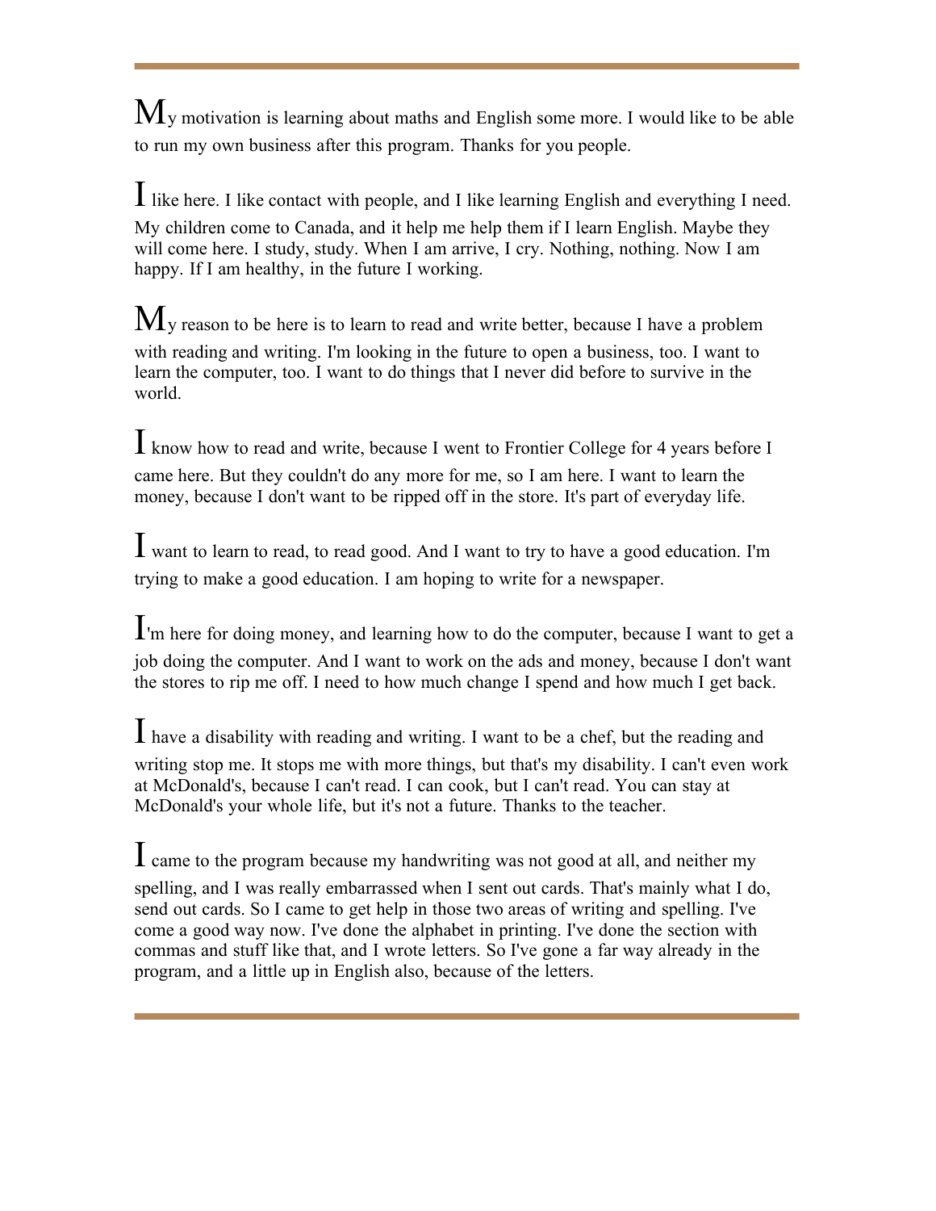My motivation is learning about maths and English some more. I would like to be able to run my own business after this program. Thanks for you people.

I like here. I like contact with people, and I like learning English and everything I need. My children come to Canada, and it help me help them if I learn English. Maybe they will come here. I study, study. When I am arrive, I cry. Nothing, nothing. Now I am happy. If I am healthy, in the future I working.

My reason to be here is to learn to read and write better, because I have a problem with reading and writing. I'm looking in the future to open a business, too. I want to learn the computer, too. I want to do things that I never did before to survive in the world.

I know how to read and write, because I went to Frontier College for 4 years before I came here. But they couldn't do any more for me, so I am here. I want to learn the money, because I don't want to be ripped off in the store. It's part of everyday life.

I want to learn to read, to read good. And I want to try to have a good education. I'm trying to make a good education. I am hoping to write for a newspaper.

I'm here for doing money, and learning how to do the computer, because I want to get a job doing the computer. And I want to work on the ads and money, because I don't want the stores to rip me off. I need to how much change I spend and how much I get back.

I have a disability with reading and writing. I want to be a chef, but the reading and writing stop me. It stops me with more things, but that's my disability. I can't even work at McDonald's, because I can't read. I can cook, but I can't read. You can stay at McDonald's your whole life, but it's not a future. Thanks to the teacher.

I came to the program because my handwriting was not good at all, and neither my spelling, and I was really embarrassed when I sent out cards. That's mainly what I do, send out cards. So I came to get help in those two areas of writing and spelling. I've come a good way now. I've done the alphabet in printing. I've done the section with commas and stuff like that, and I wrote letters. So I've gone a far way already in the program, and a little up in English also, because of the letters.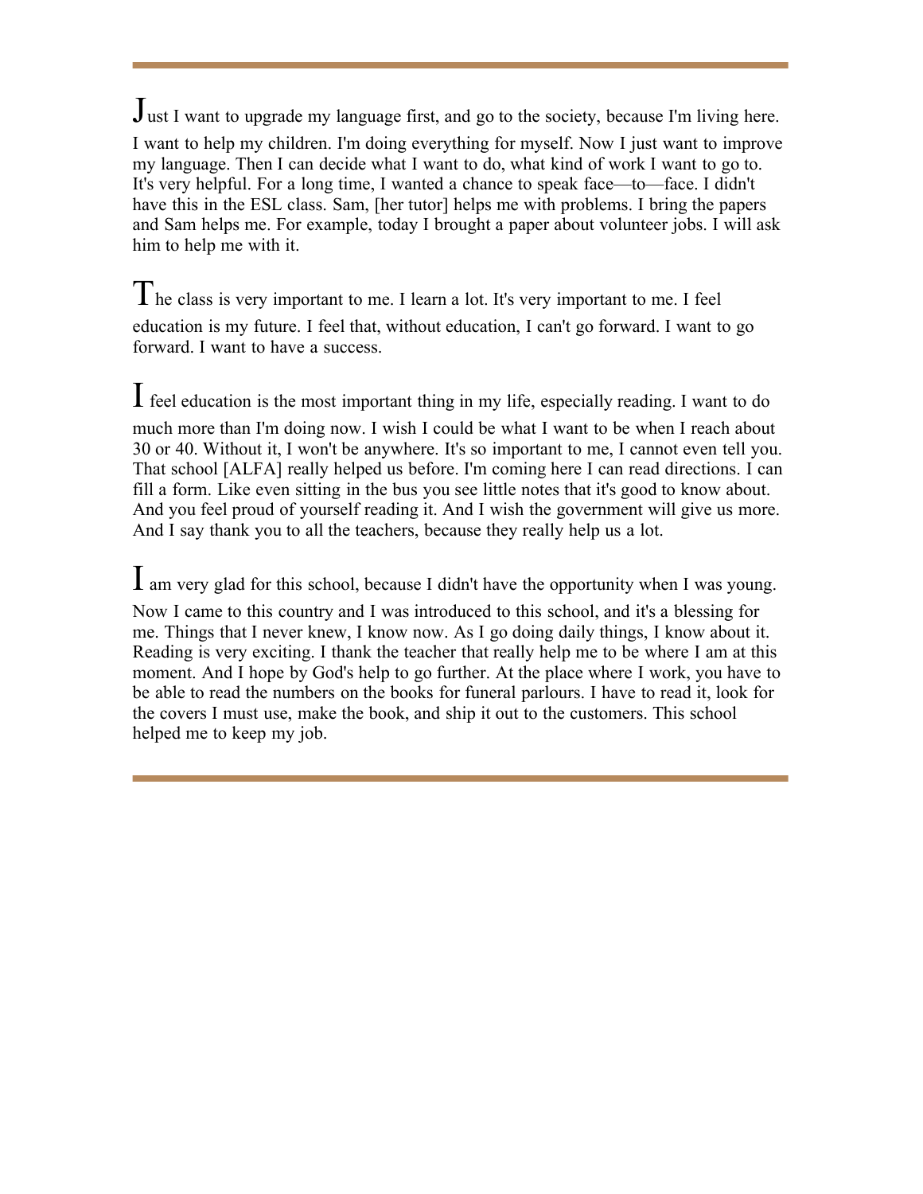Just I want to upgrade my language first, and go to the society, because I'm living here. I want to help my children. I'm doing everything for myself. Now I just want to improve my language. Then I can decide what I want to do, what kind of work I want to go to. It's very helpful. For a long time, I wanted a chance to speak face—to—face. I didn't have this in the ESL class. Sam, [her tutor] helps me with problems. I bring the papers and Sam helps me. For example, today I brought a paper about volunteer jobs. I will ask him to help me with it.

The class is very important to me. I learn a lot. It's very important to me. I feel education is my future. I feel that, without education, I can't go forward. I want to go forward. I want to have a success.

I feel education is the most important thing in my life, especially reading. I want to do much more than I'm doing now. I wish I could be what I want to be when I reach about 30 or 40. Without it, I won't be anywhere. It's so important to me, I cannot even tell you. That school [ALFA] really helped us before. I'm coming here I can read directions. I can fill a form. Like even sitting in the bus you see little notes that it's good to know about. And you feel proud of yourself reading it. And I wish the government will give us more. And I say thank you to all the teachers, because they really help us a lot.

I am very glad for this school, because I didn't have the opportunity when I was young. Now I came to this country and I was introduced to this school, and it's a blessing for me. Things that I never knew, I know now. As I go doing daily things, I know about it. Reading is very exciting. I thank the teacher that really help me to be where I am at this moment. And I hope by God's help to go further. At the place where I work, you have to be able to read the numbers on the books for funeral parlours. I have to read it, look for the covers I must use, make the book, and ship it out to the customers. This school helped me to keep my job.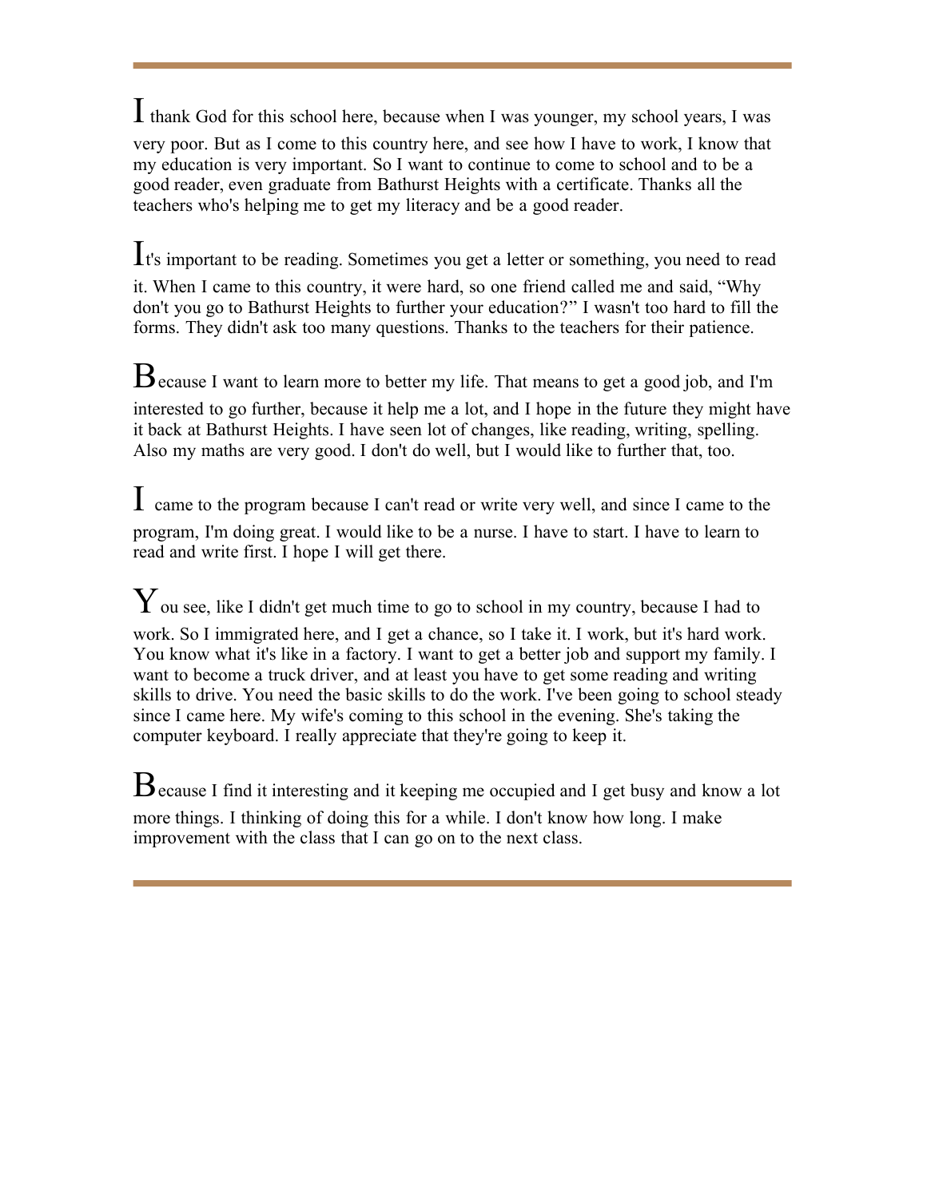I thank God for this school here, because when I was younger, my school years, I was very poor. But as I come to this country here, and see how I have to work, I know that my education is very important. So I want to continue to come to school and to be a good reader, even graduate from Bathurst Heights with a certificate. Thanks all the teachers who's helping me to get my literacy and be a good reader.

It's important to be reading. Sometimes you get a letter or something, you need to read it. When I came to this country, it were hard, so one friend called me and said, “Why don't you go to Bathurst Heights to further your education?” I wasn't too hard to fill the forms. They didn't ask too many questions. Thanks to the teachers for their patience.

Because I want to learn more to better my life. That means to get a good job, and I'm interested to go further, because it help me a lot, and I hope in the future they might have it back at Bathurst Heights. I have seen lot of changes, like reading, writing, spelling. Also my maths are very good. I don't do well, but I would like to further that, too.

I came to the program because I can't read or write very well, and since I came to the program, I'm doing great. I would like to be a nurse. I have to start. I have to learn to read and write first. I hope I will get there.

You see, like I didn't get much time to go to school in my country, because I had to work. So I immigrated here, and I get a chance, so I take it. I work, but it's hard work. You know what it's like in a factory. I want to get a better job and support my family. I want to become a truck driver, and at least you have to get some reading and writing skills to drive. You need the basic skills to do the work. I've been going to school steady since I came here. My wife's coming to this school in the evening. She's taking the computer keyboard. I really appreciate that they're going to keep it.

Because I find it interesting and it keeping me occupied and I get busy and know a lot more things. I thinking of doing this for a while. I don't know how long. I make improvement with the class that I can go on to the next class.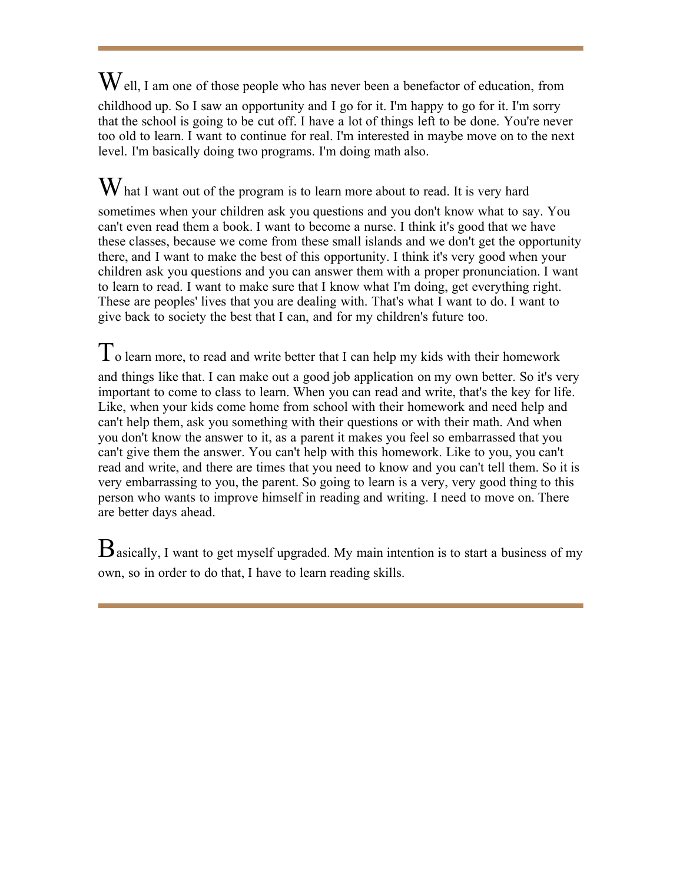Well, I am one of those people who has never been a benefactor of education, from childhood up. So I saw an opportunity and I go for it. I'm happy to go for it. I'm sorry that the school is going to be cut off. I have a lot of things left to be done. You're never too old to learn. I want to continue for real. I'm interested in maybe move on to the next level. I'm basically doing two programs. I'm doing math also.

What I want out of the program is to learn more about to read. It is very hard sometimes when your children ask you questions and you don't know what to say. You can't even read them a book. I want to become a nurse. I think it's good that we have these classes, because we come from these small islands and we don't get the opportunity there, and I want to make the best of this opportunity. I think it's very good when your children ask you questions and you can answer them with a proper pronunciation. I want to learn to read. I want to make sure that I know what I'm doing, get everything right. These are peoples' lives that you are dealing with. That's what I want to do. I want to give back to society the best that I can, and for my children's future too.

To learn more, to read and write better that I can help my kids with their homework and things like that. I can make out a good job application on my own better. So it's very important to come to class to learn. When you can read and write, that's the key for life. Like, when your kids come home from school with their homework and need help and can't help them, ask you something with their questions or with their math. And when you don't know the answer to it, as a parent it makes you feel so embarrassed that you can't give them the answer. You can't help with this homework. Like to you, you can't read and write, and there are times that you need to know and you can't tell them. So it is very embarrassing to you, the parent. So going to learn is a very, very good thing to this person who wants to improve himself in reading and writing. I need to move on. There are better days ahead.

Basically, I want to get myself upgraded. My main intention is to start a business of my own, so in order to do that, I have to learn reading skills.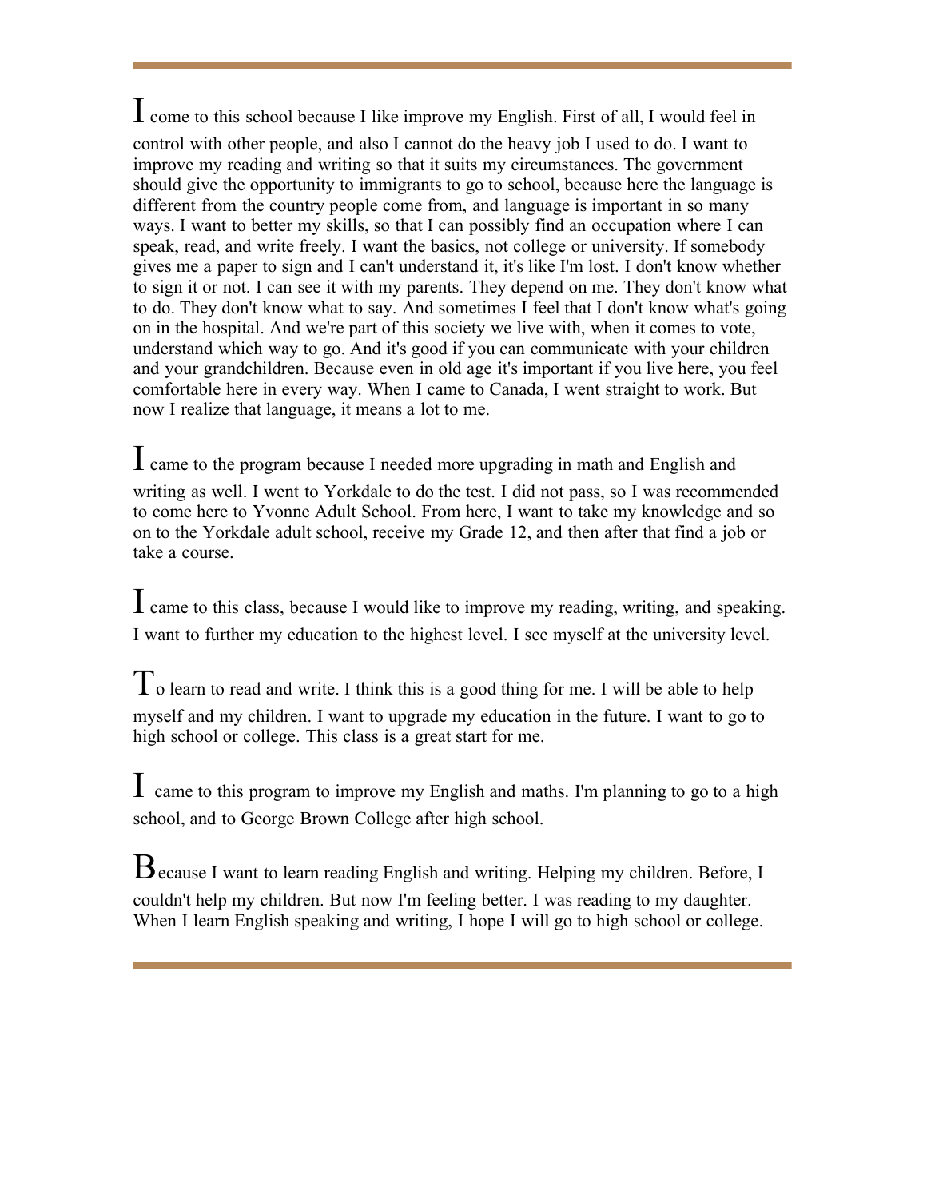I come to this school because I like improve my English. First of all, I would feel in control with other people, and also I cannot do the heavy job I used to do. I want to improve my reading and writing so that it suits my circumstances. The government should give the opportunity to immigrants to go to school, because here the language is different from the country people come from, and language is important in so many ways. I want to better my skills, so that I can possibly find an occupation where I can speak, read, and write freely. I want the basics, not college or university. If somebody gives me a paper to sign and I can't understand it, it's like I'm lost. I don't know whether to sign it or not. I can see it with my parents. They depend on me. They don't know what to do. They don't know what to say. And sometimes I feel that I don't know what's going on in the hospital. And we're part of this society we live with, when it comes to vote, understand which way to go. And it's good if you can communicate with your children and your grandchildren. Because even in old age it's important if you live here, you feel comfortable here in every way. When I came to Canada, I went straight to work. But now I realize that language, it means a lot to me.

I came to the program because I needed more upgrading in math and English and writing as well. I went to Yorkdale to do the test. I did not pass, so I was recommended to come here to Yvonne Adult School. From here, I want to take my knowledge and so on to the Yorkdale adult school, receive my Grade 12, and then after that find a job or take a course.

I came to this class, because I would like to improve my reading, writing, and speaking. I want to further my education to the highest level. I see myself at the university level.

To learn to read and write. I think this is a good thing for me. I will be able to help myself and my children. I want to upgrade my education in the future. I want to go to high school or college. This class is a great start for me.

I came to this program to improve my English and maths. I'm planning to go to a high school, and to George Brown College after high school.

Because I want to learn reading English and writing. Helping my children. Before, I couldn't help my children. But now I'm feeling better. I was reading to my daughter. When I learn English speaking and writing, I hope I will go to high school or college.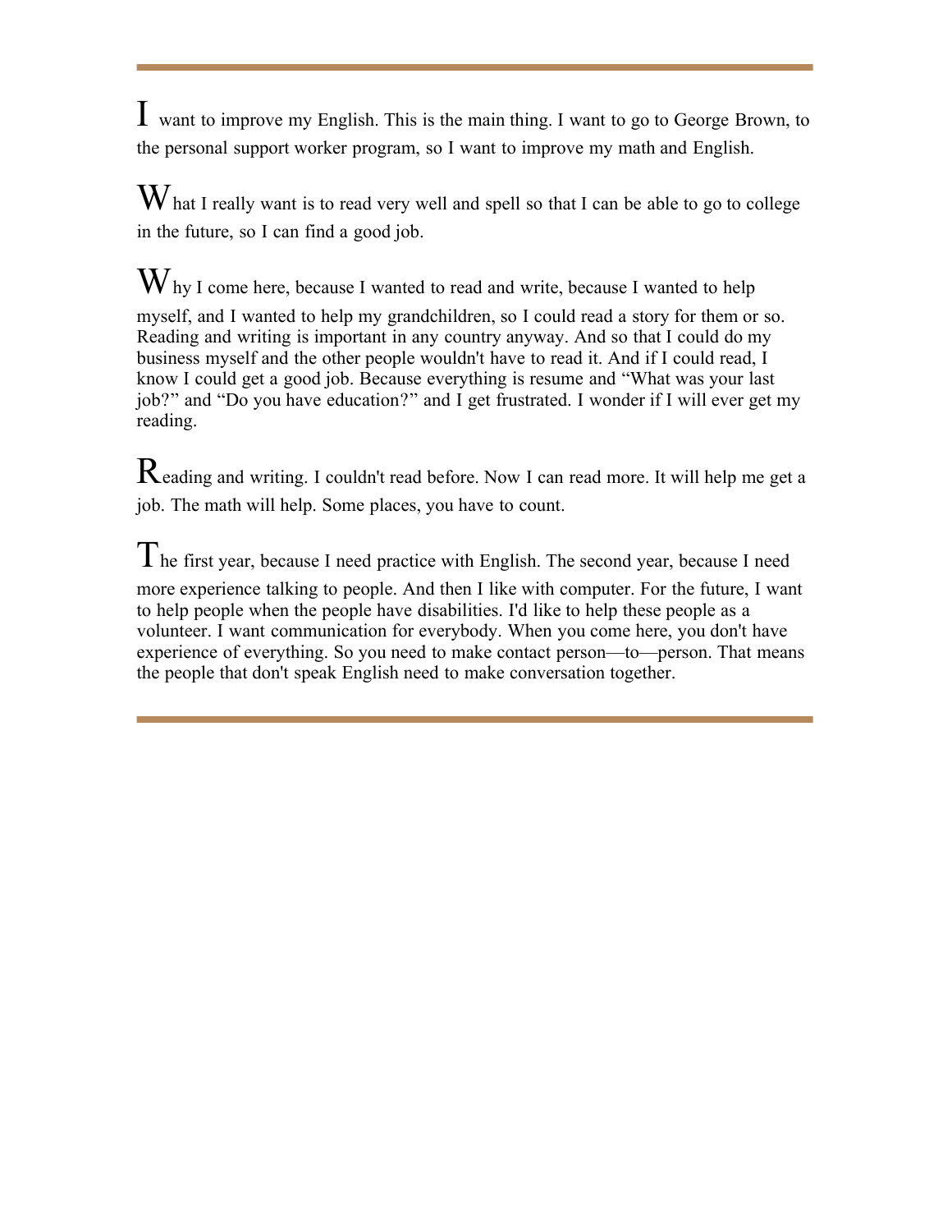I want to improve my English. This is the main thing. I want to go to George Brown, to the personal support worker program, so I want to improve my math and English.

What I really want is to read very well and spell so that I can be able to go to college in the future, so I can find a good job.

Why I come here, because I wanted to read and write, because I wanted to help myself, and I wanted to help my grandchildren, so I could read a story for them or so. Reading and writing is important in any country anyway. And so that I could do my business myself and the other people wouldn't have to read it. And if I could read, I know I could get a good job. Because everything is resume and "What was your last job?" and "Do you have education?" and I get frustrated. I wonder if I will ever get my reading.

Reading and writing. I couldn't read before. Now I can read more. It will help me get a job. The math will help. Some places, you have to count.

The first year, because I need practice with English. The second year, because I need more experience talking to people. And then I like with computer. For the future, I want to help people when the people have disabilities. I'd like to help these people as a volunteer. I want communication for everybody. When you come here, you don't have experience of everything. So you need to make contact person—to—person. That means the people that don't speak English need to make conversation together.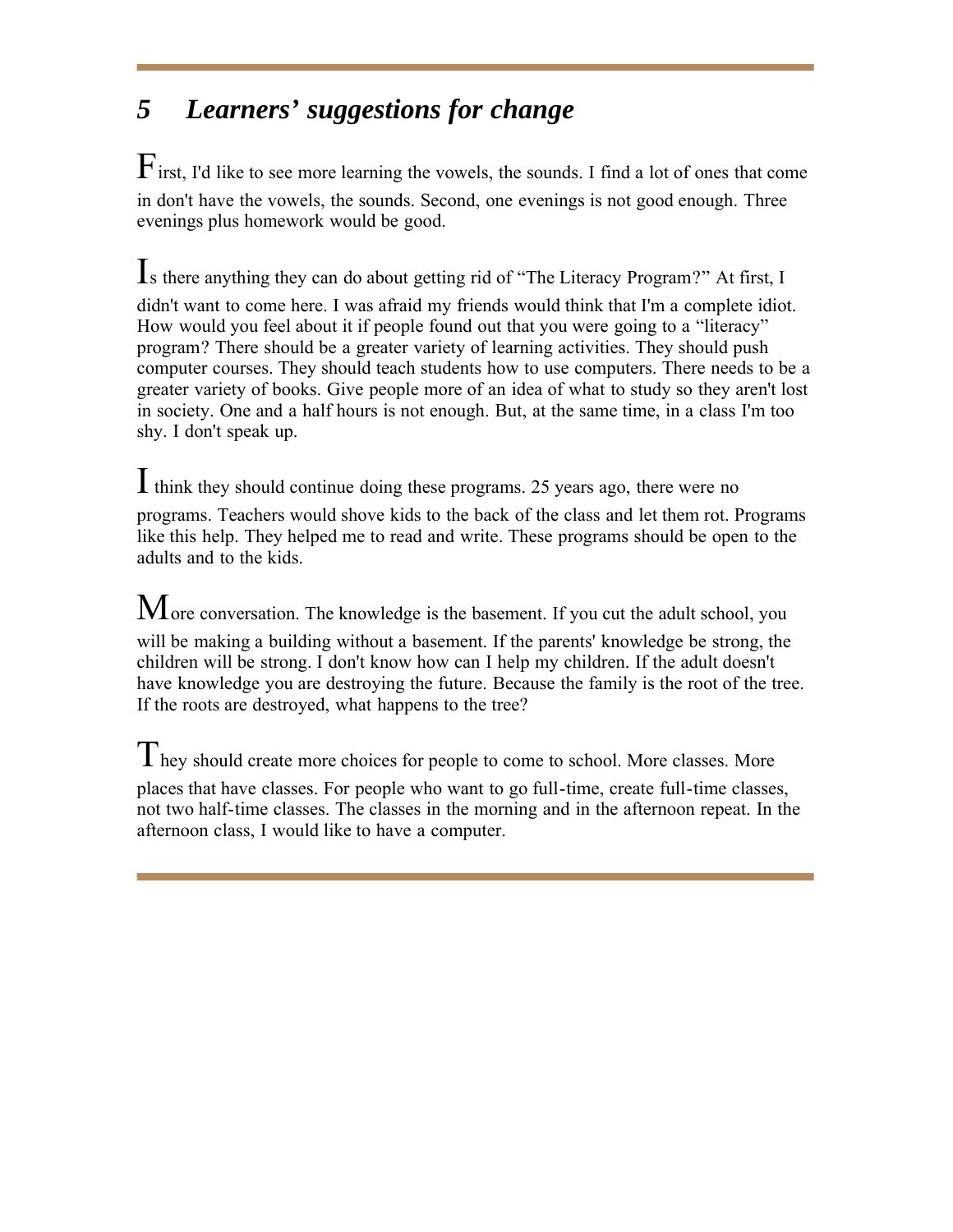## 5 Learners' suggestions for change

First, I'd like to see more learning the vowels, the sounds. I find a lot of ones that come in don't have the vowels, the sounds. Second, one evenings is not good enough. Three evenings plus homework would be good.

Is there anything they can do about getting rid of "The Literacy Program?" At first, I didn't want to come here. I was afraid my friends would think that I'm a complete idiot. How would you feel about it if people found out that you were going to a "literacy" program? There should be a greater variety of learning activities. They should push computer courses. They should teach students how to use computers. There needs to be a greater variety of books. Give people more of an idea of what to study so they aren't lost in society. One and a half hours is not enough. But, at the same time, in a class I'm too shy. I don't speak up.

I think they should continue doing these programs. 25 years ago, there were no programs. Teachers would shove kids to the back of the class and let them rot. Programs like this help. They helped me to read and write. These programs should be open to the adults and to the kids.

More conversation. The knowledge is the basement. If you cut the adult school, you will be making a building without a basement. If the parents' knowledge be strong, the children will be strong. I don't know how can I help my children. If the adult doesn't have knowledge you are destroying the future. Because the family is the root of the tree. If the roots are destroyed, what happens to the tree?

They should create more choices for people to come to school. More classes. More places that have classes. For people who want to go full-time, create full-time classes, not two half-time classes. The classes in the morning and in the afternoon repeat. In the afternoon class, I would like to have a computer.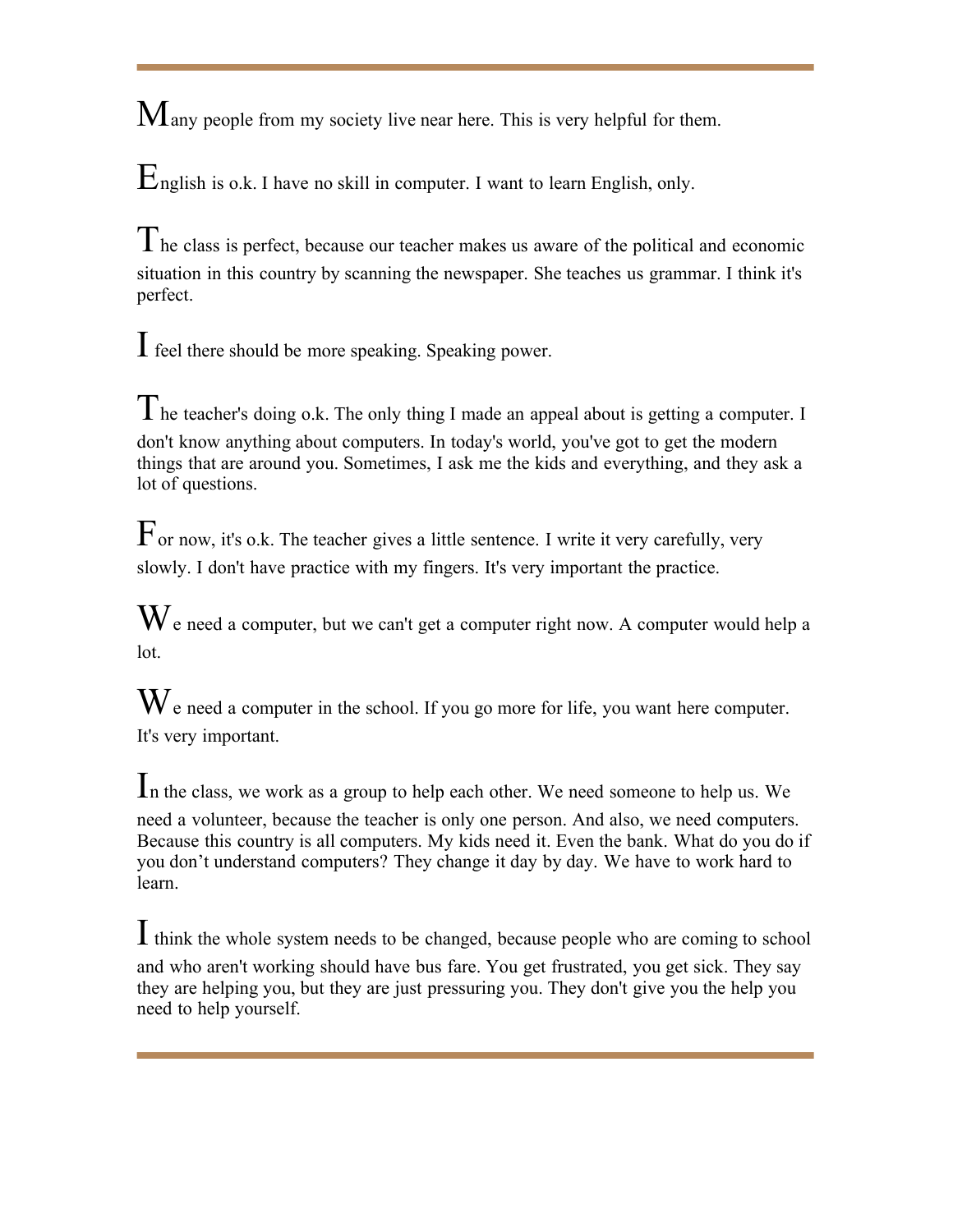---

Many people from my society live near here. This is very helpful for them.

English is o.k. I have no skill in computer. I want to learn English, only.

The class is perfect, because our teacher makes us aware of the political and economic situation in this country by scanning the newspaper. She teaches us grammar. I think it's perfect.

I feel there should be more speaking. Speaking power.

The teacher's doing o.k. The only thing I made an appeal about is getting a computer. I don't know anything about computers. In today's world, you've got to get the modern things that are around you. Sometimes, I ask me the kids and everything, and they ask a lot of questions.

For now, it's o.k. The teacher gives a little sentence. I write it very carefully, very slowly. I don't have practice with my fingers. It's very important the practice.

We need a computer, but we can't get a computer right now. A computer would help a lot.

We need a computer in the school. If you go more for life, you want here computer. It's very important.

In the class, we work as a group to help each other. We need someone to help us. We need a volunteer, because the teacher is only one person. And also, we need computers. Because this country is all computers. My kids need it. Even the bank. What do you do if you don't understand computers? They change it day by day. We have to work hard to learn.

I think the whole system needs to be changed, because people who are coming to school and who aren't working should have bus fare. You get frustrated, you get sick. They say they are helping you, but they are just pressuring you. They don't give you the help you need to help yourself.

---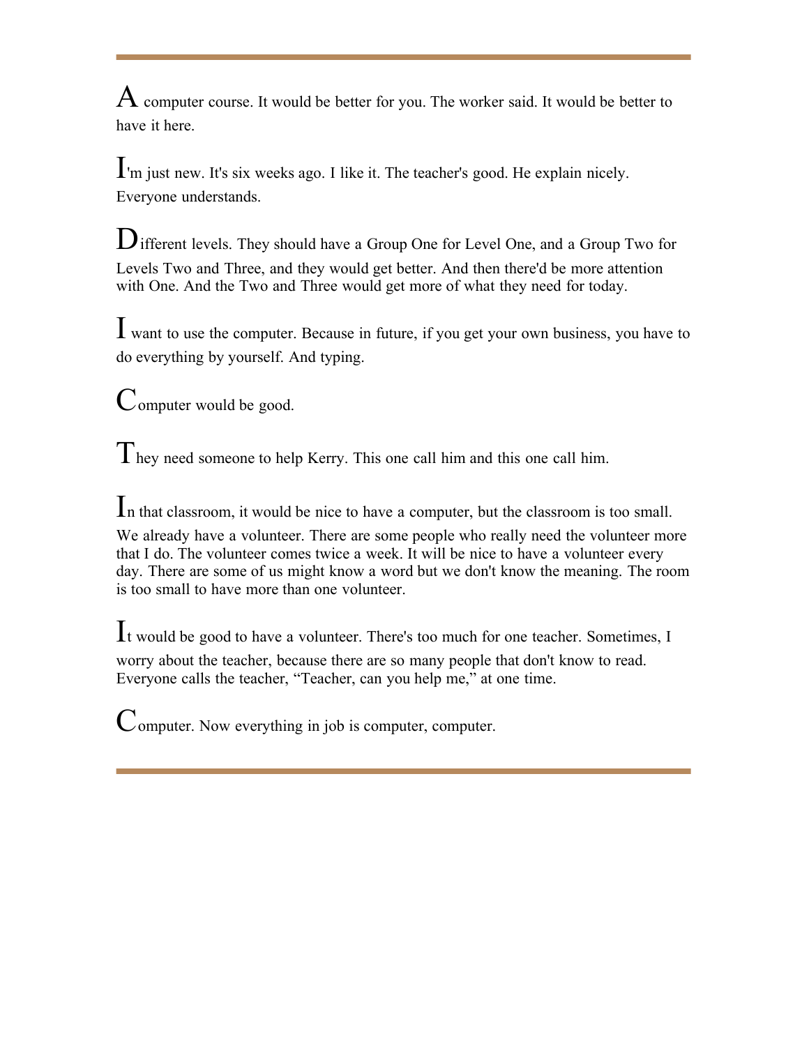A computer course. It would be better for you. The worker said. It would be better to have it here.

I'm just new. It's six weeks ago. I like it. The teacher's good. He explain nicely. Everyone understands.

Different levels. They should have a Group One for Level One, and a Group Two for Levels Two and Three, and they would get better. And then there'd be more attention with One. And the Two and Three would get more of what they need for today.

I want to use the computer. Because in future, if you get your own business, you have to do everything by yourself. And typing.

Computer would be good.

They need someone to help Kerry. This one call him and this one call him.

In that classroom, it would be nice to have a computer, but the classroom is too small. We already have a volunteer. There are some people who really need the volunteer more that I do. The volunteer comes twice a week. It will be nice to have a volunteer every day. There are some of us might know a word but we don't know the meaning. The room is too small to have more than one volunteer.

It would be good to have a volunteer. There's too much for one teacher. Sometimes, I worry about the teacher, because there are so many people that don't know to read. Everyone calls the teacher, “Teacher, can you help me,” at one time.

Computer. Now everything in job is computer, computer.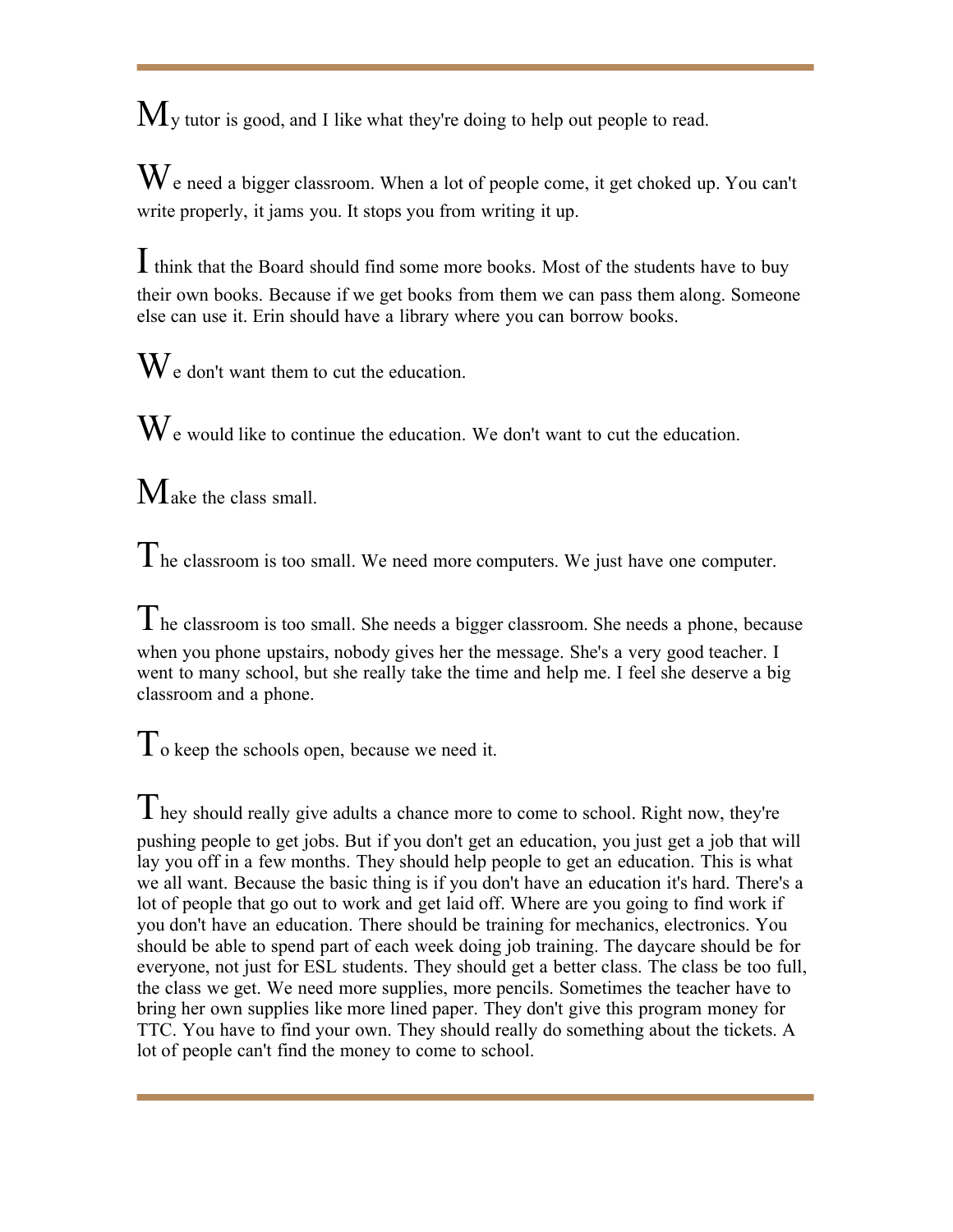My tutor is good, and I like what they're doing to help out people to read.

We need a bigger classroom. When a lot of people come, it get choked up. You can't write properly, it jams you. It stops you from writing it up.

I think that the Board should find some more books. Most of the students have to buy their own books. Because if we get books from them we can pass them along. Someone else can use it. Erin should have a library where you can borrow books.

We don't want them to cut the education.

We would like to continue the education. We don't want to cut the education.

Make the class small.

The classroom is too small. We need more computers. We just have one computer.

The classroom is too small. She needs a bigger classroom. She needs a phone, because when you phone upstairs, nobody gives her the message. She's a very good teacher. I went to many school, but she really take the time and help me. I feel she deserve a big classroom and a phone.

To keep the schools open, because we need it.

They should really give adults a chance more to come to school. Right now, they're pushing people to get jobs. But if you don't get an education, you just get a job that will lay you off in a few months. They should help people to get an education. This is what we all want. Because the basic thing is if you don't have an education it's hard. There's a lot of people that go out to work and get laid off. Where are you going to find work if you don't have an education. There should be training for mechanics, electronics. You should be able to spend part of each week doing job training. The daycare should be for everyone, not just for ESL students. They should get a better class. The class be too full, the class we get. We need more supplies, more pencils. Sometimes the teacher have to bring her own supplies like more lined paper. They don't give this program money for TTC. You have to find your own. They should really do something about the tickets. A lot of people can't find the money to come to school.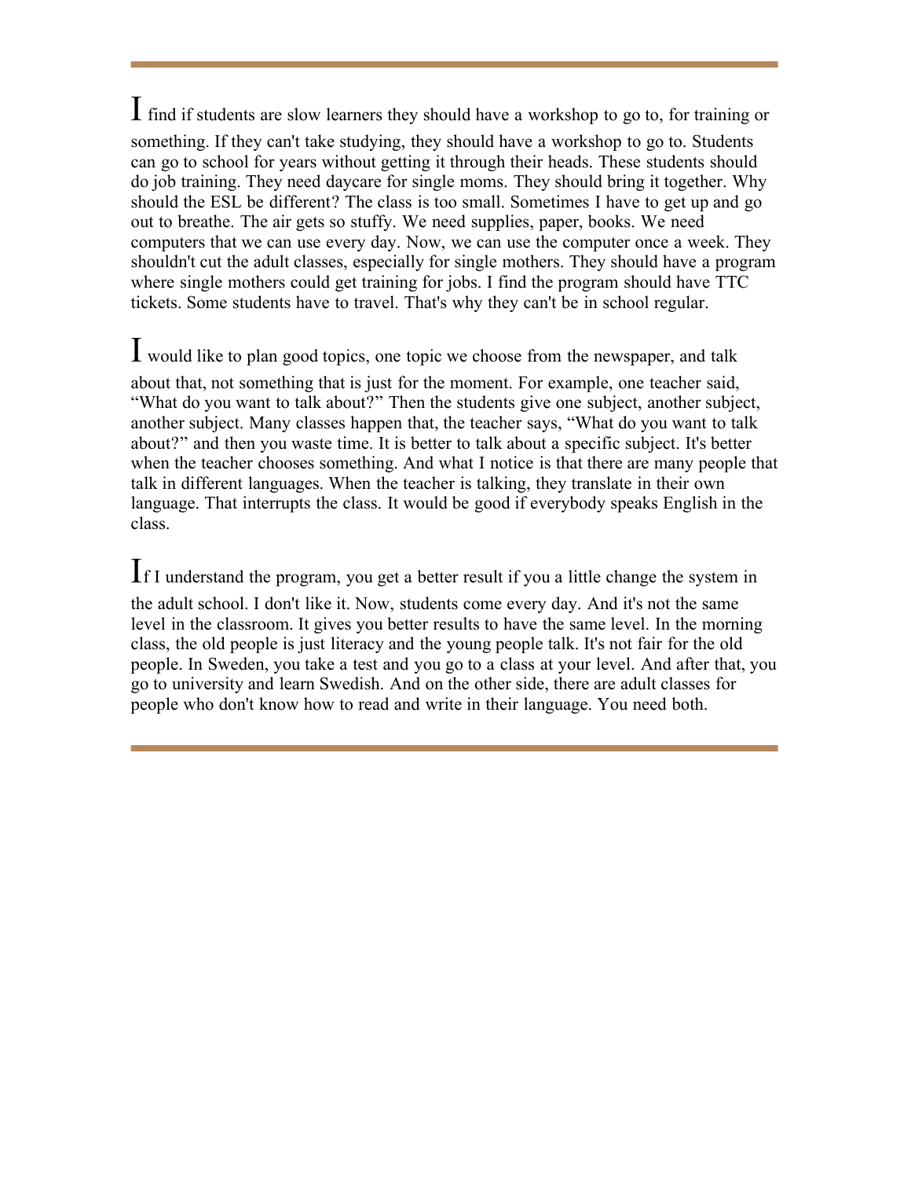I find if students are slow learners they should have a workshop to go to, for training or something. If they can't take studying, they should have a workshop to go to. Students can go to school for years without getting it through their heads. These students should do job training. They need daycare for single moms. They should bring it together. Why should the ESL be different? The class is too small. Sometimes I have to get up and go out to breathe. The air gets so stuffy. We need supplies, paper, books. We need computers that we can use every day. Now, we can use the computer once a week. They shouldn't cut the adult classes, especially for single mothers. They should have a program where single mothers could get training for jobs. I find the program should have TTC tickets. Some students have to travel. That's why they can't be in school regular.

I would like to plan good topics, one topic we choose from the newspaper, and talk about that, not something that is just for the moment. For example, one teacher said, “What do you want to talk about?” Then the students give one subject, another subject, another subject. Many classes happen that, the teacher says, “What do you want to talk about?” and then you waste time. It is better to talk about a specific subject. It's better when the teacher chooses something. And what I notice is that there are many people that talk in different languages. When the teacher is talking, they translate in their own language. That interrupts the class. It would be good if everybody speaks English in the class.

If I understand the program, you get a better result if you a little change the system in the adult school. I don't like it. Now, students come every day. And it's not the same level in the classroom. It gives you better results to have the same level. In the morning class, the old people is just literacy and the young people talk. It's not fair for the old people. In Sweden, you take a test and you go to a class at your level. And after that, you go to university and learn Swedish. And on the other side, there are adult classes for people who don't know how to read and write in their language. You need both.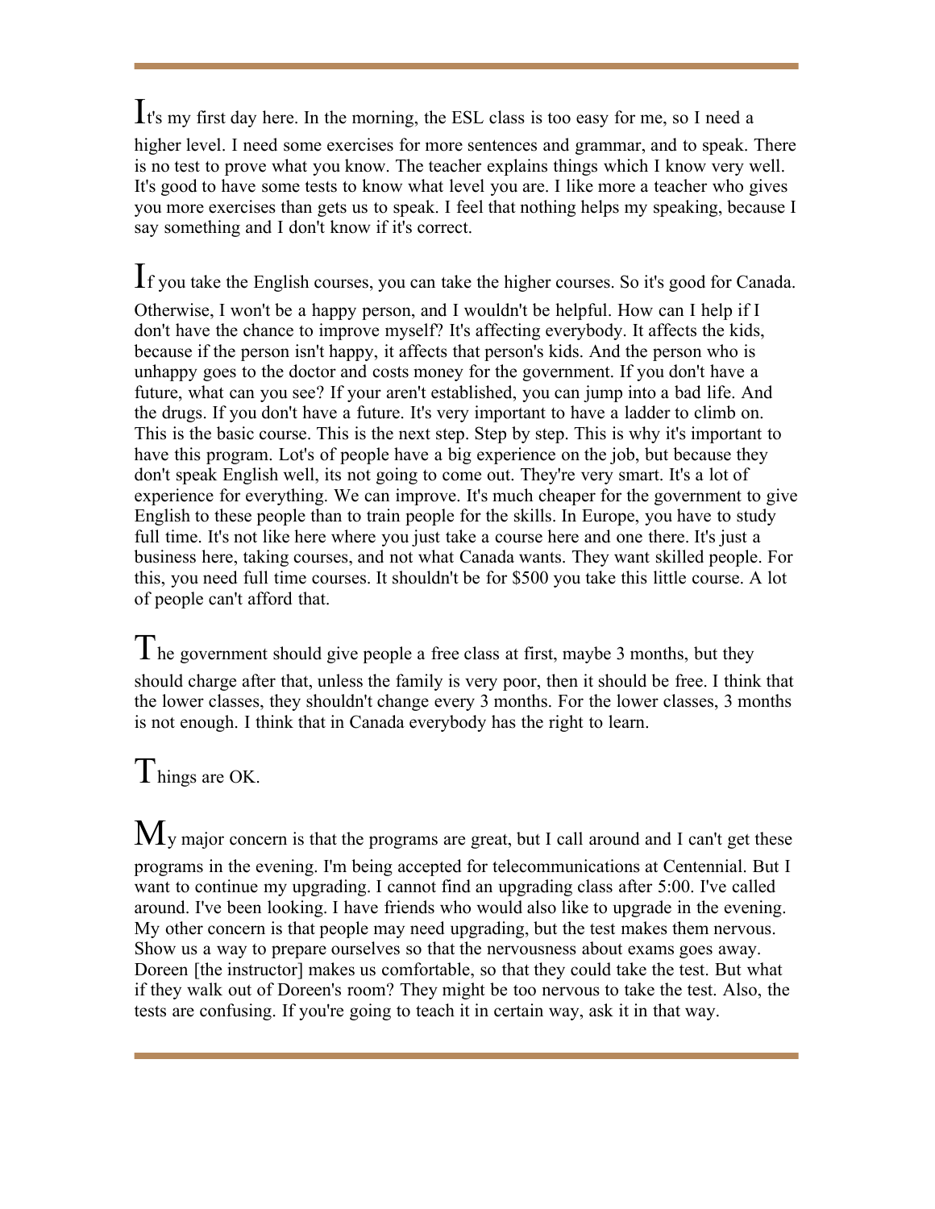It's my first day here. In the morning, the ESL class is too easy for me, so I need a higher level. I need some exercises for more sentences and grammar, and to speak. There is no test to prove what you know. The teacher explains things which I know very well. It's good to have some tests to know what level you are. I like more a teacher who gives you more exercises than gets us to speak. I feel that nothing helps my speaking, because I say something and I don't know if it's correct.

If you take the English courses, you can take the higher courses. So it's good for Canada. Otherwise, I won't be a happy person, and I wouldn't be helpful. How can I help if I don't have the chance to improve myself? It's affecting everybody. It affects the kids, because if the person isn't happy, it affects that person's kids. And the person who is unhappy goes to the doctor and costs money for the government. If you don't have a future, what can you see? If your aren't established, you can jump into a bad life. And the drugs. If you don't have a future. It's very important to have a ladder to climb on. This is the basic course. This is the next step. Step by step. This is why it's important to have this program. Lot's of people have a big experience on the job, but because they don't speak English well, its not going to come out. They're very smart. It's a lot of experience for everything. We can improve. It's much cheaper for the government to give English to these people than to train people for the skills. In Europe, you have to study full time. It's not like here where you just take a course here and one there. It's just a business here, taking courses, and not what Canada wants. They want skilled people. For this, you need full time courses. It shouldn't be for $500 you take this little course. A lot of people can't afford that.

The government should give people a free class at first, maybe 3 months, but they should charge after that, unless the family is very poor, then it should be free. I think that the lower classes, they shouldn't change every 3 months. For the lower classes, 3 months is not enough. I think that in Canada everybody has the right to learn.

Things are OK.

My major concern is that the programs are great, but I call around and I can't get these programs in the evening. I'm being accepted for telecommunications at Centennial. But I want to continue my upgrading. I cannot find an upgrading class after 5:00. I've called around. I've been looking. I have friends who would also like to upgrade in the evening. My other concern is that people may need upgrading, but the test makes them nervous. Show us a way to prepare ourselves so that the nervousness about exams goes away. Doreen [the instructor] makes us comfortable, so that they could take the test. But what if they walk out of Doreen's room? They might be too nervous to take the test. Also, the tests are confusing. If you're going to teach it in certain way, ask it in that way.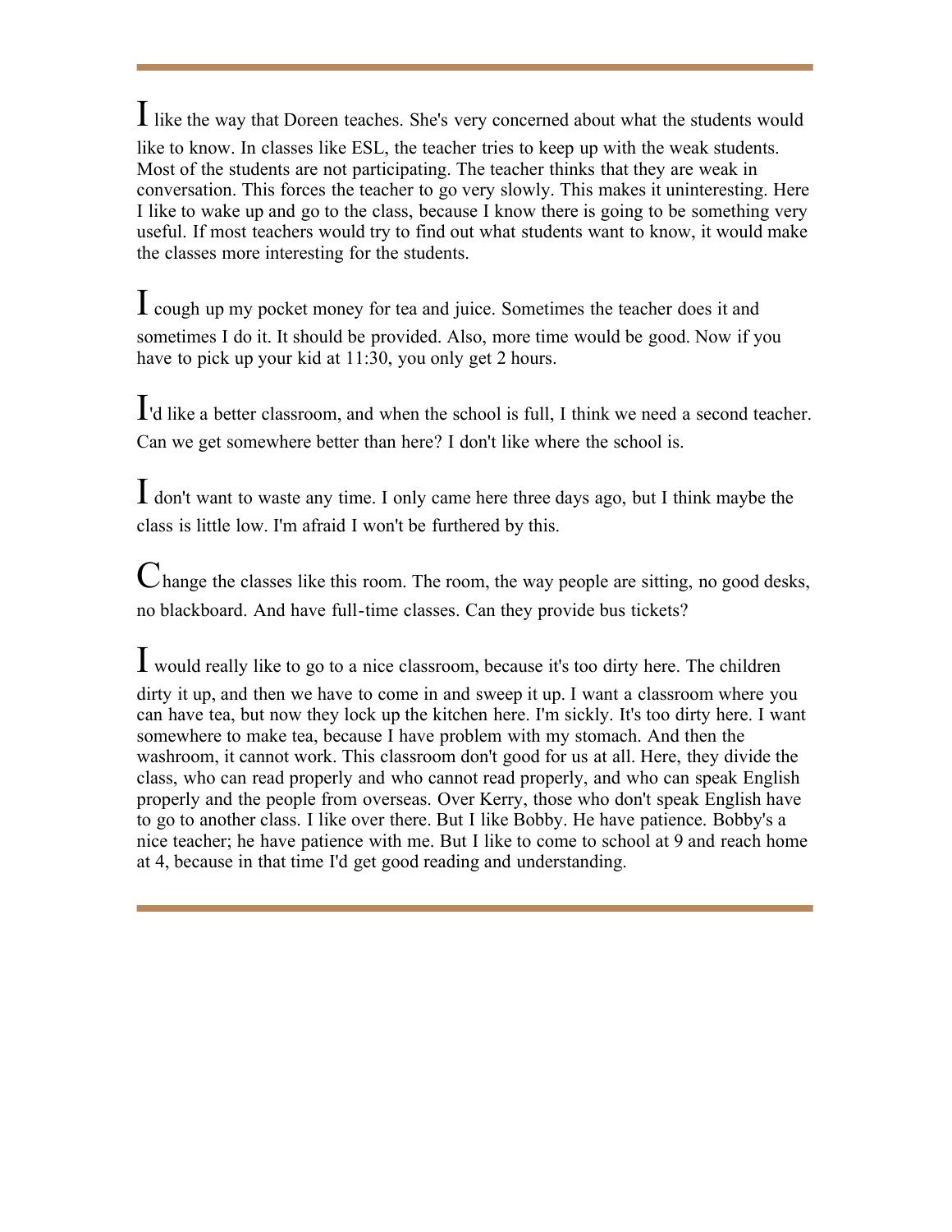I like the way that Doreen teaches. She's very concerned about what the students would like to know. In classes like ESL, the teacher tries to keep up with the weak students. Most of the students are not participating. The teacher thinks that they are weak in conversation. This forces the teacher to go very slowly. This makes it uninteresting. Here I like to wake up and go to the class, because I know there is going to be something very useful. If most teachers would try to find out what students want to know, it would make the classes more interesting for the students.

I cough up my pocket money for tea and juice. Sometimes the teacher does it and sometimes I do it. It should be provided. Also, more time would be good. Now if you have to pick up your kid at 11:30, you only get 2 hours.

I'd like a better classroom, and when the school is full, I think we need a second teacher. Can we get somewhere better than here? I don't like where the school is.

I don't want to waste any time. I only came here three days ago, but I think maybe the class is little low. I'm afraid I won't be furthered by this.

Change the classes like this room. The room, the way people are sitting, no good desks, no blackboard. And have full-time classes. Can they provide bus tickets?

I would really like to go to a nice classroom, because it's too dirty here. The children dirty it up, and then we have to come in and sweep it up. I want a classroom where you can have tea, but now they lock up the kitchen here. I'm sickly. It's too dirty here. I want somewhere to make tea, because I have problem with my stomach. And then the washroom, it cannot work. This classroom don't good for us at all. Here, they divide the class, who can read properly and who cannot read properly, and who can speak English properly and the people from overseas. Over Kerry, those who don't speak English have to go to another class. I like over there. But I like Bobby. He have patience. Bobby's a nice teacher; he have patience with me. But I like to come to school at 9 and reach home at 4, because in that time I'd get good reading and understanding.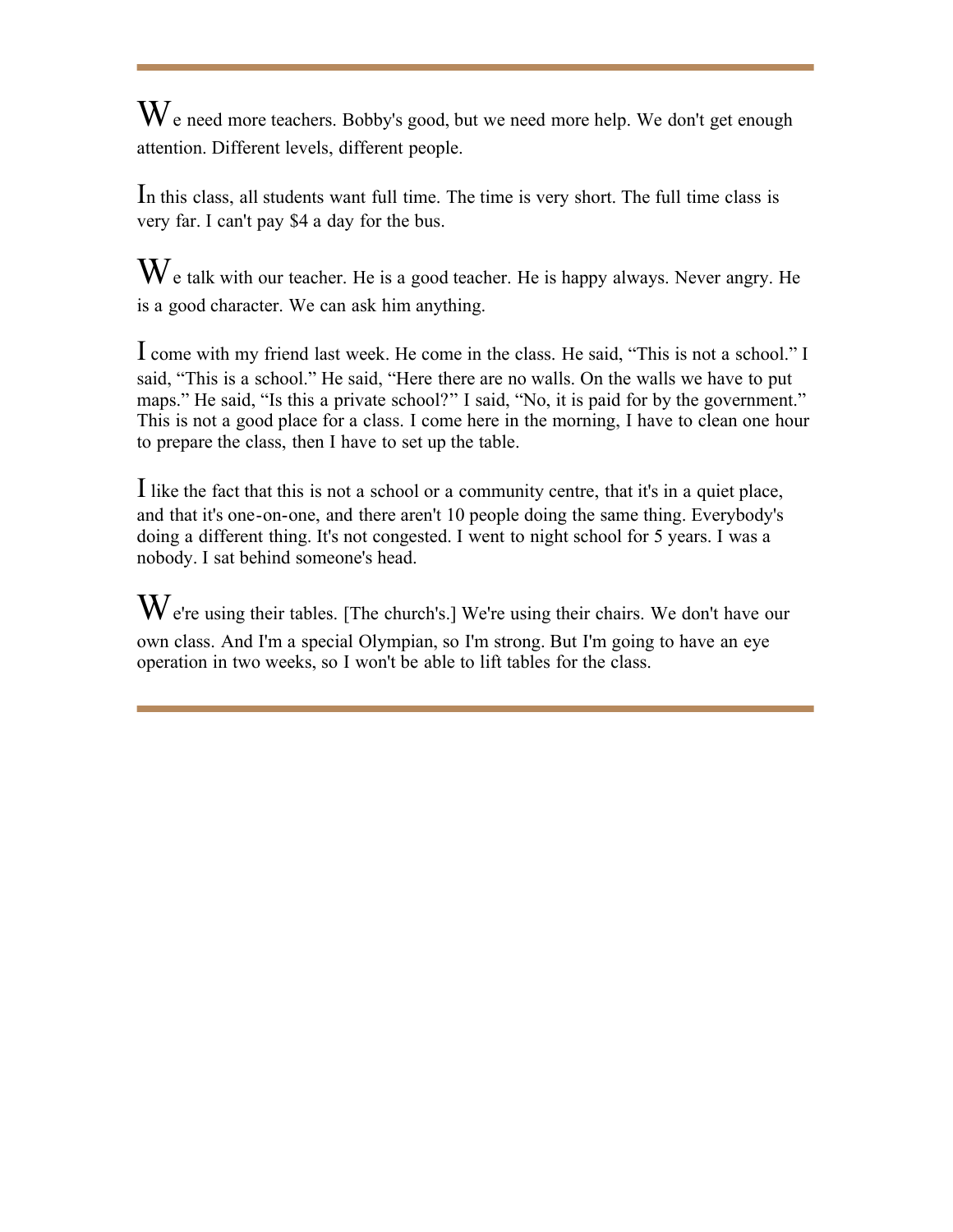We need more teachers. Bobby's good, but we need more help. We don't get enough attention. Different levels, different people.

In this class, all students want full time. The time is very short. The full time class is very far. I can't pay $4 a day for the bus.

We talk with our teacher. He is a good teacher. He is happy always. Never angry. He is a good character. We can ask him anything.

I come with my friend last week. He come in the class. He said, "This is not a school." I said, "This is a school." He said, "Here there are no walls. On the walls we have to put maps." He said, "Is this a private school?" I said, "No, it is paid for by the government." This is not a good place for a class. I come here in the morning, I have to clean one hour to prepare the class, then I have to set up the table.

I like the fact that this is not a school or a community centre, that it's in a quiet place, and that it's one-on-one, and there aren't 10 people doing the same thing. Everybody's doing a different thing. It's not congested. I went to night school for 5 years. I was a nobody. I sat behind someone's head.

We're using their tables. [The church's.] We're using their chairs. We don't have our own class. And I'm a special Olympian, so I'm strong. But I'm going to have an eye operation in two weeks, so I won't be able to lift tables for the class.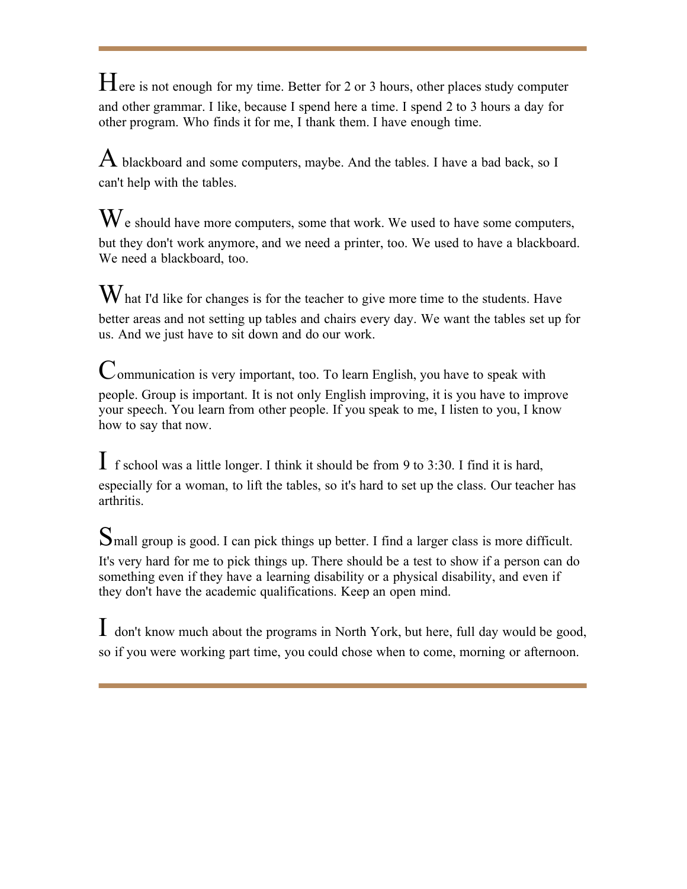Here is not enough for my time. Better for 2 or 3 hours, other places study computer and other grammar. I like, because I spend here a time. I spend 2 to 3 hours a day for other program. Who finds it for me, I thank them. I have enough time.

A blackboard and some computers, maybe. And the tables. I have a bad back, so I can't help with the tables.

We should have more computers, some that work. We used to have some computers, but they don't work anymore, and we need a printer, too. We used to have a blackboard. We need a blackboard, too.

What I'd like for changes is for the teacher to give more time to the students. Have better areas and not setting up tables and chairs every day. We want the tables set up for us. And we just have to sit down and do our work.

Communication is very important, too. To learn English, you have to speak with people. Group is important. It is not only English improving, it is you have to improve your speech. You learn from other people. If you speak to me, I listen to you, I know how to say that now.

If school was a little longer. I think it should be from 9 to 3:30. I find it is hard, especially for a woman, to lift the tables, so it's hard to set up the class. Our teacher has arthritis.

Small group is good. I can pick things up better. I find a larger class is more difficult. It's very hard for me to pick things up. There should be a test to show if a person can do something even if they have a learning disability or a physical disability, and even if they don't have the academic qualifications. Keep an open mind.

I don't know much about the programs in North York, but here, full day would be good, so if you were working part time, you could chose when to come, morning or afternoon.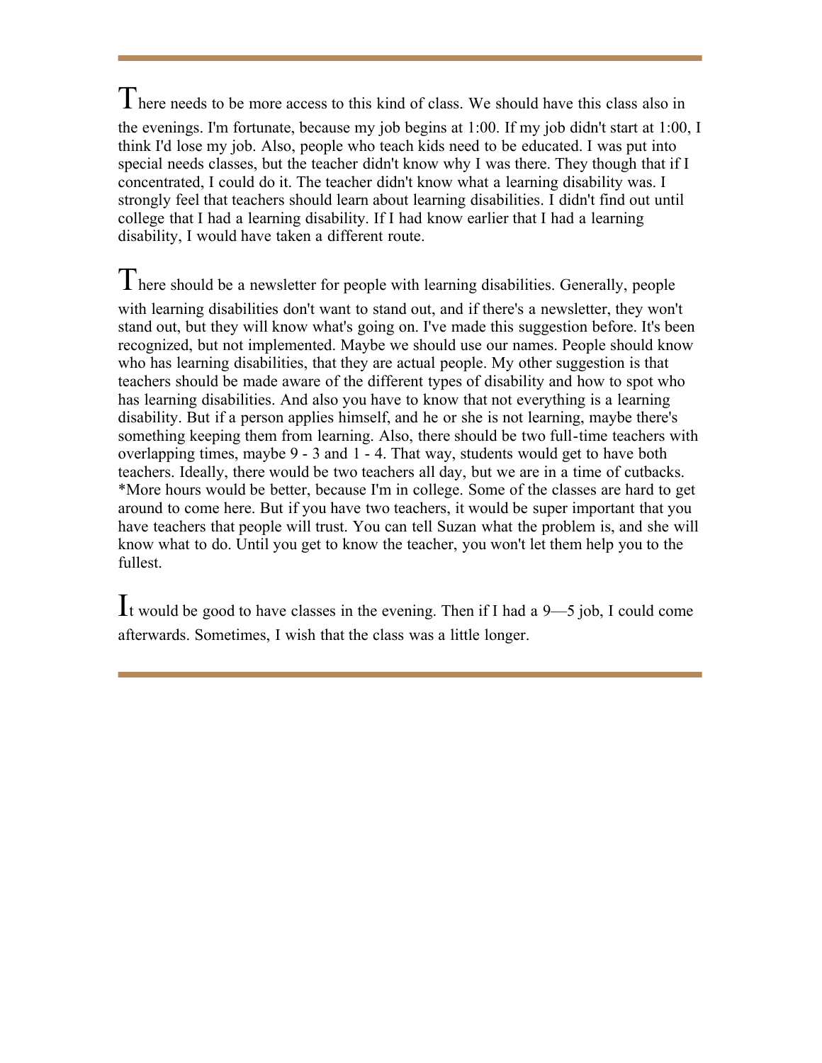There needs to be more access to this kind of class. We should have this class also in the evenings. I'm fortunate, because my job begins at 1:00. If my job didn't start at 1:00, I think I'd lose my job. Also, people who teach kids need to be educated. I was put into special needs classes, but the teacher didn't know why I was there. They though that if I concentrated, I could do it. The teacher didn't know what a learning disability was. I strongly feel that teachers should learn about learning disabilities. I didn't find out until college that I had a learning disability. If I had know earlier that I had a learning disability, I would have taken a different route.

There should be a newsletter for people with learning disabilities. Generally, people with learning disabilities don't want to stand out, and if there's a newsletter, they won't stand out, but they will know what's going on. I've made this suggestion before. It's been recognized, but not implemented. Maybe we should use our names. People should know who has learning disabilities, that they are actual people. My other suggestion is that teachers should be made aware of the different types of disability and how to spot who has learning disabilities. And also you have to know that not everything is a learning disability. But if a person applies himself, and he or she is not learning, maybe there's something keeping them from learning. Also, there should be two full-time teachers with overlapping times, maybe 9 - 3 and 1 - 4. That way, students would get to have both teachers. Ideally, there would be two teachers all day, but we are in a time of cutbacks. *More hours would be better, because I'm in college. Some of the classes are hard to get around to come here. But if you have two teachers, it would be super important that you have teachers that people will trust. You can tell Suzan what the problem is, and she will know what to do. Until you get to know the teacher, you won't let them help you to the fullest.

It would be good to have classes in the evening. Then if I had a 9—5 job, I could come afterwards. Sometimes, I wish that the class was a little longer.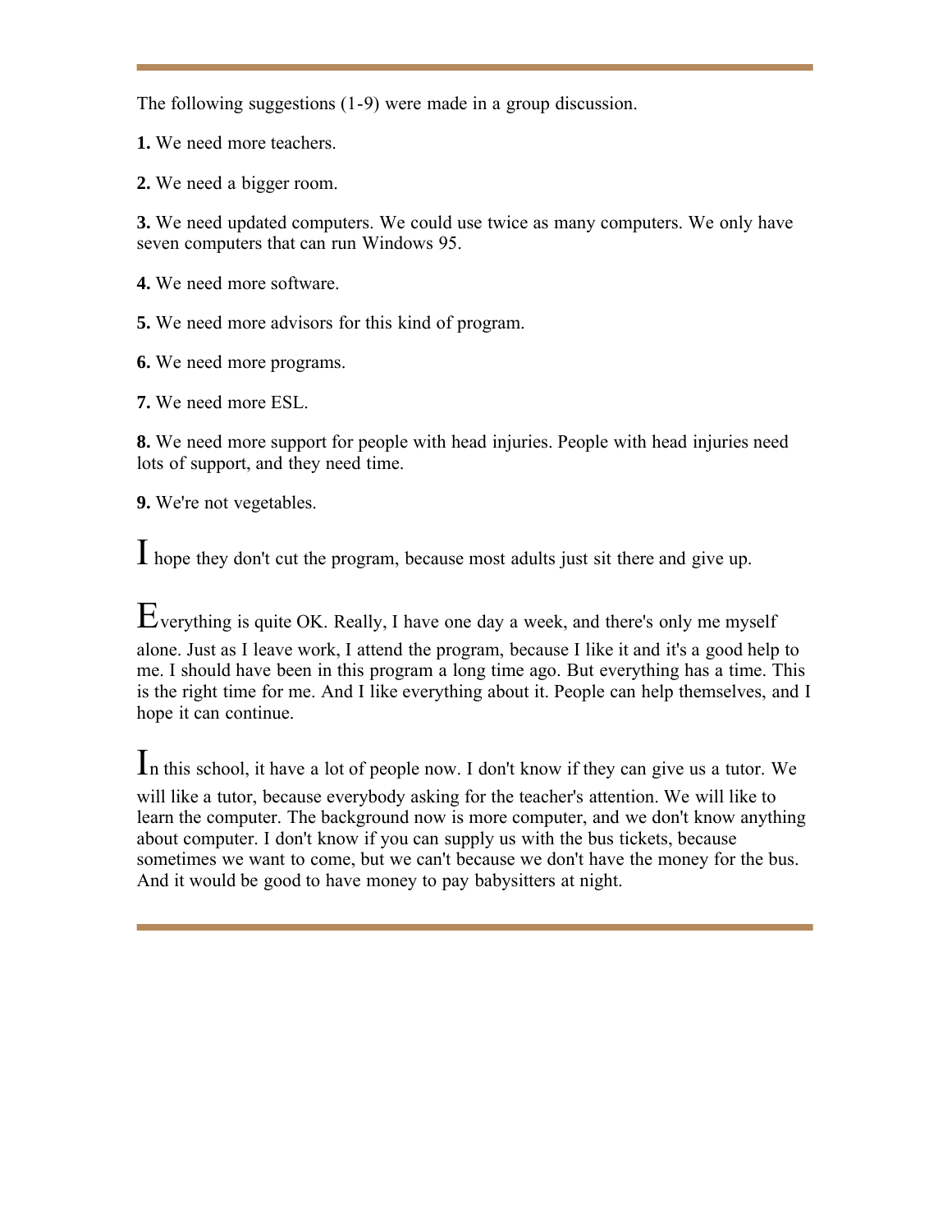The following suggestions (1-9) were made in a group discussion.

**1.** We need more teachers.

**2.** We need a bigger room.

**3.** We need updated computers. We could use twice as many computers. We only have seven computers that can run Windows 95.

**4.** We need more software.

**5.** We need more advisors for this kind of program.

**6.** We need more programs.

**7.** We need more ESL.

**8.** We need more support for people with head injuries. People with head injuries need lots of support, and they need time.

**9.** We're not vegetables.

I hope they don't cut the program, because most adults just sit there and give up.

Everything is quite OK. Really, I have one day a week, and there's only me myself alone. Just as I leave work, I attend the program, because I like it and it's a good help to me. I should have been in this program a long time ago. But everything has a time. This is the right time for me. And I like everything about it. People can help themselves, and I hope it can continue.

In this school, it have a lot of people now. I don't know if they can give us a tutor. We will like a tutor, because everybody asking for the teacher's attention. We will like to learn the computer. The background now is more computer, and we don't know anything about computer. I don't know if you can supply us with the bus tickets, because sometimes we want to come, but we can't because we don't have the money for the bus. And it would be good to have money to pay babysitters at night.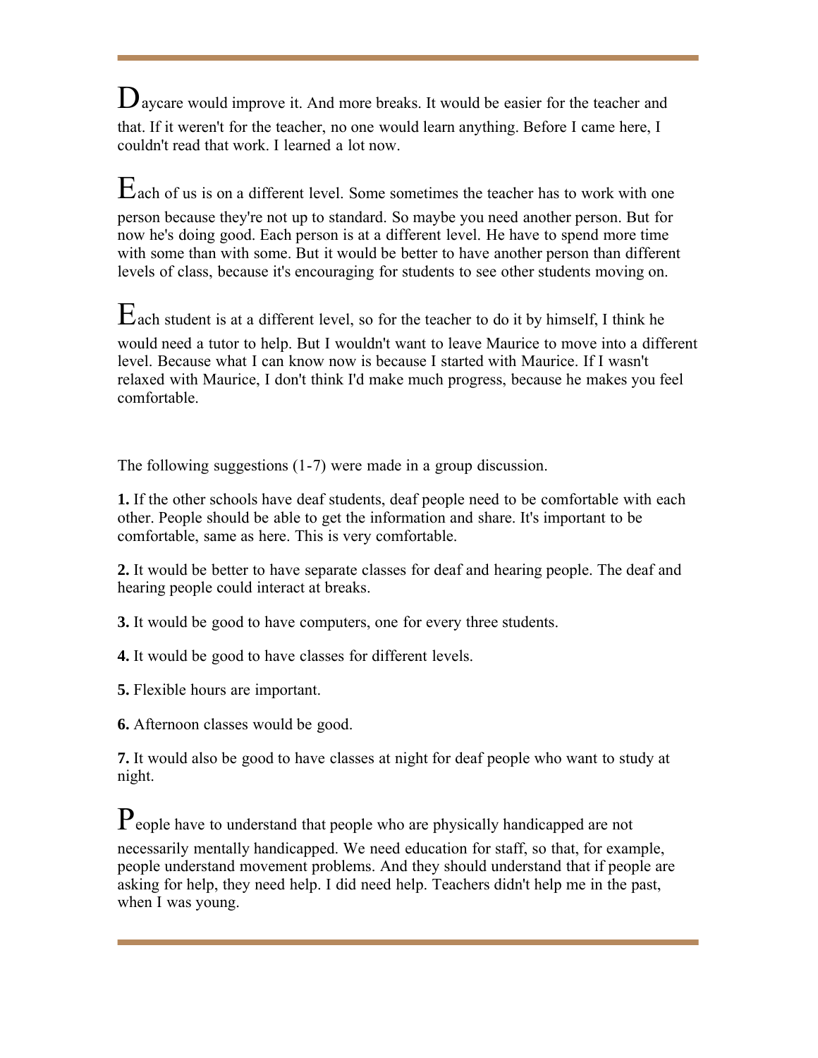Daycare would improve it. And more breaks. It would be easier for the teacher and that. If it weren't for the teacher, no one would learn anything. Before I came here, I couldn't read that work. I learned a lot now.

Each of us is on a different level. Some sometimes the teacher has to work with one person because they're not up to standard. So maybe you need another person. But for now he's doing good. Each person is at a different level. He have to spend more time with some than with some. But it would be better to have another person than different levels of class, because it's encouraging for students to see other students moving on.

Each student is at a different level, so for the teacher to do it by himself, I think he would need a tutor to help. But I wouldn't want to leave Maurice to move into a different level. Because what I can know now is because I started with Maurice. If I wasn't relaxed with Maurice, I don't think I'd make much progress, because he makes you feel comfortable.

The following suggestions (1-7) were made in a group discussion.

**1.** If the other schools have deaf students, deaf people need to be comfortable with each other. People should be able to get the information and share. It's important to be comfortable, same as here. This is very comfortable.

**2.** It would be better to have separate classes for deaf and hearing people. The deaf and hearing people could interact at breaks.

**3.** It would be good to have computers, one for every three students.

**4.** It would be good to have classes for different levels.

**5.** Flexible hours are important.

**6.** Afternoon classes would be good.

**7.** It would also be good to have classes at night for deaf people who want to study at night.

People have to understand that people who are physically handicapped are not necessarily mentally handicapped. We need education for staff, so that, for example, people understand movement problems. And they should understand that if people are asking for help, they need help. I did need help. Teachers didn't help me in the past, when I was young.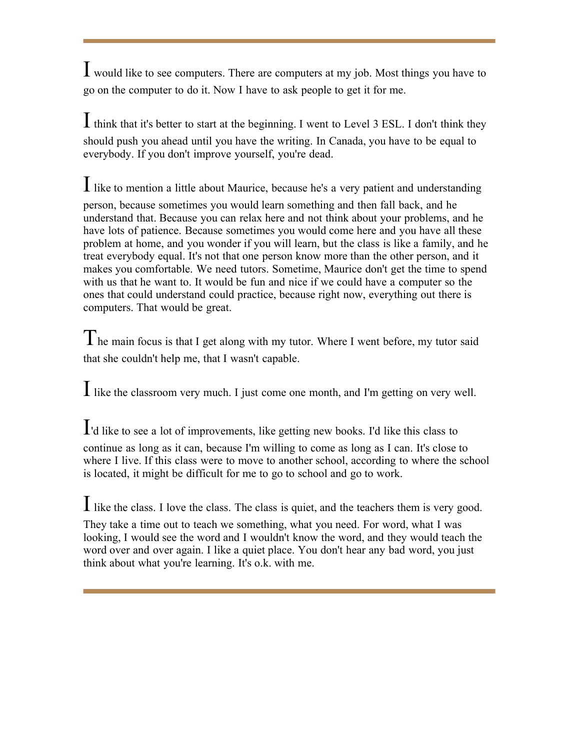I would like to see computers. There are computers at my job. Most things you have to go on the computer to do it. Now I have to ask people to get it for me.

I think that it's better to start at the beginning. I went to Level 3 ESL. I don't think they should push you ahead until you have the writing. In Canada, you have to be equal to everybody. If you don't improve yourself, you're dead.

I like to mention a little about Maurice, because he's a very patient and understanding person, because sometimes you would learn something and then fall back, and he understand that. Because you can relax here and not think about your problems, and he have lots of patience. Because sometimes you would come here and you have all these problem at home, and you wonder if you will learn, but the class is like a family, and he treat everybody equal. It's not that one person know more than the other person, and it makes you comfortable. We need tutors. Sometime, Maurice don't get the time to spend with us that he want to. It would be fun and nice if we could have a computer so the ones that could understand could practice, because right now, everything out there is computers. That would be great.

The main focus is that I get along with my tutor. Where I went before, my tutor said that she couldn't help me, that I wasn't capable.

I like the classroom very much. I just come one month, and I'm getting on very well.

I'd like to see a lot of improvements, like getting new books. I'd like this class to continue as long as it can, because I'm willing to come as long as I can. It's close to where I live. If this class were to move to another school, according to where the school is located, it might be difficult for me to go to school and go to work.

I like the class. I love the class. The class is quiet, and the teachers them is very good. They take a time out to teach we something, what you need. For word, what I was looking, I would see the word and I wouldn't know the word, and they would teach the word over and over again. I like a quiet place. You don't hear any bad word, you just think about what you're learning. It's o.k. with me.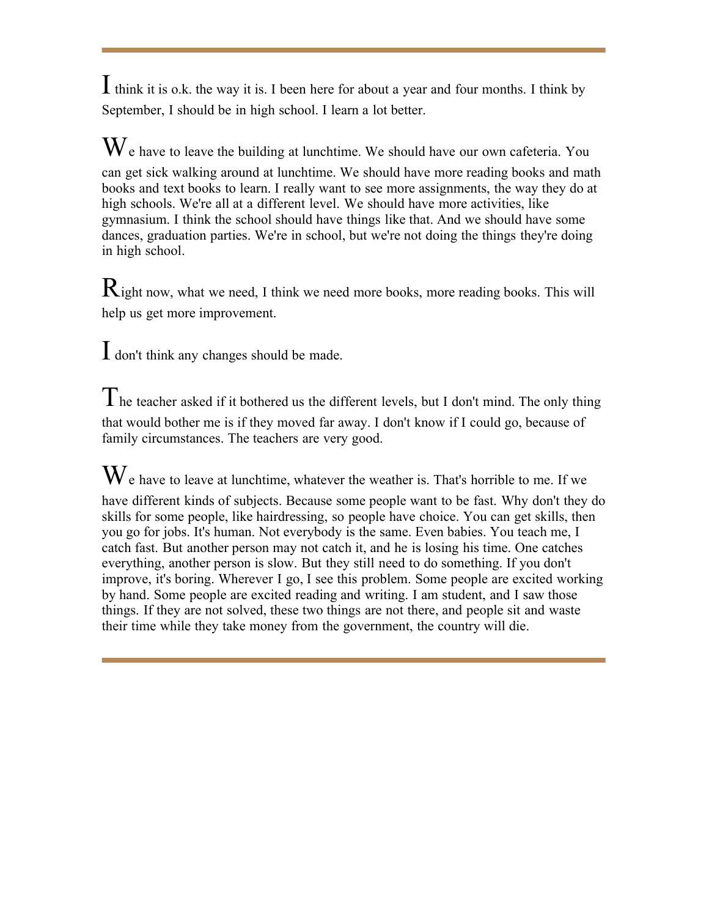I think it is o.k. the way it is. I been here for about a year and four months. I think by September, I should be in high school. I learn a lot better.

We have to leave the building at lunchtime. We should have our own cafeteria. You can get sick walking around at lunchtime. We should have more reading books and math books and text books to learn. I really want to see more assignments, the way they do at high schools. We're all at a different level. We should have more activities, like gymnasium. I think the school should have things like that. And we should have some dances, graduation parties. We're in school, but we're not doing the things they're doing in high school.

Right now, what we need, I think we need more books, more reading books. This will help us get more improvement.

I don't think any changes should be made.

The teacher asked if it bothered us the different levels, but I don't mind. The only thing that would bother me is if they moved far away. I don't know if I could go, because of family circumstances. The teachers are very good.

We have to leave at lunchtime, whatever the weather is. That's horrible to me. If we have different kinds of subjects. Because some people want to be fast. Why don't they do skills for some people, like hairdressing, so people have choice. You can get skills, then you go for jobs. It's human. Not everybody is the same. Even babies. You teach me, I catch fast. But another person may not catch it, and he is losing his time. One catches everything, another person is slow. But they still need to do something. If you don't improve, it's boring. Wherever I go, I see this problem. Some people are excited working by hand. Some people are excited reading and writing. I am student, and I saw those things. If they are not solved, these two things are not there, and people sit and waste their time while they take money from the government, the country will die.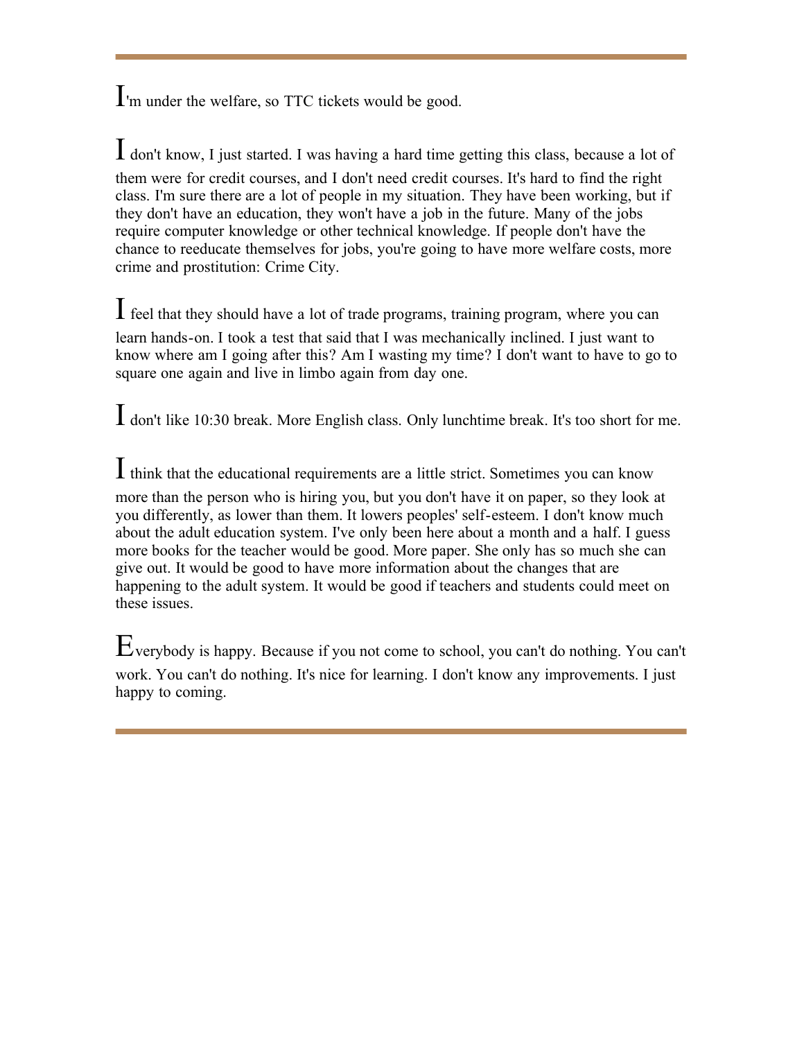I'm under the welfare, so TTC tickets would be good.

I don't know, I just started. I was having a hard time getting this class, because a lot of them were for credit courses, and I don't need credit courses. It's hard to find the right class. I'm sure there are a lot of people in my situation. They have been working, but if they don't have an education, they won't have a job in the future. Many of the jobs require computer knowledge or other technical knowledge. If people don't have the chance to reeducate themselves for jobs, you're going to have more welfare costs, more crime and prostitution: Crime City.

I feel that they should have a lot of trade programs, training program, where you can learn hands-on. I took a test that said that I was mechanically inclined. I just want to know where am I going after this? Am I wasting my time? I don't want to have to go to square one again and live in limbo again from day one.

I don't like 10:30 break. More English class. Only lunchtime break. It's too short for me.

I think that the educational requirements are a little strict. Sometimes you can know more than the person who is hiring you, but you don't have it on paper, so they look at you differently, as lower than them. It lowers peoples' self-esteem. I don't know much about the adult education system. I've only been here about a month and a half. I guess more books for the teacher would be good. More paper. She only has so much she can give out. It would be good to have more information about the changes that are happening to the adult system. It would be good if teachers and students could meet on these issues.

Everybody is happy. Because if you not come to school, you can't do nothing. You can't work. You can't do nothing. It's nice for learning. I don't know any improvements. I just happy to coming.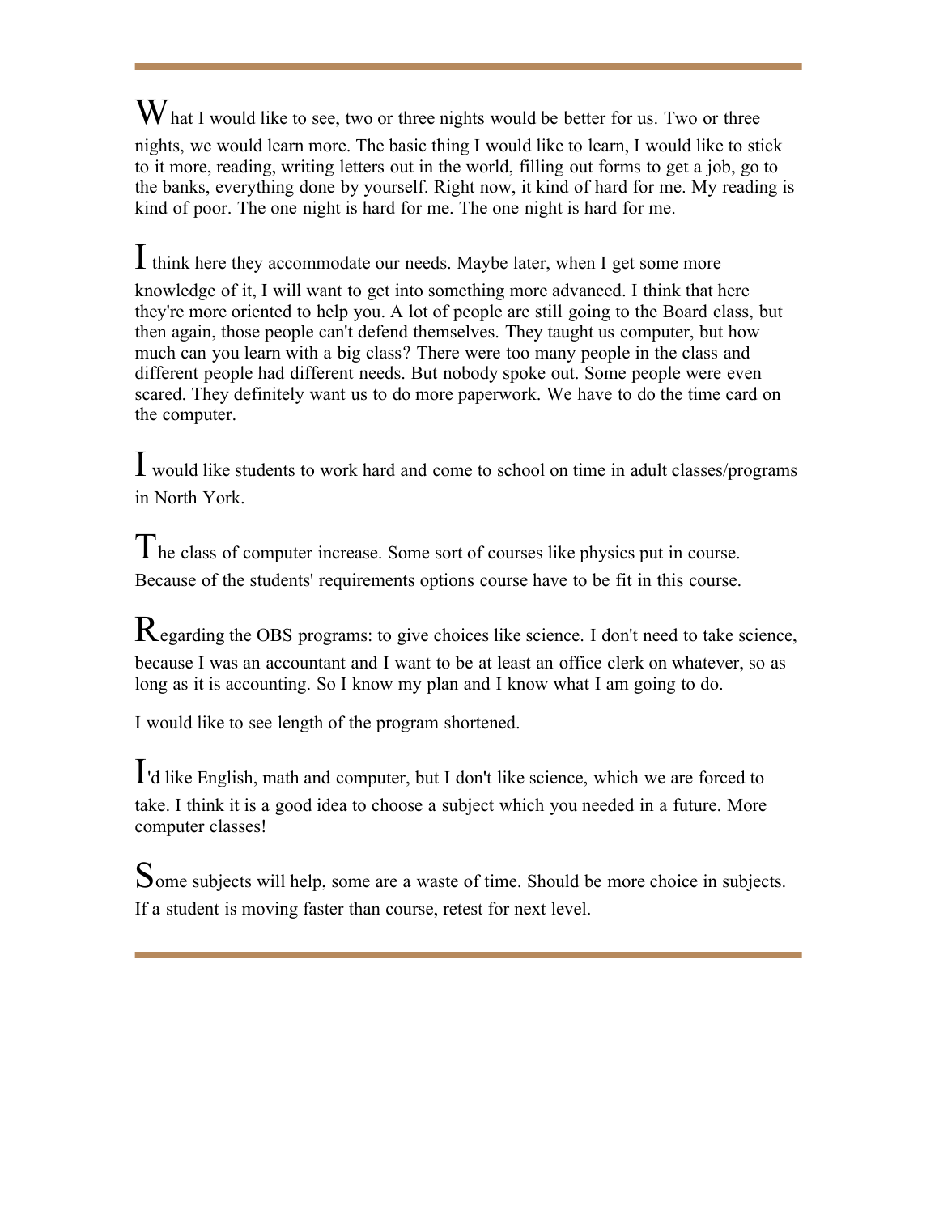What I would like to see, two or three nights would be better for us. Two or three nights, we would learn more. The basic thing I would like to learn, I would like to stick to it more, reading, writing letters out in the world, filling out forms to get a job, go to the banks, everything done by yourself. Right now, it kind of hard for me. My reading is kind of poor. The one night is hard for me. The one night is hard for me.

I think here they accommodate our needs. Maybe later, when I get some more knowledge of it, I will want to get into something more advanced. I think that here they're more oriented to help you. A lot of people are still going to the Board class, but then again, those people can't defend themselves. They taught us computer, but how much can you learn with a big class? There were too many people in the class and different people had different needs. But nobody spoke out. Some people were even scared. They definitely want us to do more paperwork. We have to do the time card on the computer.

I would like students to work hard and come to school on time in adult classes/programs in North York.

The class of computer increase. Some sort of courses like physics put in course. Because of the students' requirements options course have to be fit in this course.

Regarding the OBS programs: to give choices like science. I don't need to take science, because I was an accountant and I want to be at least an office clerk on whatever, so as long as it is accounting. So I know my plan and I know what I am going to do.

I would like to see length of the program shortened.

I'd like English, math and computer, but I don't like science, which we are forced to take. I think it is a good idea to choose a subject which you needed in a future. More computer classes!

Some subjects will help, some are a waste of time. Should be more choice in subjects. If a student is moving faster than course, retest for next level.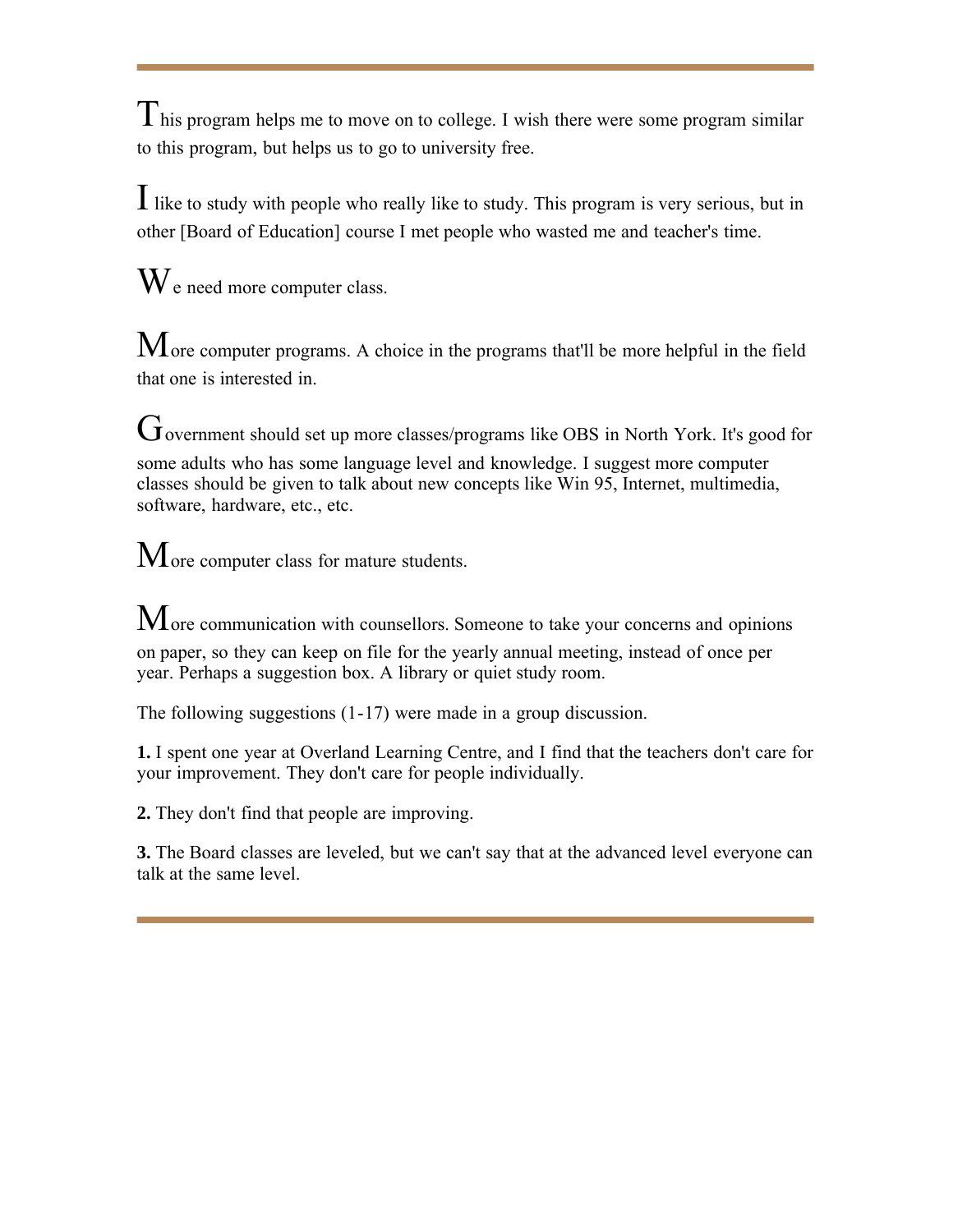This program helps me to move on to college. I wish there were some program similar to this program, but helps us to go to university free.

I like to study with people who really like to study. This program is very serious, but in other [Board of Education] course I met people who wasted me and teacher's time.

We need more computer class.

More computer programs. A choice in the programs that'll be more helpful in the field that one is interested in.

Government should set up more classes/programs like OBS in North York. It's good for some adults who has some language level and knowledge. I suggest more computer classes should be given to talk about new concepts like Win 95, Internet, multimedia, software, hardware, etc., etc.

More computer class for mature students.

More communication with counsellors. Someone to take your concerns and opinions on paper, so they can keep on file for the yearly annual meeting, instead of once per year. Perhaps a suggestion box. A library or quiet study room.

The following suggestions (1-17) were made in a group discussion.

**1.** I spent one year at Overland Learning Centre, and I find that the teachers don't care for your improvement. They don't care for people individually.

**2.** They don't find that people are improving.

**3.** The Board classes are leveled, but we can't say that at the advanced level everyone can talk at the same level.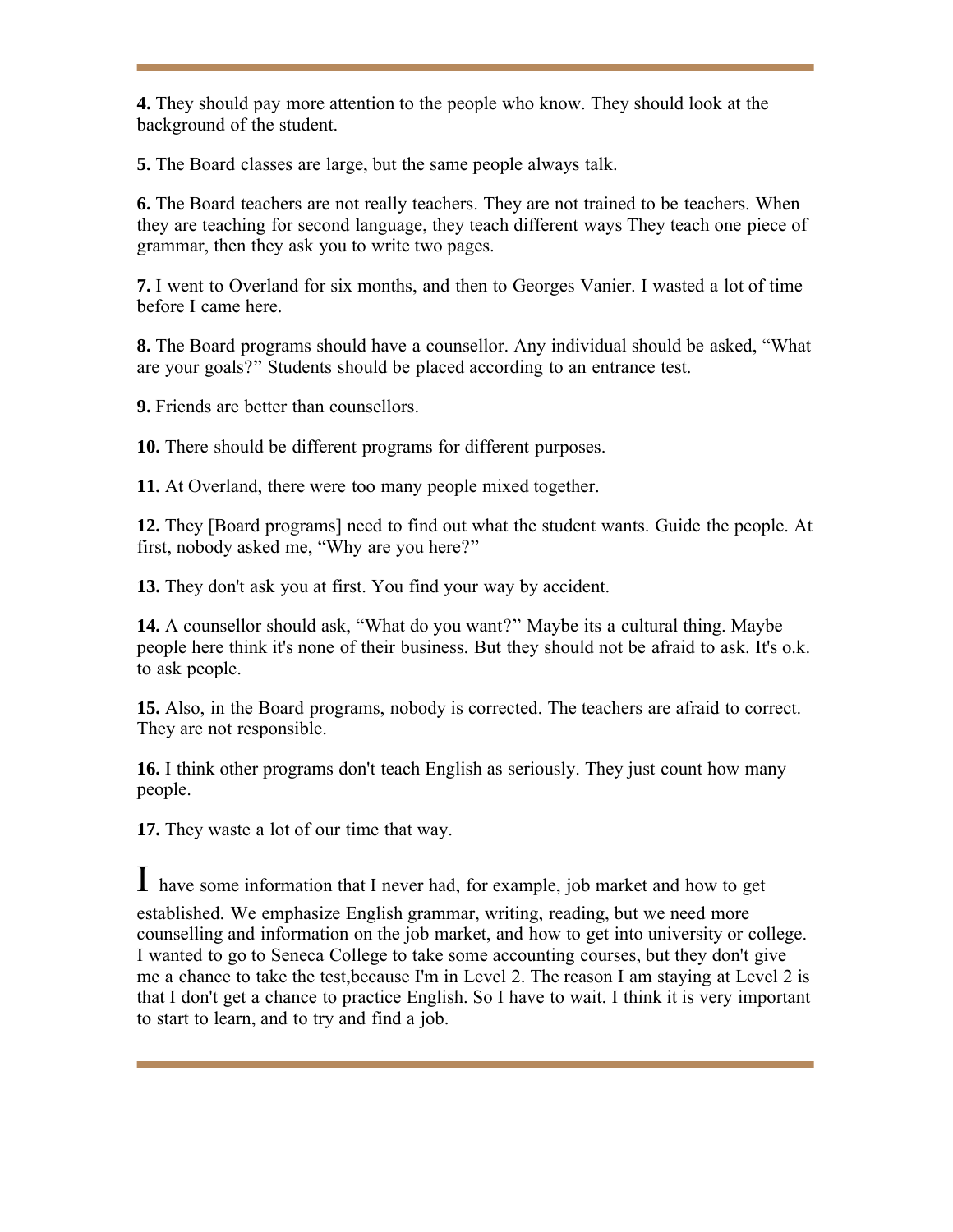**4.** They should pay more attention to the people who know. They should look at the background of the student.

**5.** The Board classes are large, but the same people always talk.

**6.** The Board teachers are not really teachers. They are not trained to be teachers. When they are teaching for second language, they teach different ways They teach one piece of grammar, then they ask you to write two pages.

**7.** I went to Overland for six months, and then to Georges Vanier. I wasted a lot of time before I came here.

**8.** The Board programs should have a counsellor. Any individual should be asked, “What are your goals?” Students should be placed according to an entrance test.

**9.** Friends are better than counsellors.

**10.** There should be different programs for different purposes.

**11.** At Overland, there were too many people mixed together.

**12.** They [Board programs] need to find out what the student wants. Guide the people. At first, nobody asked me, “Why are you here?”

**13.** They don't ask you at first. You find your way by accident.

**14.** A counsellor should ask, “What do you want?” Maybe its a cultural thing. Maybe people here think it's none of their business. But they should not be afraid to ask. It's o.k. to ask people.

**15.** Also, in the Board programs, nobody is corrected. The teachers are afraid to correct. They are not responsible.

**16.** I think other programs don't teach English as seriously. They just count how many people.

**17.** They waste a lot of our time that way.

I have some information that I never had, for example, job market and how to get established. We emphasize English grammar, writing, reading, but we need more counselling and information on the job market, and how to get into university or college. I wanted to go to Seneca College to take some accounting courses, but they don't give me a chance to take the test,because I'm in Level 2. The reason I am staying at Level 2 is that I don't get a chance to practice English. So I have to wait. I think it is very important to start to learn, and to try and find a job.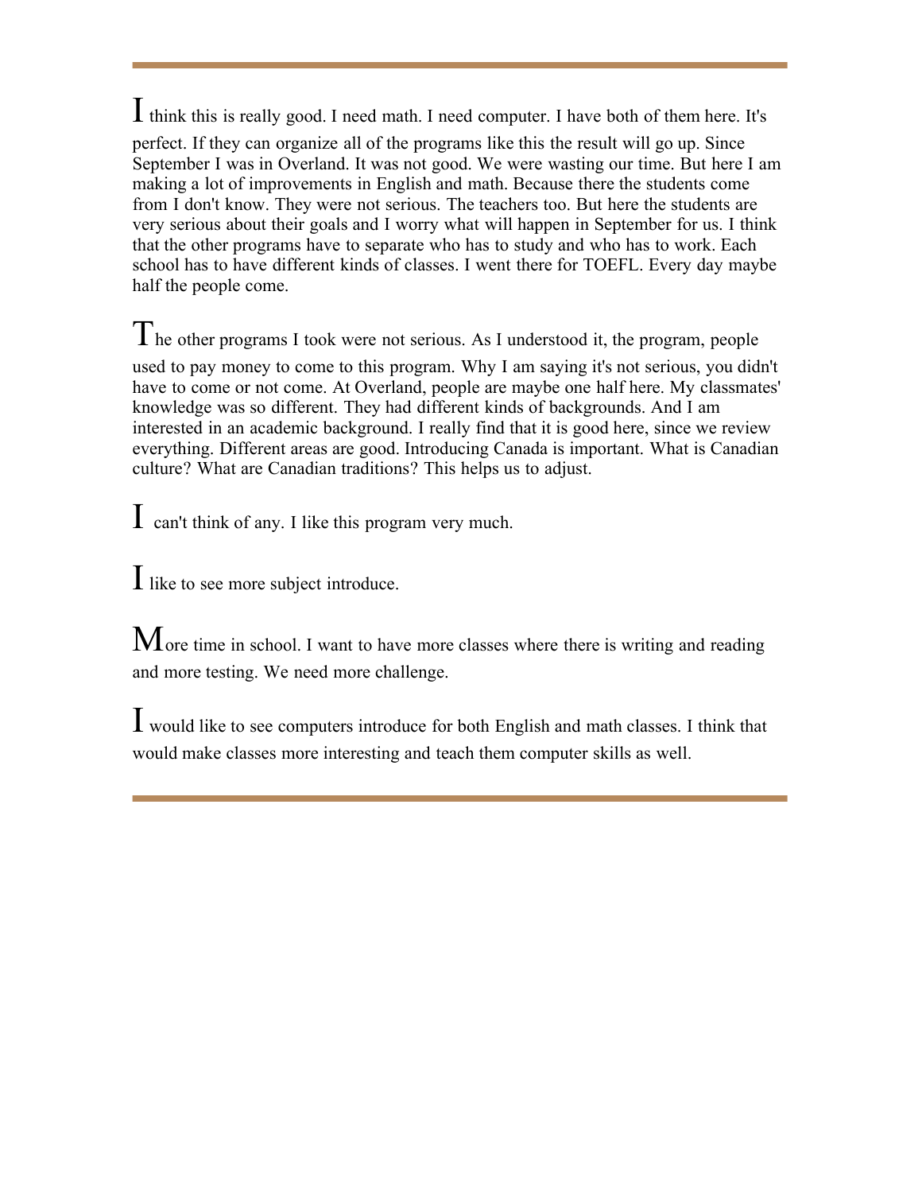I think this is really good. I need math. I need computer. I have both of them here. It's perfect. If they can organize all of the programs like this the result will go up. Since September I was in Overland. It was not good. We were wasting our time. But here I am making a lot of improvements in English and math. Because there the students come from I don't know. They were not serious. The teachers too. But here the students are very serious about their goals and I worry what will happen in September for us. I think that the other programs have to separate who has to study and who has to work. Each school has to have different kinds of classes. I went there for TOEFL. Every day maybe half the people come.

The other programs I took were not serious. As I understood it, the program, people used to pay money to come to this program. Why I am saying it's not serious, you didn't have to come or not come. At Overland, people are maybe one half here. My classmates' knowledge was so different. They had different kinds of backgrounds. And I am interested in an academic background. I really find that it is good here, since we review everything. Different areas are good. Introducing Canada is important. What is Canadian culture? What are Canadian traditions? This helps us to adjust.

I can't think of any. I like this program very much.

I like to see more subject introduce.

More time in school. I want to have more classes where there is writing and reading and more testing. We need more challenge.

I would like to see computers introduce for both English and math classes. I think that would make classes more interesting and teach them computer skills as well.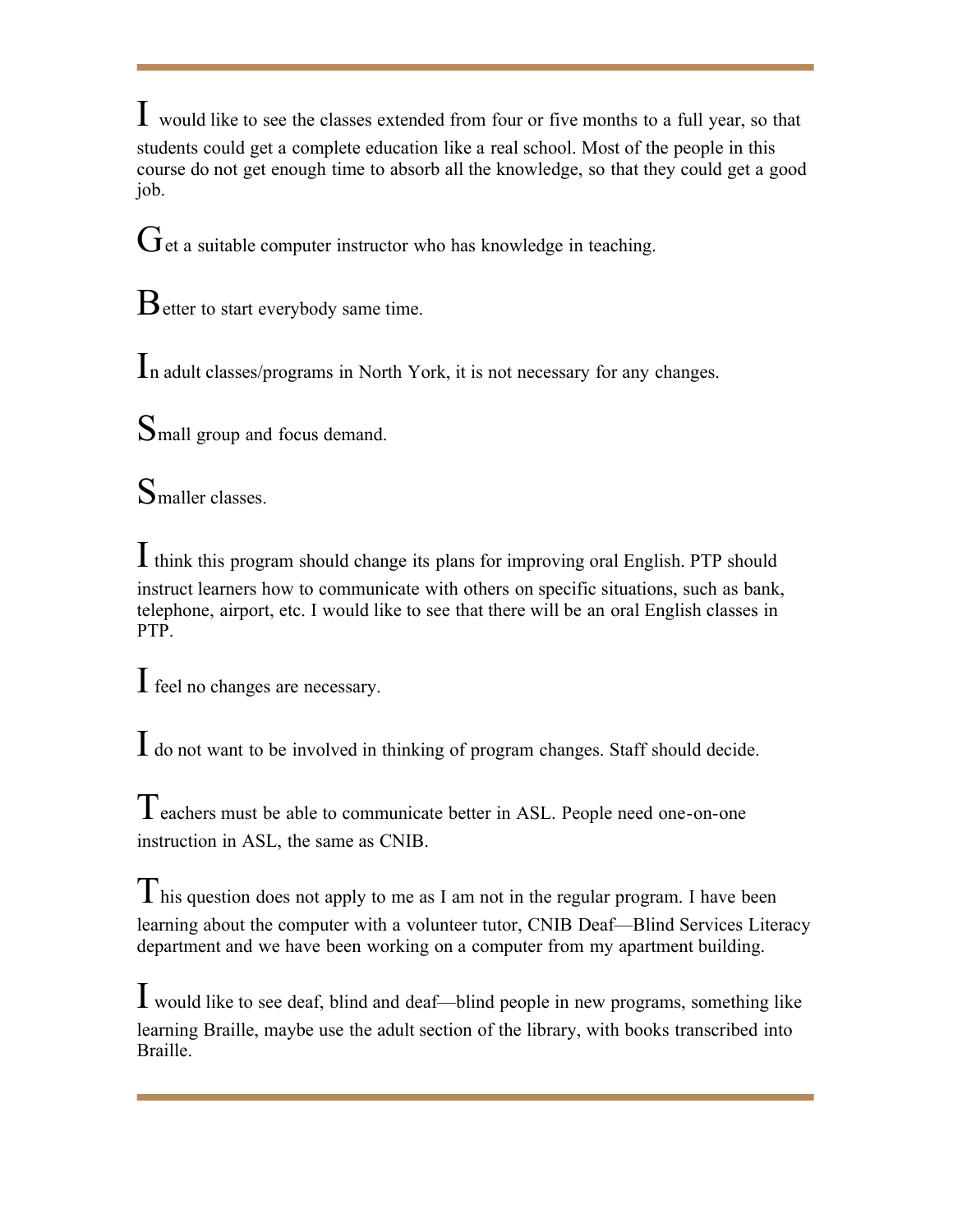I would like to see the classes extended from four or five months to a full year, so that students could get a complete education like a real school. Most of the people in this course do not get enough time to absorb all the knowledge, so that they could get a good job.

Get a suitable computer instructor who has knowledge in teaching.

Better to start everybody same time.

In adult classes/programs in North York, it is not necessary for any changes.

Small group and focus demand.

Smaller classes.

I think this program should change its plans for improving oral English. PTP should instruct learners how to communicate with others on specific situations, such as bank, telephone, airport, etc. I would like to see that there will be an oral English classes in PTP.

I feel no changes are necessary.

I do not want to be involved in thinking of program changes. Staff should decide.

Teachers must be able to communicate better in ASL. People need one-on-one instruction in ASL, the same as CNIB.

This question does not apply to me as I am not in the regular program. I have been learning about the computer with a volunteer tutor, CNIB Deaf—Blind Services Literacy department and we have been working on a computer from my apartment building.

I would like to see deaf, blind and deaf—blind people in new programs, something like learning Braille, maybe use the adult section of the library, with books transcribed into Braille.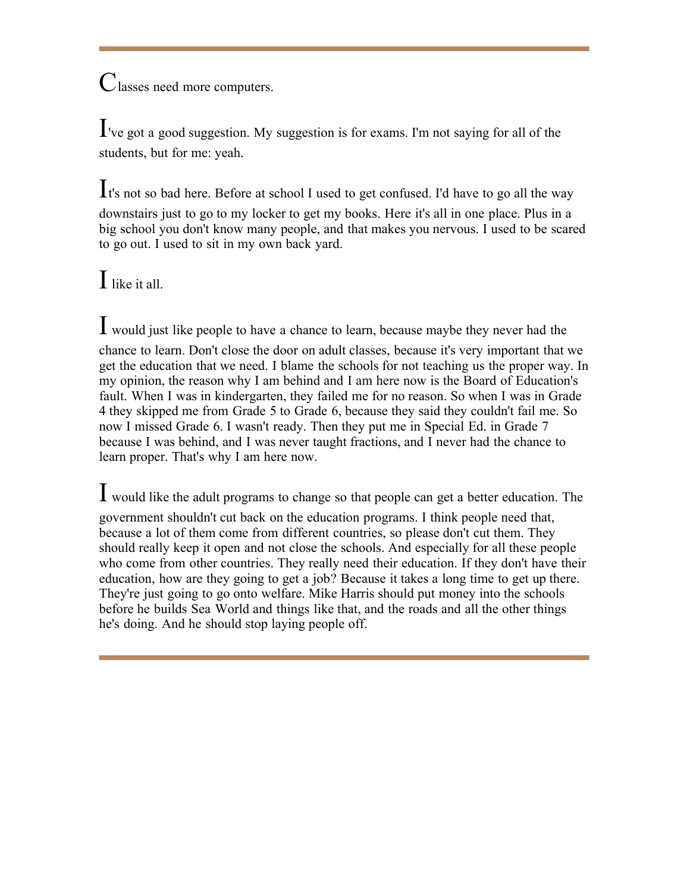Classes need more computers.

I've got a good suggestion. My suggestion is for exams. I'm not saying for all of the students, but for me: yeah.

It's not so bad here. Before at school I used to get confused. I'd have to go all the way downstairs just to go to my locker to get my books. Here it's all in one place. Plus in a big school you don't know many people, and that makes you nervous. I used to be scared to go out. I used to sit in my own back yard.

I like it all.

I would just like people to have a chance to learn, because maybe they never had the chance to learn. Don't close the door on adult classes, because it's very important that we get the education that we need. I blame the schools for not teaching us the proper way. In my opinion, the reason why I am behind and I am here now is the Board of Education's fault. When I was in kindergarten, they failed me for no reason. So when I was in Grade 4 they skipped me from Grade 5 to Grade 6, because they said they couldn't fail me. So now I missed Grade 6. I wasn't ready. Then they put me in Special Ed. in Grade 7 because I was behind, and I was never taught fractions, and I never had the chance to learn proper. That's why I am here now.

I would like the adult programs to change so that people can get a better education. The government shouldn't cut back on the education programs. I think people need that, because a lot of them come from different countries, so please don't cut them. They should really keep it open and not close the schools. And especially for all these people who come from other countries. They really need their education. If they don't have their education, how are they going to get a job? Because it takes a long time to get up there. They're just going to go onto welfare. Mike Harris should put money into the schools before he builds Sea World and things like that, and the roads and all the other things he's doing. And he should stop laying people off.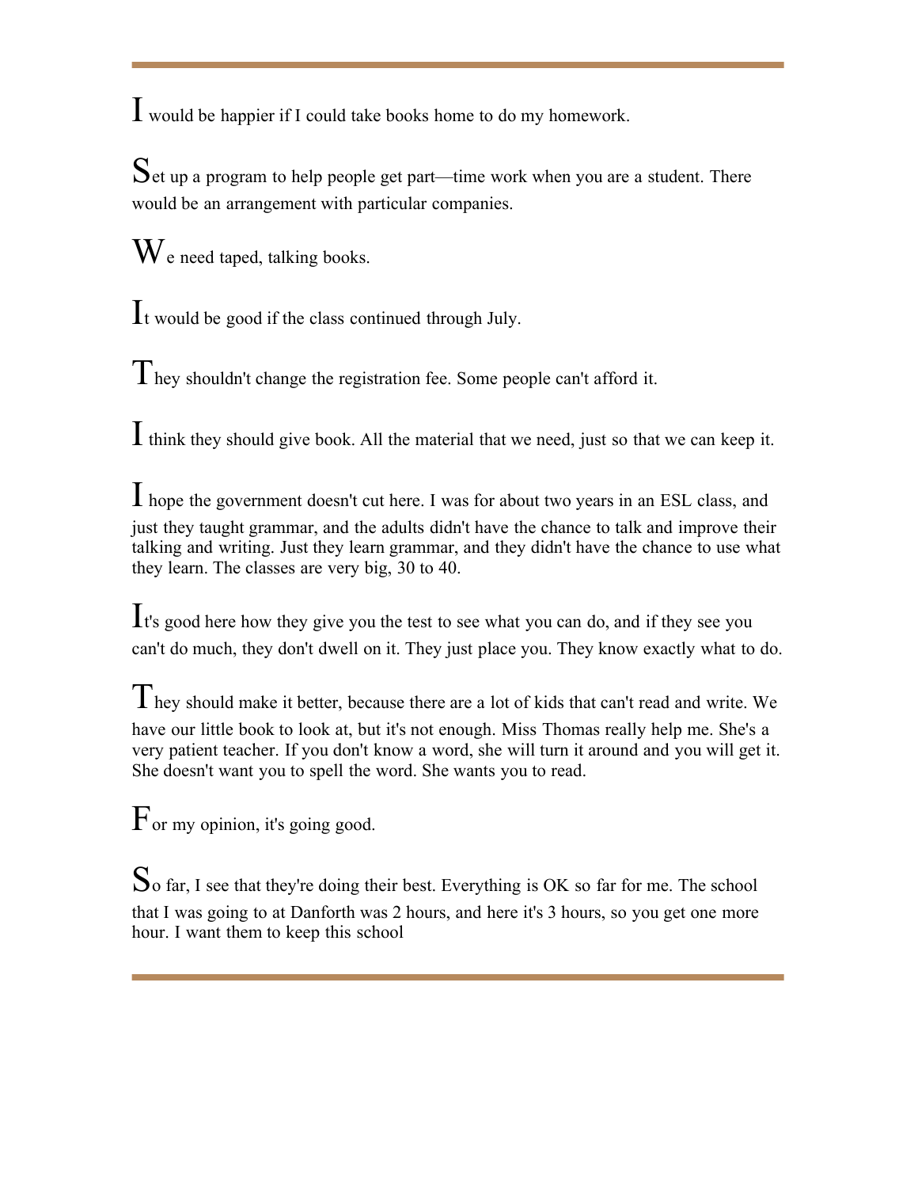---

I would be happier if I could take books home to do my homework.

Set up a program to help people get part—time work when you are a student. There would be an arrangement with particular companies.

We need taped, talking books.

It would be good if the class continued through July.

They shouldn't change the registration fee. Some people can't afford it.

I think they should give book. All the material that we need, just so that we can keep it.

I hope the government doesn't cut here. I was for about two years in an ESL class, and just they taught grammar, and the adults didn't have the chance to talk and improve their talking and writing. Just they learn grammar, and they didn't have the chance to use what they learn. The classes are very big, 30 to 40.

It's good here how they give you the test to see what you can do, and if they see you can't do much, they don't dwell on it. They just place you. They know exactly what to do.

They should make it better, because there are a lot of kids that can't read and write. We have our little book to look at, but it's not enough. Miss Thomas really help me. She's a very patient teacher. If you don't know a word, she will turn it around and you will get it. She doesn't want you to spell the word. She wants you to read.

For my opinion, it's going good.

So far, I see that they're doing their best. Everything is OK so far for me. The school that I was going to at Danforth was 2 hours, and here it's 3 hours, so you get one more hour. I want them to keep this school

---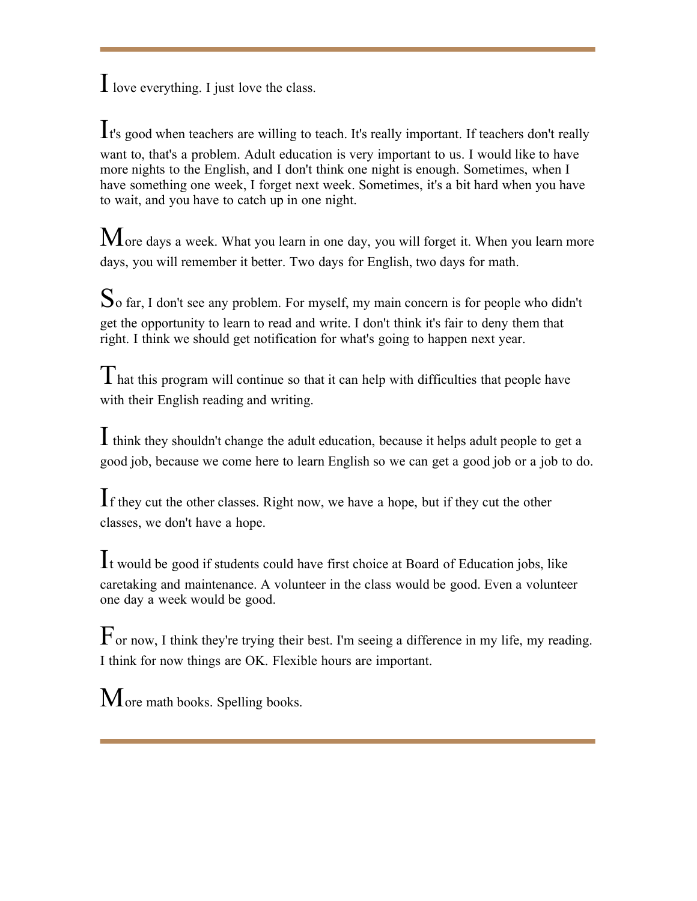I love everything. I just love the class.

It's good when teachers are willing to teach. It's really important. If teachers don't really want to, that's a problem. Adult education is very important to us. I would like to have more nights to the English, and I don't think one night is enough. Sometimes, when I have something one week, I forget next week. Sometimes, it's a bit hard when you have to wait, and you have to catch up in one night.

More days a week. What you learn in one day, you will forget it. When you learn more days, you will remember it better. Two days for English, two days for math.

So far, I don't see any problem. For myself, my main concern is for people who didn't get the opportunity to learn to read and write. I don't think it's fair to deny them that right. I think we should get notification for what's going to happen next year.

That this program will continue so that it can help with difficulties that people have with their English reading and writing.

I think they shouldn't change the adult education, because it helps adult people to get a good job, because we come here to learn English so we can get a good job or a job to do.

If they cut the other classes. Right now, we have a hope, but if they cut the other classes, we don't have a hope.

It would be good if students could have first choice at Board of Education jobs, like caretaking and maintenance. A volunteer in the class would be good. Even a volunteer one day a week would be good.

For now, I think they're trying their best. I'm seeing a difference in my life, my reading. I think for now things are OK. Flexible hours are important.

More math books. Spelling books.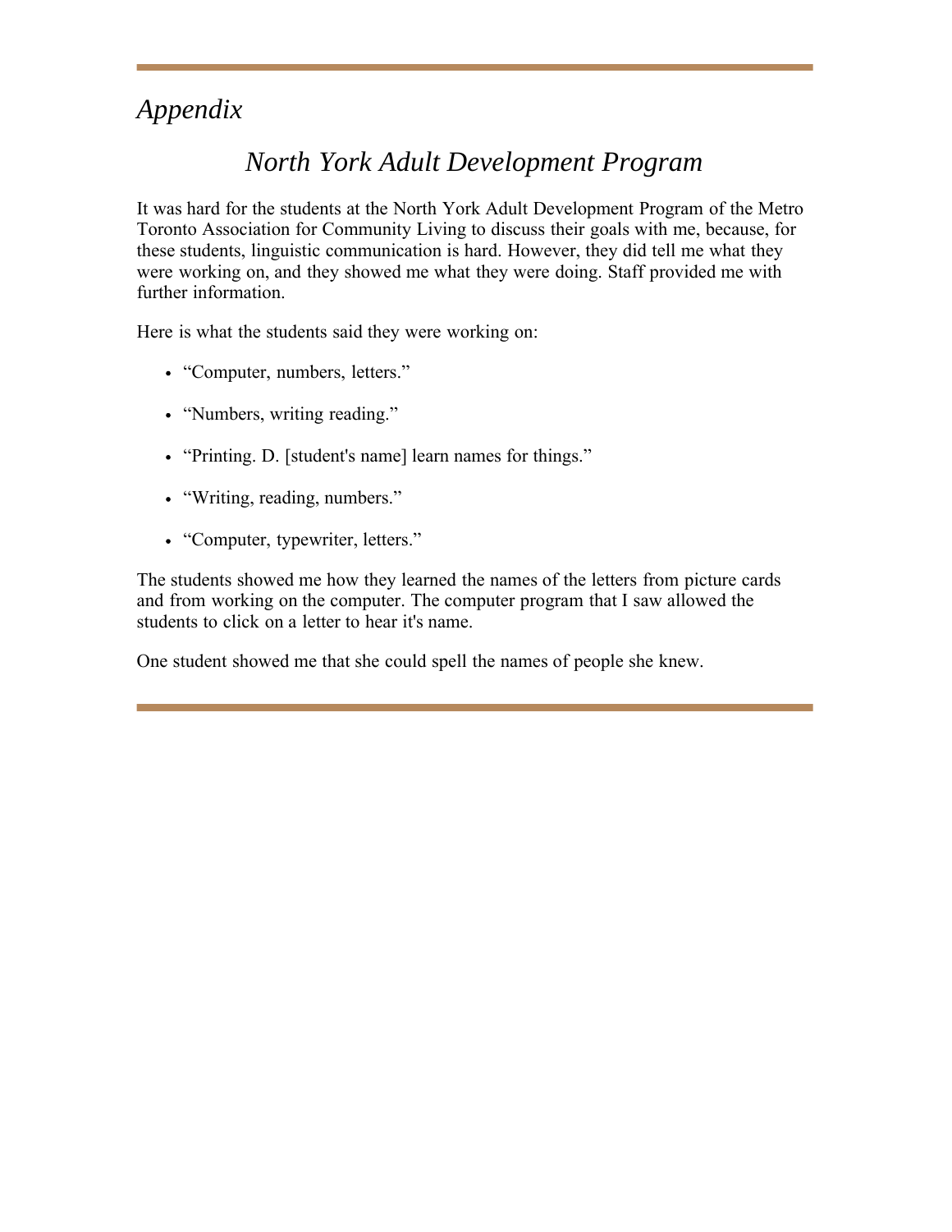# *Appendix*

## *North York Adult Development Program*

It was hard for the students at the North York Adult Development Program of the Metro Toronto Association for Community Living to discuss their goals with me, because, for these students, linguistic communication is hard. However, they did tell me what they were working on, and they showed me what they were doing. Staff provided me with further information.

Here is what the students said they were working on:

- "Computer, numbers, letters."
- "Numbers, writing reading."
- "Printing. D. [student's name] learn names for things."
- "Writing, reading, numbers."
- "Computer, typewriter, letters."

The students showed me how they learned the names of the letters from picture cards and from working on the computer. The computer program that I saw allowed the students to click on a letter to hear it's name.

One student showed me that she could spell the names of people she knew.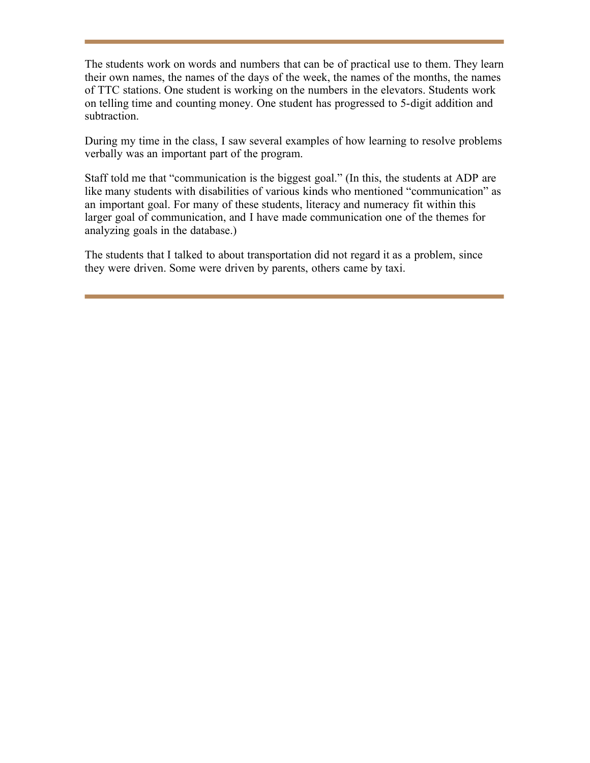The students work on words and numbers that can be of practical use to them. They learn their own names, the names of the days of the week, the names of the months, the names of TTC stations. One student is working on the numbers in the elevators. Students work on telling time and counting money. One student has progressed to 5-digit addition and subtraction.

During my time in the class, I saw several examples of how learning to resolve problems verbally was an important part of the program.

Staff told me that "communication is the biggest goal." (In this, the students at ADP are like many students with disabilities of various kinds who mentioned "communication" as an important goal. For many of these students, literacy and numeracy fit within this larger goal of communication, and I have made communication one of the themes for analyzing goals in the database.)

The students that I talked to about transportation did not regard it as a problem, since they were driven. Some were driven by parents, others came by taxi.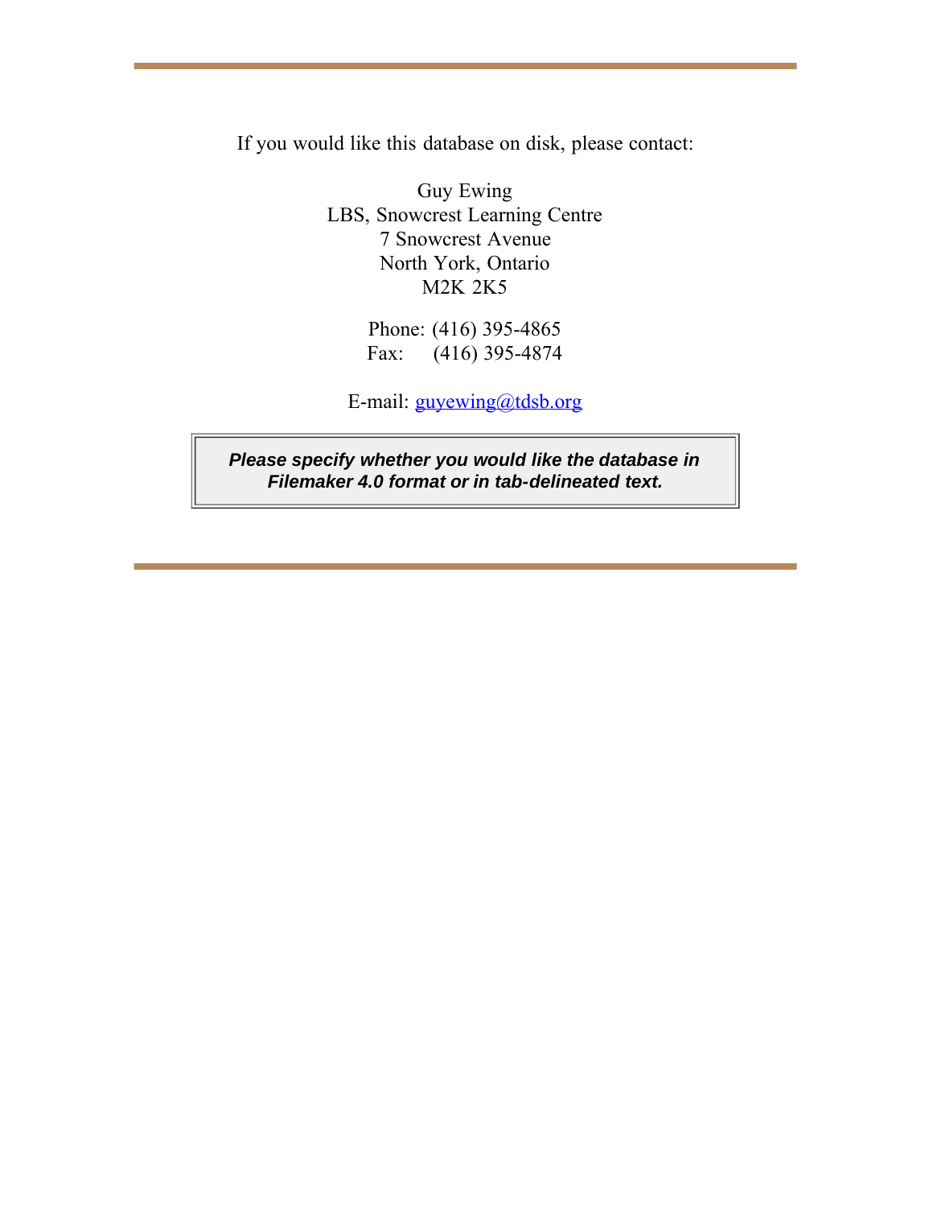If you would like this database on disk, please contact:

Guy Ewing
LBS, Snowcrest Learning Centre
7 Snowcrest Avenue
North York, Ontario
M2K 2K5

Phone: (416) 395-4865
Fax: (416) 395-4874

E-mail: guyewing@tdsb.org

***Please specify whether you would like the database in Filemaker 4.0 format or in tab-delineated text.***